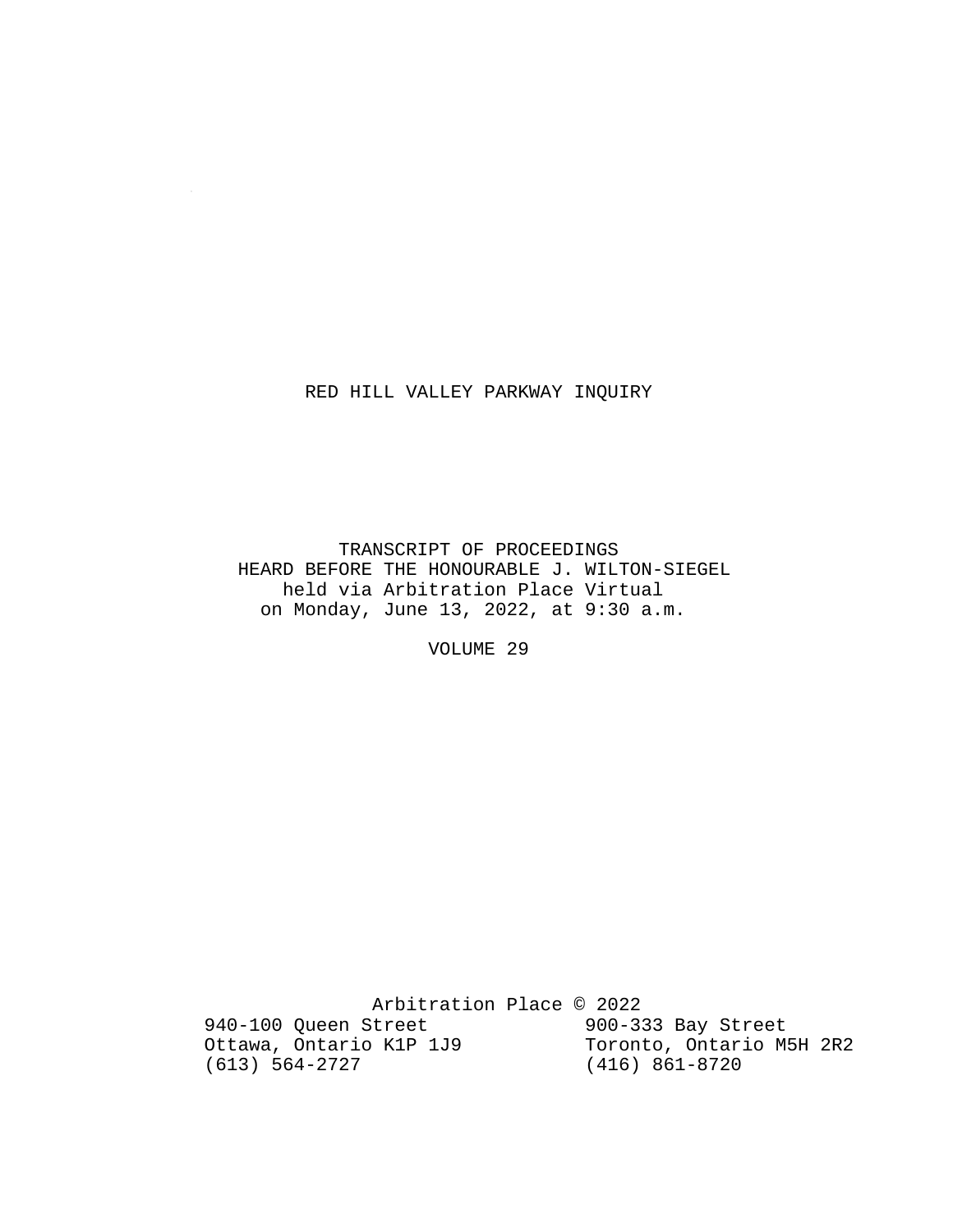# RED HILL VALLEY PARKWAY INQUIRY

TRANSCRIPT OF PROCEEDINGS
HEARD BEFORE THE HONOURABLE J. WILTON-SIEGEL
held via Arbitration Place Virtual
on Monday, June 13, 2022, at 9:30 a.m.

VOLUME 29

Arbitration Place © 2022

940-100 Queen Street
Ottawa, Ontario K1P 1J9
(613) 564-2727

900-333 Bay Street
Toronto, Ontario M5H 2R2
(416) 861-8720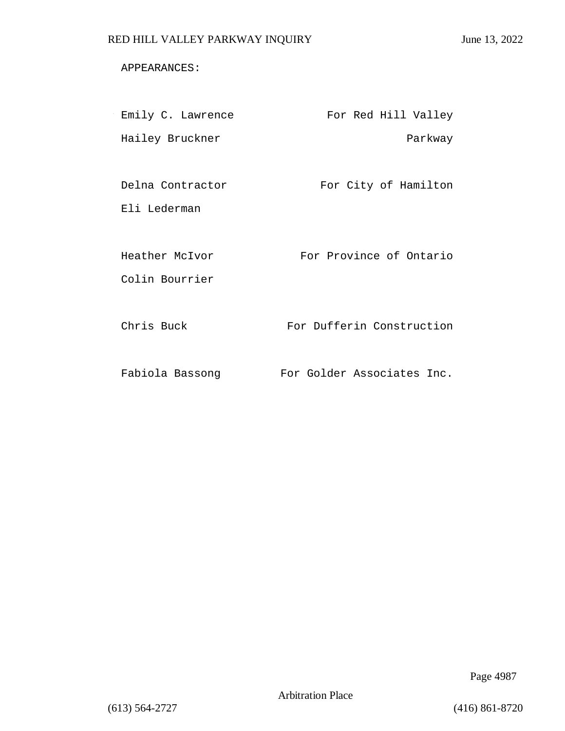APPEARANCES:

| | |
|---|---|
| Emily C. Lawrence | For Red Hill Valley |
| Hailey Bruckner | Parkway |
| | |
| Delna Contractor | For City of Hamilton |
| Eli Lederman | |
| | |
| Heather McIvor | For Province of Ontario |
| Colin Bourrier | |
| | |
| Chris Buck | For Dufferin Construction |
| | |
| Fabiola Bassong | For Golder Associates Inc. |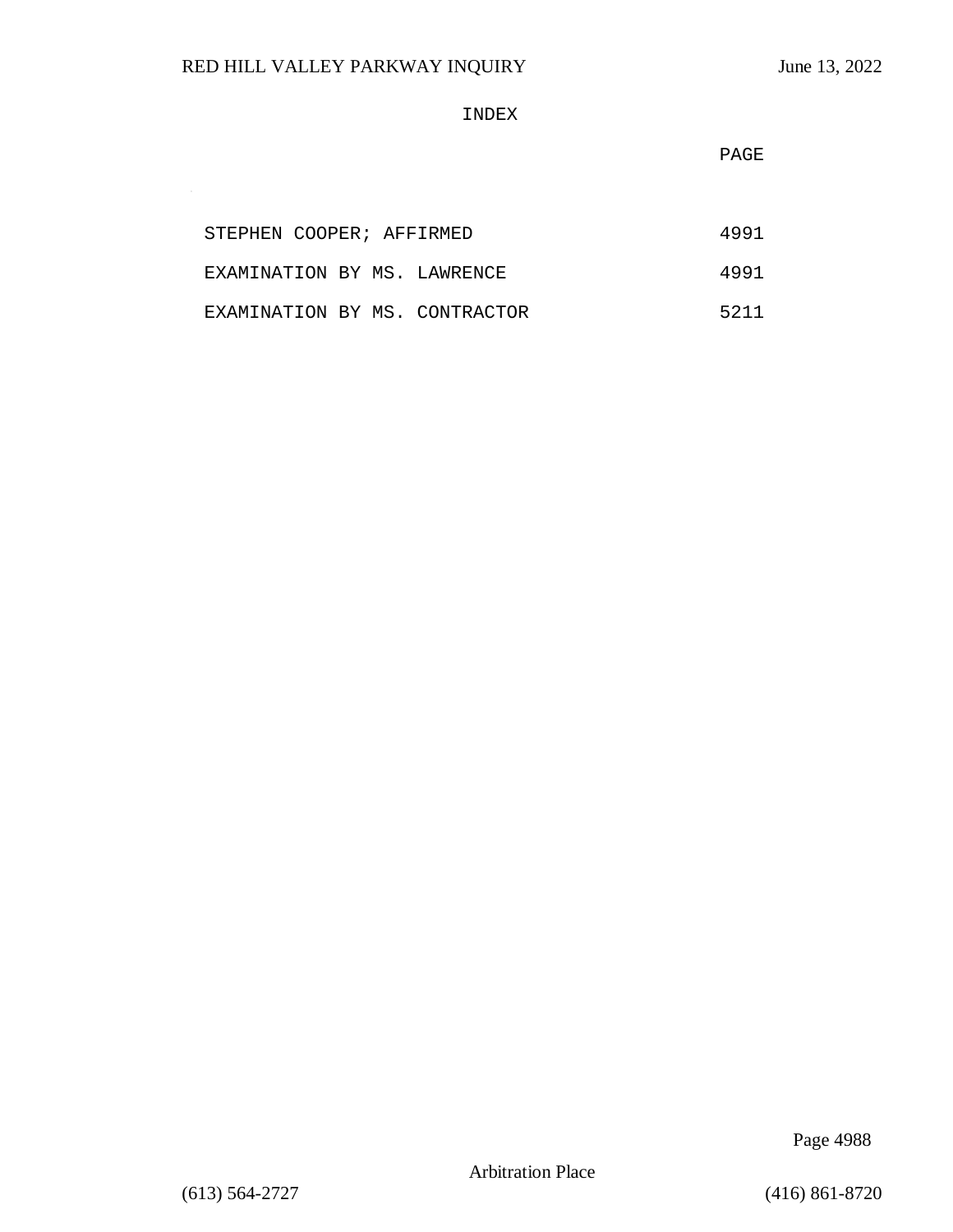INDEX

| | PAGE |
|---|---|
| STEPHEN COOPER; AFFIRMED | 4991 |
| EXAMINATION BY MS. LAWRENCE | 4991 |
| EXAMINATION BY MS. CONTRACTOR | 5211 |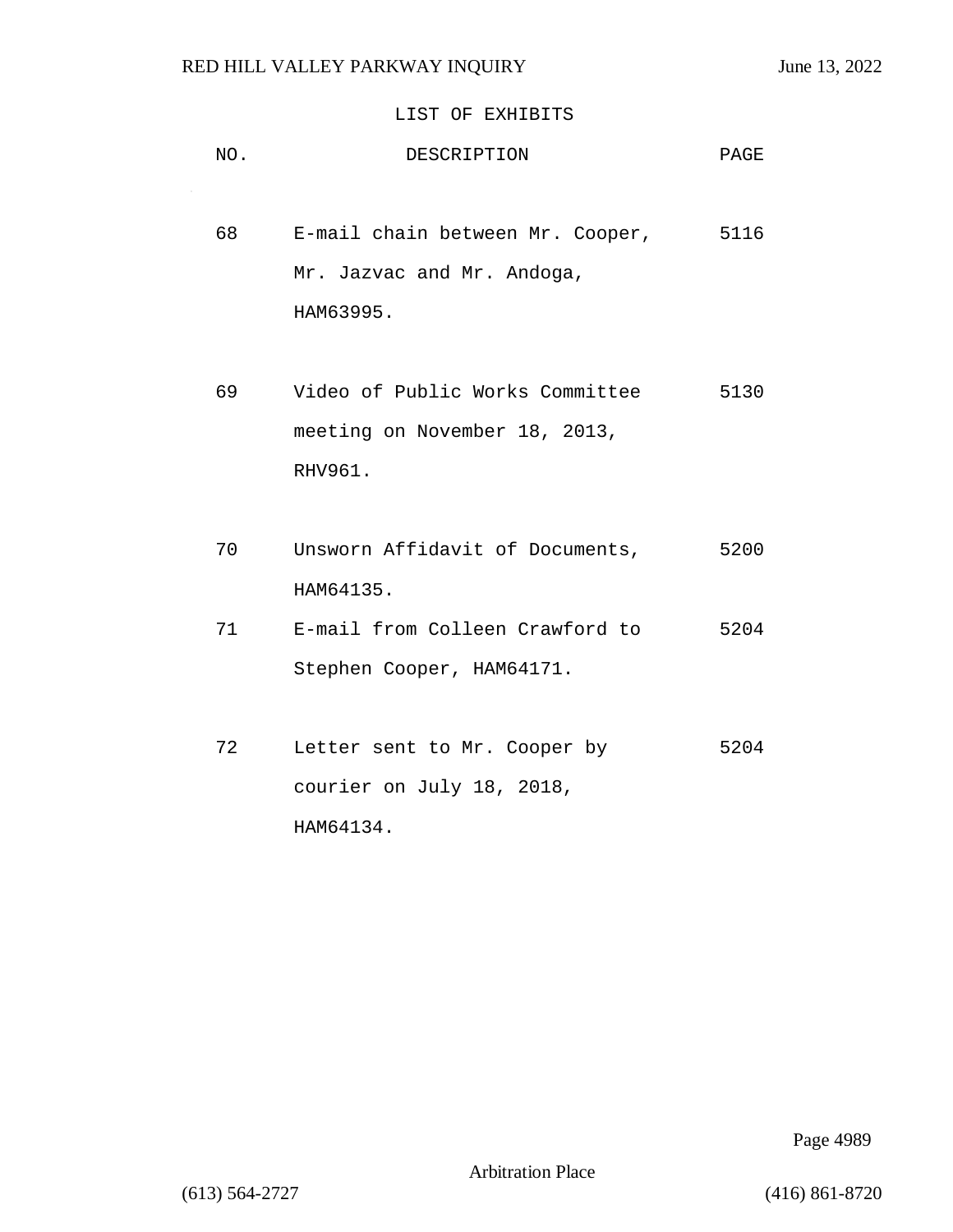LIST OF EXHIBITS

| NO. | DESCRIPTION | PAGE |
|---|---|---|
| 68 | E-mail chain between Mr. Cooper, Mr. Jazvac and Mr. Andoga, HAM63995. | 5116 |
| 69 | Video of Public Works Committee meeting on November 18, 2013, RHV961. | 5130 |
| 70 | Unsworn Affidavit of Documents, HAM64135. | 5200 |
| 71 | E-mail from Colleen Crawford to Stephen Cooper, HAM64171. | 5204 |
| 72 | Letter sent to Mr. Cooper by courier on July 18, 2018, HAM64134. | 5204 |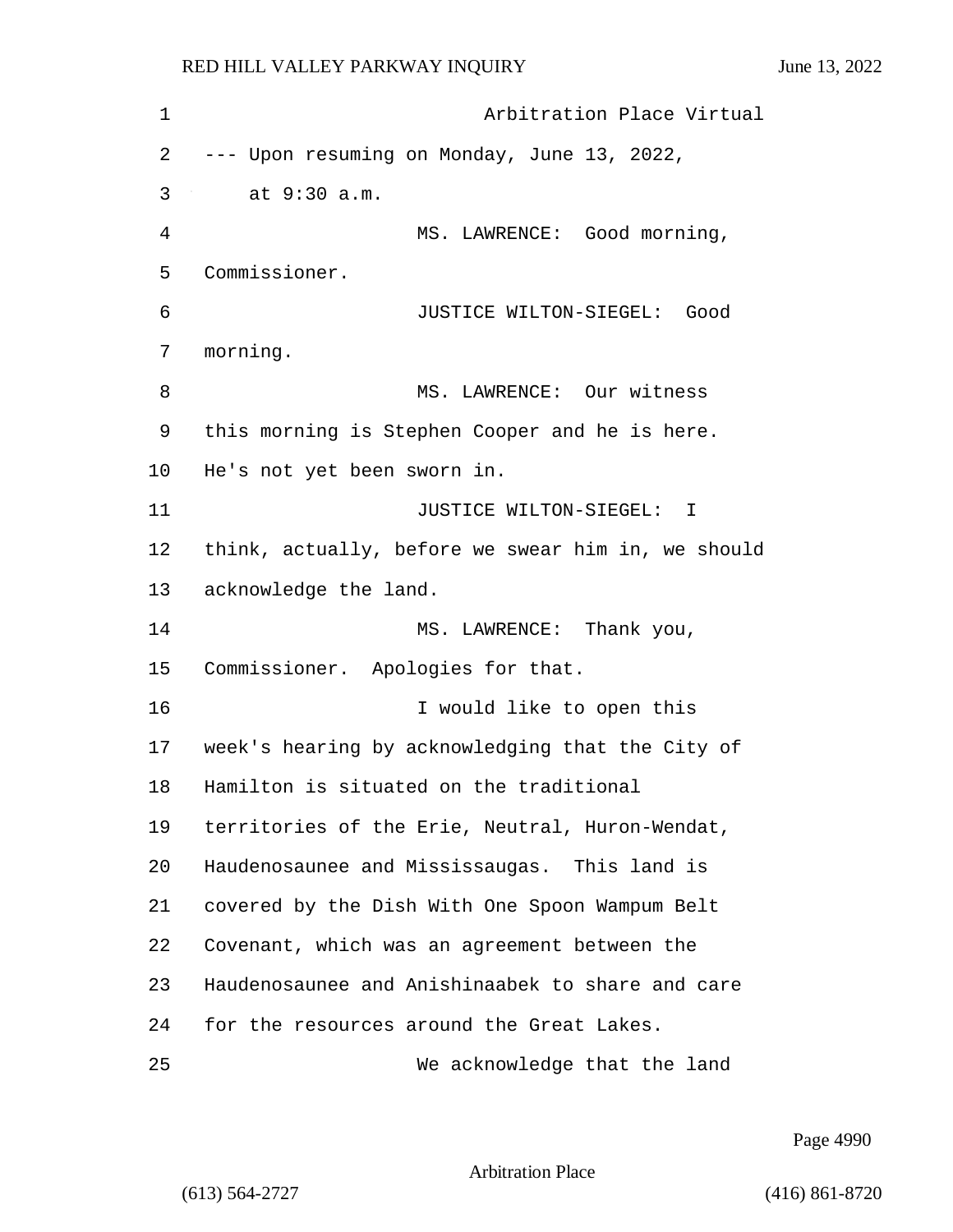Arbitration Place Virtual

--- Upon resuming on Monday, June 13, 2022, at 9:30 a.m.

MS. LAWRENCE: Good morning, Commissioner.

JUSTICE WILTON-SIEGEL: Good morning.

MS. LAWRENCE: Our witness this morning is Stephen Cooper and he is here. He's not yet been sworn in.

JUSTICE WILTON-SIEGEL: I think, actually, before we swear him in, we should acknowledge the land.

MS. LAWRENCE: Thank you, Commissioner. Apologies for that.

I would like to open this week's hearing by acknowledging that the City of Hamilton is situated on the traditional territories of the Erie, Neutral, Huron-Wendat, Haudenosaunee and Mississaugas. This land is covered by the Dish With One Spoon Wampum Belt Covenant, which was an agreement between the Haudenosaunee and Anishinaabek to share and care for the resources around the Great Lakes.

We acknowledge that the land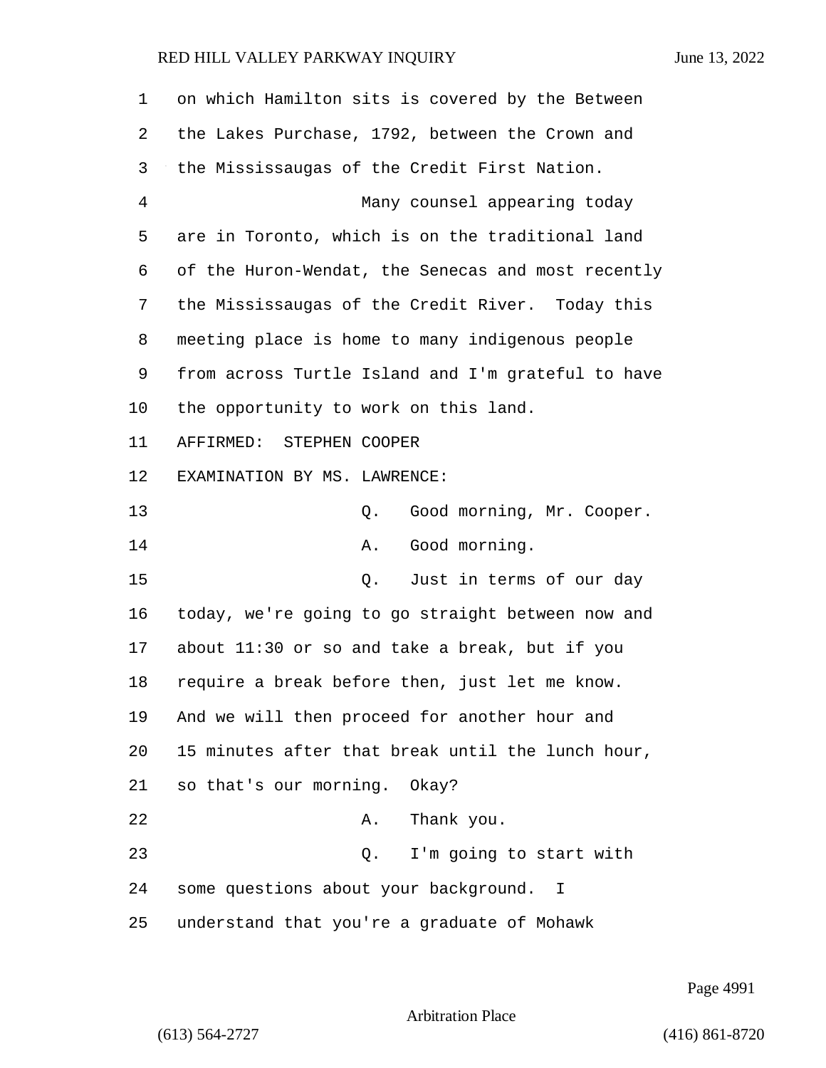on which Hamilton sits is covered by the Between the Lakes Purchase, 1792, between the Crown and the Mississaugas of the Credit First Nation.

Many counsel appearing today are in Toronto, which is on the traditional land of the Huron-Wendat, the Senecas and most recently the Mississaugas of the Credit River. Today this meeting place is home to many indigenous people from across Turtle Island and I'm grateful to have the opportunity to work on this land.

AFFIRMED: STEPHEN COOPER

EXAMINATION BY MS. LAWRENCE:

Q. Good morning, Mr. Cooper.

A. Good morning.

Q. Just in terms of our day today, we're going to go straight between now and about 11:30 or so and take a break, but if you require a break before then, just let me know. And we will then proceed for another hour and 15 minutes after that break until the lunch hour, so that's our morning. Okay?

A. Thank you.

Q. I'm going to start with some questions about your background. I understand that you're a graduate of Mohawk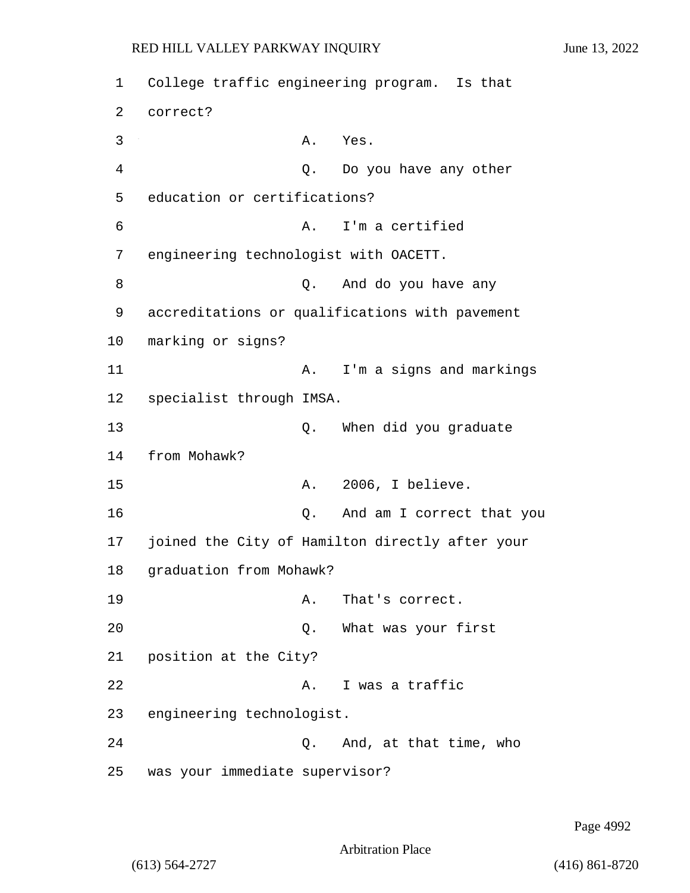College traffic engineering program. Is that correct?

A. Yes.

Q. Do you have any other education or certifications?

A. I'm a certified engineering technologist with OACETT.

Q. And do you have any accreditations or qualifications with pavement marking or signs?

A. I'm a signs and markings specialist through IMSA.

Q. When did you graduate from Mohawk?

A. 2006, I believe.

Q. And am I correct that you joined the City of Hamilton directly after your graduation from Mohawk?

A. That's correct.

Q. What was your first position at the City?

A. I was a traffic engineering technologist.

Q. And, at that time, who was your immediate supervisor?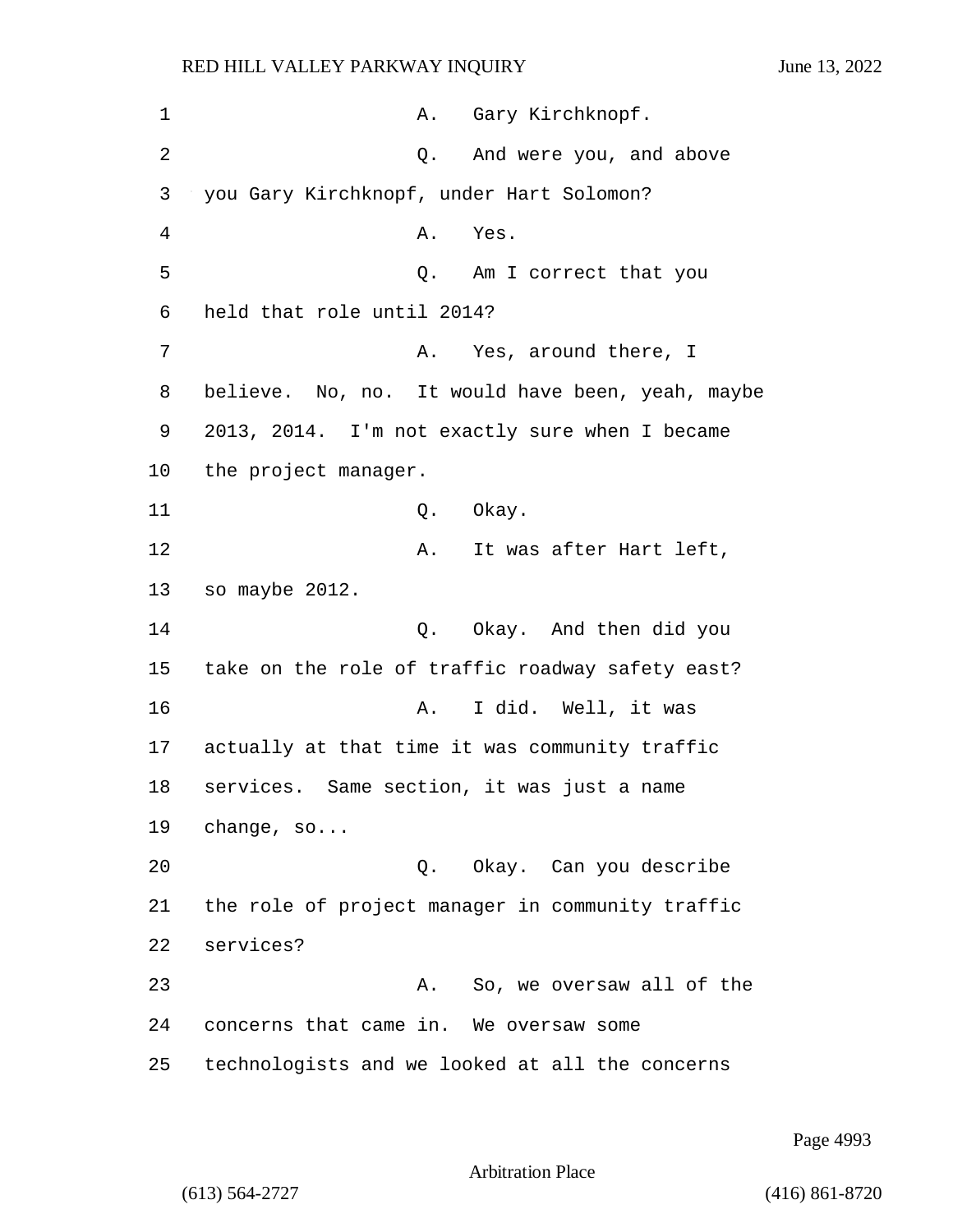A. Gary Kirchknopf.

Q. And were you, and above you Gary Kirchknopf, under Hart Solomon?

A. Yes.

Q. Am I correct that you held that role until 2014?

A. Yes, around there, I believe. No, no. It would have been, yeah, maybe 2013, 2014. I'm not exactly sure when I became the project manager.

Q. Okay.

A. It was after Hart left, so maybe 2012.

Q. Okay. And then did you take on the role of traffic roadway safety east?

A. I did. Well, it was actually at that time it was community traffic services. Same section, it was just a name change, so...

Q. Okay. Can you describe the role of project manager in community traffic services?

A. So, we oversaw all of the concerns that came in. We oversaw some technologists and we looked at all the concerns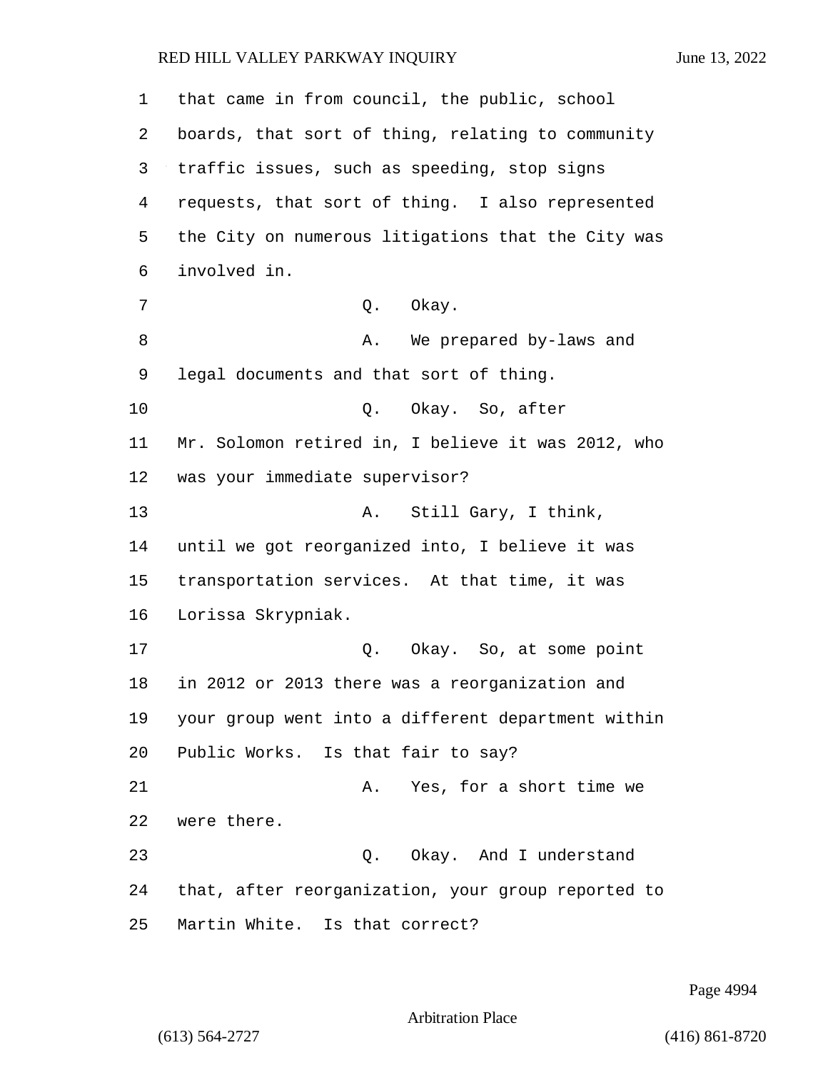that came in from council, the public, school boards, that sort of thing, relating to community traffic issues, such as speeding, stop signs requests, that sort of thing. I also represented the City on numerous litigations that the City was involved in.

Q. Okay.

A. We prepared by-laws and legal documents and that sort of thing.

Q. Okay. So, after Mr. Solomon retired in, I believe it was 2012, who was your immediate supervisor?

A. Still Gary, I think, until we got reorganized into, I believe it was transportation services. At that time, it was Lorissa Skrypniak.

Q. Okay. So, at some point in 2012 or 2013 there was a reorganization and your group went into a different department within Public Works. Is that fair to say?

A. Yes, for a short time we were there.

Q. Okay. And I understand that, after reorganization, your group reported to Martin White. Is that correct?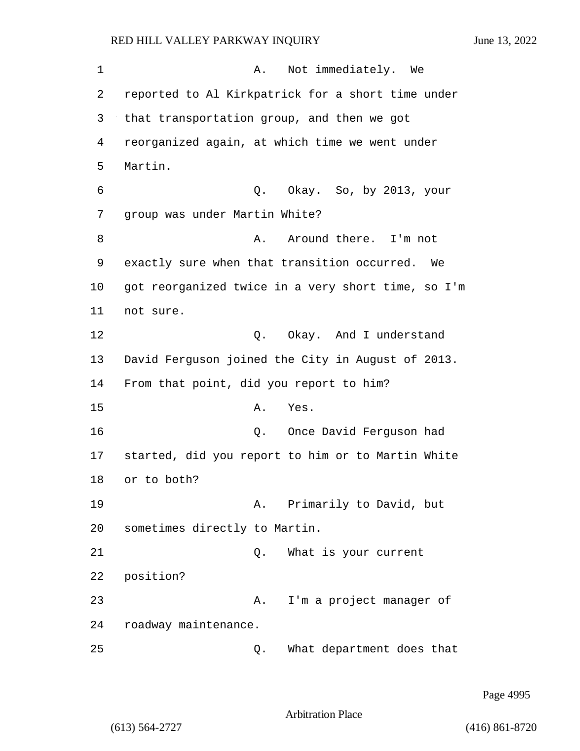A. Not immediately. We reported to Al Kirkpatrick for a short time under that transportation group, and then we got reorganized again, at which time we went under Martin.

Q. Okay. So, by 2013, your group was under Martin White?

A. Around there. I'm not exactly sure when that transition occurred. We got reorganized twice in a very short time, so I'm not sure.

Q. Okay. And I understand David Ferguson joined the City in August of 2013. From that point, did you report to him?

A. Yes.

Q. Once David Ferguson had started, did you report to him or to Martin White or to both?

A. Primarily to David, but sometimes directly to Martin.

Q. What is your current position?

A. I'm a project manager of roadway maintenance.

Q. What department does that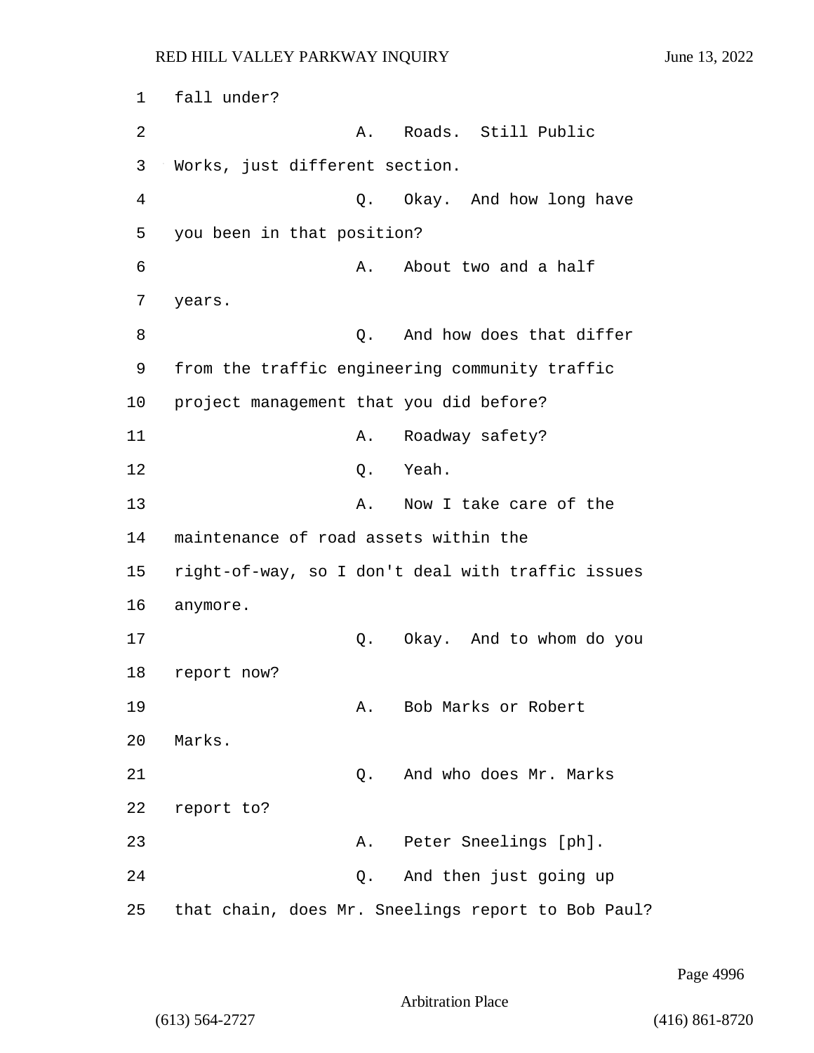1 fall under?

2 A. Roads. Still Public

3 Works, just different section.

4 Q. Okay. And how long have

5 you been in that position?

6 A. About two and a half

7 years.

8 Q. And how does that differ

9 from the traffic engineering community traffic

10 project management that you did before?

11 A. Roadway safety?

12 Q. Yeah.

13 A. Now I take care of the

14 maintenance of road assets within the

15 right-of-way, so I don't deal with traffic issues

16 anymore.

17 Q. Okay. And to whom do you

18 report now?

19 A. Bob Marks or Robert

20 Marks.

21 Q. And who does Mr. Marks

22 report to?

23 A. Peter Sneelings [ph].

24 Q. And then just going up

25 that chain, does Mr. Sneelings report to Bob Paul?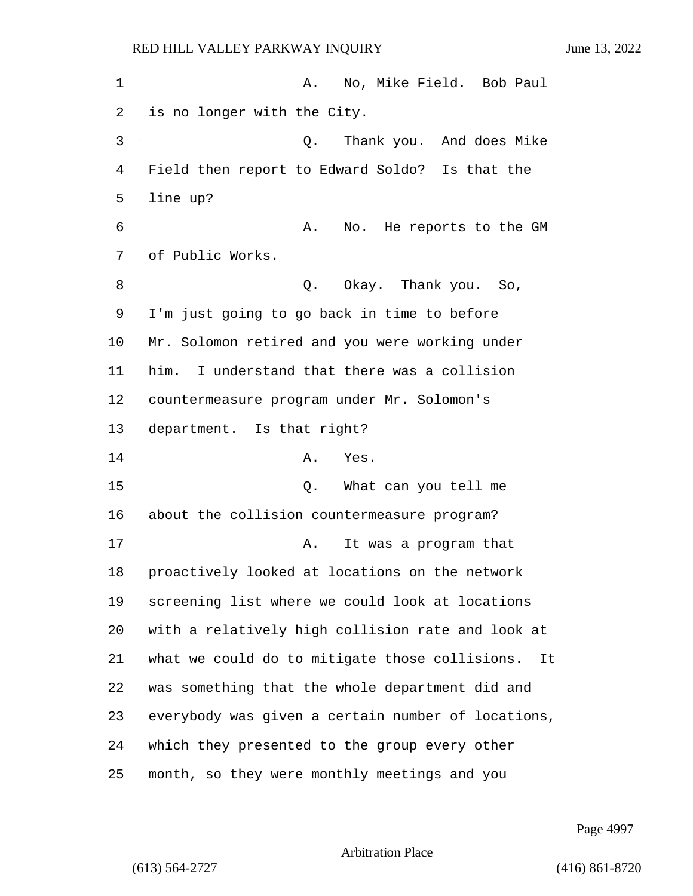A. No, Mike Field. Bob Paul is no longer with the City.

Q. Thank you. And does Mike Field then report to Edward Soldo? Is that the line up?

A. No. He reports to the GM of Public Works.

Q. Okay. Thank you. So, I'm just going to go back in time to before Mr. Solomon retired and you were working under him. I understand that there was a collision countermeasure program under Mr. Solomon's department. Is that right?

A. Yes.

Q. What can you tell me about the collision countermeasure program?

A. It was a program that proactively looked at locations on the network screening list where we could look at locations with a relatively high collision rate and look at what we could do to mitigate those collisions. It was something that the whole department did and everybody was given a certain number of locations, which they presented to the group every other month, so they were monthly meetings and you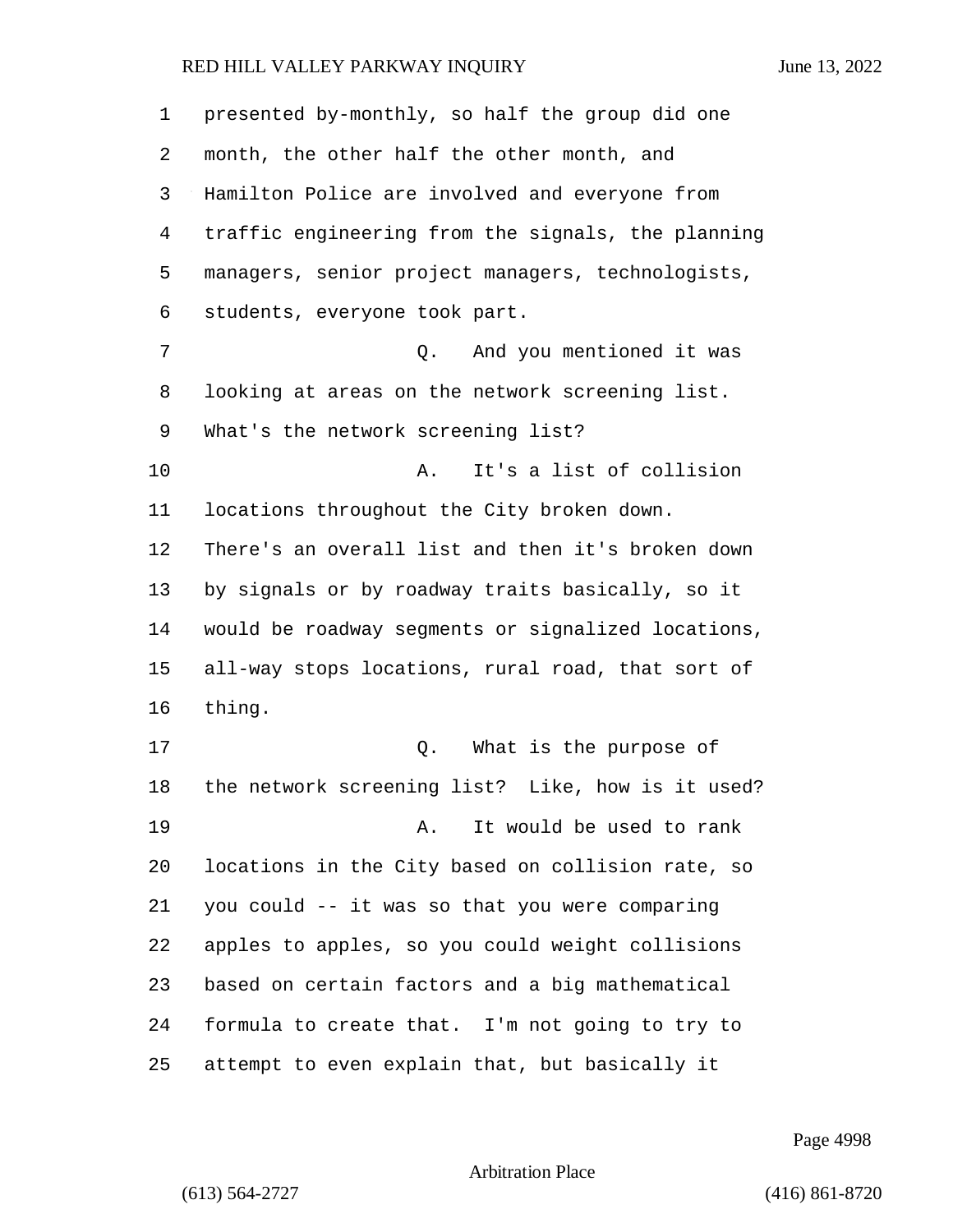presented by-monthly, so half the group did one month, the other half the other month, and Hamilton Police are involved and everyone from traffic engineering from the signals, the planning managers, senior project managers, technologists, students, everyone took part.

Q. And you mentioned it was looking at areas on the network screening list. What's the network screening list?

A. It's a list of collision locations throughout the City broken down. There's an overall list and then it's broken down by signals or by roadway traits basically, so it would be roadway segments or signalized locations, all-way stops locations, rural road, that sort of thing.

Q. What is the purpose of the network screening list? Like, how is it used?

A. It would be used to rank locations in the City based on collision rate, so you could -- it was so that you were comparing apples to apples, so you could weight collisions based on certain factors and a big mathematical formula to create that. I'm not going to try to attempt to even explain that, but basically it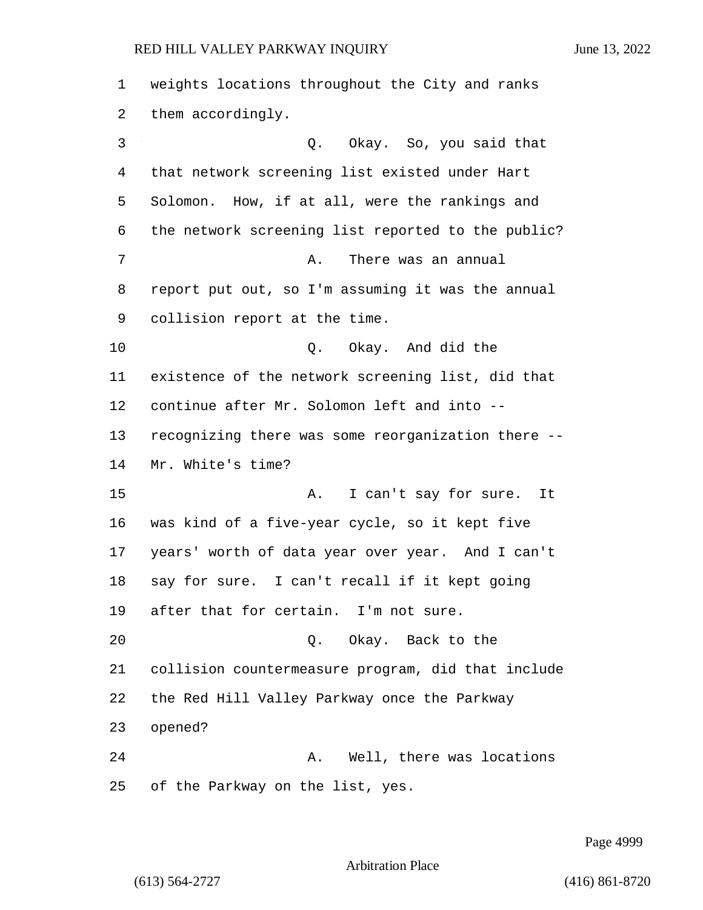weights locations throughout the City and ranks them accordingly.

Q. Okay. So, you said that that network screening list existed under Hart Solomon. How, if at all, were the rankings and the network screening list reported to the public?

A. There was an annual report put out, so I'm assuming it was the annual collision report at the time.

Q. Okay. And did the existence of the network screening list, did that continue after Mr. Solomon left and into -- recognizing there was some reorganization there -- Mr. White's time?

A. I can't say for sure. It was kind of a five-year cycle, so it kept five years' worth of data year over year. And I can't say for sure. I can't recall if it kept going after that for certain. I'm not sure.

Q. Okay. Back to the collision countermeasure program, did that include the Red Hill Valley Parkway once the Parkway opened?

A. Well, there was locations of the Parkway on the list, yes.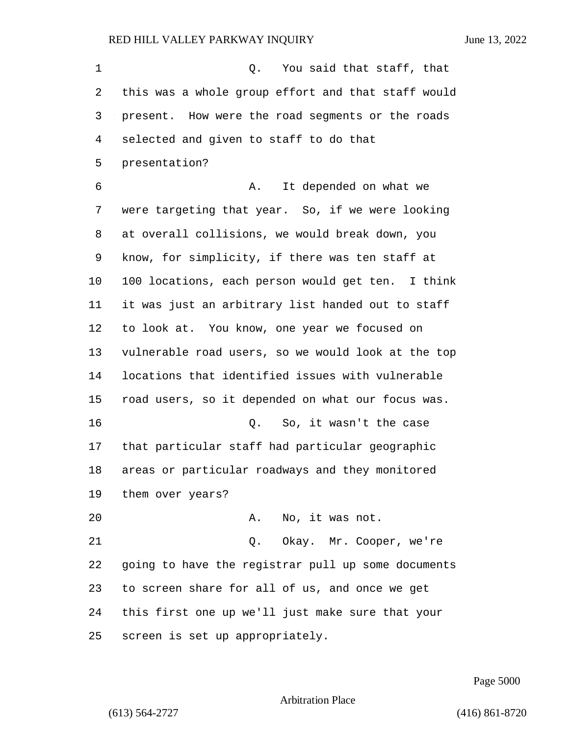Q. You said that staff, that this was a whole group effort and that staff would present. How were the road segments or the roads selected and given to staff to do that presentation?

A. It depended on what we were targeting that year. So, if we were looking at overall collisions, we would break down, you know, for simplicity, if there was ten staff at 100 locations, each person would get ten. I think it was just an arbitrary list handed out to staff to look at. You know, one year we focused on vulnerable road users, so we would look at the top locations that identified issues with vulnerable road users, so it depended on what our focus was.

Q. So, it wasn't the case that particular staff had particular geographic areas or particular roadways and they monitored them over years?

A. No, it was not.

Q. Okay. Mr. Cooper, we're going to have the registrar pull up some documents to screen share for all of us, and once we get this first one up we'll just make sure that your screen is set up appropriately.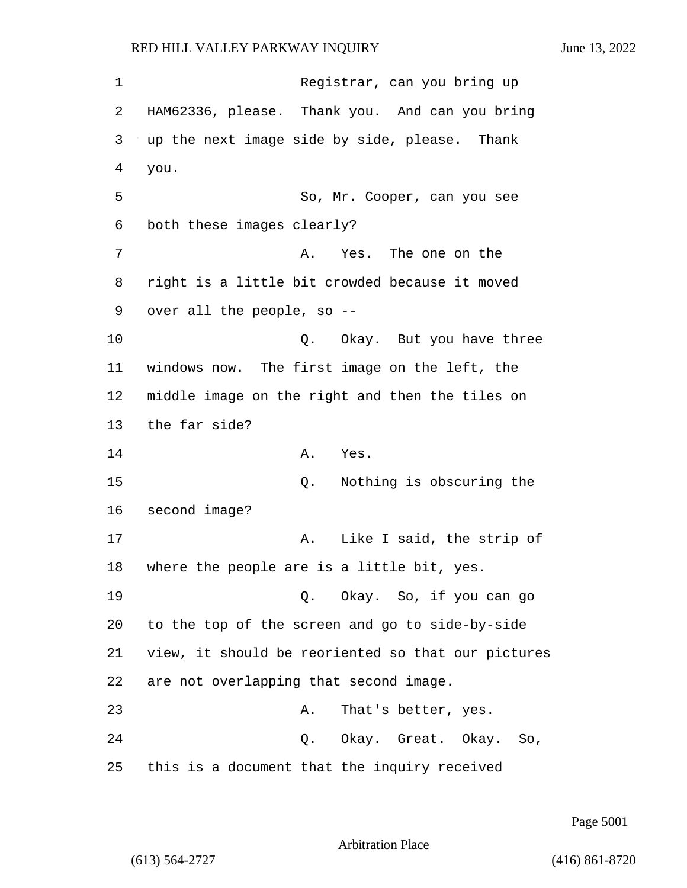1 Registrar, can you bring up
2 HAM62336, please. Thank you. And can you bring
3 up the next image side by side, please. Thank
4 you.
5 So, Mr. Cooper, can you see
6 both these images clearly?
7 A. Yes. The one on the
8 right is a little bit crowded because it moved
9 over all the people, so --
10 Q. Okay. But you have three
11 windows now. The first image on the left, the
12 middle image on the right and then the tiles on
13 the far side?
14 A. Yes.
15 Q. Nothing is obscuring the
16 second image?
17 A. Like I said, the strip of
18 where the people are is a little bit, yes.
19 Q. Okay. So, if you can go
20 to the top of the screen and go to side-by-side
21 view, it should be reoriented so that our pictures
22 are not overlapping that second image.
23 A. That's better, yes.
24 Q. Okay. Great. Okay. So,
25 this is a document that the inquiry received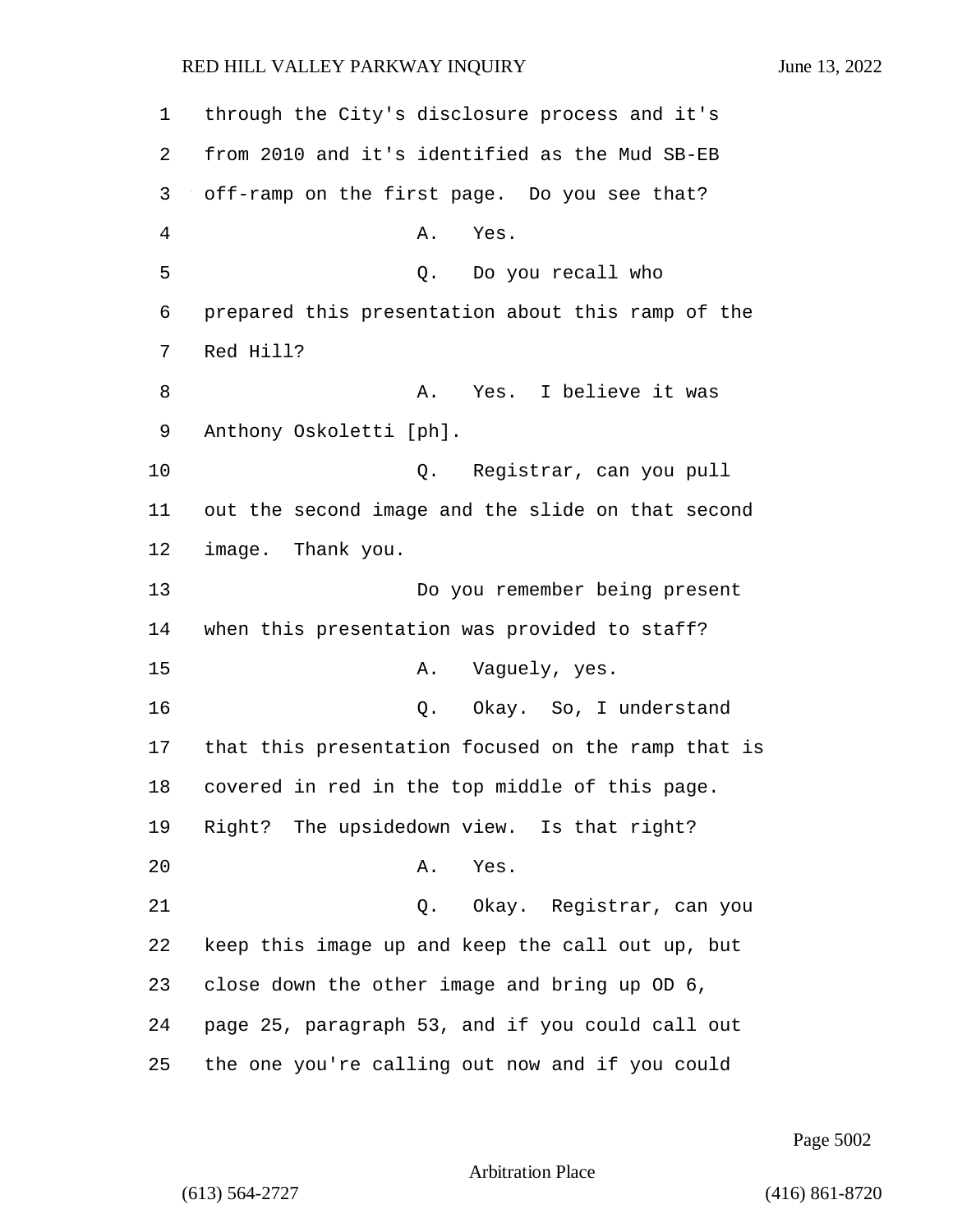through the City's disclosure process and it's from 2010 and it's identified as the Mud SB-EB off-ramp on the first page. Do you see that?

A. Yes.

Q. Do you recall who prepared this presentation about this ramp of the Red Hill?

A. Yes. I believe it was Anthony Oskoletti [ph].

Q. Registrar, can you pull out the second image and the slide on that second image. Thank you.

Do you remember being present when this presentation was provided to staff?

A. Vaguely, yes.

Q. Okay. So, I understand that this presentation focused on the ramp that is covered in red in the top middle of this page. Right? The upsidedown view. Is that right?

A. Yes.

Q. Okay. Registrar, can you keep this image up and keep the call out up, but close down the other image and bring up OD 6, page 25, paragraph 53, and if you could call out the one you're calling out now and if you could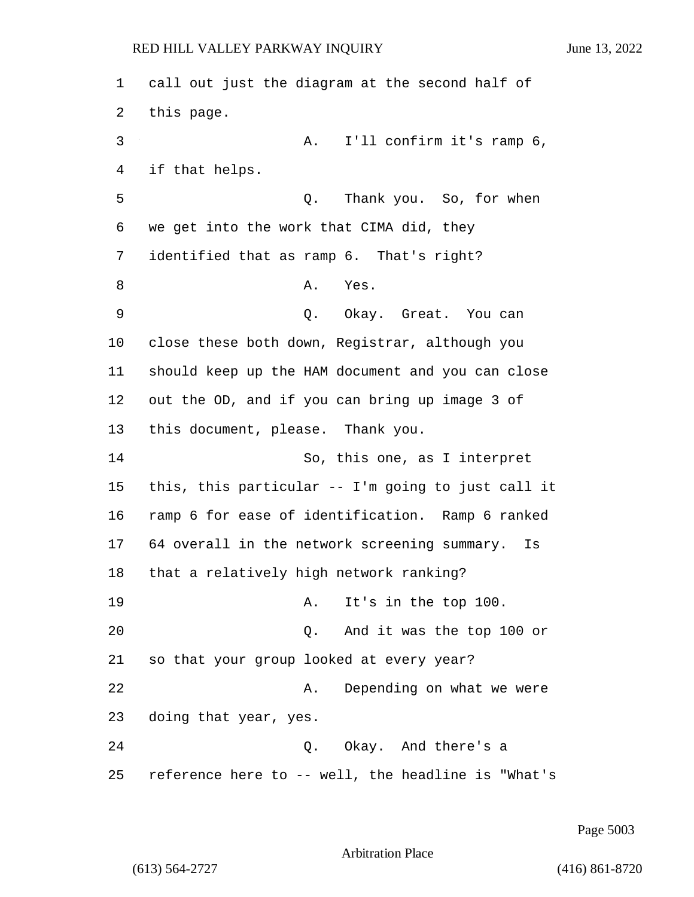call out just the diagram at the second half of this page.

A. I'll confirm it's ramp 6, if that helps.

Q. Thank you. So, for when we get into the work that CIMA did, they identified that as ramp 6. That's right?

A. Yes.

Q. Okay. Great. You can close these both down, Registrar, although you should keep up the HAM document and you can close out the OD, and if you can bring up image 3 of this document, please. Thank you.

So, this one, as I interpret this, this particular -- I'm going to just call it ramp 6 for ease of identification. Ramp 6 ranked 64 overall in the network screening summary. Is that a relatively high network ranking?

A. It's in the top 100.

Q. And it was the top 100 or so that your group looked at every year?

A. Depending on what we were doing that year, yes.

Q. Okay. And there's a reference here to -- well, the headline is "What's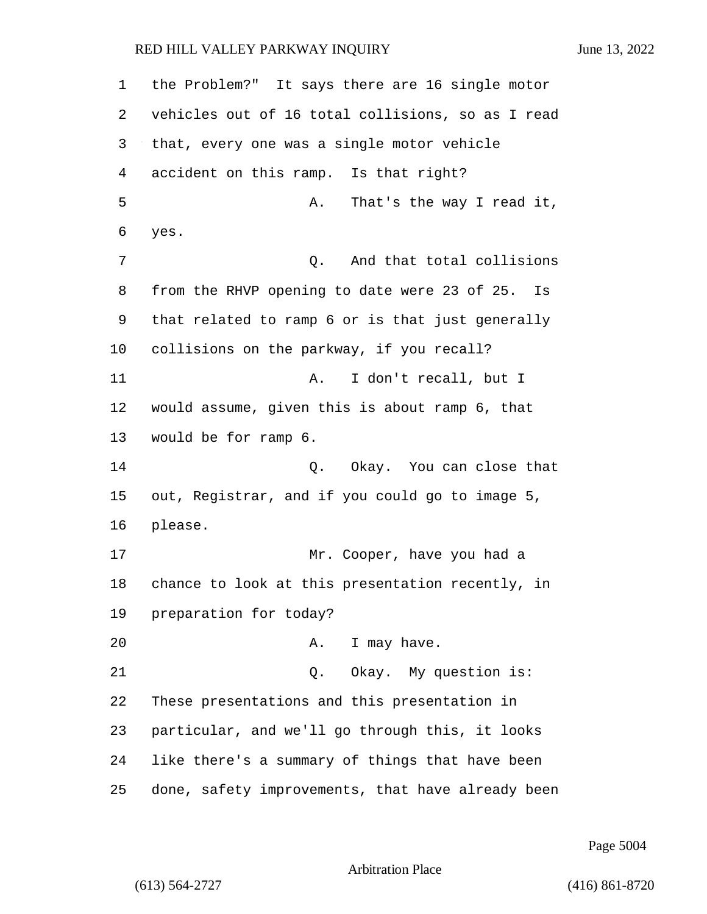the Problem?" It says there are 16 single motor vehicles out of 16 total collisions, so as I read that, every one was a single motor vehicle accident on this ramp. Is that right?

A. That's the way I read it, yes.

Q. And that total collisions from the RHVP opening to date were 23 of 25. Is that related to ramp 6 or is that just generally collisions on the parkway, if you recall?

A. I don't recall, but I would assume, given this is about ramp 6, that would be for ramp 6.

Q. Okay. You can close that out, Registrar, and if you could go to image 5, please.

Mr. Cooper, have you had a chance to look at this presentation recently, in preparation for today?

A. I may have.

Q. Okay. My question is: These presentations and this presentation in particular, and we'll go through this, it looks like there's a summary of things that have been done, safety improvements, that have already been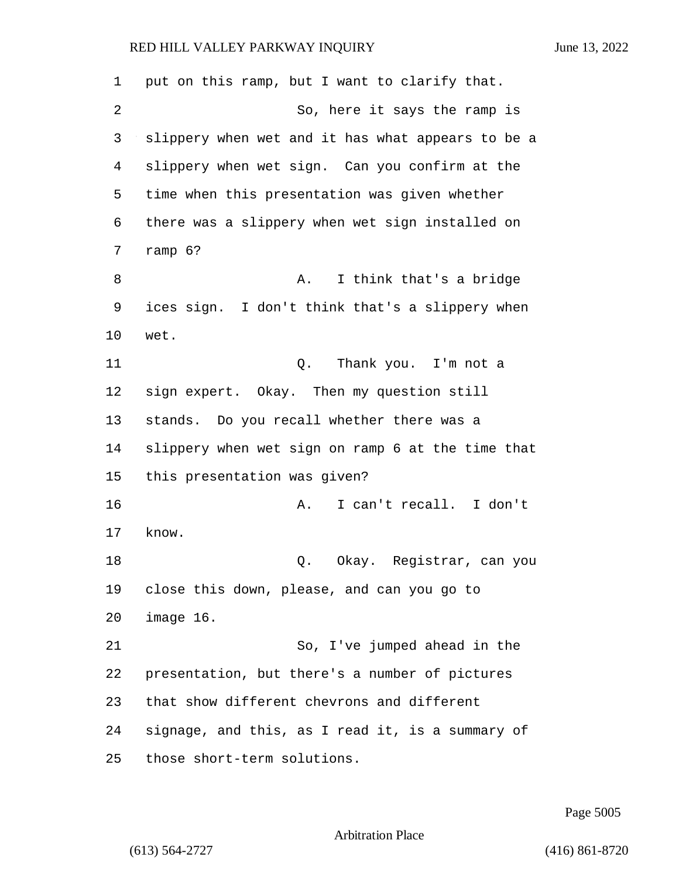put on this ramp, but I want to clarify that.

So, here it says the ramp is slippery when wet and it has what appears to be a slippery when wet sign. Can you confirm at the time when this presentation was given whether there was a slippery when wet sign installed on ramp 6?

A. I think that's a bridge ices sign. I don't think that's a slippery when wet.

Q. Thank you. I'm not a sign expert. Okay. Then my question still stands. Do you recall whether there was a slippery when wet sign on ramp 6 at the time that this presentation was given?

A. I can't recall. I don't know.

Q. Okay. Registrar, can you close this down, please, and can you go to image 16.

So, I've jumped ahead in the presentation, but there's a number of pictures that show different chevrons and different signage, and this, as I read it, is a summary of those short-term solutions.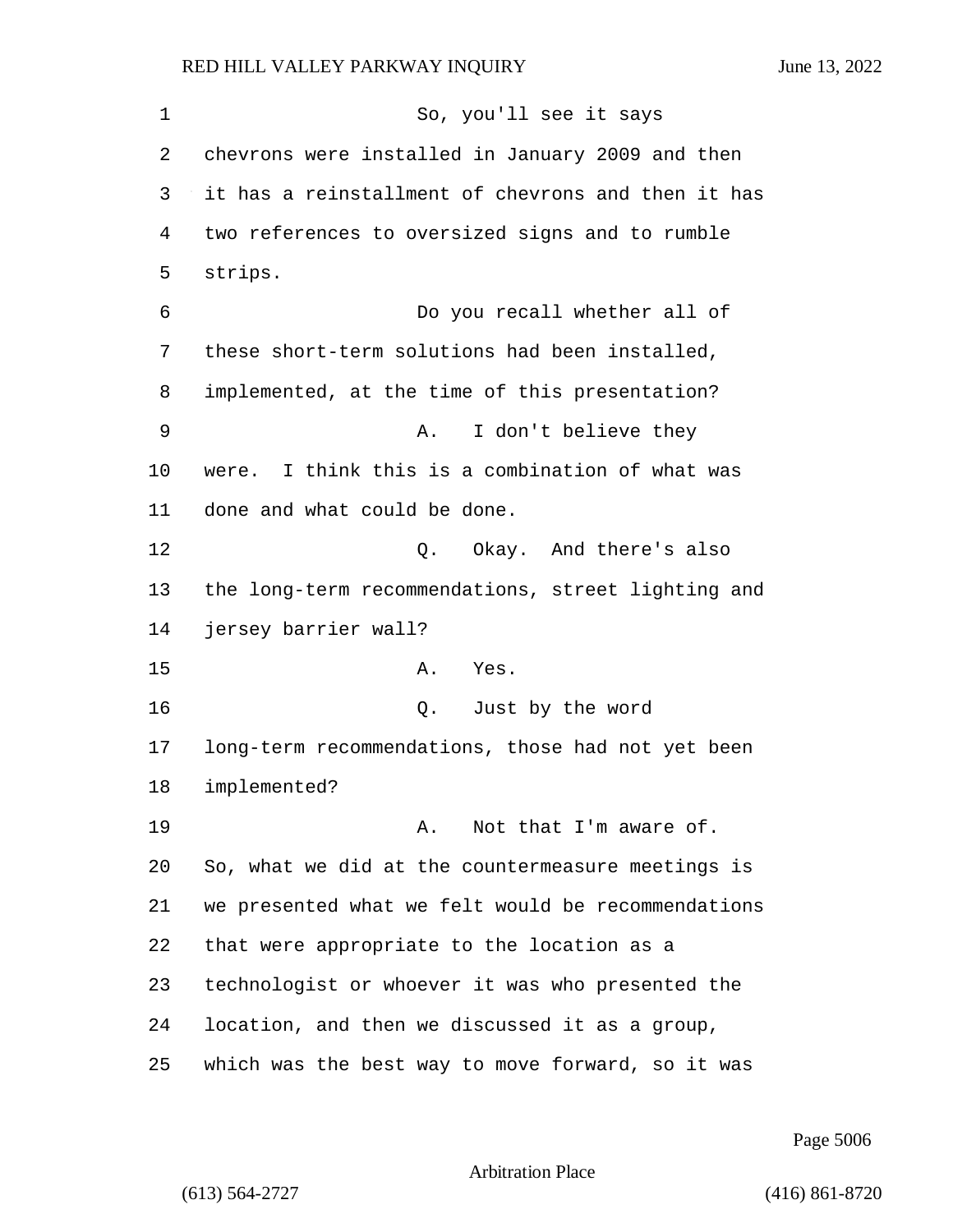So, you'll see it says chevrons were installed in January 2009 and then it has a reinstallment of chevrons and then it has two references to oversized signs and to rumble strips.

Do you recall whether all of these short-term solutions had been installed, implemented, at the time of this presentation?

A. I don't believe they were. I think this is a combination of what was done and what could be done.

Q. Okay. And there's also the long-term recommendations, street lighting and jersey barrier wall?

A. Yes.

Q. Just by the word long-term recommendations, those had not yet been implemented?

A. Not that I'm aware of. So, what we did at the countermeasure meetings is we presented what we felt would be recommendations that were appropriate to the location as a technologist or whoever it was who presented the location, and then we discussed it as a group, which was the best way to move forward, so it was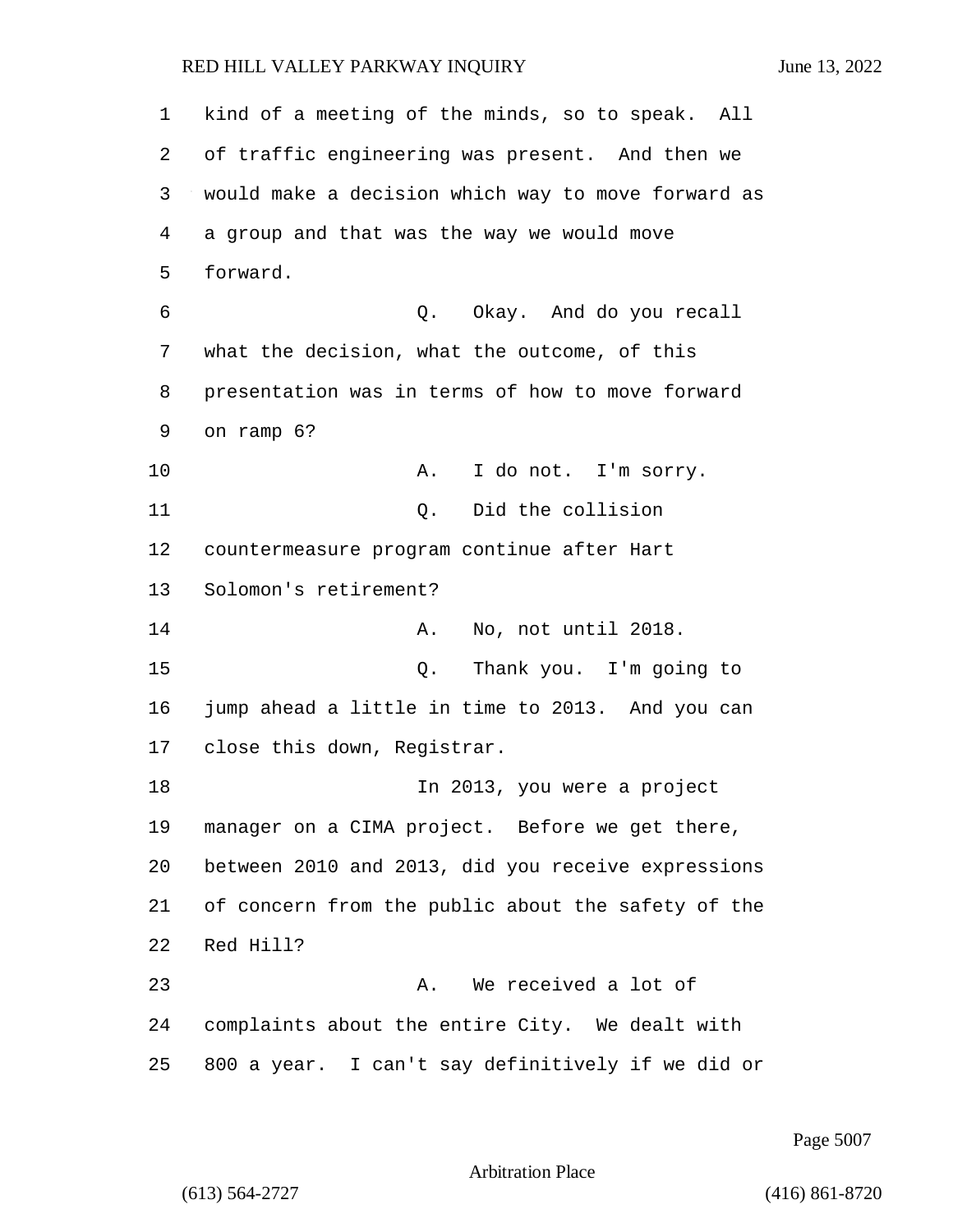kind of a meeting of the minds, so to speak. All of traffic engineering was present. And then we would make a decision which way to move forward as a group and that was the way we would move forward.

Q. Okay. And do you recall what the decision, what the outcome, of this presentation was in terms of how to move forward on ramp 6?

A. I do not. I'm sorry.

Q. Did the collision countermeasure program continue after Hart Solomon's retirement?

A. No, not until 2018.

Q. Thank you. I'm going to jump ahead a little in time to 2013. And you can close this down, Registrar.

In 2013, you were a project manager on a CIMA project. Before we get there, between 2010 and 2013, did you receive expressions of concern from the public about the safety of the Red Hill?

A. We received a lot of complaints about the entire City. We dealt with 800 a year. I can't say definitively if we did or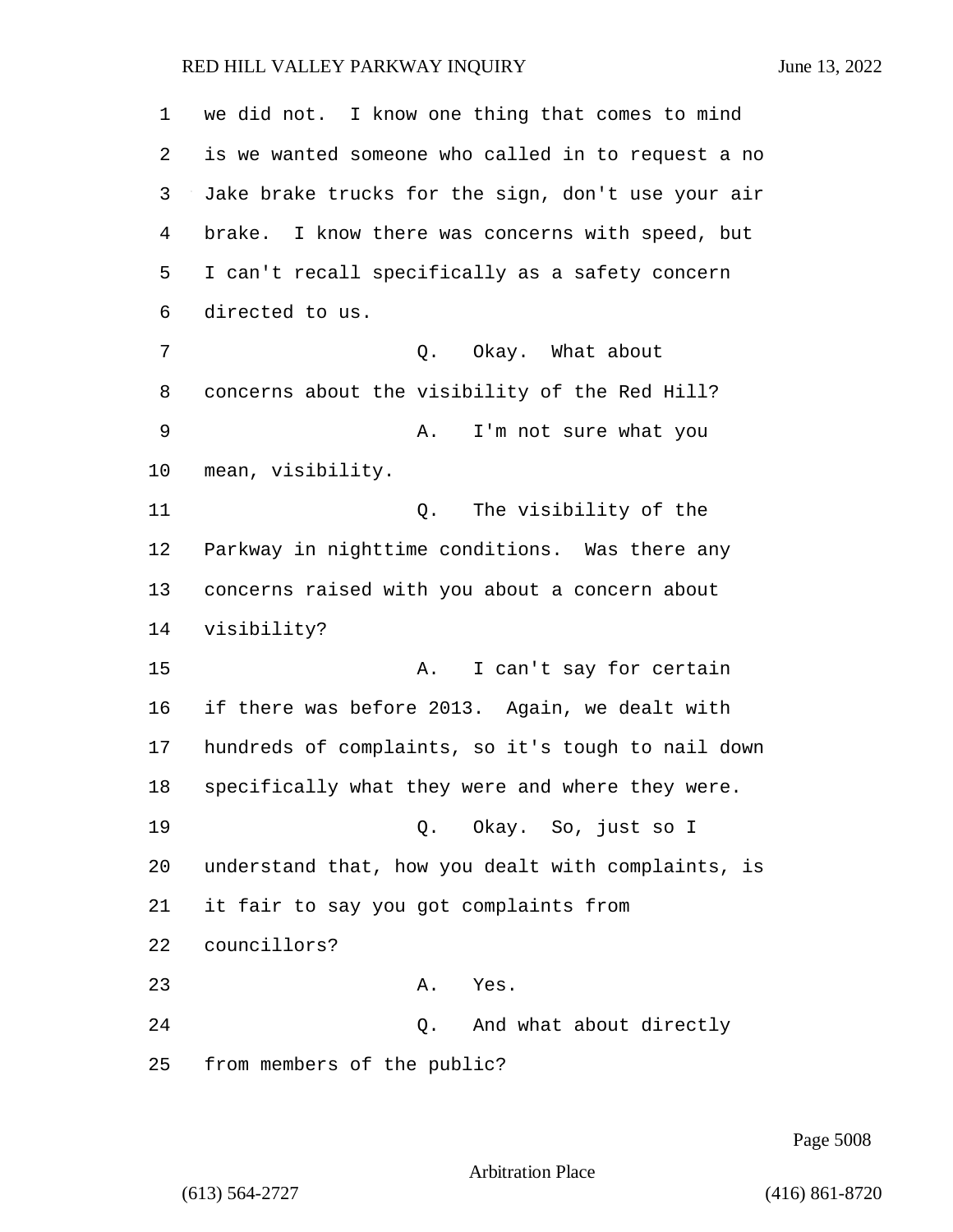we did not. I know one thing that comes to mind is we wanted someone who called in to request a no Jake brake trucks for the sign, don't use your air brake. I know there was concerns with speed, but I can't recall specifically as a safety concern directed to us.

Q. Okay. What about concerns about the visibility of the Red Hill?

A. I'm not sure what you mean, visibility.

Q. The visibility of the Parkway in nighttime conditions. Was there any concerns raised with you about a concern about visibility?

A. I can't say for certain if there was before 2013. Again, we dealt with hundreds of complaints, so it's tough to nail down specifically what they were and where they were.

Q. Okay. So, just so I understand that, how you dealt with complaints, is it fair to say you got complaints from councillors?

A. Yes.

Q. And what about directly from members of the public?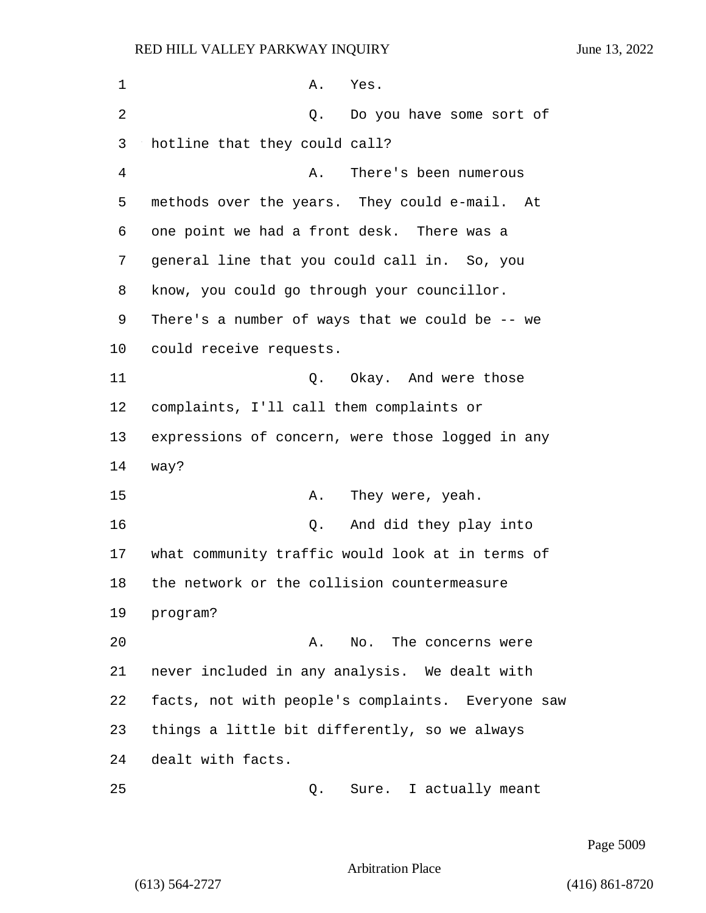A. Yes.

Q. Do you have some sort of hotline that they could call?

A. There's been numerous methods over the years. They could e-mail. At one point we had a front desk. There was a general line that you could call in. So, you know, you could go through your councillor. There's a number of ways that we could be -- we could receive requests.

Q. Okay. And were those complaints, I'll call them complaints or expressions of concern, were those logged in any way?

A. They were, yeah.

Q. And did they play into what community traffic would look at in terms of the network or the collision countermeasure program?

A. No. The concerns were never included in any analysis. We dealt with facts, not with people's complaints. Everyone saw things a little bit differently, so we always dealt with facts.

Q. Sure. I actually meant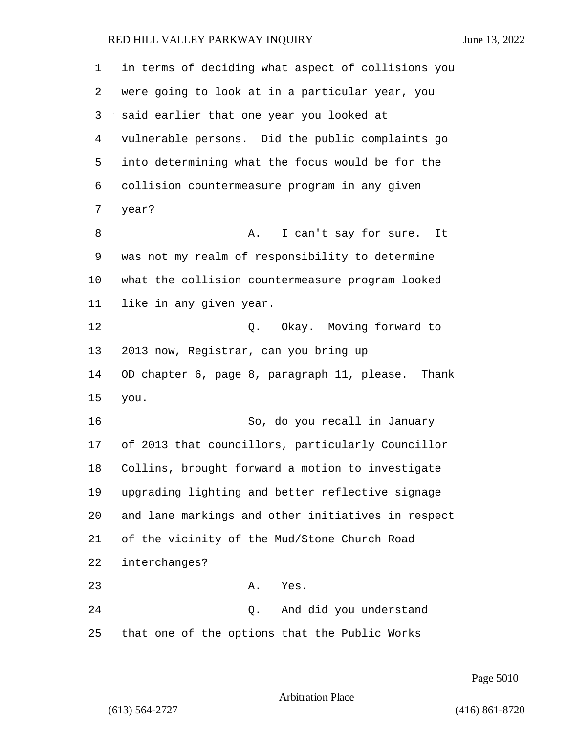in terms of deciding what aspect of collisions you were going to look at in a particular year, you said earlier that one year you looked at vulnerable persons. Did the public complaints go into determining what the focus would be for the collision countermeasure program in any given year?

A. I can't say for sure. It was not my realm of responsibility to determine what the collision countermeasure program looked like in any given year.

Q. Okay. Moving forward to 2013 now, Registrar, can you bring up OD chapter 6, page 8, paragraph 11, please. Thank you.

So, do you recall in January of 2013 that councillors, particularly Councillor Collins, brought forward a motion to investigate upgrading lighting and better reflective signage and lane markings and other initiatives in respect of the vicinity of the Mud/Stone Church Road interchanges?

A. Yes.

Q. And did you understand that one of the options that the Public Works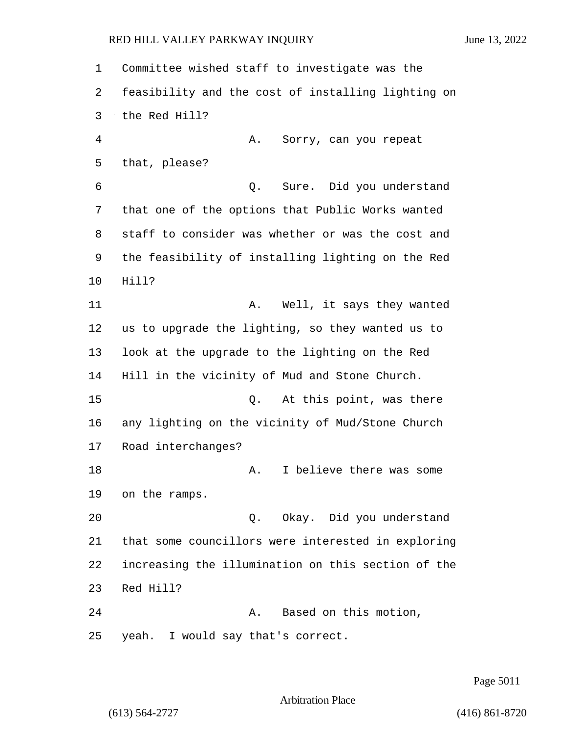1 Committee wished staff to investigate was the
2 feasibility and the cost of installing lighting on
3 the Red Hill?

4 A. Sorry, can you repeat
5 that, please?

6 Q. Sure. Did you understand
7 that one of the options that Public Works wanted
8 staff to consider was whether or was the cost and
9 the feasibility of installing lighting on the Red
10 Hill?

11 A. Well, it says they wanted
12 us to upgrade the lighting, so they wanted us to
13 look at the upgrade to the lighting on the Red
14 Hill in the vicinity of Mud and Stone Church.

15 Q. At this point, was there
16 any lighting on the vicinity of Mud/Stone Church
17 Road interchanges?

18 A. I believe there was some
19 on the ramps.

20 Q. Okay. Did you understand
21 that some councillors were interested in exploring
22 increasing the illumination on this section of the
23 Red Hill?

24 A. Based on this motion,
25 yeah. I would say that's correct.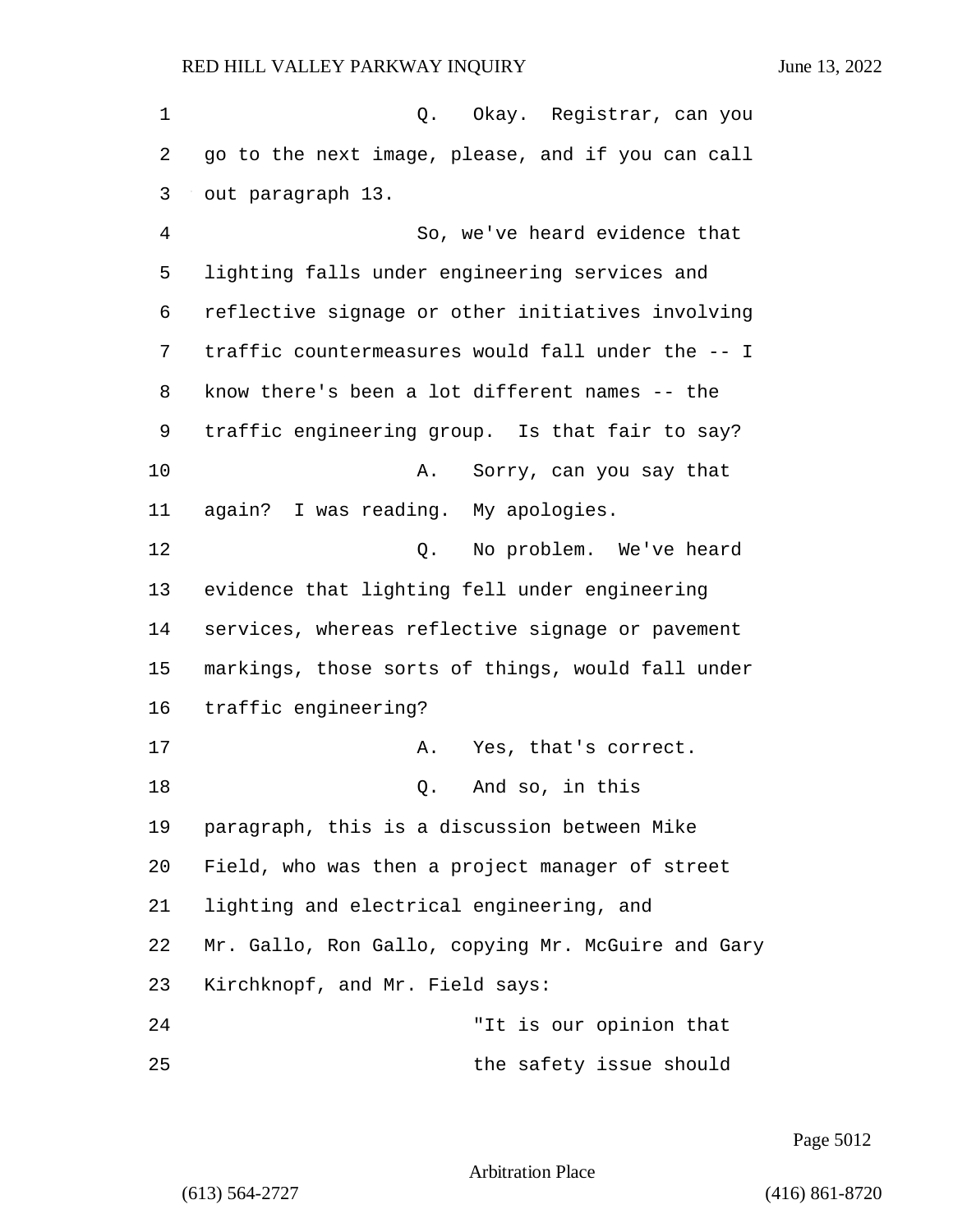1 Q. Okay. Registrar, can you
2 go to the next image, please, and if you can call
3 out paragraph 13.

4 So, we've heard evidence that
5 lighting falls under engineering services and
6 reflective signage or other initiatives involving
7 traffic countermeasures would fall under the -- I
8 know there's been a lot different names -- the
9 traffic engineering group. Is that fair to say?

10 A. Sorry, can you say that
11 again? I was reading. My apologies.

12 Q. No problem. We've heard
13 evidence that lighting fell under engineering
14 services, whereas reflective signage or pavement
15 markings, those sorts of things, would fall under
16 traffic engineering?

17 A. Yes, that's correct.

18 Q. And so, in this
19 paragraph, this is a discussion between Mike
20 Field, who was then a project manager of street
21 lighting and electrical engineering, and
22 Mr. Gallo, Ron Gallo, copying Mr. McGuire and Gary
23 Kirchknopf, and Mr. Field says:

24 "It is our opinion that
25 the safety issue should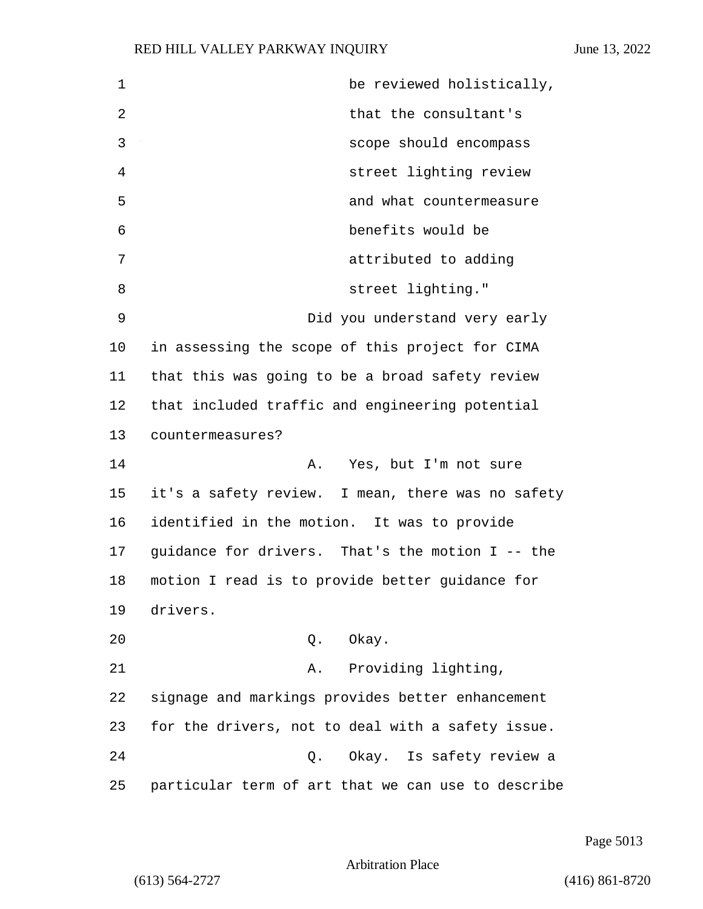be reviewed holistically,
that the consultant's
scope should encompass
street lighting review
and what countermeasure
benefits would be
attributed to adding
street lighting."

Did you understand very early in assessing the scope of this project for CIMA that this was going to be a broad safety review that included traffic and engineering potential countermeasures?

A. Yes, but I'm not sure it's a safety review. I mean, there was no safety identified in the motion. It was to provide guidance for drivers. That's the motion I -- the motion I read is to provide better guidance for drivers.

Q. Okay.

A. Providing lighting, signage and markings provides better enhancement for the drivers, not to deal with a safety issue.

Q. Okay. Is safety review a particular term of art that we can use to describe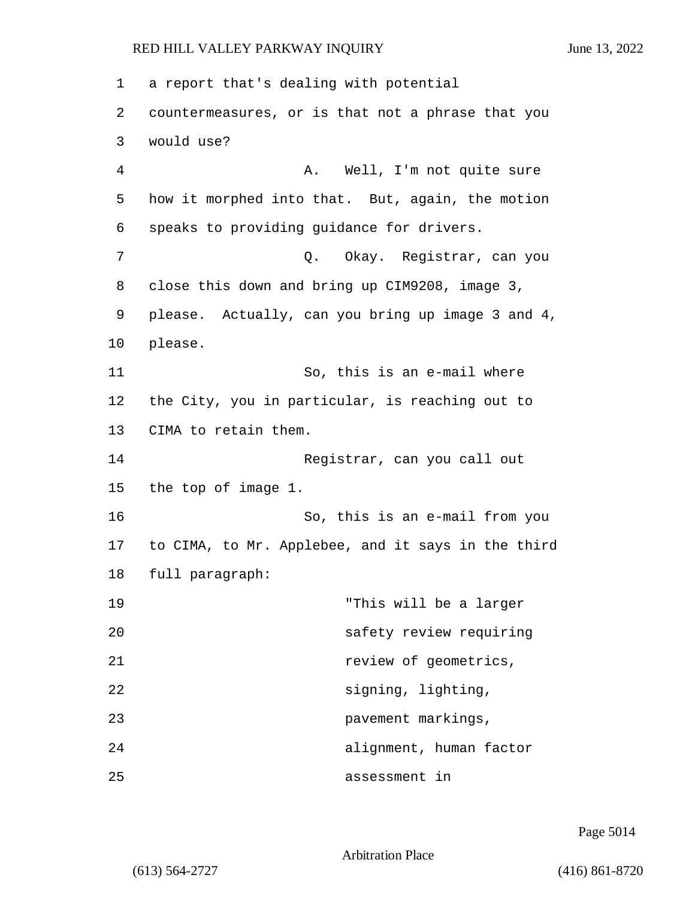a report that's dealing with potential countermeasures, or is that not a phrase that you would use?

A. Well, I'm not quite sure how it morphed into that. But, again, the motion speaks to providing guidance for drivers.

Q. Okay. Registrar, can you close this down and bring up CIM9208, image 3, please. Actually, can you bring up image 3 and 4, please.

So, this is an e-mail where the City, you in particular, is reaching out to CIMA to retain them.

Registrar, can you call out the top of image 1.

So, this is an e-mail from you to CIMA, to Mr. Applebee, and it says in the third full paragraph:

> "This will be a larger safety review requiring review of geometrics, signing, lighting, pavement markings, alignment, human factor assessment in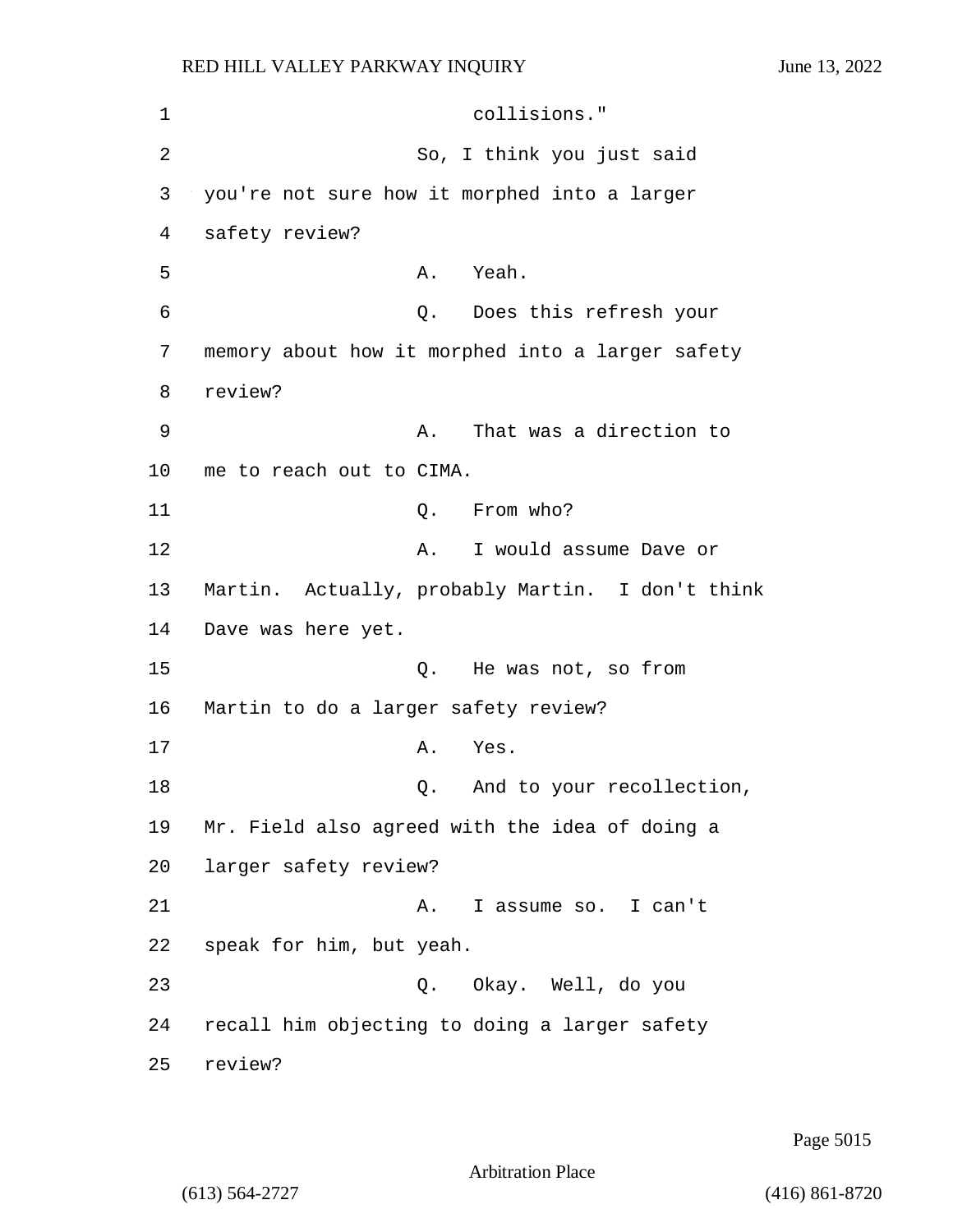collisions."

So, I think you just said you're not sure how it morphed into a larger safety review?

A. Yeah.

Q. Does this refresh your memory about how it morphed into a larger safety review?

A. That was a direction to me to reach out to CIMA.

Q. From who?

A. I would assume Dave or Martin. Actually, probably Martin. I don't think Dave was here yet.

Q. He was not, so from Martin to do a larger safety review?

A. Yes.

Q. And to your recollection, Mr. Field also agreed with the idea of doing a larger safety review?

A. I assume so. I can't speak for him, but yeah.

Q. Okay. Well, do you recall him objecting to doing a larger safety review?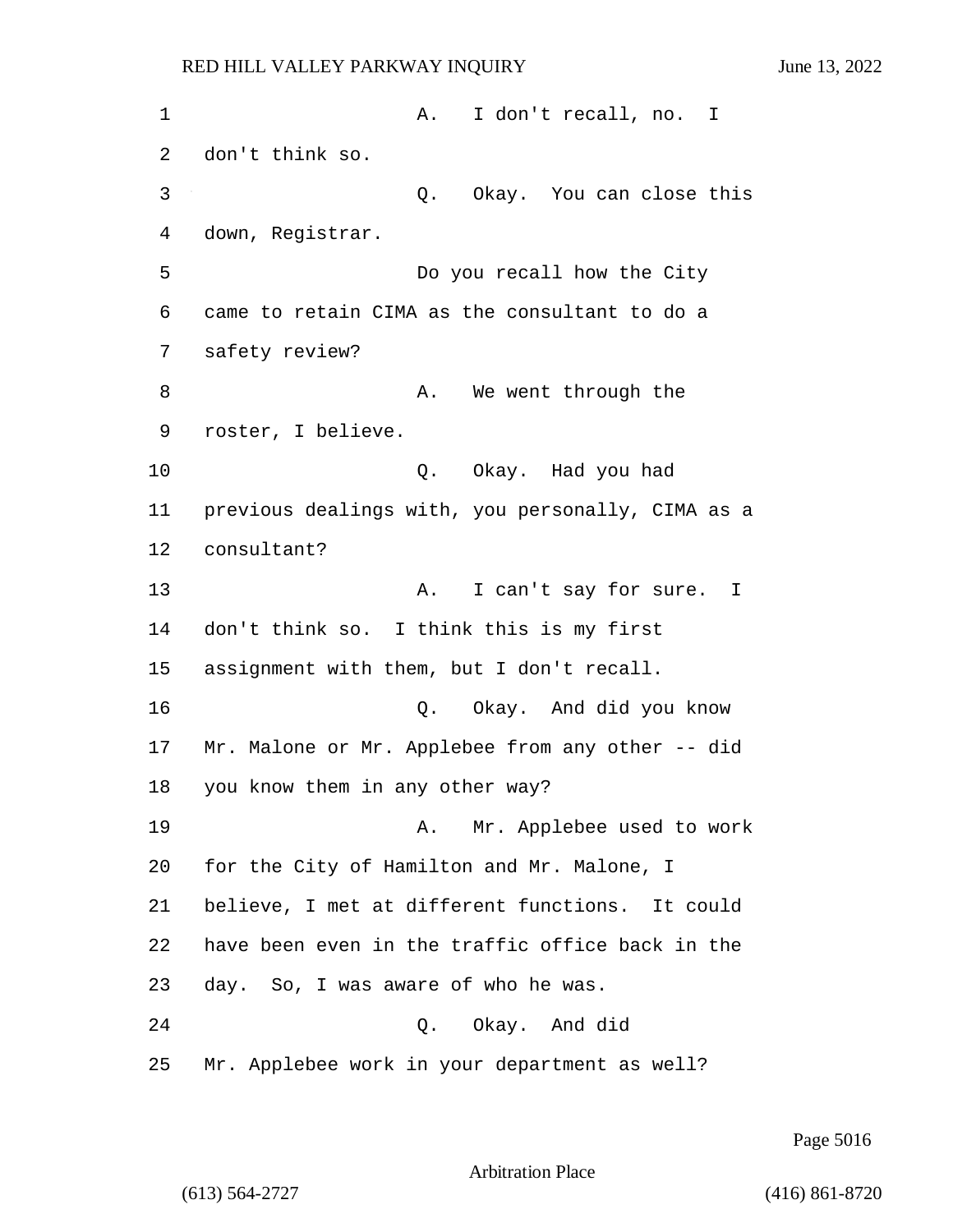A. I don't recall, no. I don't think so.

Q. Okay. You can close this down, Registrar.

Do you recall how the City came to retain CIMA as the consultant to do a safety review?

A. We went through the roster, I believe.

Q. Okay. Had you had previous dealings with, you personally, CIMA as a consultant?

A. I can't say for sure. I don't think so. I think this is my first assignment with them, but I don't recall.

Q. Okay. And did you know Mr. Malone or Mr. Applebee from any other -- did you know them in any other way?

A. Mr. Applebee used to work for the City of Hamilton and Mr. Malone, I believe, I met at different functions. It could have been even in the traffic office back in the day. So, I was aware of who he was.

Q. Okay. And did Mr. Applebee work in your department as well?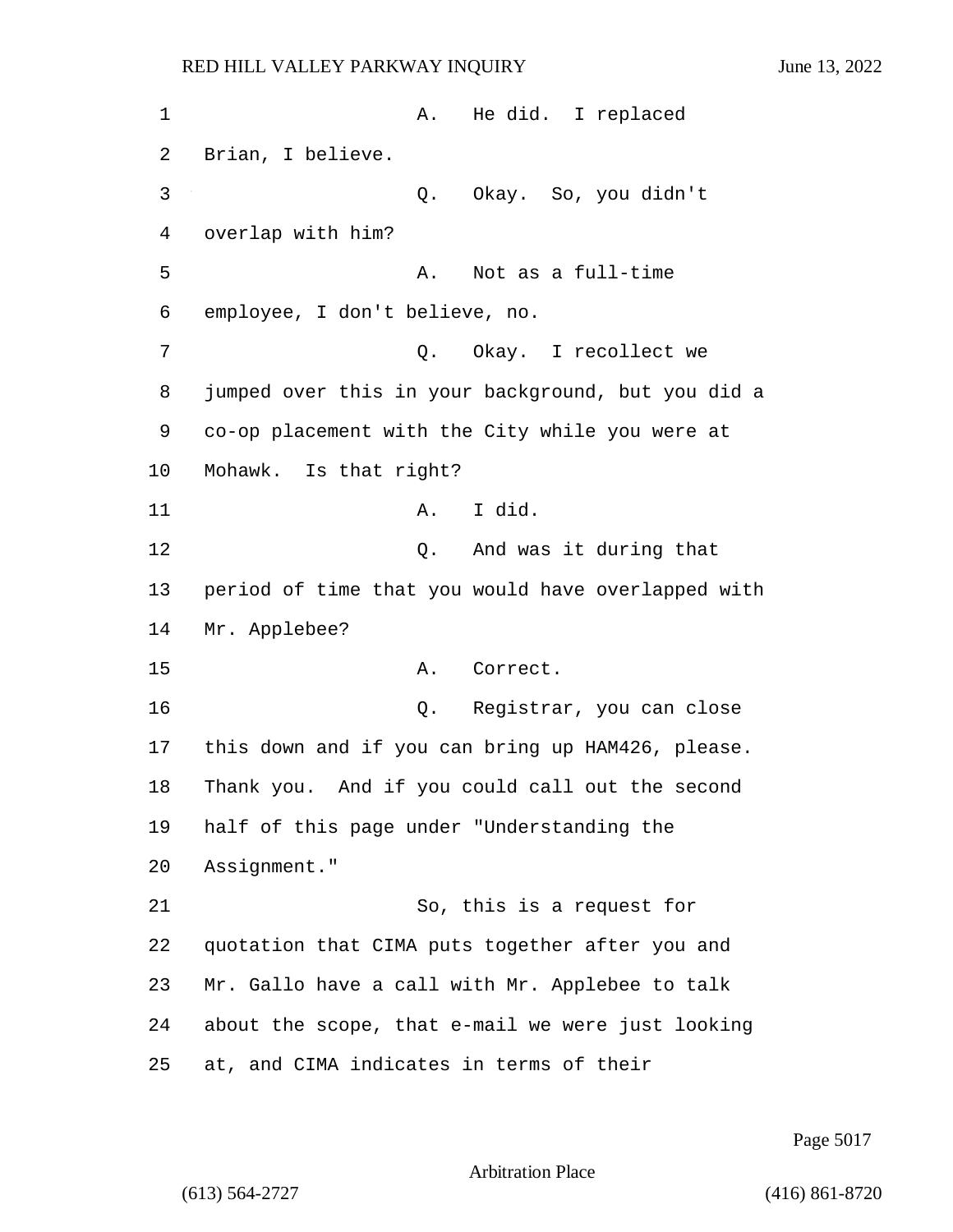A. He did. I replaced Brian, I believe.

Q. Okay. So, you didn't overlap with him?

A. Not as a full-time employee, I don't believe, no.

Q. Okay. I recollect we jumped over this in your background, but you did a co-op placement with the City while you were at Mohawk. Is that right?

A. I did.

Q. And was it during that period of time that you would have overlapped with Mr. Applebee?

A. Correct.

Q. Registrar, you can close this down and if you can bring up HAM426, please. Thank you. And if you could call out the second half of this page under "Understanding the Assignment."

So, this is a request for quotation that CIMA puts together after you and Mr. Gallo have a call with Mr. Applebee to talk about the scope, that e-mail we were just looking at, and CIMA indicates in terms of their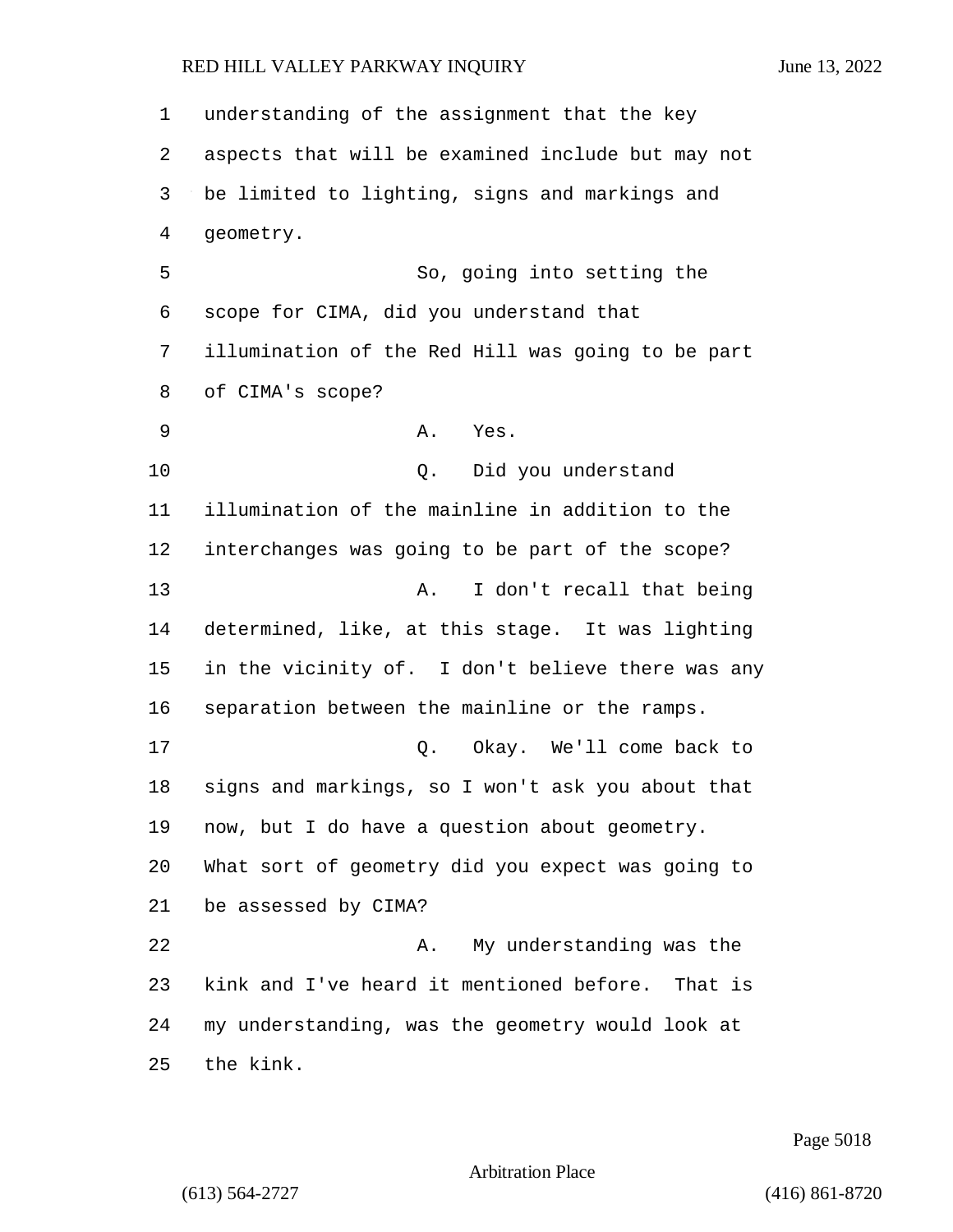understanding of the assignment that the key aspects that will be examined include but may not be limited to lighting, signs and markings and geometry.

So, going into setting the scope for CIMA, did you understand that illumination of the Red Hill was going to be part of CIMA's scope?

A. Yes.

Q. Did you understand illumination of the mainline in addition to the interchanges was going to be part of the scope?

A. I don't recall that being determined, like, at this stage. It was lighting in the vicinity of. I don't believe there was any separation between the mainline or the ramps.

Q. Okay. We'll come back to signs and markings, so I won't ask you about that now, but I do have a question about geometry. What sort of geometry did you expect was going to be assessed by CIMA?

A. My understanding was the kink and I've heard it mentioned before. That is my understanding, was the geometry would look at the kink.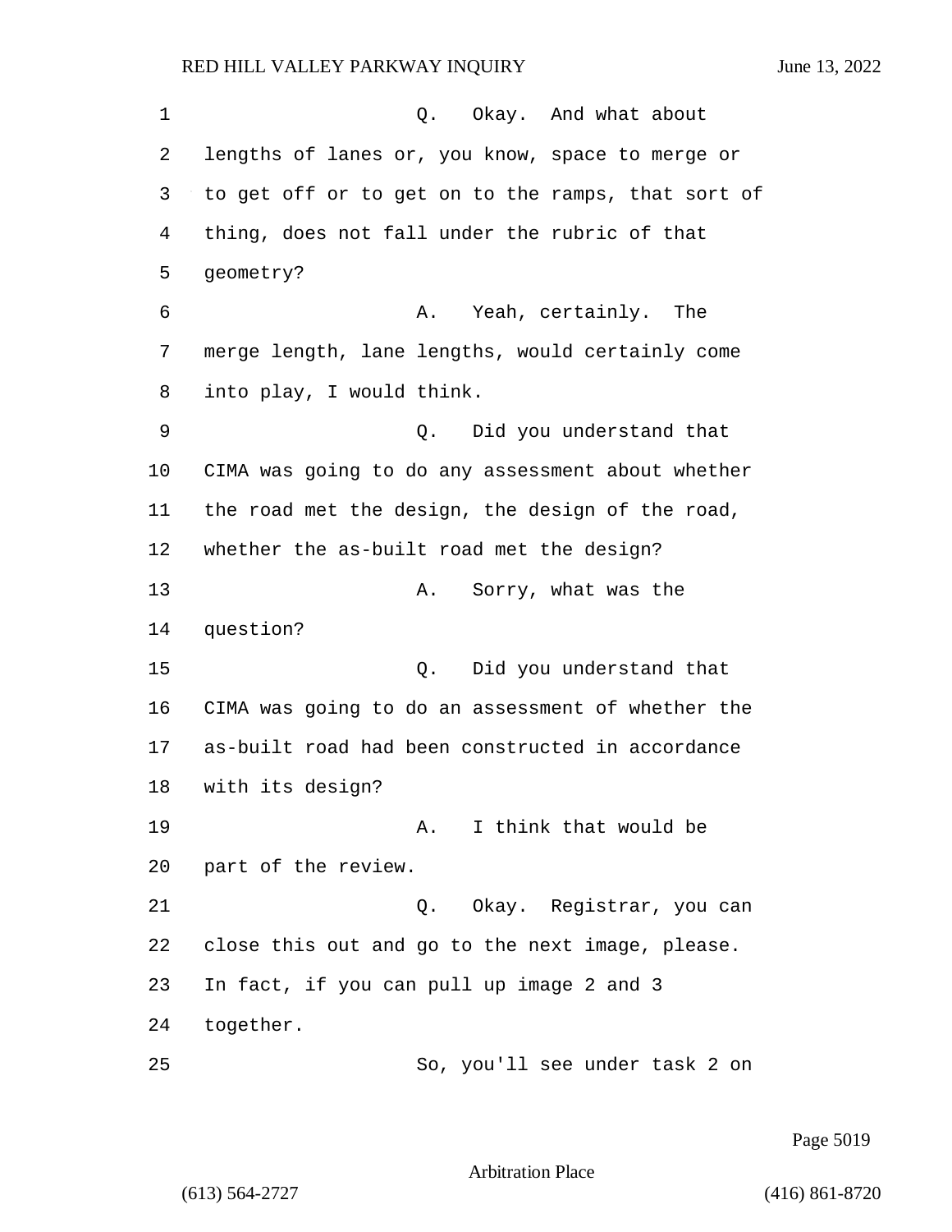Q. Okay. And what about lengths of lanes or, you know, space to merge or to get off or to get on to the ramps, that sort of thing, does not fall under the rubric of that geometry?

A. Yeah, certainly. The merge length, lane lengths, would certainly come into play, I would think.

Q. Did you understand that CIMA was going to do any assessment about whether the road met the design, the design of the road, whether the as-built road met the design?

A. Sorry, what was the question?

Q. Did you understand that CIMA was going to do an assessment of whether the as-built road had been constructed in accordance with its design?

A. I think that would be part of the review.

Q. Okay. Registrar, you can close this out and go to the next image, please. In fact, if you can pull up image 2 and 3 together.

So, you'll see under task 2 on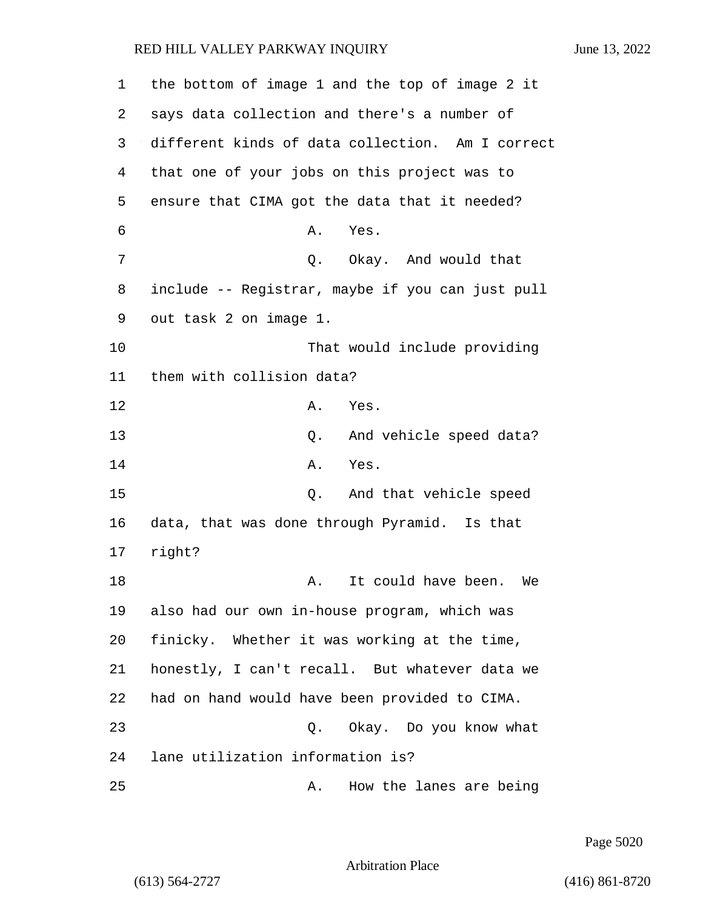the bottom of image 1 and the top of image 2 it says data collection and there's a number of different kinds of data collection. Am I correct that one of your jobs on this project was to ensure that CIMA got the data that it needed?

A. Yes.

Q. Okay. And would that include -- Registrar, maybe if you can just pull out task 2 on image 1.

That would include providing them with collision data?

A. Yes.

Q. And vehicle speed data?

A. Yes.

Q. And that vehicle speed data, that was done through Pyramid. Is that right?

A. It could have been. We also had our own in-house program, which was finicky. Whether it was working at the time, honestly, I can't recall. But whatever data we had on hand would have been provided to CIMA.

Q. Okay. Do you know what lane utilization information is?

A. How the lanes are being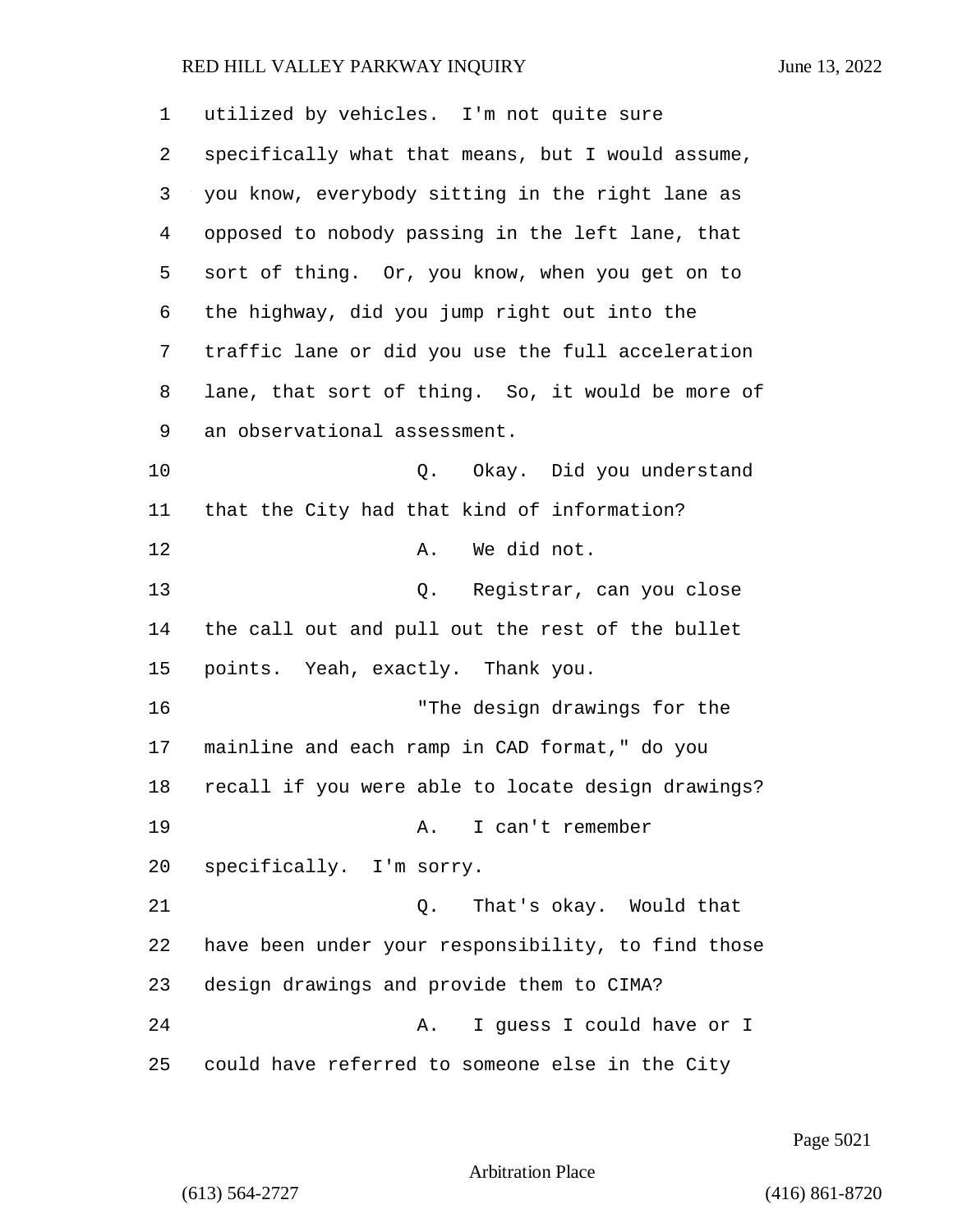utilized by vehicles. I'm not quite sure specifically what that means, but I would assume, you know, everybody sitting in the right lane as opposed to nobody passing in the left lane, that sort of thing. Or, you know, when you get on to the highway, did you jump right out into the traffic lane or did you use the full acceleration lane, that sort of thing. So, it would be more of an observational assessment.

Q. Okay. Did you understand that the City had that kind of information?

A. We did not.

Q. Registrar, can you close the call out and pull out the rest of the bullet points. Yeah, exactly. Thank you.

"The design drawings for the mainline and each ramp in CAD format," do you recall if you were able to locate design drawings?

A. I can't remember specifically. I'm sorry.

Q. That's okay. Would that have been under your responsibility, to find those design drawings and provide them to CIMA?

A. I guess I could have or I could have referred to someone else in the City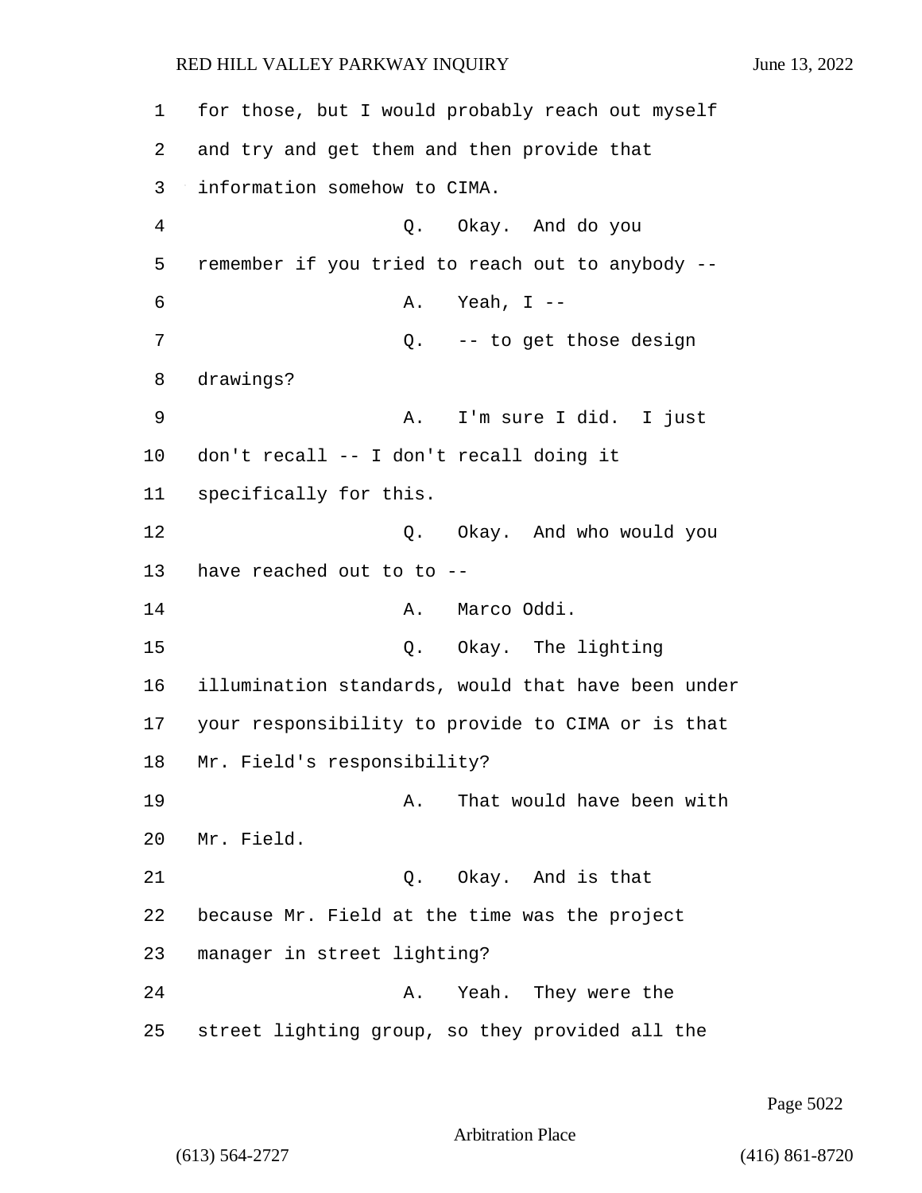1 for those, but I would probably reach out myself
2 and try and get them and then provide that
3 information somehow to CIMA.
4 Q. Okay. And do you
5 remember if you tried to reach out to anybody --
6 A. Yeah, I --
7 Q. -- to get those design
8 drawings?
9 A. I'm sure I did. I just
10 don't recall -- I don't recall doing it
11 specifically for this.
12 Q. Okay. And who would you
13 have reached out to to --
14 A. Marco Oddi.
15 Q. Okay. The lighting
16 illumination standards, would that have been under
17 your responsibility to provide to CIMA or is that
18 Mr. Field's responsibility?
19 A. That would have been with
20 Mr. Field.
21 Q. Okay. And is that
22 because Mr. Field at the time was the project
23 manager in street lighting?
24 A. Yeah. They were the
25 street lighting group, so they provided all the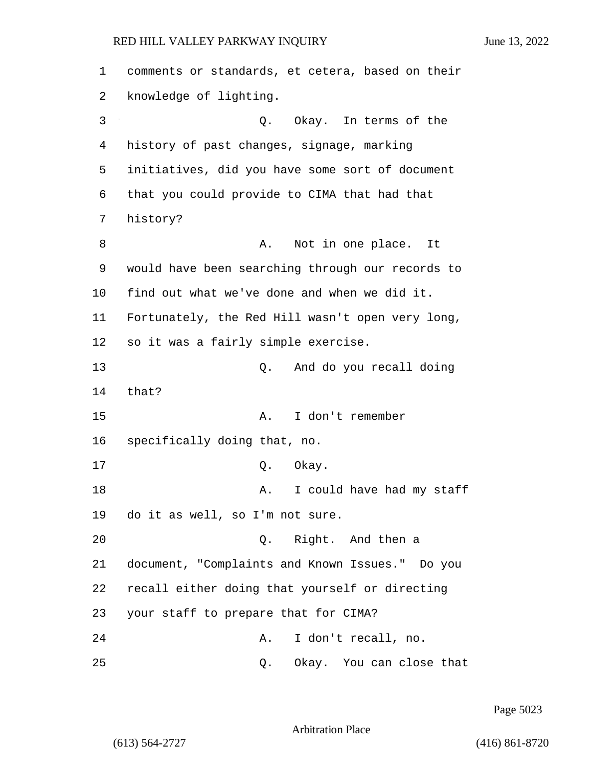comments or standards, et cetera, based on their knowledge of lighting.

Q. Okay. In terms of the history of past changes, signage, marking initiatives, did you have some sort of document that you could provide to CIMA that had that history?

A. Not in one place. It would have been searching through our records to find out what we've done and when we did it. Fortunately, the Red Hill wasn't open very long, so it was a fairly simple exercise.

Q. And do you recall doing that?

A. I don't remember specifically doing that, no.

Q. Okay.

A. I could have had my staff do it as well, so I'm not sure.

Q. Right. And then a document, "Complaints and Known Issues." Do you recall either doing that yourself or directing your staff to prepare that for CIMA?

A. I don't recall, no.

Q. Okay. You can close that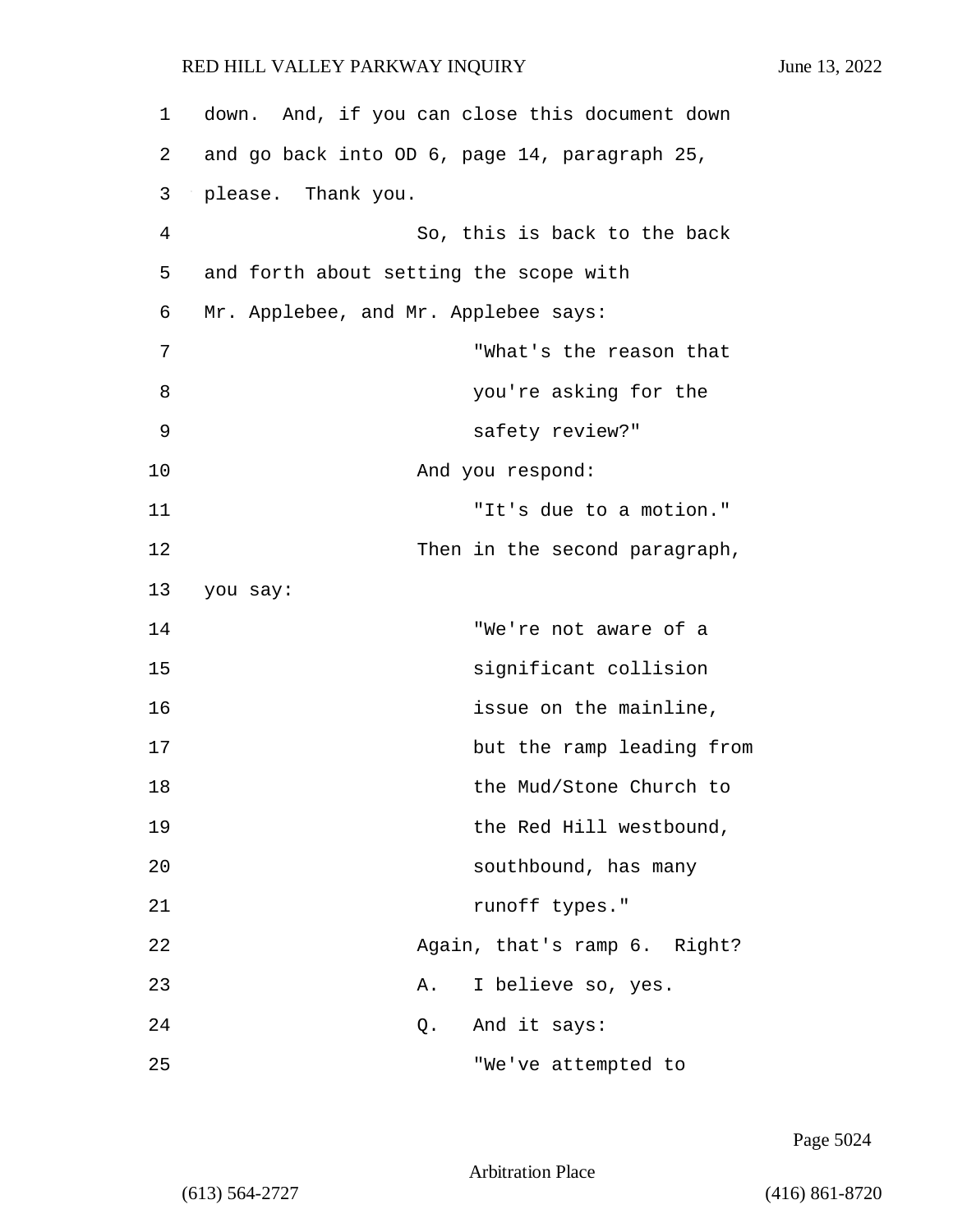down. And, if you can close this document down and go back into OD 6, page 14, paragraph 25, please. Thank you.

So, this is back to the back and forth about setting the scope with Mr. Applebee, and Mr. Applebee says:

> "What's the reason that you're asking for the safety review?"

And you respond:

> "It's due to a motion."

Then in the second paragraph, you say:

> "We're not aware of a significant collision issue on the mainline, but the ramp leading from the Mud/Stone Church to the Red Hill westbound, southbound, has many runoff types."

Again, that's ramp 6. Right?

A. I believe so, yes.

Q. And it says:

> "We've attempted to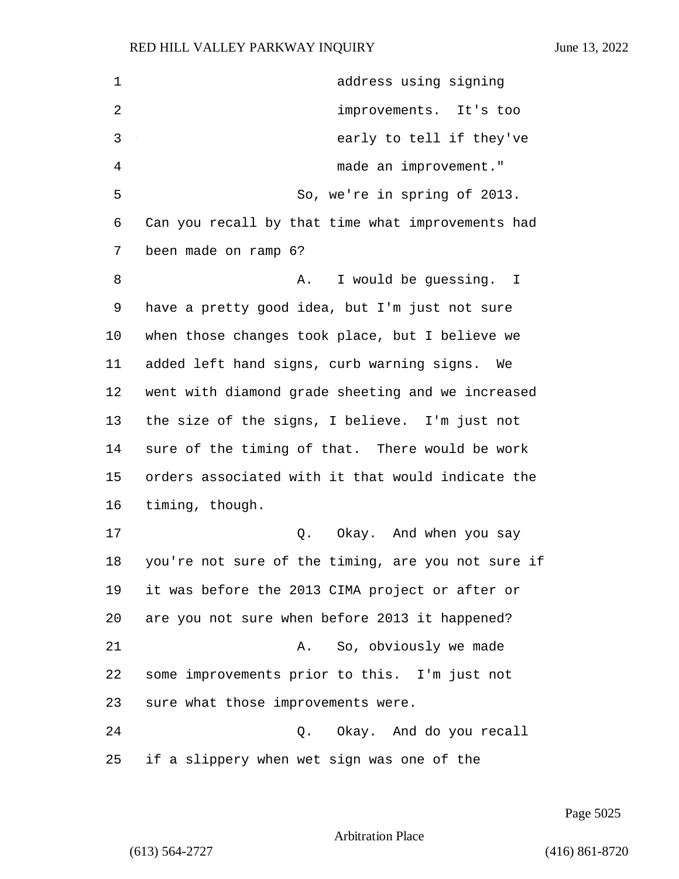address using signing improvements. It's too early to tell if they've made an improvement."

So, we're in spring of 2013. Can you recall by that time what improvements had been made on ramp 6?

A. I would be guessing. I have a pretty good idea, but I'm just not sure when those changes took place, but I believe we added left hand signs, curb warning signs. We went with diamond grade sheeting and we increased the size of the signs, I believe. I'm just not sure of the timing of that. There would be work orders associated with it that would indicate the timing, though.

Q. Okay. And when you say you're not sure of the timing, are you not sure if it was before the 2013 CIMA project or after or are you not sure when before 2013 it happened?

A. So, obviously we made some improvements prior to this. I'm just not sure what those improvements were.

Q. Okay. And do you recall if a slippery when wet sign was one of the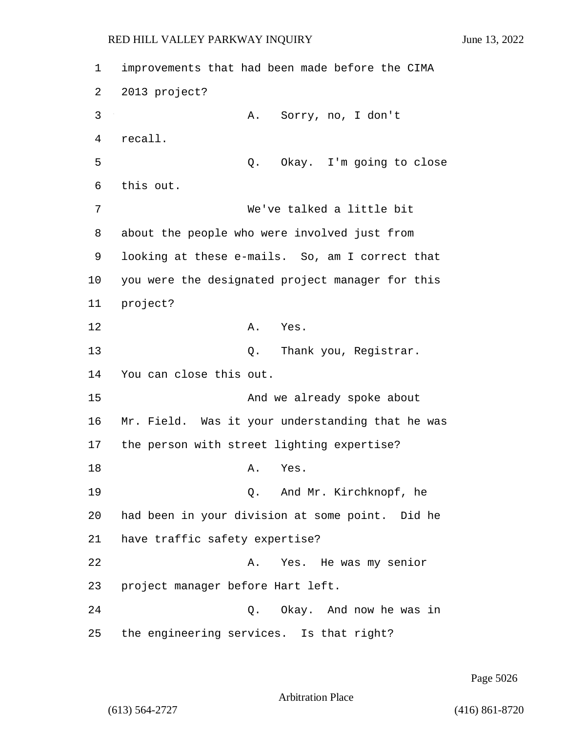1 improvements that had been made before the CIMA
2 2013 project?
3 A. Sorry, no, I don't
4 recall.
5 Q. Okay. I'm going to close
6 this out.
7 We've talked a little bit
8 about the people who were involved just from
9 looking at these e-mails. So, am I correct that
10 you were the designated project manager for this
11 project?
12 A. Yes.
13 Q. Thank you, Registrar.
14 You can close this out.
15 And we already spoke about
16 Mr. Field. Was it your understanding that he was
17 the person with street lighting expertise?
18 A. Yes.
19 Q. And Mr. Kirchknopf, he
20 had been in your division at some point. Did he
21 have traffic safety expertise?
22 A. Yes. He was my senior
23 project manager before Hart left.
24 Q. Okay. And now he was in
25 the engineering services. Is that right?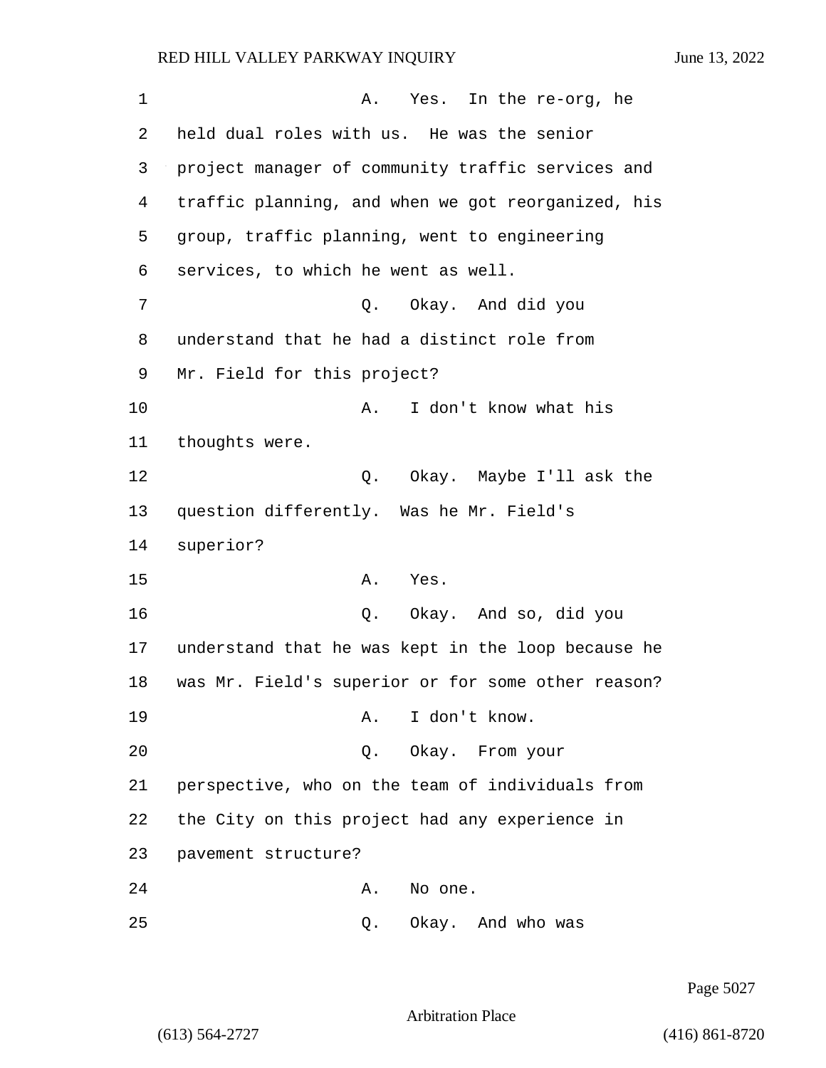A. Yes. In the re-org, he held dual roles with us. He was the senior project manager of community traffic services and traffic planning, and when we got reorganized, his group, traffic planning, went to engineering services, to which he went as well.

Q. Okay. And did you understand that he had a distinct role from Mr. Field for this project?

A. I don't know what his thoughts were.

Q. Okay. Maybe I'll ask the question differently. Was he Mr. Field's superior?

A. Yes.

Q. Okay. And so, did you understand that he was kept in the loop because he was Mr. Field's superior or for some other reason?

A. I don't know.

Q. Okay. From your perspective, who on the team of individuals from the City on this project had any experience in pavement structure?

A. No one.

Q. Okay. And who was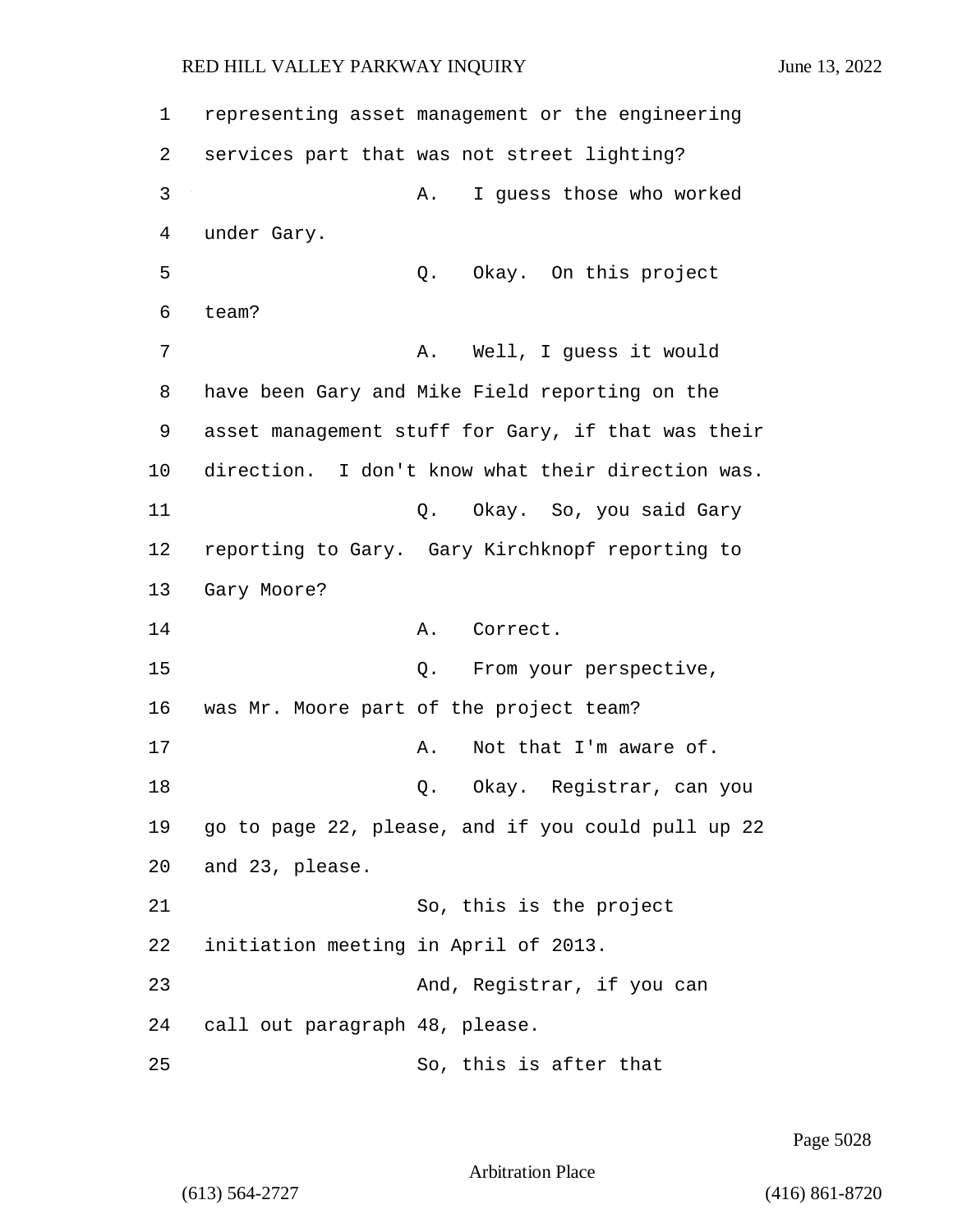1 representing asset management or the engineering
2 services part that was not street lighting?
3 A. I guess those who worked
4 under Gary.
5 Q. Okay. On this project
6 team?
7 A. Well, I guess it would
8 have been Gary and Mike Field reporting on the
9 asset management stuff for Gary, if that was their
10 direction. I don't know what their direction was.
11 Q. Okay. So, you said Gary
12 reporting to Gary. Gary Kirchknopf reporting to
13 Gary Moore?
14 A. Correct.
15 Q. From your perspective,
16 was Mr. Moore part of the project team?
17 A. Not that I'm aware of.
18 Q. Okay. Registrar, can you
19 go to page 22, please, and if you could pull up 22
20 and 23, please.
21 So, this is the project
22 initiation meeting in April of 2013.
23 And, Registrar, if you can
24 call out paragraph 48, please.
25 So, this is after that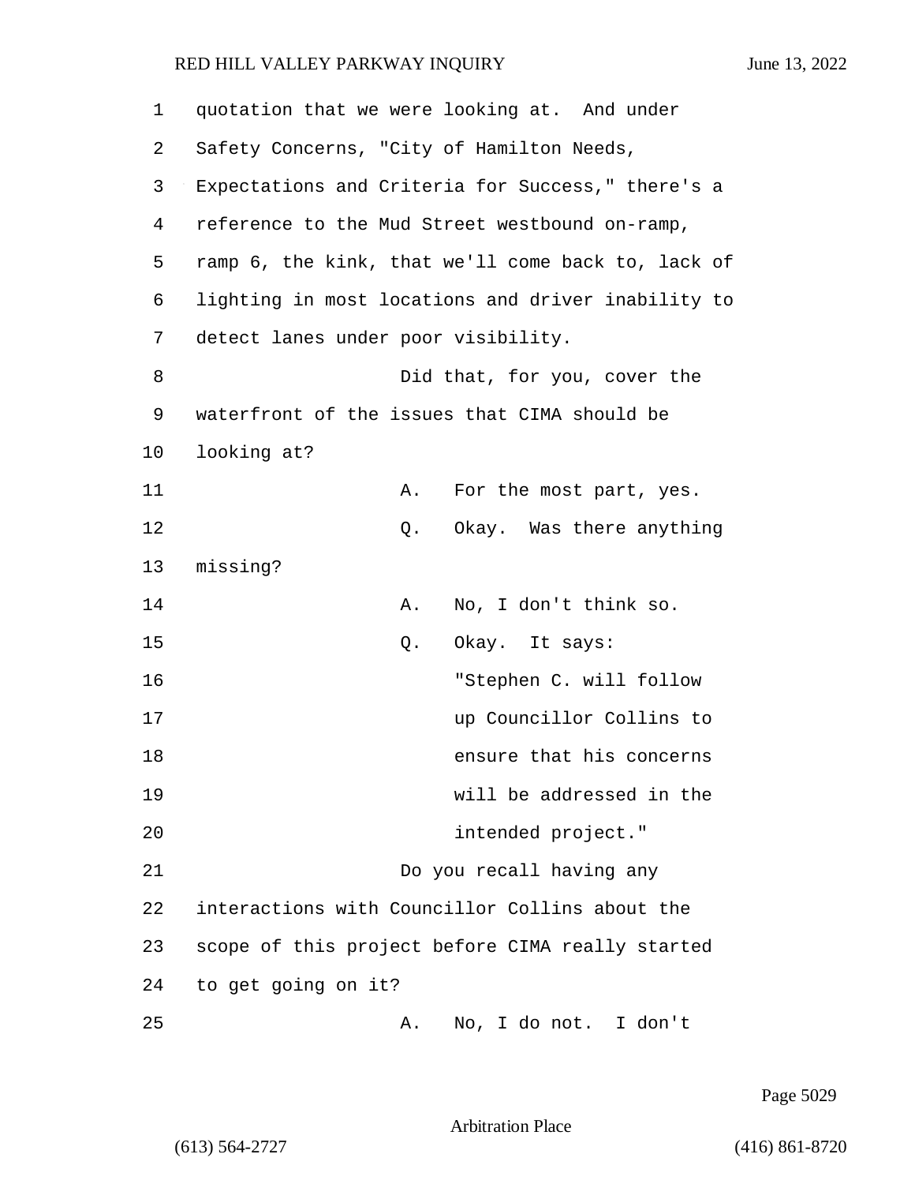quotation that we were looking at. And under Safety Concerns, "City of Hamilton Needs, Expectations and Criteria for Success," there's a reference to the Mud Street westbound on-ramp, ramp 6, the kink, that we'll come back to, lack of lighting in most locations and driver inability to detect lanes under poor visibility.

Did that, for you, cover the waterfront of the issues that CIMA should be looking at?

A. For the most part, yes.

Q. Okay. Was there anything missing?

A. No, I don't think so.

Q. Okay. It says:

> "Stephen C. will follow up Councillor Collins to ensure that his concerns will be addressed in the intended project."

Do you recall having any interactions with Councillor Collins about the scope of this project before CIMA really started to get going on it?

A. No, I do not. I don't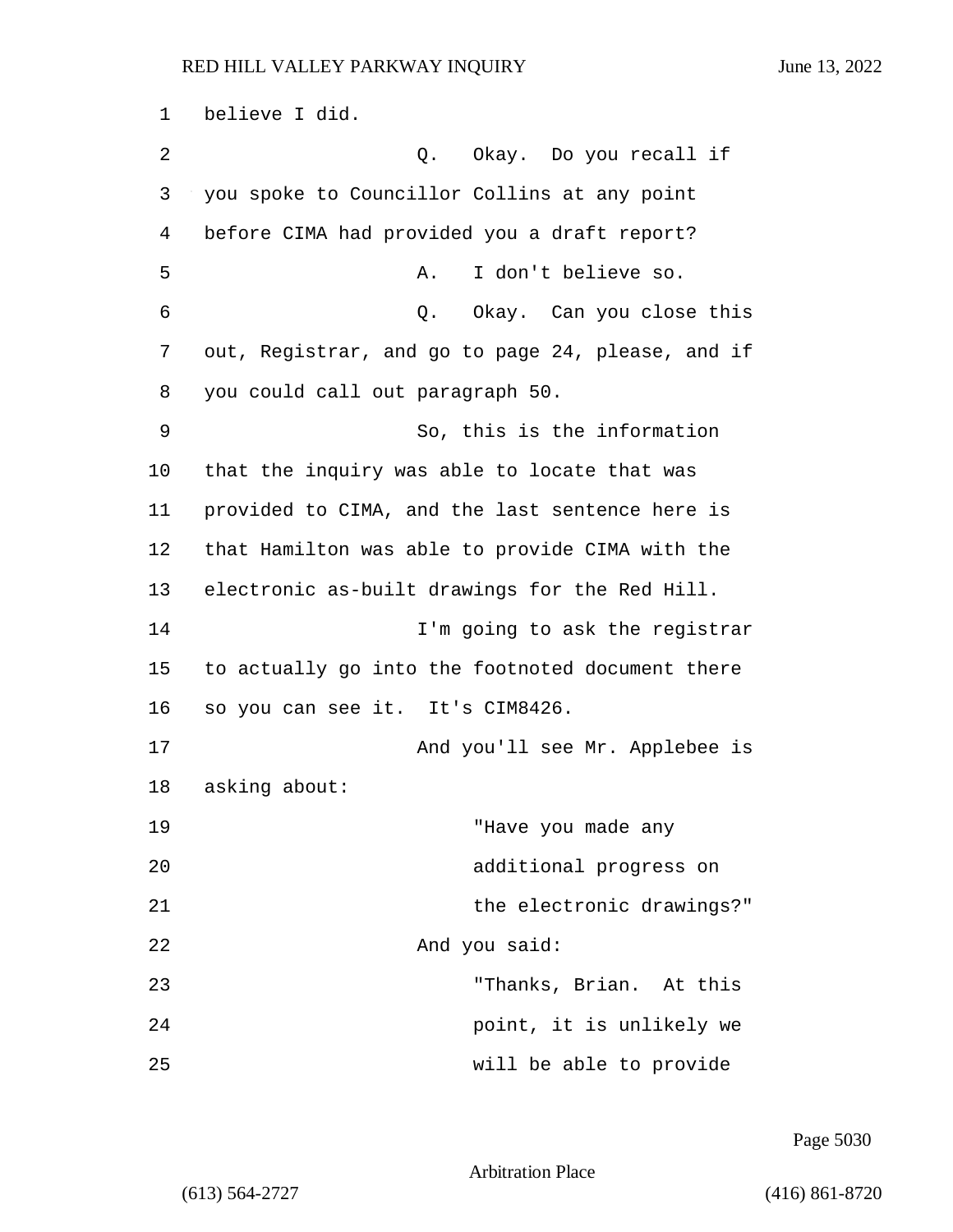1 believe I did.

2 Q. Okay. Do you recall if

3 you spoke to Councillor Collins at any point

4 before CIMA had provided you a draft report?

5 A. I don't believe so.

6 Q. Okay. Can you close this

7 out, Registrar, and go to page 24, please, and if

8 you could call out paragraph 50.

9 So, this is the information

10 that the inquiry was able to locate that was

11 provided to CIMA, and the last sentence here is

12 that Hamilton was able to provide CIMA with the

13 electronic as-built drawings for the Red Hill.

14 I'm going to ask the registrar

15 to actually go into the footnoted document there

16 so you can see it. It's CIM8426.

17 And you'll see Mr. Applebee is

18 asking about:

19 "Have you made any

20 additional progress on

21 the electronic drawings?"

22 And you said:

23 "Thanks, Brian. At this

24 point, it is unlikely we

25 will be able to provide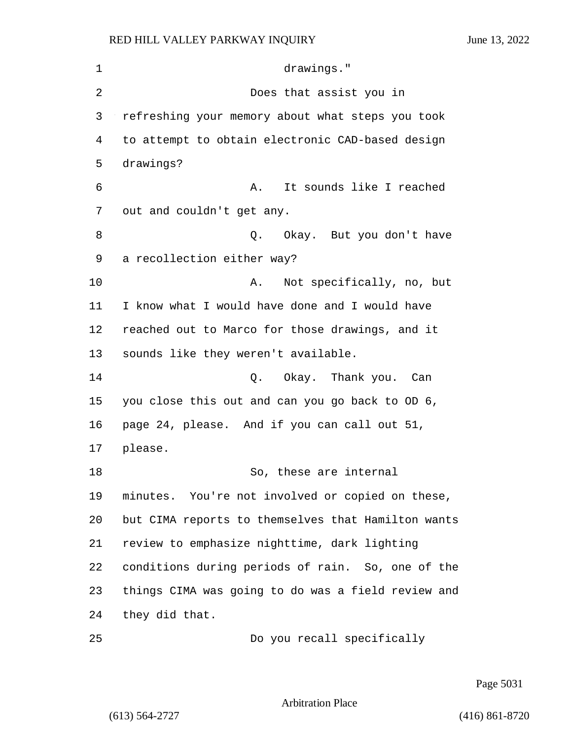drawings."

Does that assist you in refreshing your memory about what steps you took to attempt to obtain electronic CAD-based design drawings?

A. It sounds like I reached out and couldn't get any.

Q. Okay. But you don't have a recollection either way?

A. Not specifically, no, but I know what I would have done and I would have reached out to Marco for those drawings, and it sounds like they weren't available.

Q. Okay. Thank you. Can you close this out and can you go back to OD 6, page 24, please. And if you can call out 51, please.

So, these are internal minutes. You're not involved or copied on these, but CIMA reports to themselves that Hamilton wants review to emphasize nighttime, dark lighting conditions during periods of rain. So, one of the things CIMA was going to do was a field review and they did that.

Do you recall specifically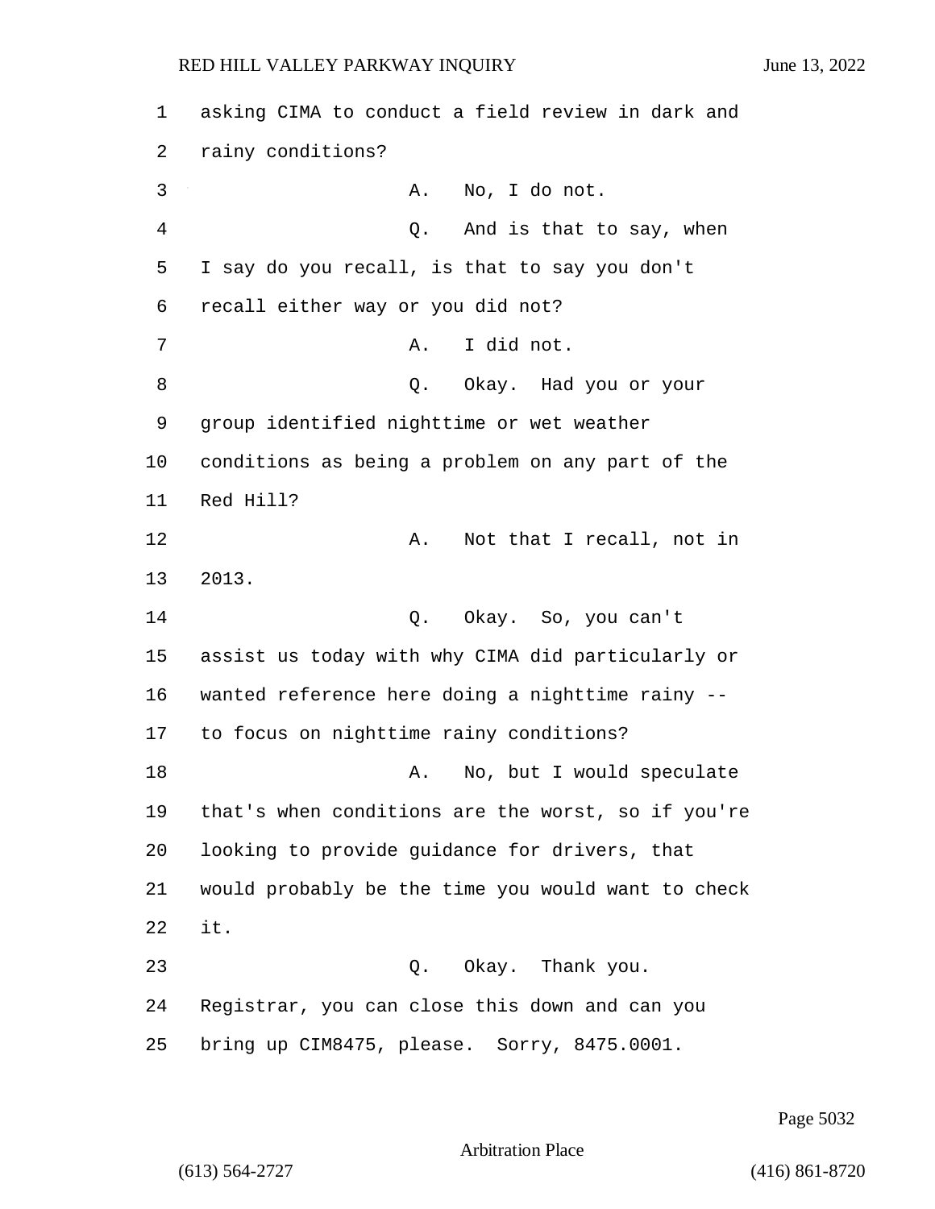asking CIMA to conduct a field review in dark and rainy conditions?

A. No, I do not.

Q. And is that to say, when I say do you recall, is that to say you don't recall either way or you did not?

A. I did not.

Q. Okay. Had you or your group identified nighttime or wet weather conditions as being a problem on any part of the Red Hill?

A. Not that I recall, not in 2013.

Q. Okay. So, you can't assist us today with why CIMA did particularly or wanted reference here doing a nighttime rainy -- to focus on nighttime rainy conditions?

A. No, but I would speculate that's when conditions are the worst, so if you're looking to provide guidance for drivers, that would probably be the time you would want to check it.

Q. Okay. Thank you. Registrar, you can close this down and can you bring up CIM8475, please. Sorry, 8475.0001.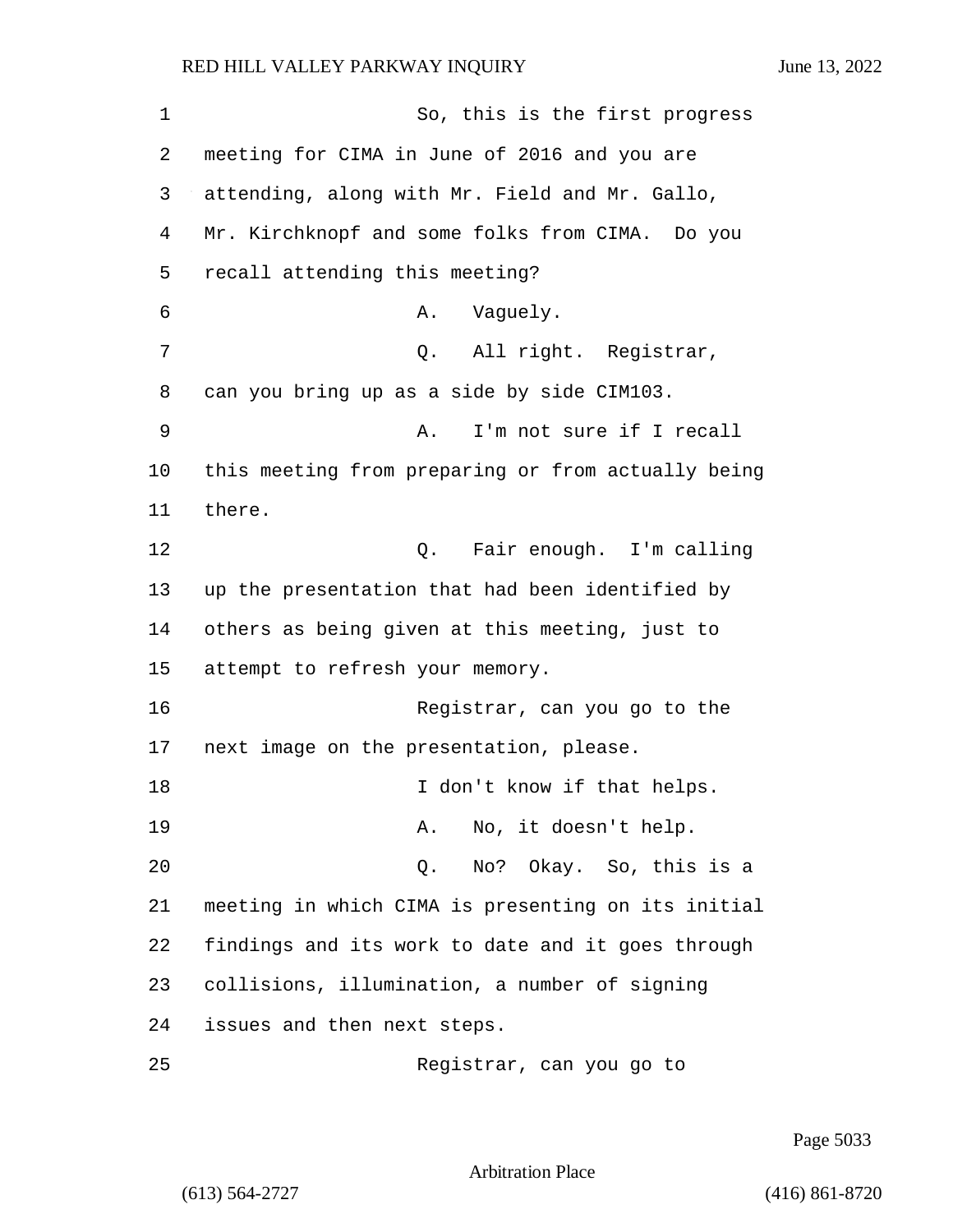So, this is the first progress meeting for CIMA in June of 2016 and you are attending, along with Mr. Field and Mr. Gallo, Mr. Kirchknopf and some folks from CIMA. Do you recall attending this meeting?

A. Vaguely.

Q. All right. Registrar, can you bring up as a side by side CIM103.

A. I'm not sure if I recall this meeting from preparing or from actually being there.

Q. Fair enough. I'm calling up the presentation that had been identified by others as being given at this meeting, just to attempt to refresh your memory.

Registrar, can you go to the next image on the presentation, please.

I don't know if that helps.

A. No, it doesn't help.

Q. No? Okay. So, this is a meeting in which CIMA is presenting on its initial findings and its work to date and it goes through collisions, illumination, a number of signing issues and then next steps.

Registrar, can you go to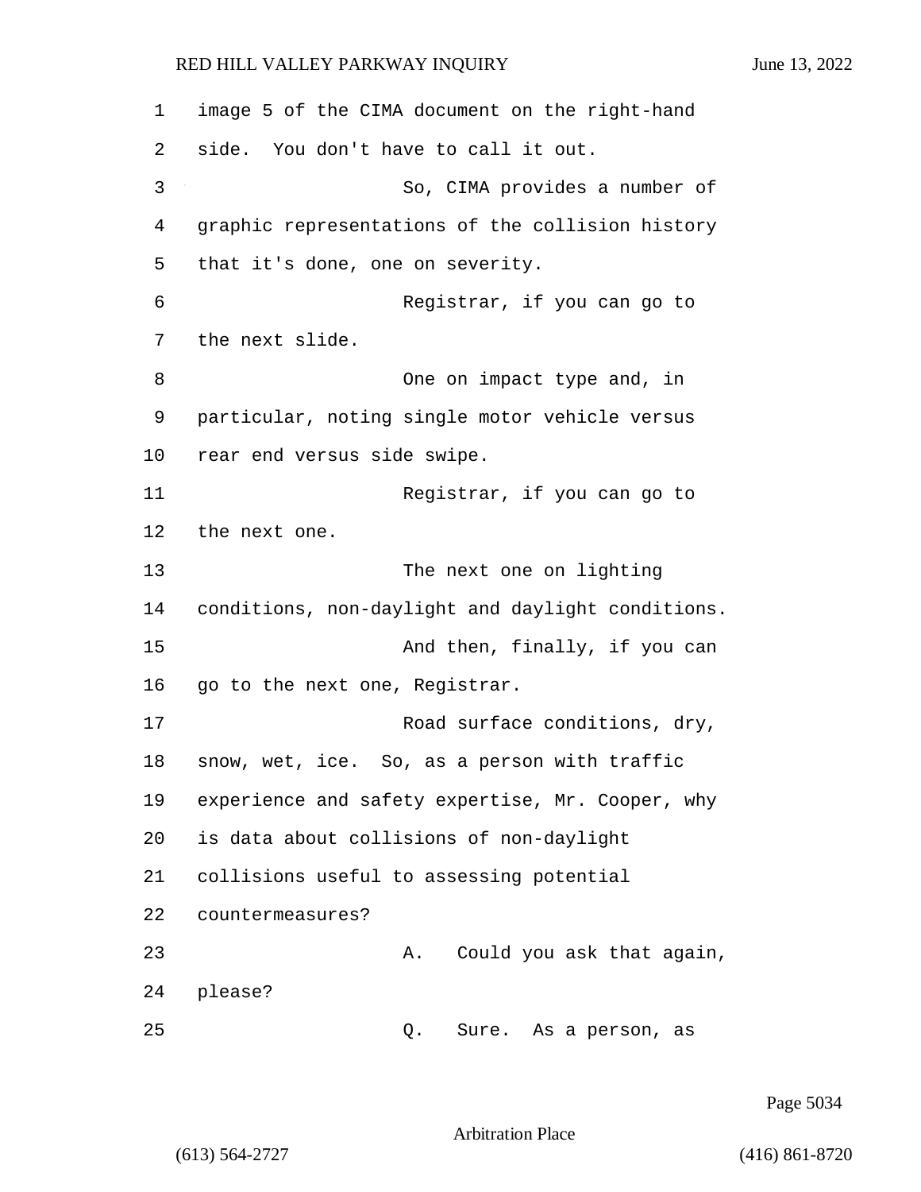image 5 of the CIMA document on the right-hand side. You don't have to call it out.

So, CIMA provides a number of graphic representations of the collision history that it's done, one on severity.

Registrar, if you can go to the next slide.

One on impact type and, in particular, noting single motor vehicle versus rear end versus side swipe.

Registrar, if you can go to the next one.

The next one on lighting conditions, non-daylight and daylight conditions.

And then, finally, if you can go to the next one, Registrar.

Road surface conditions, dry, snow, wet, ice. So, as a person with traffic experience and safety expertise, Mr. Cooper, why is data about collisions of non-daylight collisions useful to assessing potential countermeasures?

A. Could you ask that again, please?

Q. Sure. As a person, as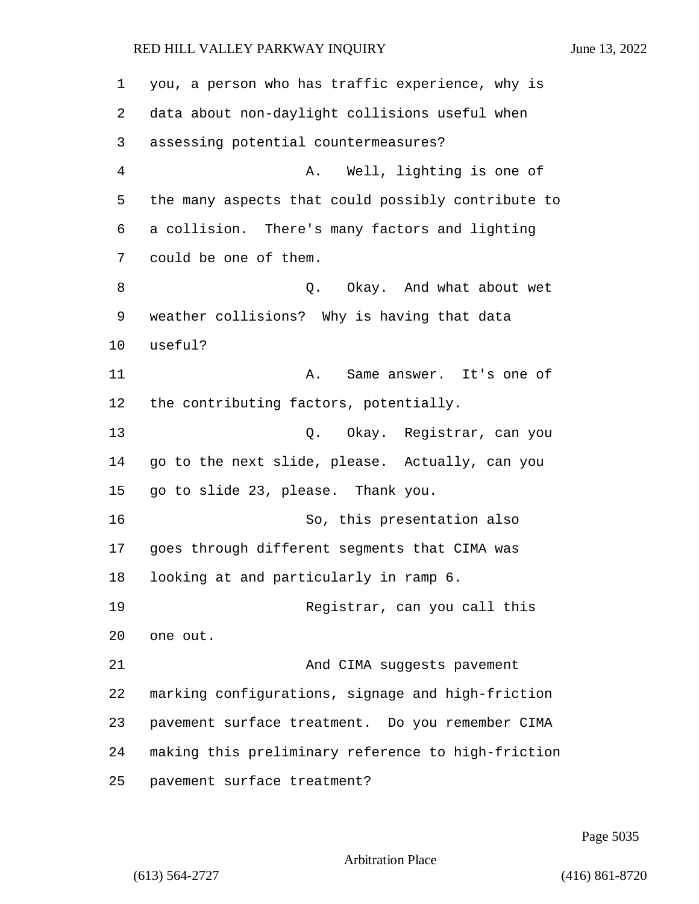you, a person who has traffic experience, why is data about non-daylight collisions useful when assessing potential countermeasures?

A. Well, lighting is one of the many aspects that could possibly contribute to a collision. There's many factors and lighting could be one of them.

Q. Okay. And what about wet weather collisions? Why is having that data useful?

A. Same answer. It's one of the contributing factors, potentially.

Q. Okay. Registrar, can you go to the next slide, please. Actually, can you go to slide 23, please. Thank you.

So, this presentation also goes through different segments that CIMA was looking at and particularly in ramp 6.

Registrar, can you call this one out.

And CIMA suggests pavement marking configurations, signage and high-friction pavement surface treatment. Do you remember CIMA making this preliminary reference to high-friction pavement surface treatment?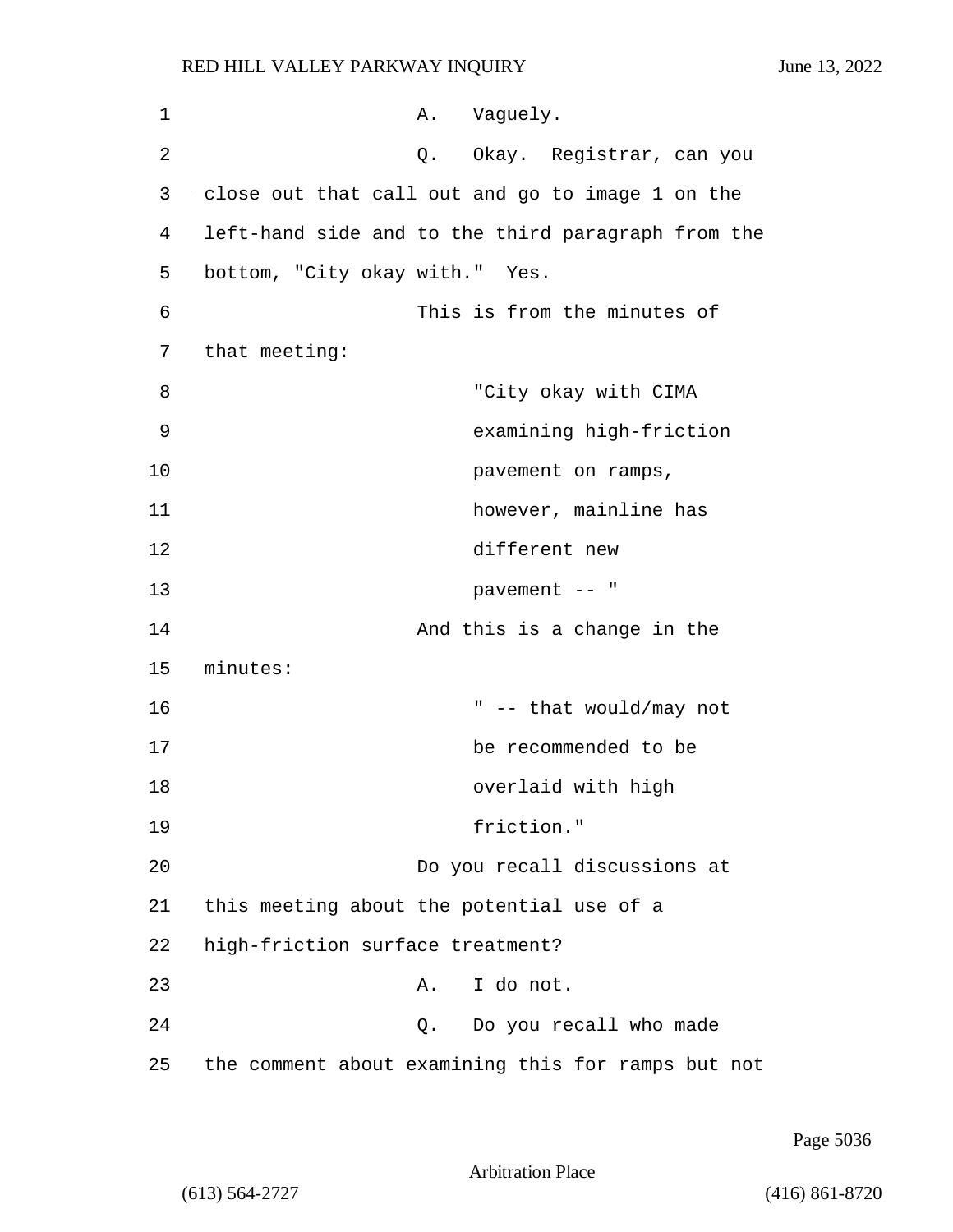A. Vaguely.

Q. Okay. Registrar, can you close out that call out and go to image 1 on the left-hand side and to the third paragraph from the bottom, "City okay with." Yes.

This is from the minutes of that meeting:

> "City okay with CIMA examining high-friction pavement on ramps, however, mainline has different new pavement -- "

And this is a change in the minutes:

> " -- that would/may not be recommended to be overlaid with high friction."

Do you recall discussions at this meeting about the potential use of a high-friction surface treatment?

A. I do not.

Q. Do you recall who made the comment about examining this for ramps but not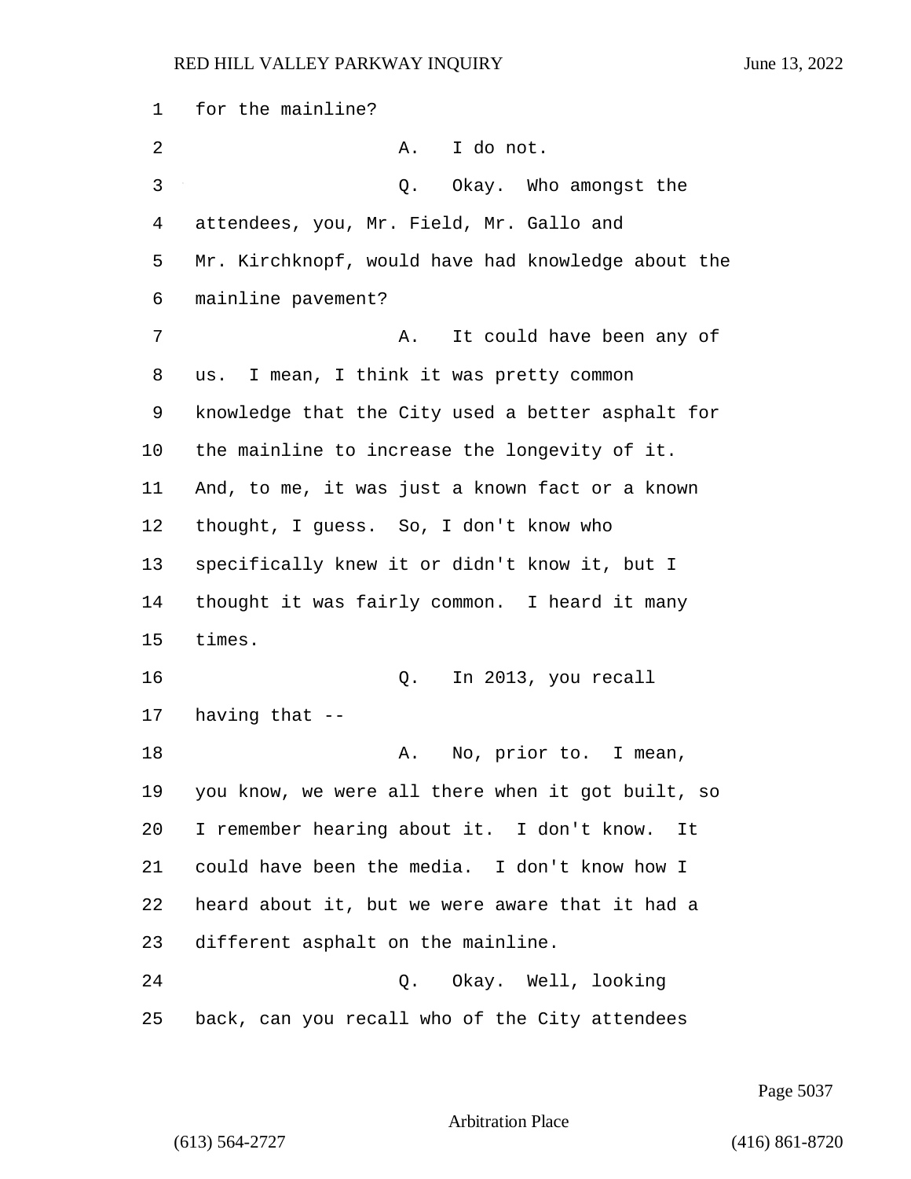for the mainline?

A. I do not.

Q. Okay. Who amongst the attendees, you, Mr. Field, Mr. Gallo and Mr. Kirchknopf, would have had knowledge about the mainline pavement?

A. It could have been any of us. I mean, I think it was pretty common knowledge that the City used a better asphalt for the mainline to increase the longevity of it. And, to me, it was just a known fact or a known thought, I guess. So, I don't know who specifically knew it or didn't know it, but I thought it was fairly common. I heard it many times.

Q. In 2013, you recall having that --

A. No, prior to. I mean, you know, we were all there when it got built, so I remember hearing about it. I don't know. It could have been the media. I don't know how I heard about it, but we were aware that it had a different asphalt on the mainline.

Q. Okay. Well, looking back, can you recall who of the City attendees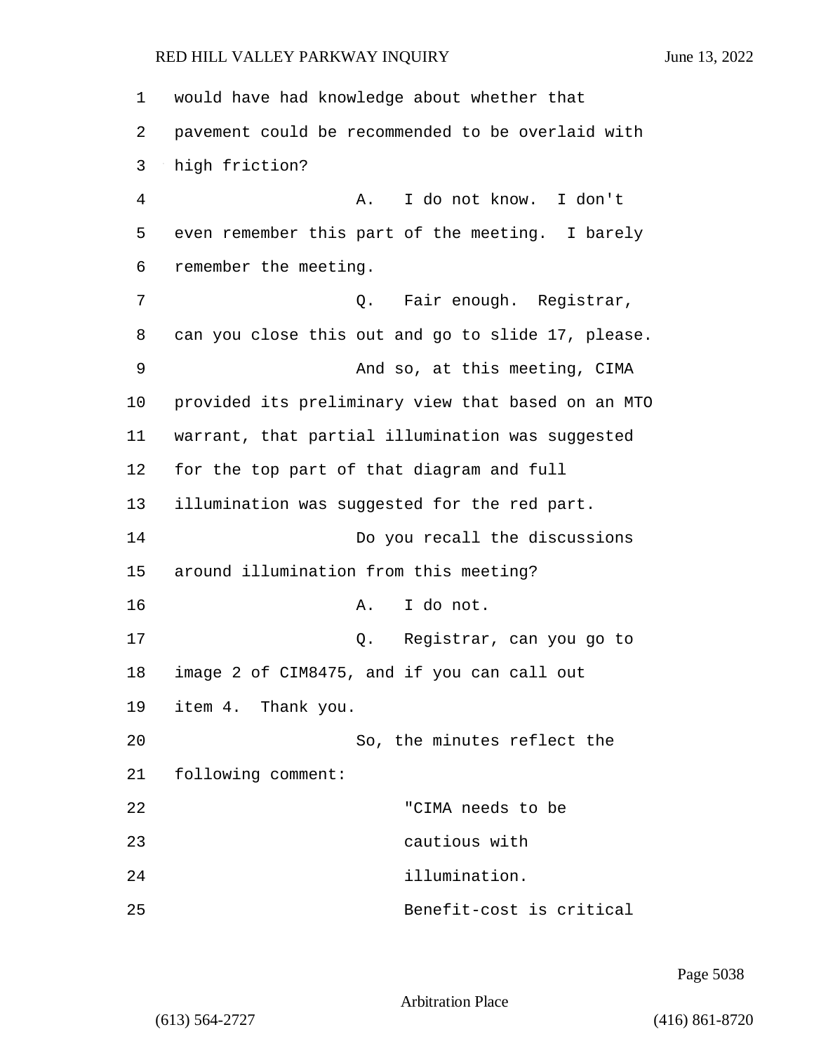would have had knowledge about whether that pavement could be recommended to be overlaid with high friction?

A. I do not know. I don't even remember this part of the meeting. I barely remember the meeting.

Q. Fair enough. Registrar, can you close this out and go to slide 17, please.

And so, at this meeting, CIMA provided its preliminary view that based on an MTO warrant, that partial illumination was suggested for the top part of that diagram and full illumination was suggested for the red part.

Do you recall the discussions around illumination from this meeting?

A. I do not.

Q. Registrar, can you go to image 2 of CIM8475, and if you can call out item 4. Thank you.

So, the minutes reflect the following comment:

"CIMA needs to be cautious with illumination. Benefit-cost is critical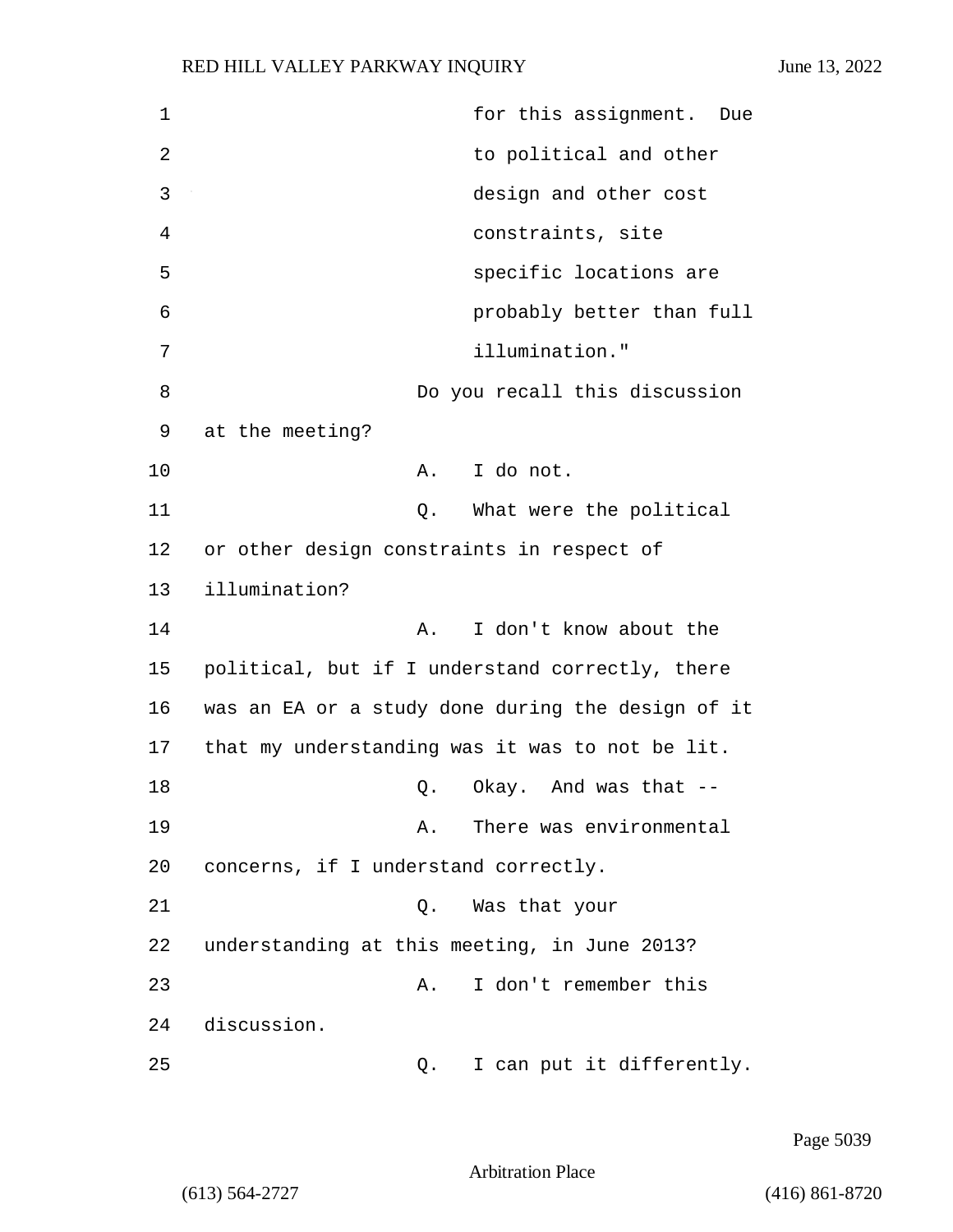for this assignment. Due to political and other design and other cost constraints, site specific locations are probably better than full illumination."

Do you recall this discussion at the meeting?

A. I do not.

Q. What were the political or other design constraints in respect of illumination?

A. I don't know about the political, but if I understand correctly, there was an EA or a study done during the design of it that my understanding was it was to not be lit.

Q. Okay. And was that --

A. There was environmental concerns, if I understand correctly.

Q. Was that your understanding at this meeting, in June 2013?

A. I don't remember this discussion.

Q. I can put it differently.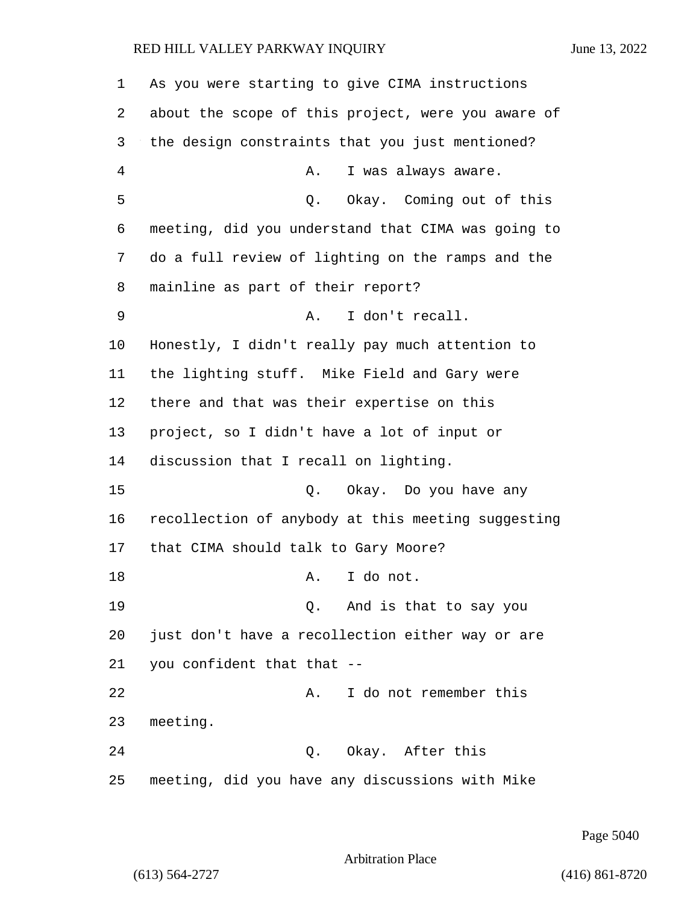As you were starting to give CIMA instructions about the scope of this project, were you aware of the design constraints that you just mentioned?

A. I was always aware.

Q. Okay. Coming out of this meeting, did you understand that CIMA was going to do a full review of lighting on the ramps and the mainline as part of their report?

A. I don't recall. Honestly, I didn't really pay much attention to the lighting stuff. Mike Field and Gary were there and that was their expertise on this project, so I didn't have a lot of input or discussion that I recall on lighting.

Q. Okay. Do you have any recollection of anybody at this meeting suggesting that CIMA should talk to Gary Moore?

A. I do not.

Q. And is that to say you just don't have a recollection either way or are you confident that that --

A. I do not remember this meeting.

Q. Okay. After this meeting, did you have any discussions with Mike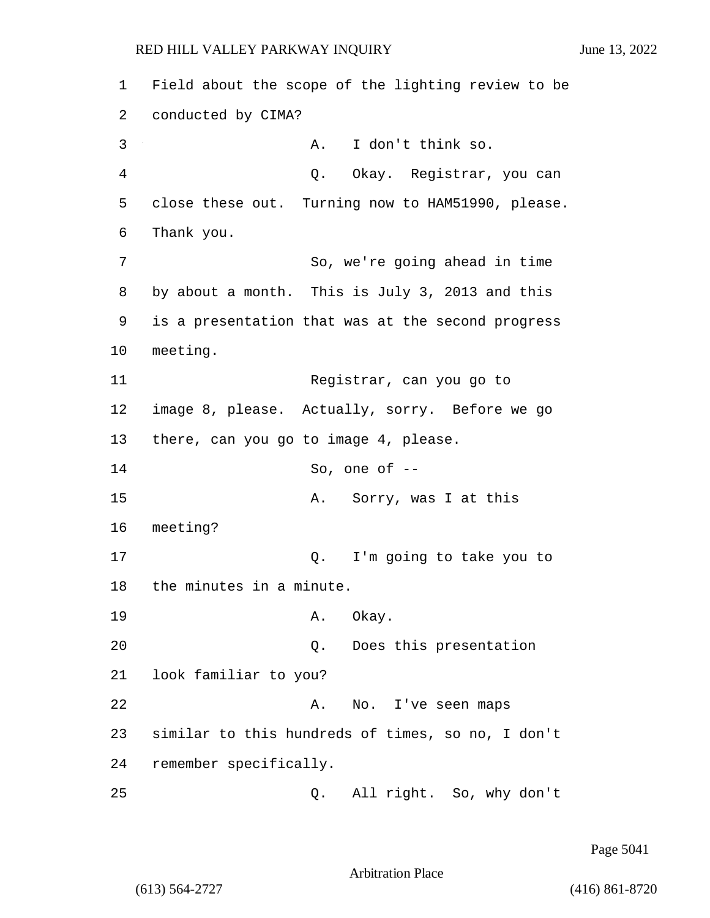1 Field about the scope of the lighting review to be

2 conducted by CIMA?

3 A. I don't think so.

4 Q. Okay. Registrar, you can

5 close these out. Turning now to HAM51990, please.

6 Thank you.

7 So, we're going ahead in time

8 by about a month. This is July 3, 2013 and this

9 is a presentation that was at the second progress

10 meeting.

11 Registrar, can you go to

12 image 8, please. Actually, sorry. Before we go

13 there, can you go to image 4, please.

14 So, one of --

15 A. Sorry, was I at this

16 meeting?

17 Q. I'm going to take you to

18 the minutes in a minute.

19 A. Okay.

20 Q. Does this presentation

21 look familiar to you?

22 A. No. I've seen maps

23 similar to this hundreds of times, so no, I don't

24 remember specifically.

25 Q. All right. So, why don't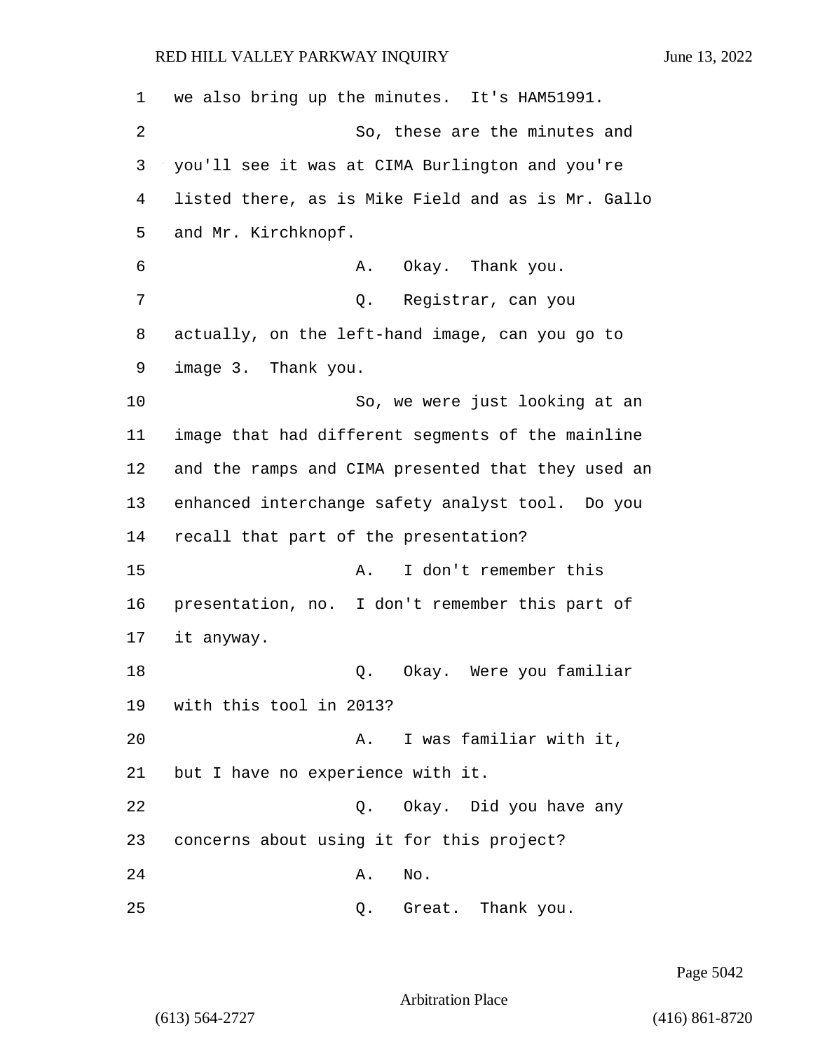we also bring up the minutes. It's HAM51991.

So, these are the minutes and you'll see it was at CIMA Burlington and you're listed there, as is Mike Field and as is Mr. Gallo and Mr. Kirchknopf.

A. Okay. Thank you.

Q. Registrar, can you actually, on the left-hand image, can you go to image 3. Thank you.

So, we were just looking at an image that had different segments of the mainline and the ramps and CIMA presented that they used an enhanced interchange safety analyst tool. Do you recall that part of the presentation?

A. I don't remember this presentation, no. I don't remember this part of it anyway.

Q. Okay. Were you familiar with this tool in 2013?

A. I was familiar with it, but I have no experience with it.

Q. Okay. Did you have any concerns about using it for this project?

A. No.

Q. Great. Thank you.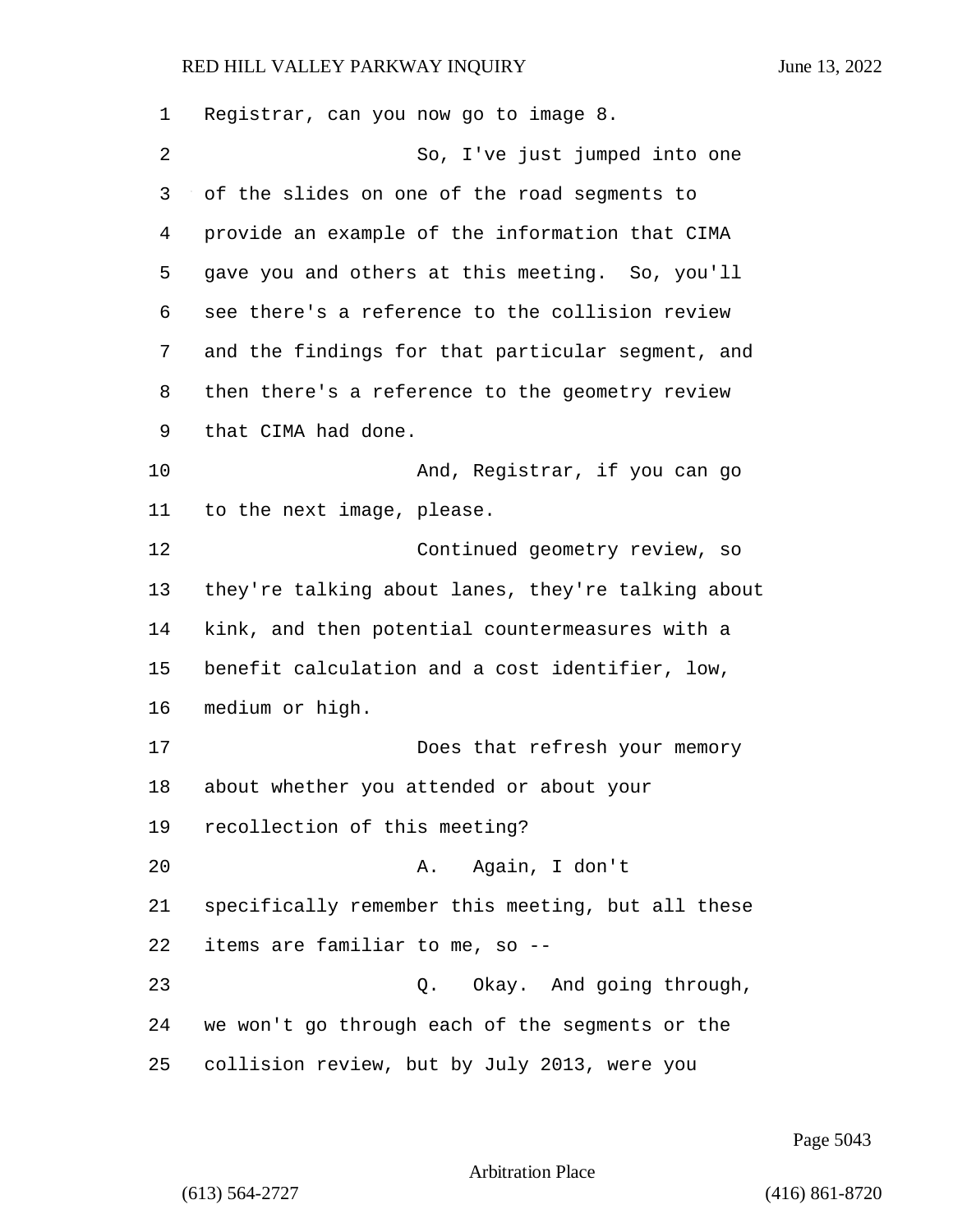Registrar, can you now go to image 8.

So, I've just jumped into one of the slides on one of the road segments to provide an example of the information that CIMA gave you and others at this meeting. So, you'll see there's a reference to the collision review and the findings for that particular segment, and then there's a reference to the geometry review that CIMA had done.

And, Registrar, if you can go to the next image, please.

Continued geometry review, so they're talking about lanes, they're talking about kink, and then potential countermeasures with a benefit calculation and a cost identifier, low, medium or high.

Does that refresh your memory about whether you attended or about your recollection of this meeting?

A. Again, I don't specifically remember this meeting, but all these items are familiar to me, so --

Q. Okay. And going through, we won't go through each of the segments or the collision review, but by July 2013, were you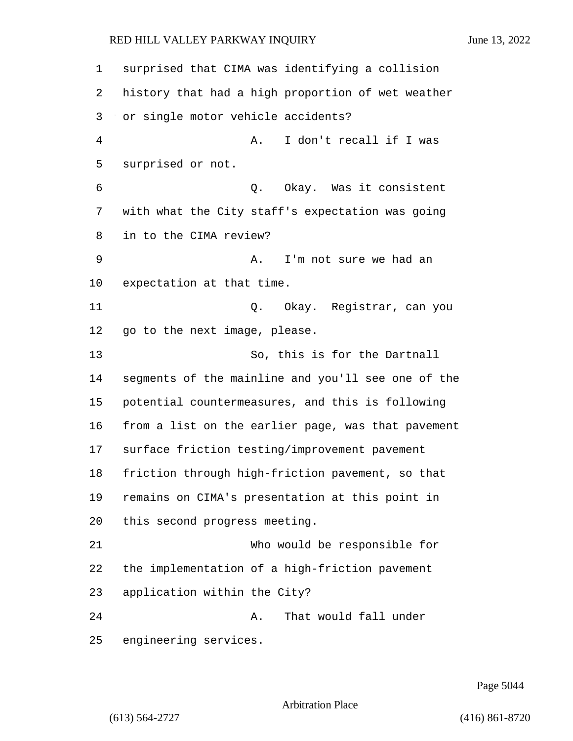surprised that CIMA was identifying a collision history that had a high proportion of wet weather or single motor vehicle accidents?

A. I don't recall if I was surprised or not.

Q. Okay. Was it consistent with what the City staff's expectation was going in to the CIMA review?

A. I'm not sure we had an expectation at that time.

Q. Okay. Registrar, can you go to the next image, please.

So, this is for the Dartnall segments of the mainline and you'll see one of the potential countermeasures, and this is following from a list on the earlier page, was that pavement surface friction testing/improvement pavement friction through high-friction pavement, so that remains on CIMA's presentation at this point in this second progress meeting.

Who would be responsible for the implementation of a high-friction pavement application within the City?

A. That would fall under engineering services.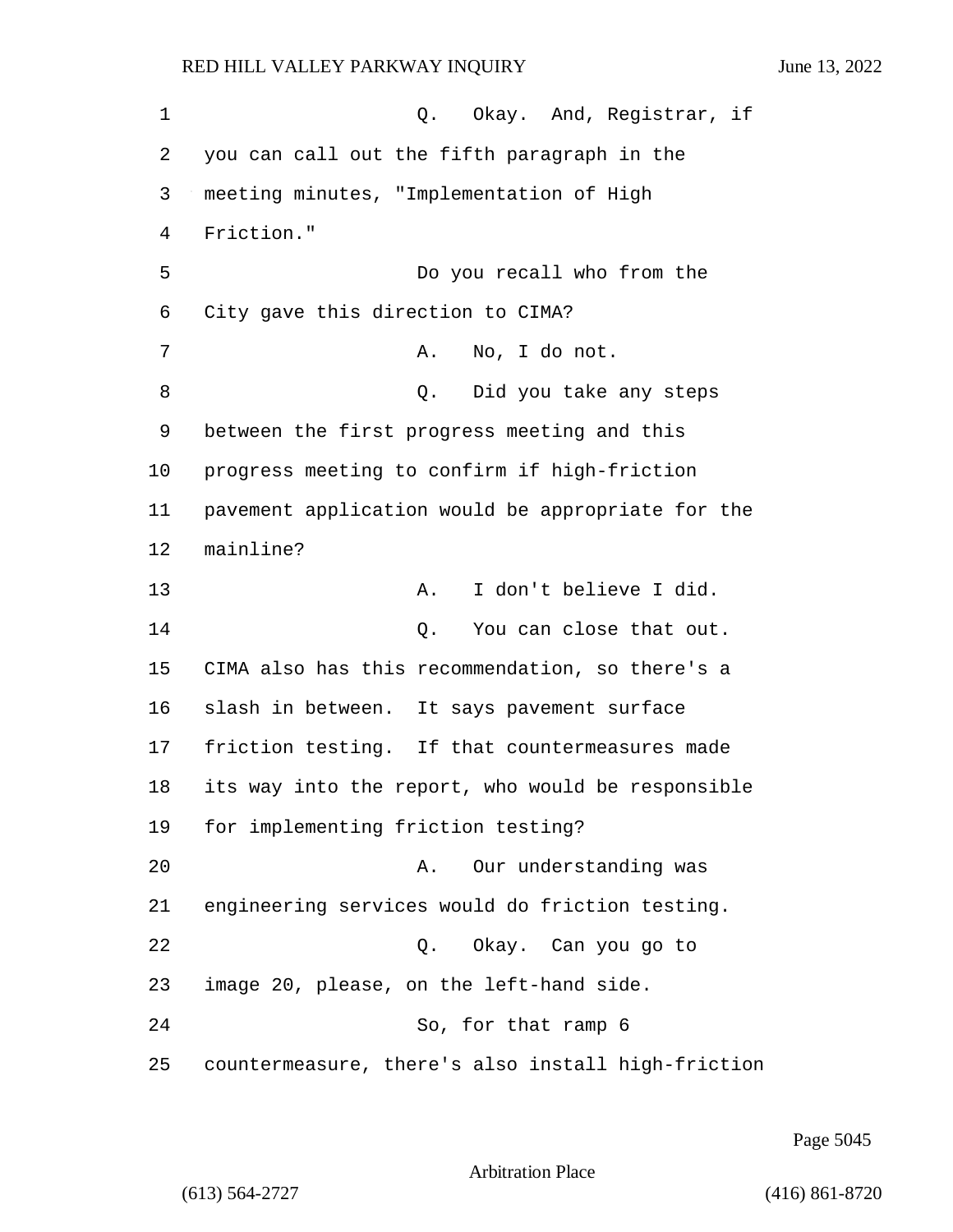Q. Okay. And, Registrar, if you can call out the fifth paragraph in the meeting minutes, "Implementation of High Friction."

Do you recall who from the City gave this direction to CIMA?

A. No, I do not.

Q. Did you take any steps between the first progress meeting and this progress meeting to confirm if high-friction pavement application would be appropriate for the mainline?

A. I don't believe I did.

Q. You can close that out. CIMA also has this recommendation, so there's a slash in between. It says pavement surface friction testing. If that countermeasures made its way into the report, who would be responsible for implementing friction testing?

A. Our understanding was engineering services would do friction testing.

Q. Okay. Can you go to image 20, please, on the left-hand side.

So, for that ramp 6 countermeasure, there's also install high-friction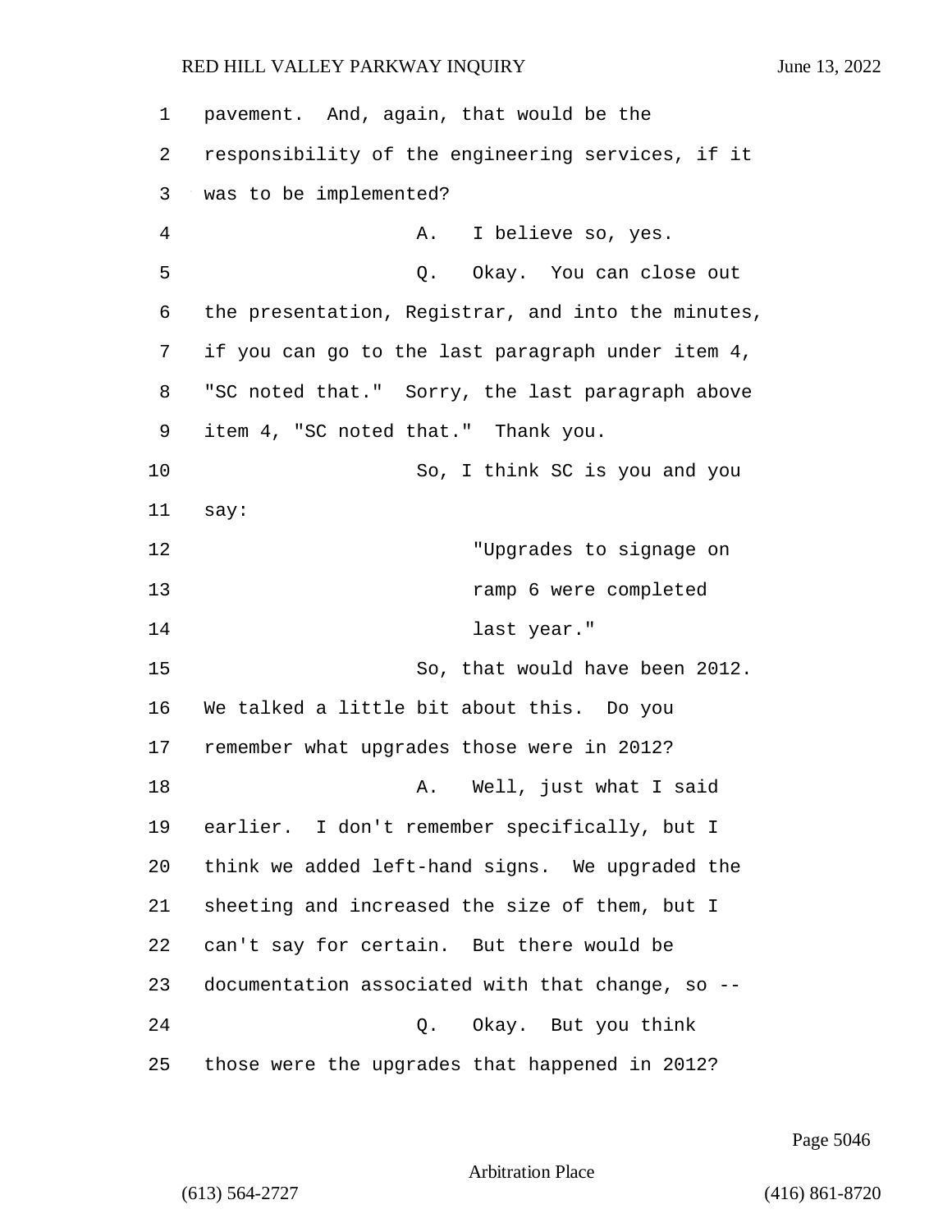pavement. And, again, that would be the responsibility of the engineering services, if it was to be implemented?

A. I believe so, yes.

Q. Okay. You can close out the presentation, Registrar, and into the minutes, if you can go to the last paragraph under item 4, "SC noted that." Sorry, the last paragraph above item 4, "SC noted that." Thank you.

So, I think SC is you and you say:

> "Upgrades to signage on ramp 6 were completed last year."

So, that would have been 2012. We talked a little bit about this. Do you remember what upgrades those were in 2012?

A. Well, just what I said earlier. I don't remember specifically, but I think we added left-hand signs. We upgraded the sheeting and increased the size of them, but I can't say for certain. But there would be documentation associated with that change, so --

Q. Okay. But you think those were the upgrades that happened in 2012?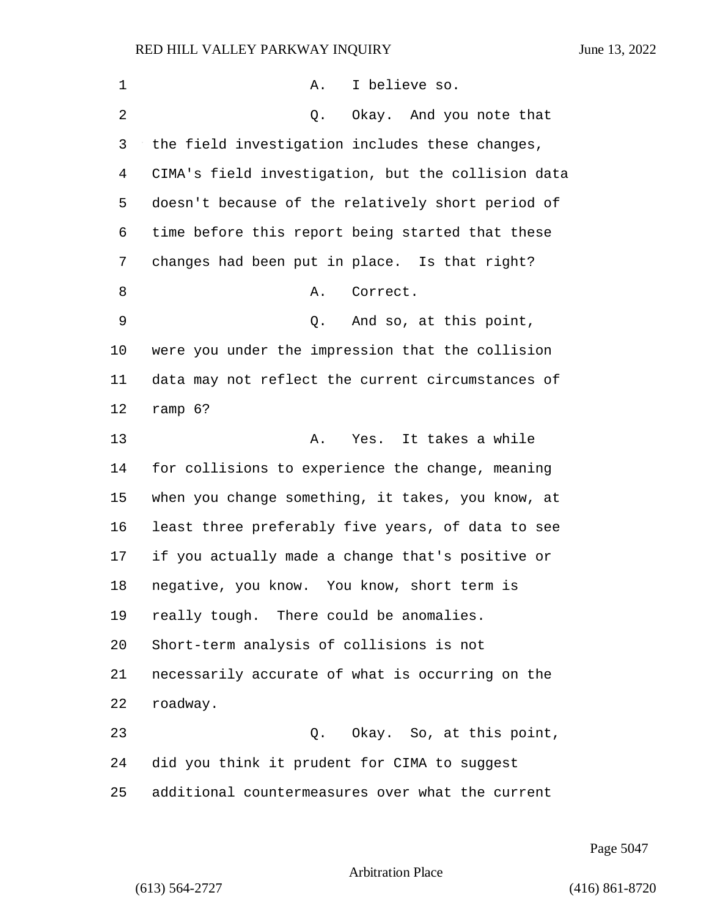A. I believe so.

Q. Okay. And you note that the field investigation includes these changes, CIMA's field investigation, but the collision data doesn't because of the relatively short period of time before this report being started that these changes had been put in place. Is that right?

A. Correct.

Q. And so, at this point, were you under the impression that the collision data may not reflect the current circumstances of ramp 6?

A. Yes. It takes a while for collisions to experience the change, meaning when you change something, it takes, you know, at least three preferably five years, of data to see if you actually made a change that's positive or negative, you know. You know, short term is really tough. There could be anomalies. Short-term analysis of collisions is not necessarily accurate of what is occurring on the roadway.

Q. Okay. So, at this point, did you think it prudent for CIMA to suggest additional countermeasures over what the current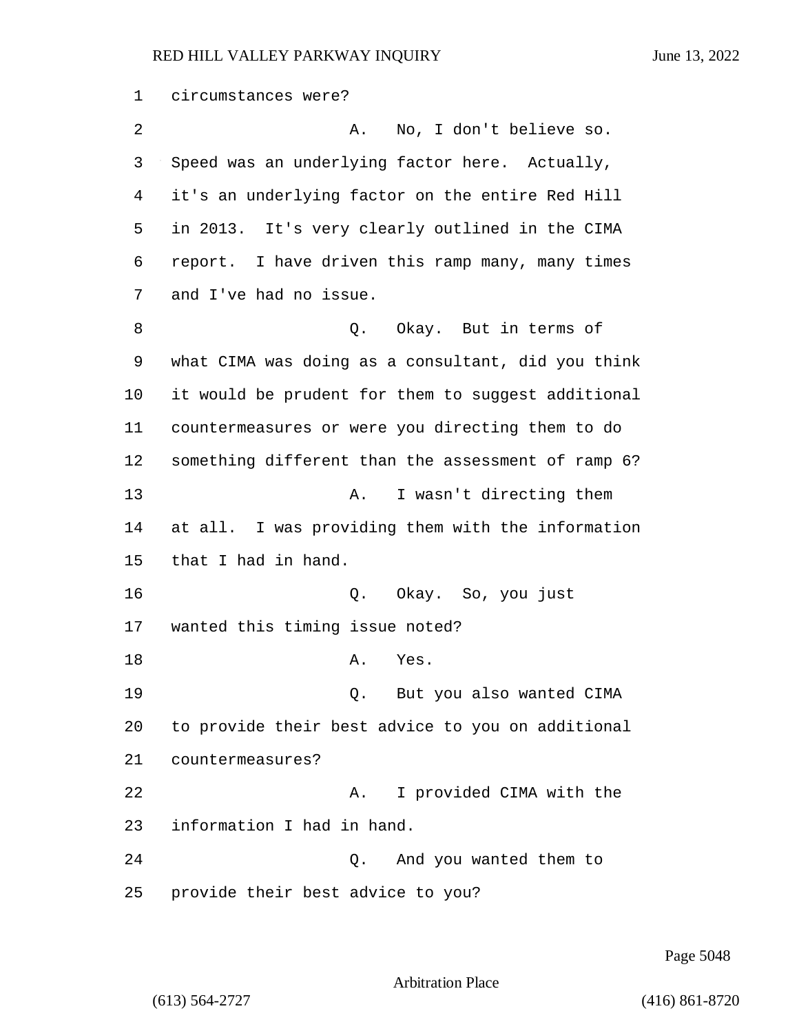circumstances were?

A. No, I don't believe so. Speed was an underlying factor here. Actually, it's an underlying factor on the entire Red Hill in 2013. It's very clearly outlined in the CIMA report. I have driven this ramp many, many times and I've had no issue.

Q. Okay. But in terms of what CIMA was doing as a consultant, did you think it would be prudent for them to suggest additional countermeasures or were you directing them to do something different than the assessment of ramp 6?

A. I wasn't directing them at all. I was providing them with the information that I had in hand.

Q. Okay. So, you just wanted this timing issue noted?

A. Yes.

Q. But you also wanted CIMA to provide their best advice to you on additional countermeasures?

A. I provided CIMA with the information I had in hand.

Q. And you wanted them to provide their best advice to you?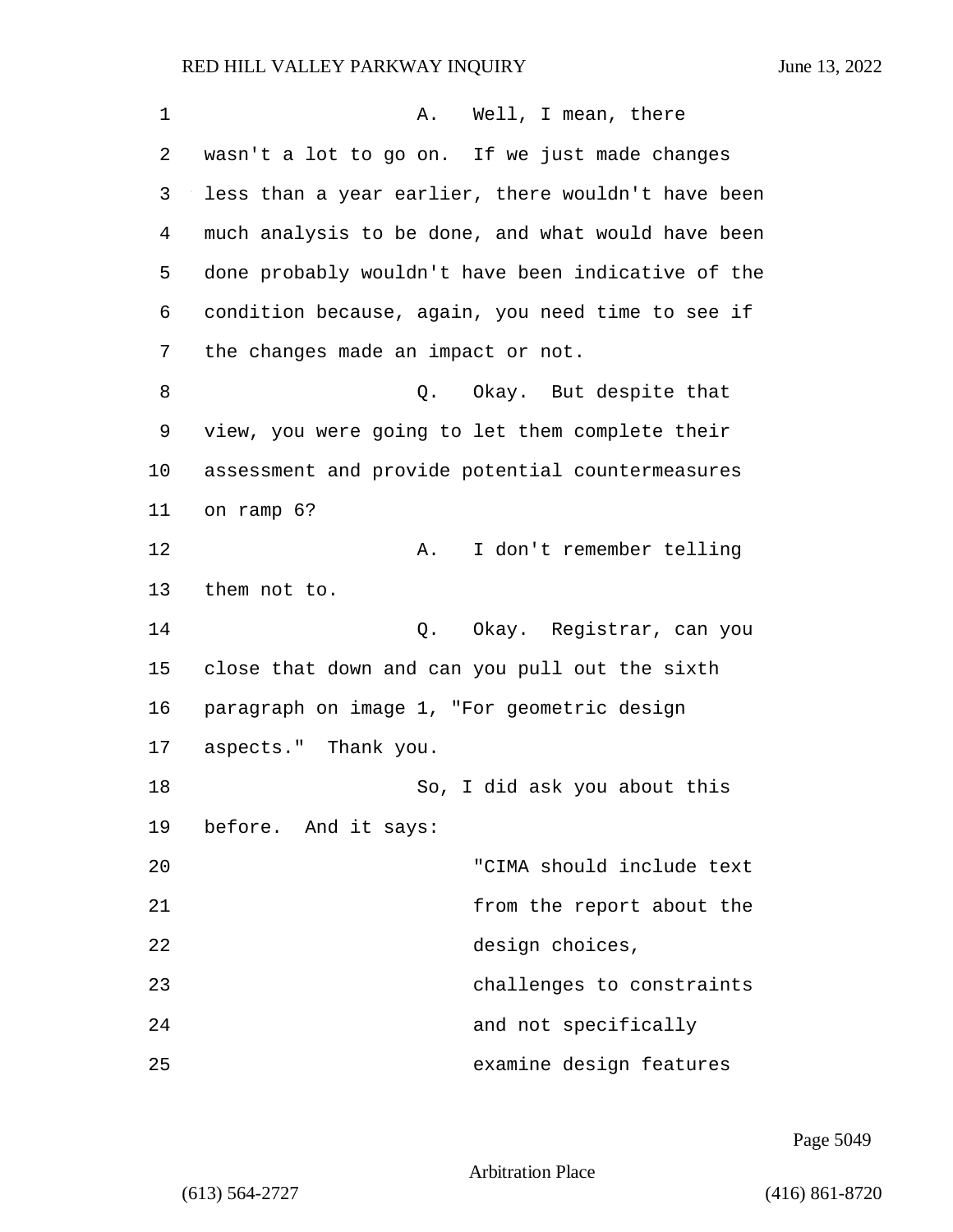A. Well, I mean, there wasn't a lot to go on. If we just made changes less than a year earlier, there wouldn't have been much analysis to be done, and what would have been done probably wouldn't have been indicative of the condition because, again, you need time to see if the changes made an impact or not.

Q. Okay. But despite that view, you were going to let them complete their assessment and provide potential countermeasures on ramp 6?

A. I don't remember telling them not to.

Q. Okay. Registrar, can you close that down and can you pull out the sixth paragraph on image 1, "For geometric design aspects." Thank you.

So, I did ask you about this before. And it says:

> "CIMA should include text from the report about the design choices, challenges to constraints and not specifically examine design features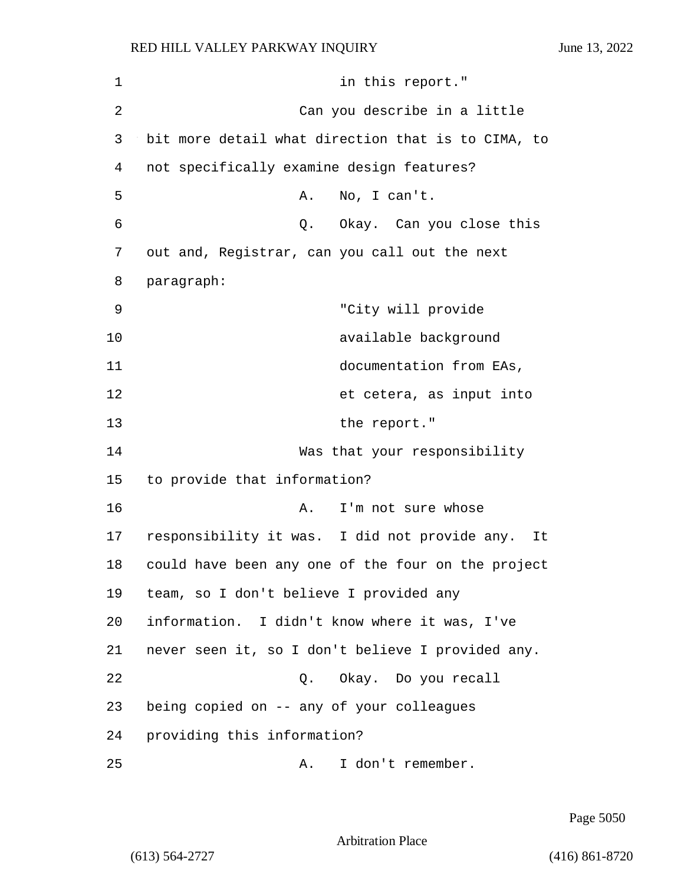in this report."

Can you describe in a little bit more detail what direction that is to CIMA, to not specifically examine design features?

A. No, I can't.

Q. Okay. Can you close this out and, Registrar, can you call out the next paragraph:

"City will provide available background documentation from EAs, et cetera, as input into the report."

Was that your responsibility to provide that information?

A. I'm not sure whose responsibility it was. I did not provide any. It could have been any one of the four on the project team, so I don't believe I provided any information. I didn't know where it was, I've never seen it, so I don't believe I provided any.

Q. Okay. Do you recall being copied on -- any of your colleagues providing this information?

A. I don't remember.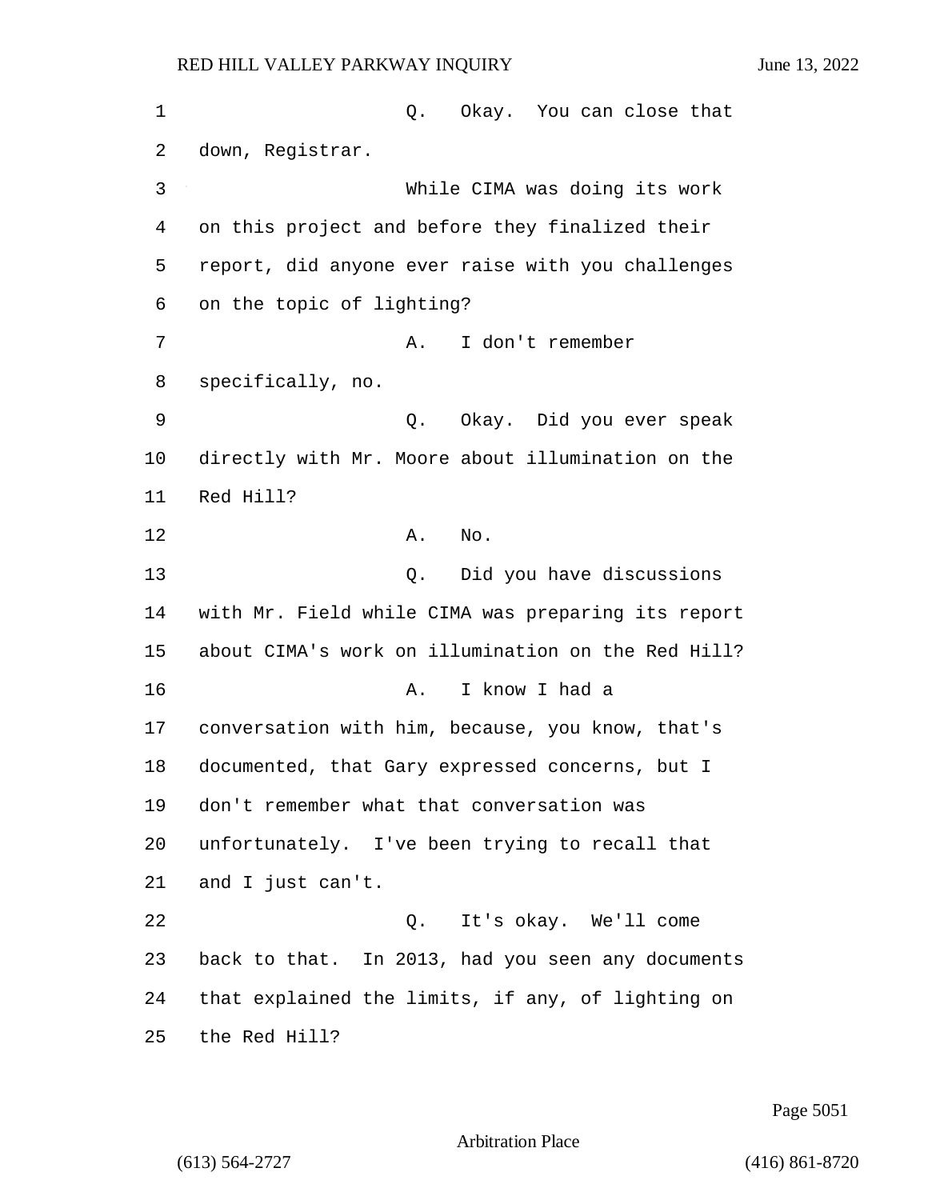Q. Okay. You can close that down, Registrar.

While CIMA was doing its work on this project and before they finalized their report, did anyone ever raise with you challenges on the topic of lighting?

A. I don't remember specifically, no.

Q. Okay. Did you ever speak directly with Mr. Moore about illumination on the Red Hill?

A. No.

Q. Did you have discussions with Mr. Field while CIMA was preparing its report about CIMA's work on illumination on the Red Hill?

A. I know I had a conversation with him, because, you know, that's documented, that Gary expressed concerns, but I don't remember what that conversation was unfortunately. I've been trying to recall that and I just can't.

Q. It's okay. We'll come back to that. In 2013, had you seen any documents that explained the limits, if any, of lighting on the Red Hill?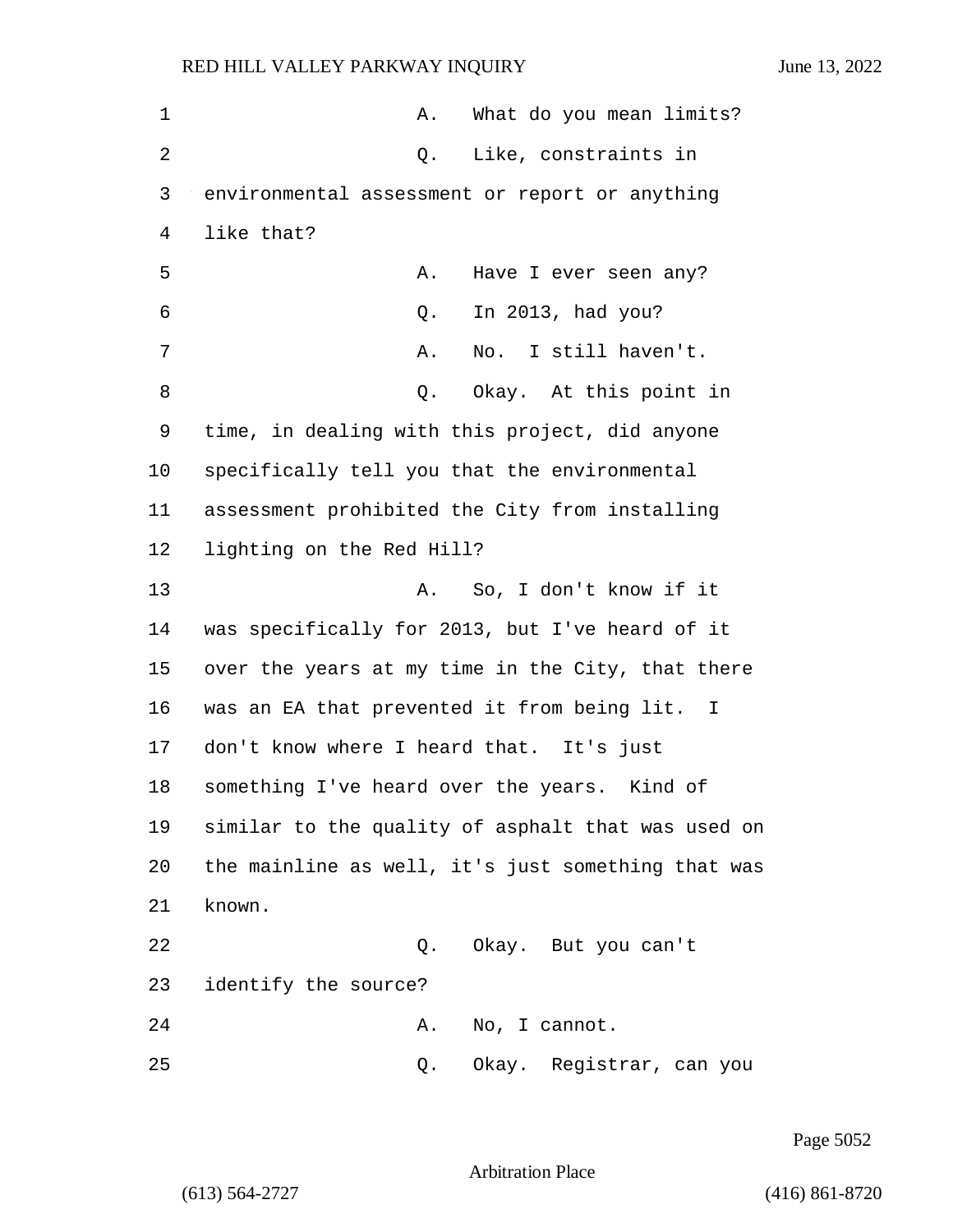A. What do you mean limits?

Q. Like, constraints in environmental assessment or report or anything like that?

A. Have I ever seen any?

Q. In 2013, had you?

A. No. I still haven't.

Q. Okay. At this point in time, in dealing with this project, did anyone specifically tell you that the environmental assessment prohibited the City from installing lighting on the Red Hill?

A. So, I don't know if it was specifically for 2013, but I've heard of it over the years at my time in the City, that there was an EA that prevented it from being lit. I don't know where I heard that. It's just something I've heard over the years. Kind of similar to the quality of asphalt that was used on the mainline as well, it's just something that was known.

Q. Okay. But you can't identify the source?

A. No, I cannot.

Q. Okay. Registrar, can you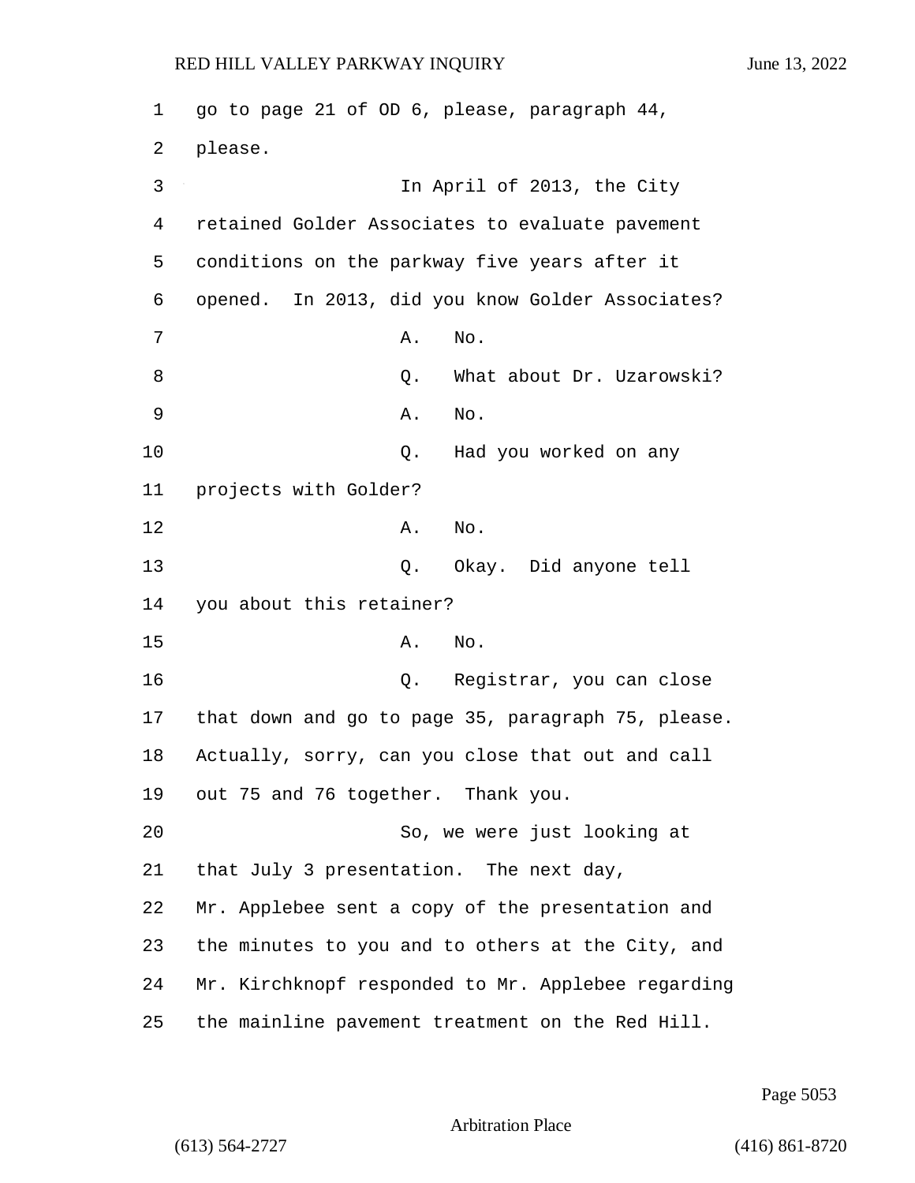1 go to page 21 of OD 6, please, paragraph 44,

2 please.

3 In April of 2013, the City

4 retained Golder Associates to evaluate pavement

5 conditions on the parkway five years after it

6 opened. In 2013, did you know Golder Associates?

7 A. No.

8 Q. What about Dr. Uzarowski?

9 A. No.

10 Q. Had you worked on any

11 projects with Golder?

12 A. No.

13 Q. Okay. Did anyone tell

14 you about this retainer?

15 A. No.

16 Q. Registrar, you can close

17 that down and go to page 35, paragraph 75, please.

18 Actually, sorry, can you close that out and call

19 out 75 and 76 together. Thank you.

20 So, we were just looking at

21 that July 3 presentation. The next day,

22 Mr. Applebee sent a copy of the presentation and

23 the minutes to you and to others at the City, and

24 Mr. Kirchknopf responded to Mr. Applebee regarding

25 the mainline pavement treatment on the Red Hill.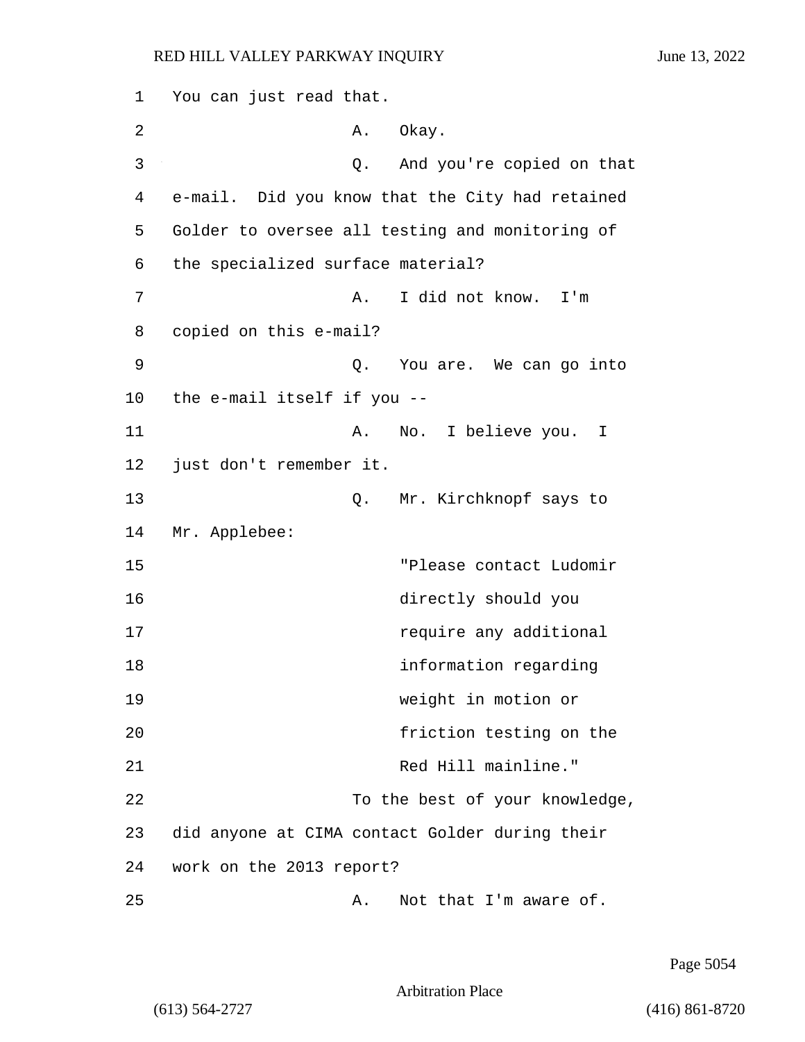1 You can just read that.

2 A. Okay.

3 Q. And you're copied on that

4 e-mail. Did you know that the City had retained

5 Golder to oversee all testing and monitoring of

6 the specialized surface material?

7 A. I did not know. I'm

8 copied on this e-mail?

9 Q. You are. We can go into

10 the e-mail itself if you --

11 A. No. I believe you. I

12 just don't remember it.

13 Q. Mr. Kirchknopf says to

14 Mr. Applebee:

15 "Please contact Ludomir

16 directly should you

17 require any additional

18 information regarding

19 weight in motion or

20 friction testing on the

21 Red Hill mainline."

22 To the best of your knowledge,

23 did anyone at CIMA contact Golder during their

24 work on the 2013 report?

25 A. Not that I'm aware of.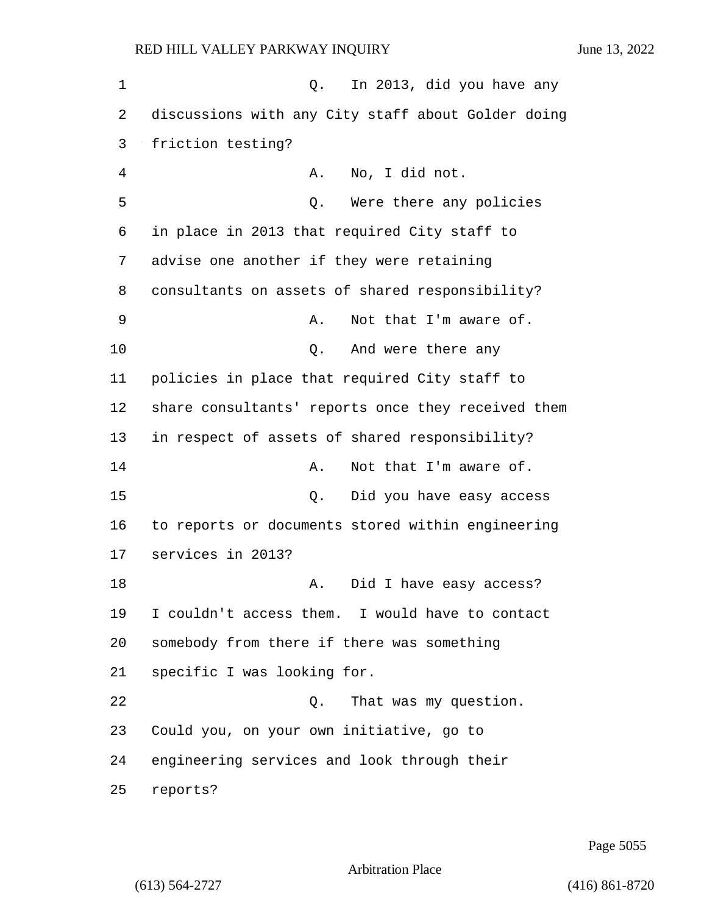Q. In 2013, did you have any discussions with any City staff about Golder doing friction testing?

A. No, I did not.

Q. Were there any policies in place in 2013 that required City staff to advise one another if they were retaining consultants on assets of shared responsibility?

A. Not that I'm aware of.

Q. And were there any policies in place that required City staff to share consultants' reports once they received them in respect of assets of shared responsibility?

A. Not that I'm aware of.

Q. Did you have easy access to reports or documents stored within engineering services in 2013?

A. Did I have easy access? I couldn't access them. I would have to contact somebody from there if there was something specific I was looking for.

Q. That was my question. Could you, on your own initiative, go to engineering services and look through their reports?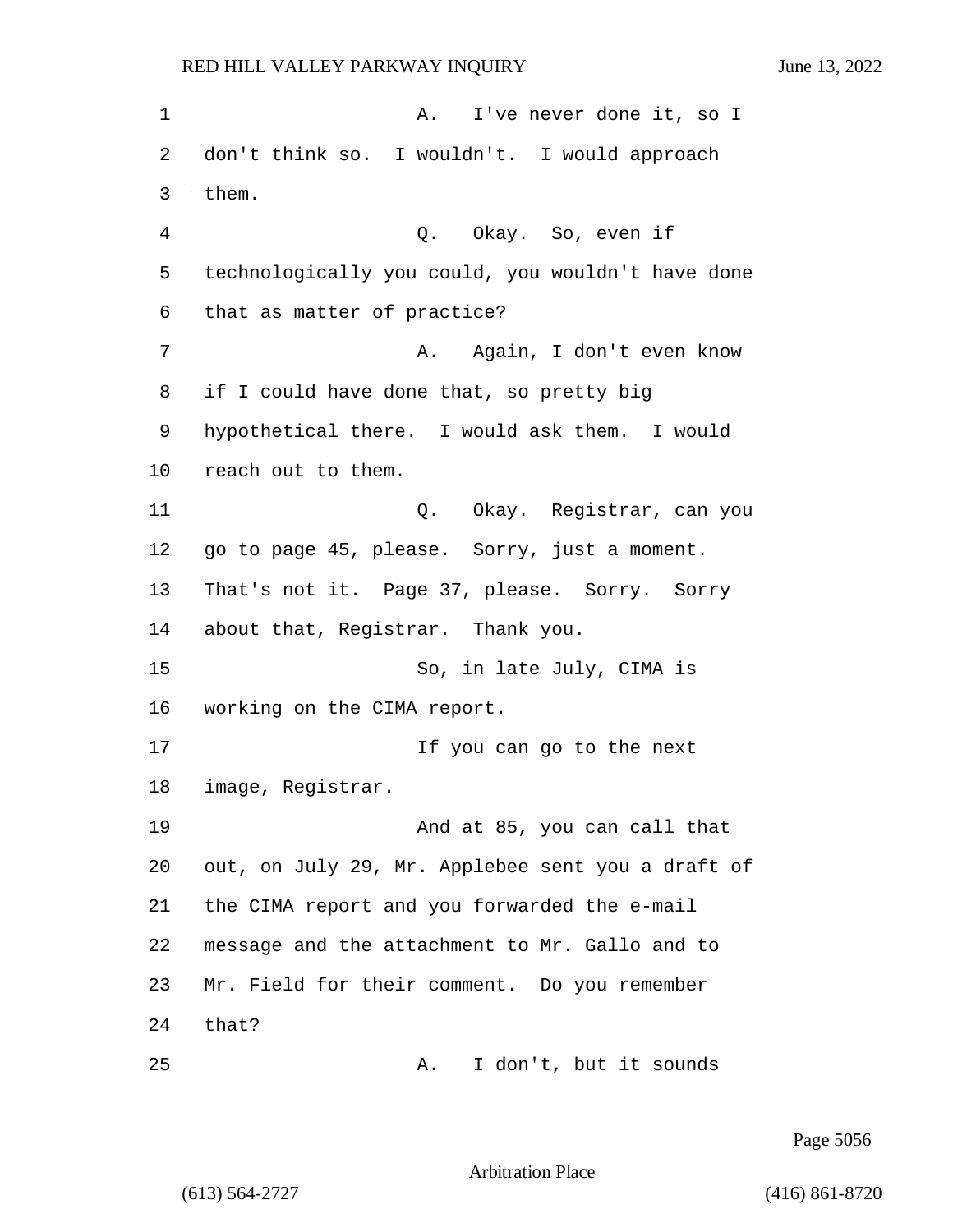A. I've never done it, so I don't think so. I wouldn't. I would approach them.

Q. Okay. So, even if technologically you could, you wouldn't have done that as matter of practice?

A. Again, I don't even know if I could have done that, so pretty big hypothetical there. I would ask them. I would reach out to them.

Q. Okay. Registrar, can you go to page 45, please. Sorry, just a moment. That's not it. Page 37, please. Sorry. Sorry about that, Registrar. Thank you.

So, in late July, CIMA is working on the CIMA report.

If you can go to the next image, Registrar.

And at 85, you can call that out, on July 29, Mr. Applebee sent you a draft of the CIMA report and you forwarded the e-mail message and the attachment to Mr. Gallo and to Mr. Field for their comment. Do you remember that?

A. I don't, but it sounds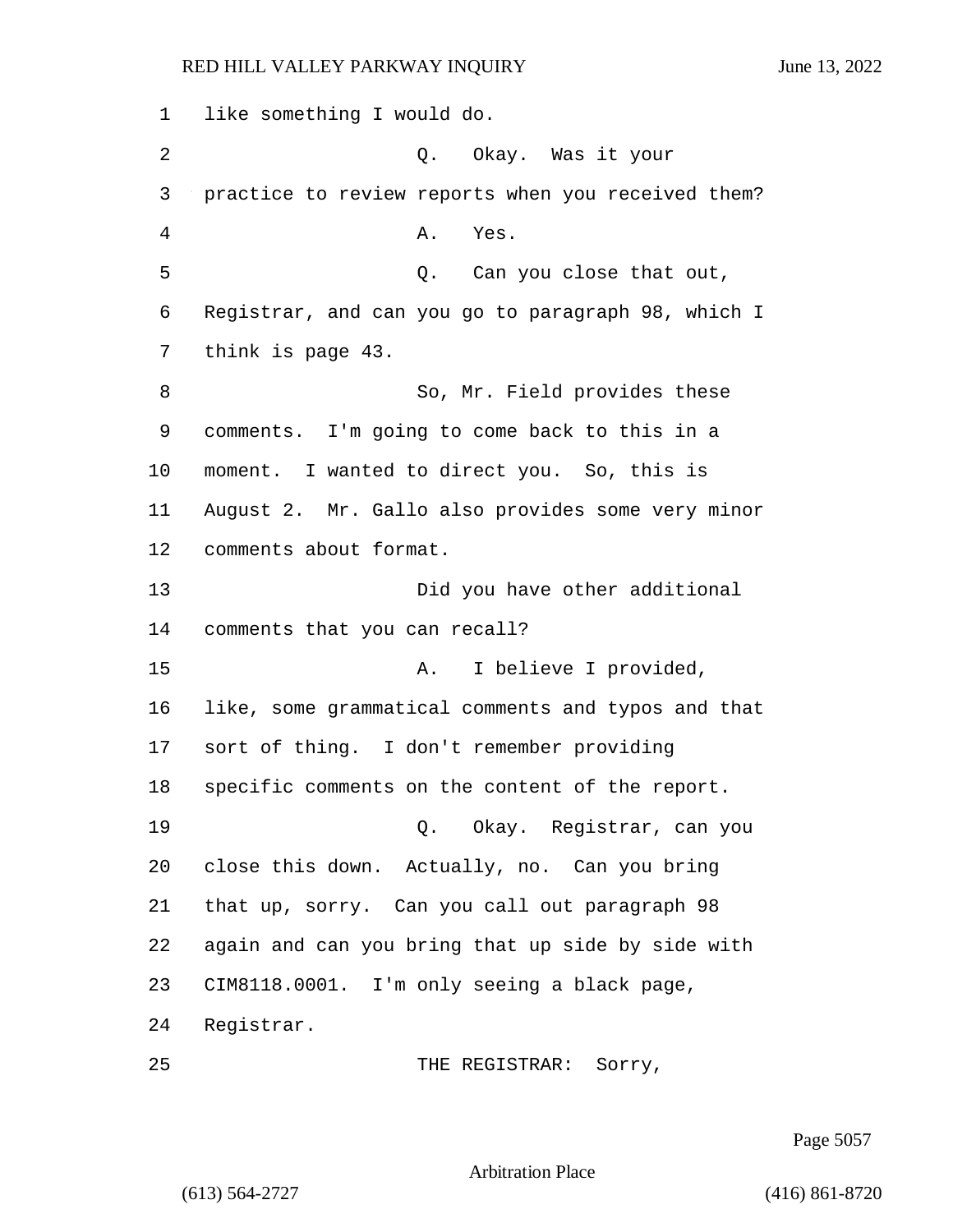like something I would do.

Q. Okay. Was it your practice to review reports when you received them?

A. Yes.

Q. Can you close that out, Registrar, and can you go to paragraph 98, which I think is page 43.

So, Mr. Field provides these comments. I'm going to come back to this in a moment. I wanted to direct you. So, this is August 2. Mr. Gallo also provides some very minor comments about format.

Did you have other additional comments that you can recall?

A. I believe I provided, like, some grammatical comments and typos and that sort of thing. I don't remember providing specific comments on the content of the report.

Q. Okay. Registrar, can you close this down. Actually, no. Can you bring that up, sorry. Can you call out paragraph 98 again and can you bring that up side by side with CIM8118.0001. I'm only seeing a black page, Registrar.

THE REGISTRAR: Sorry,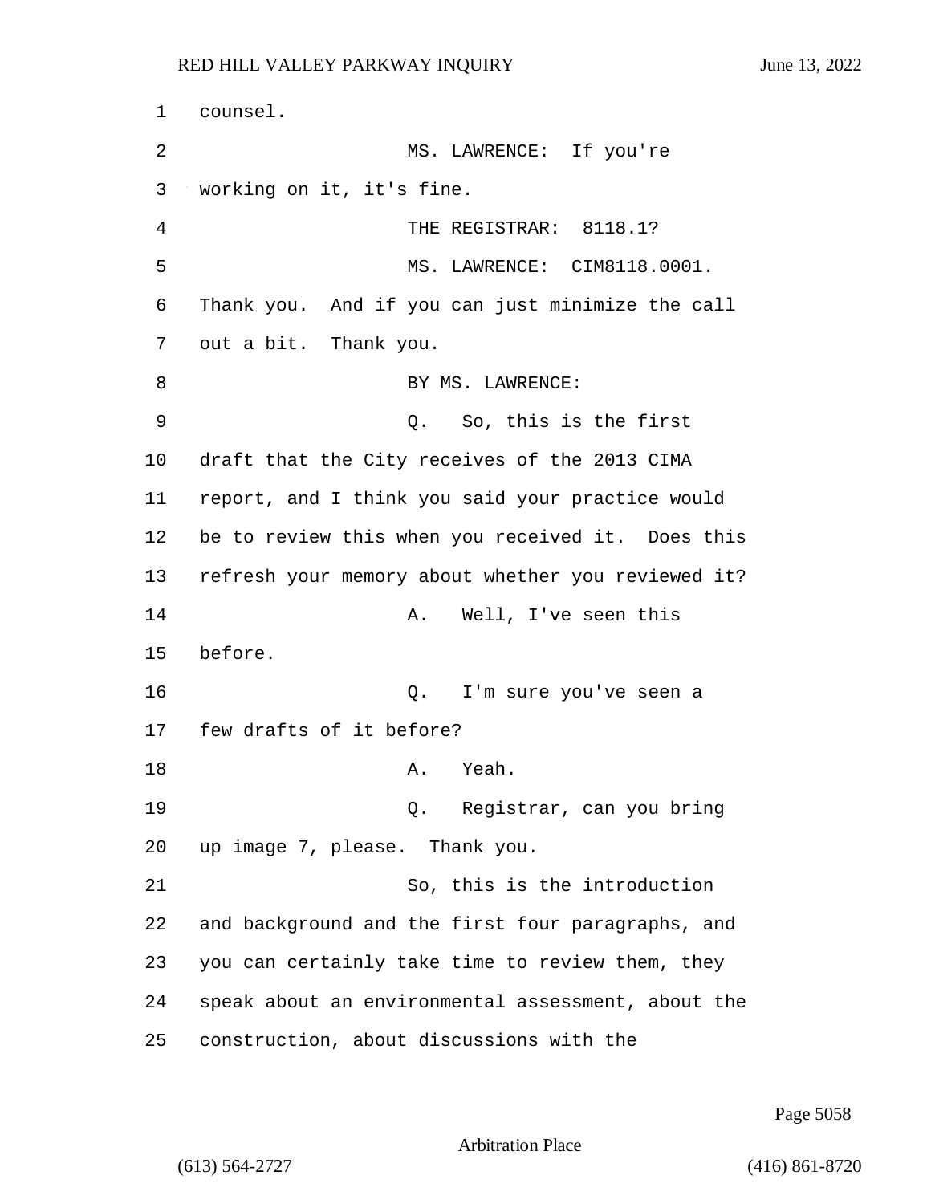counsel.

MS. LAWRENCE: If you're working on it, it's fine.

THE REGISTRAR: 8118.1?

MS. LAWRENCE: CIM8118.0001. Thank you. And if you can just minimize the call out a bit. Thank you.

BY MS. LAWRENCE:

Q. So, this is the first draft that the City receives of the 2013 CIMA report, and I think you said your practice would be to review this when you received it. Does this refresh your memory about whether you reviewed it?

A. Well, I've seen this before.

Q. I'm sure you've seen a few drafts of it before?

A. Yeah.

Q. Registrar, can you bring up image 7, please. Thank you.

So, this is the introduction and background and the first four paragraphs, and you can certainly take time to review them, they speak about an environmental assessment, about the construction, about discussions with the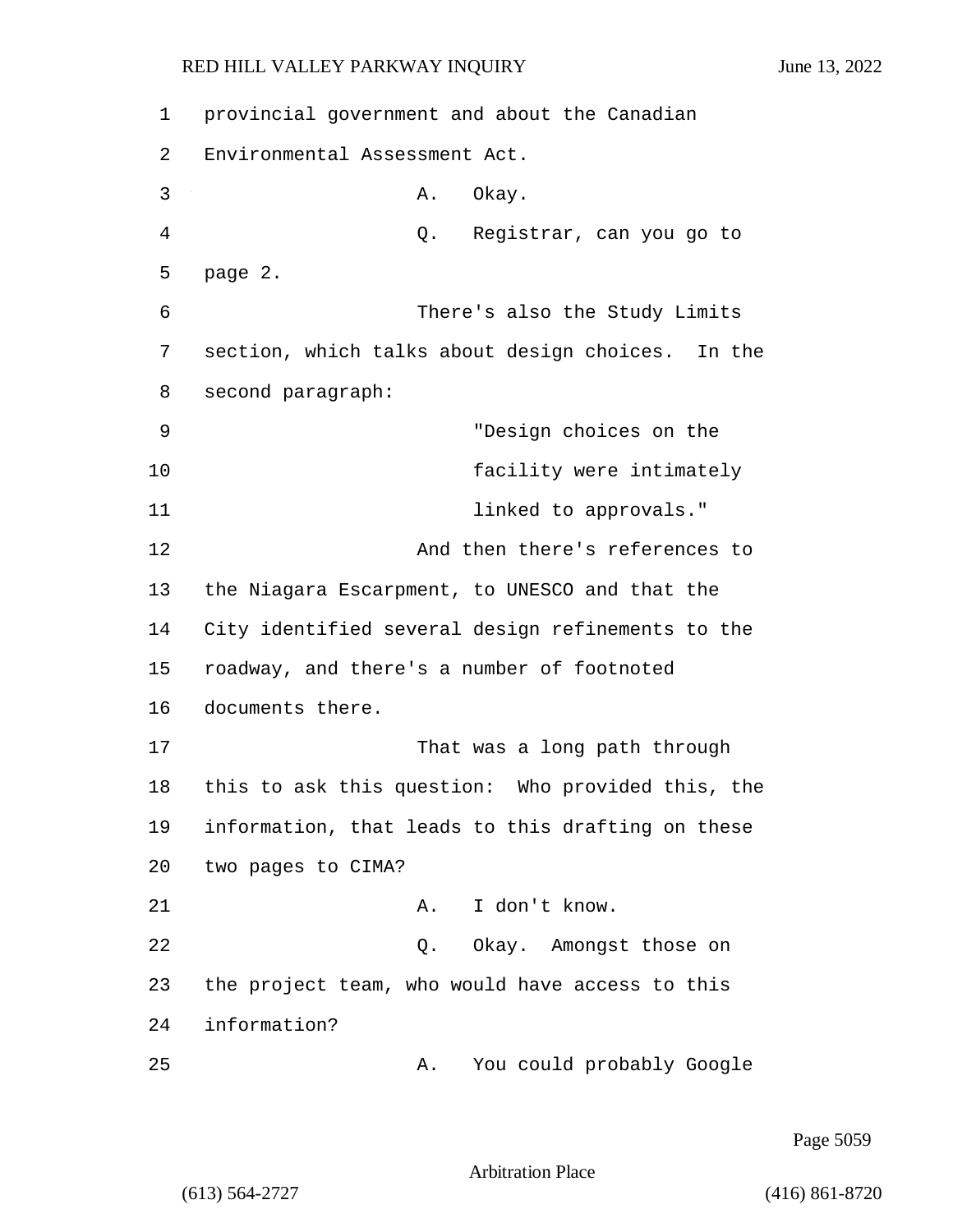provincial government and about the Canadian Environmental Assessment Act.

A. Okay.

Q. Registrar, can you go to page 2.

There's also the Study Limits section, which talks about design choices. In the second paragraph:

"Design choices on the facility were intimately linked to approvals."

And then there's references to the Niagara Escarpment, to UNESCO and that the City identified several design refinements to the roadway, and there's a number of footnoted documents there.

That was a long path through this to ask this question: Who provided this, the information, that leads to this drafting on these two pages to CIMA?

A. I don't know.

Q. Okay. Amongst those on the project team, who would have access to this information?

A. You could probably Google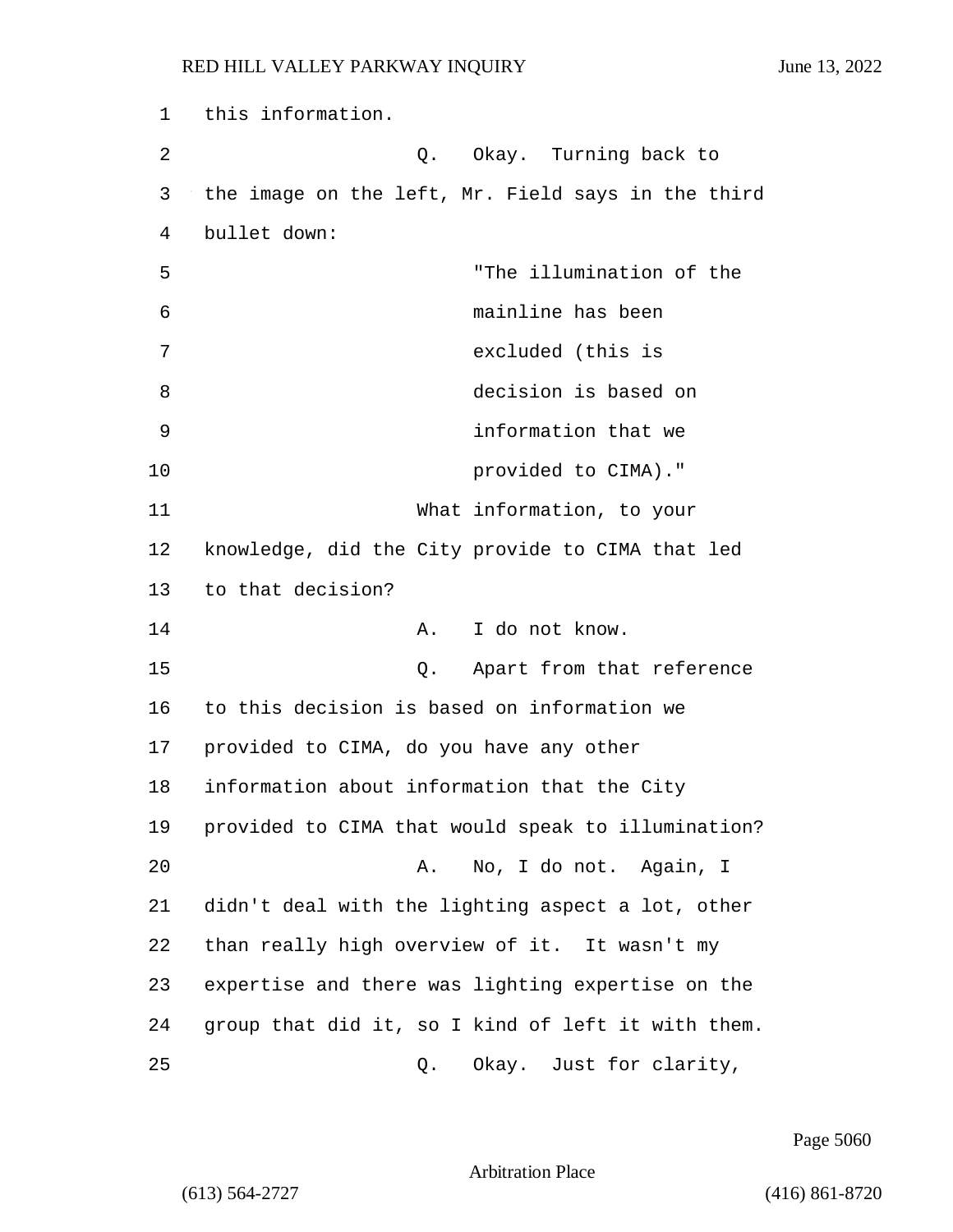this information.

Q. Okay. Turning back to the image on the left, Mr. Field says in the third bullet down:

> "The illumination of the mainline has been excluded (this is decision is based on information that we provided to CIMA)."

What information, to your knowledge, did the City provide to CIMA that led to that decision?

A. I do not know.

Q. Apart from that reference to this decision is based on information we provided to CIMA, do you have any other information about information that the City provided to CIMA that would speak to illumination?

A. No, I do not. Again, I didn't deal with the lighting aspect a lot, other than really high overview of it. It wasn't my expertise and there was lighting expertise on the group that did it, so I kind of left it with them.

Q. Okay. Just for clarity,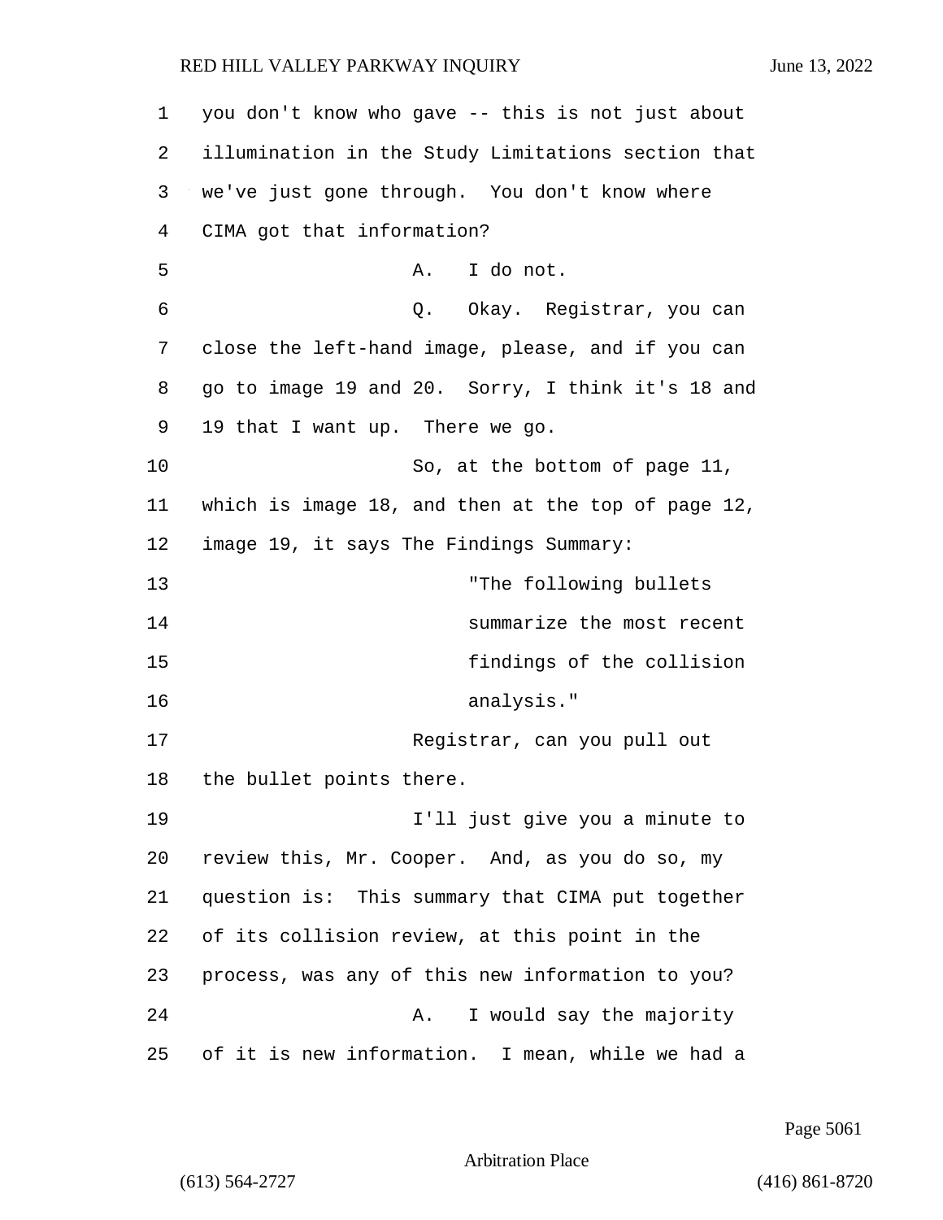you don't know who gave -- this is not just about illumination in the Study Limitations section that we've just gone through. You don't know where CIMA got that information?

A. I do not.

Q. Okay. Registrar, you can close the left-hand image, please, and if you can go to image 19 and 20. Sorry, I think it's 18 and 19 that I want up. There we go.

So, at the bottom of page 11, which is image 18, and then at the top of page 12, image 19, it says The Findings Summary:

> "The following bullets summarize the most recent findings of the collision analysis."

Registrar, can you pull out the bullet points there.

I'll just give you a minute to review this, Mr. Cooper. And, as you do so, my question is: This summary that CIMA put together of its collision review, at this point in the process, was any of this new information to you?

A. I would say the majority of it is new information. I mean, while we had a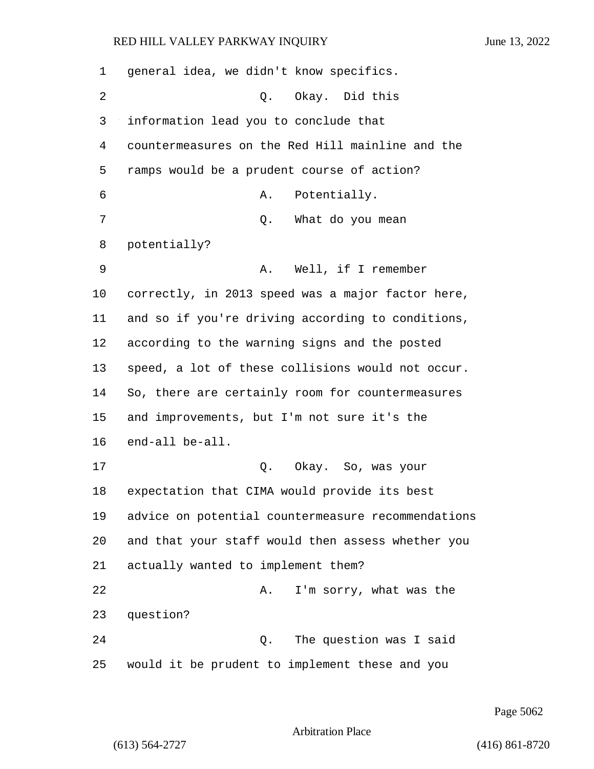1 general idea, we didn't know specifics.

2 Q. Okay. Did this

3 information lead you to conclude that

4 countermeasures on the Red Hill mainline and the

5 ramps would be a prudent course of action?

6 A. Potentially.

7 Q. What do you mean

8 potentially?

9 A. Well, if I remember

10 correctly, in 2013 speed was a major factor here,

11 and so if you're driving according to conditions,

12 according to the warning signs and the posted

13 speed, a lot of these collisions would not occur.

14 So, there are certainly room for countermeasures

15 and improvements, but I'm not sure it's the

16 end-all be-all.

17 Q. Okay. So, was your

18 expectation that CIMA would provide its best

19 advice on potential countermeasure recommendations

20 and that your staff would then assess whether you

21 actually wanted to implement them?

22 A. I'm sorry, what was the

23 question?

24 Q. The question was I said

25 would it be prudent to implement these and you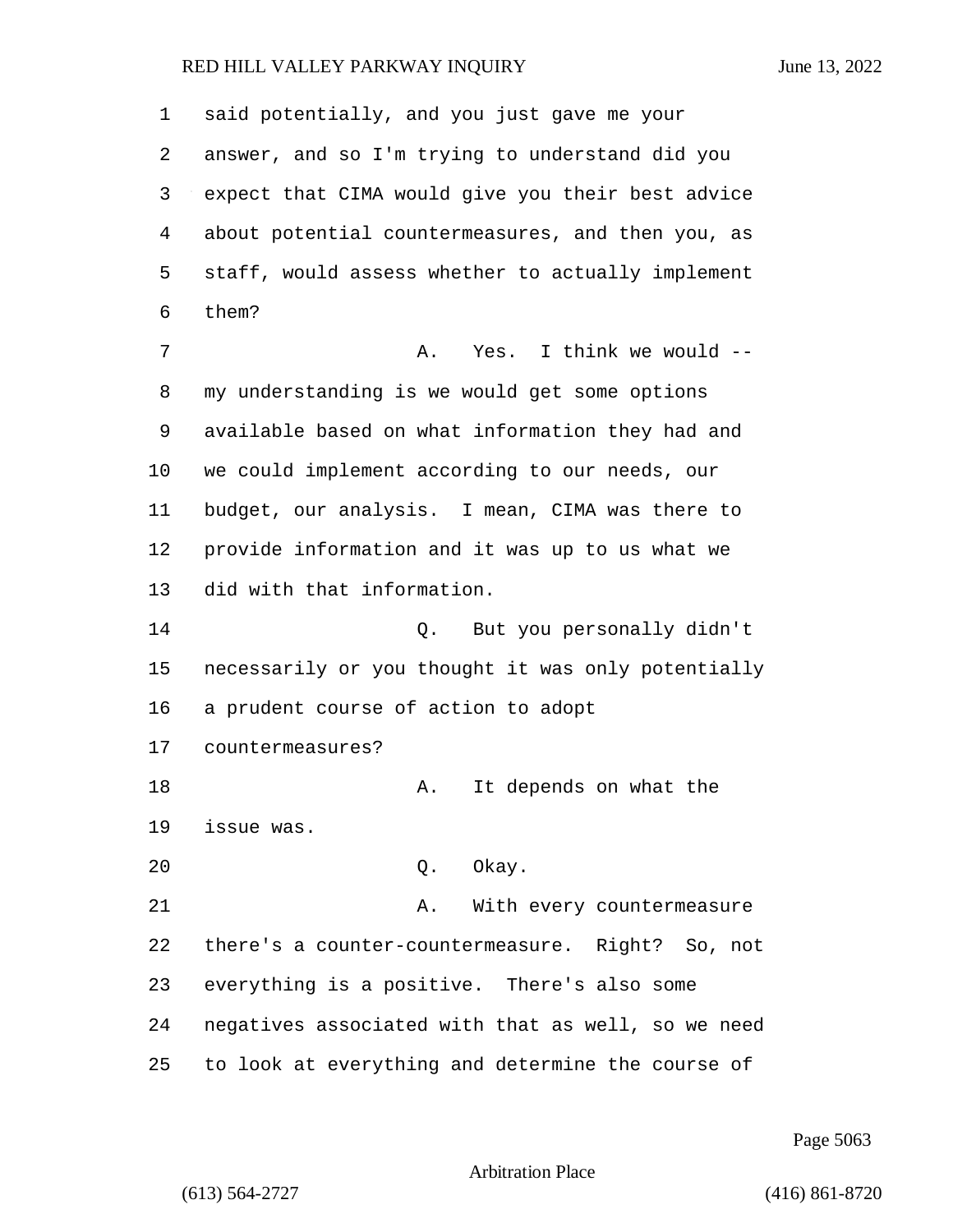said potentially, and you just gave me your answer, and so I'm trying to understand did you expect that CIMA would give you their best advice about potential countermeasures, and then you, as staff, would assess whether to actually implement them?

A. Yes. I think we would -- my understanding is we would get some options available based on what information they had and we could implement according to our needs, our budget, our analysis. I mean, CIMA was there to provide information and it was up to us what we did with that information.

Q. But you personally didn't necessarily or you thought it was only potentially a prudent course of action to adopt countermeasures?

A. It depends on what the issue was.

Q. Okay.

A. With every countermeasure there's a counter-countermeasure. Right? So, not everything is a positive. There's also some negatives associated with that as well, so we need to look at everything and determine the course of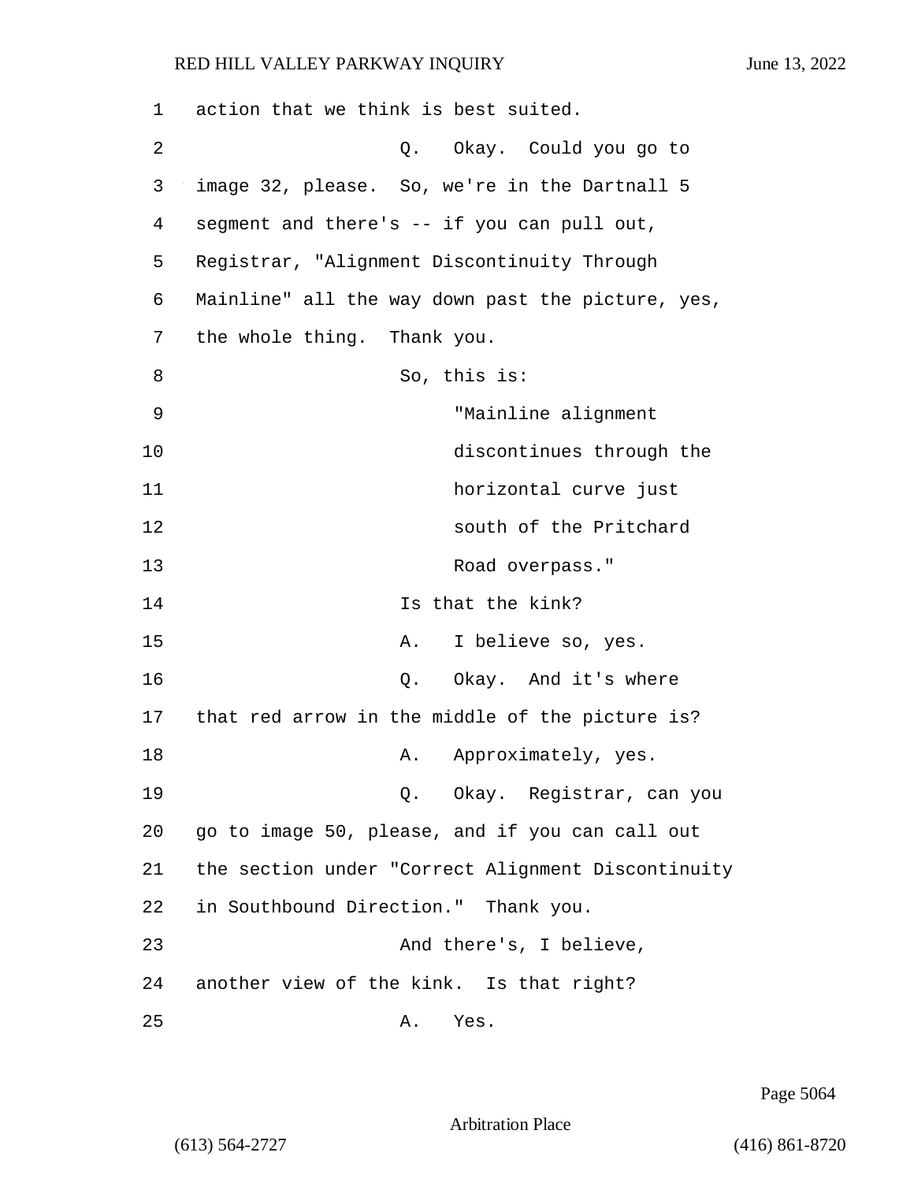action that we think is best suited.

Q. Okay. Could you go to image 32, please. So, we're in the Dartnall 5 segment and there's -- if you can pull out, Registrar, "Alignment Discontinuity Through Mainline" all the way down past the picture, yes, the whole thing. Thank you.

So, this is:

> "Mainline alignment discontinues through the horizontal curve just south of the Pritchard Road overpass."

Is that the kink?

A. I believe so, yes.

Q. Okay. And it's where that red arrow in the middle of the picture is?

A. Approximately, yes.

Q. Okay. Registrar, can you go to image 50, please, and if you can call out the section under "Correct Alignment Discontinuity in Southbound Direction." Thank you.

And there's, I believe, another view of the kink. Is that right?

A. Yes.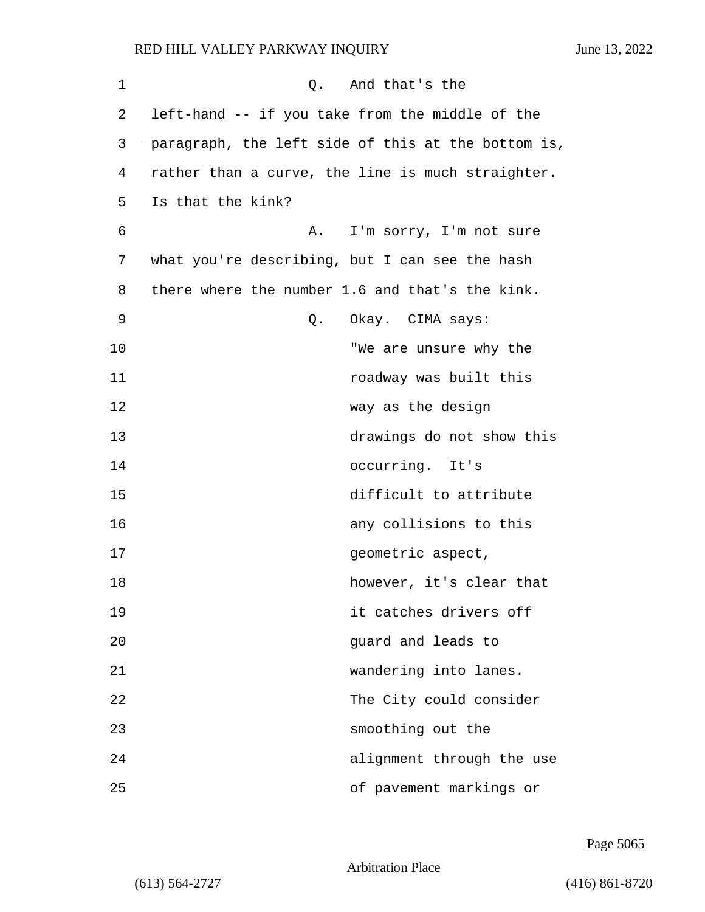Q. And that's the left-hand -- if you take from the middle of the paragraph, the left side of this at the bottom is, rather than a curve, the line is much straighter. Is that the kink?

A. I'm sorry, I'm not sure what you're describing, but I can see the hash there where the number 1.6 and that's the kink.

Q. Okay. CIMA says:

> "We are unsure why the roadway was built this way as the design drawings do not show this occurring. It's difficult to attribute any collisions to this geometric aspect, however, it's clear that it catches drivers off guard and leads to wandering into lanes. The City could consider smoothing out the alignment through the use of pavement markings or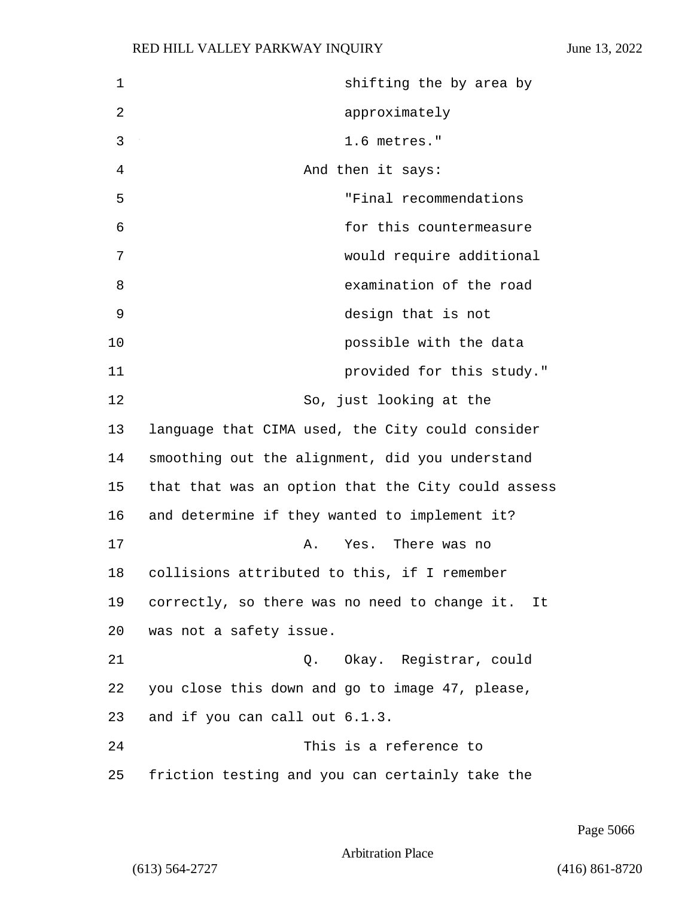shifting the by area by
approximately
1.6 metres."

And then it says:

"Final recommendations
for this countermeasure
would require additional
examination of the road
design that is not
possible with the data
provided for this study."

So, just looking at the language that CIMA used, the City could consider smoothing out the alignment, did you understand that that was an option that the City could assess and determine if they wanted to implement it?

A. Yes. There was no collisions attributed to this, if I remember correctly, so there was no need to change it. It was not a safety issue.

Q. Okay. Registrar, could you close this down and go to image 47, please, and if you can call out 6.1.3.

This is a reference to friction testing and you can certainly take the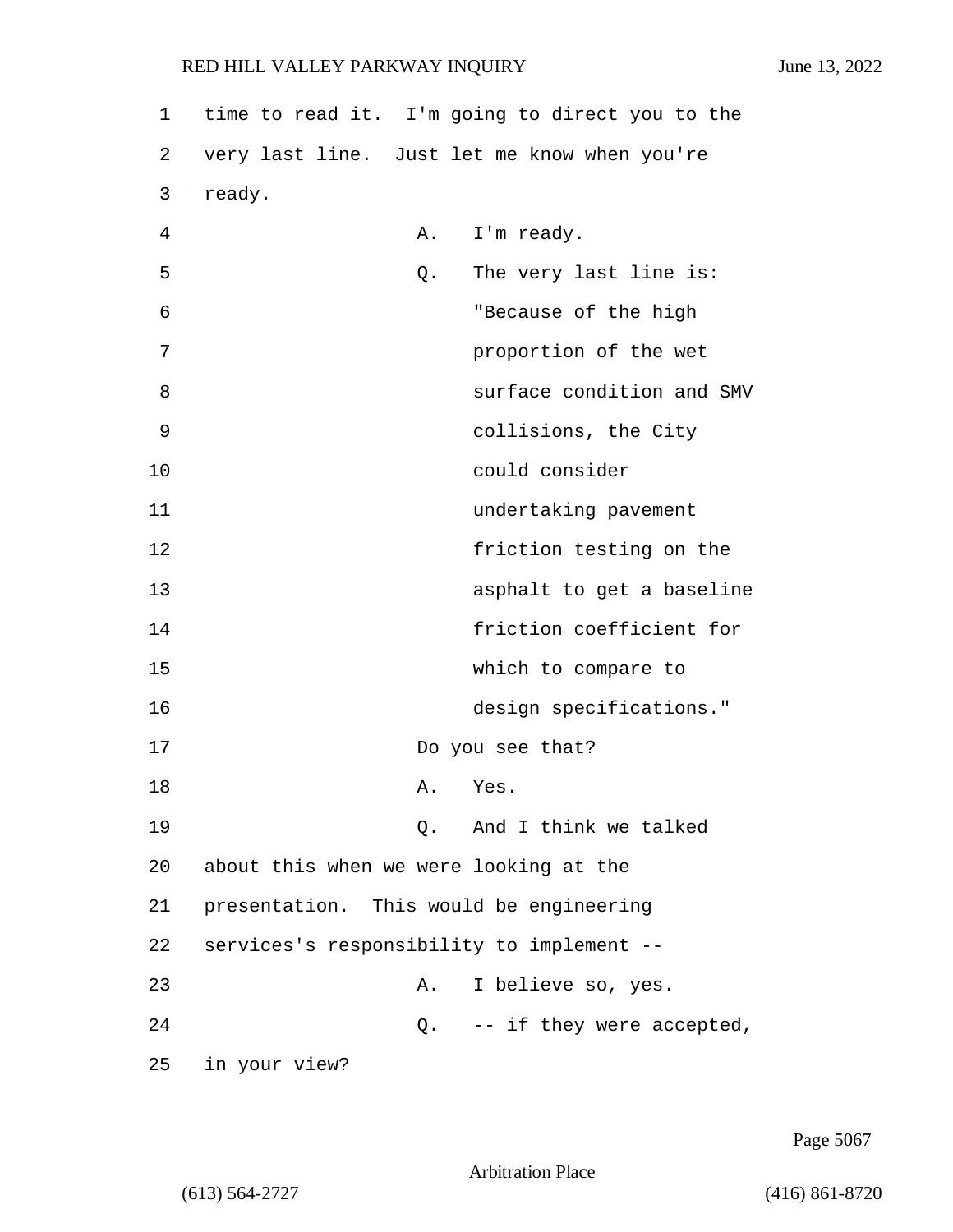time to read it. I'm going to direct you to the very last line. Just let me know when you're ready.

A. I'm ready.

Q. The very last line is:

"Because of the high proportion of the wet surface condition and SMV collisions, the City could consider undertaking pavement friction testing on the asphalt to get a baseline friction coefficient for which to compare to design specifications."

Do you see that?

A. Yes.

Q. And I think we talked about this when we were looking at the presentation. This would be engineering services's responsibility to implement --

A. I believe so, yes.

Q. -- if they were accepted, in your view?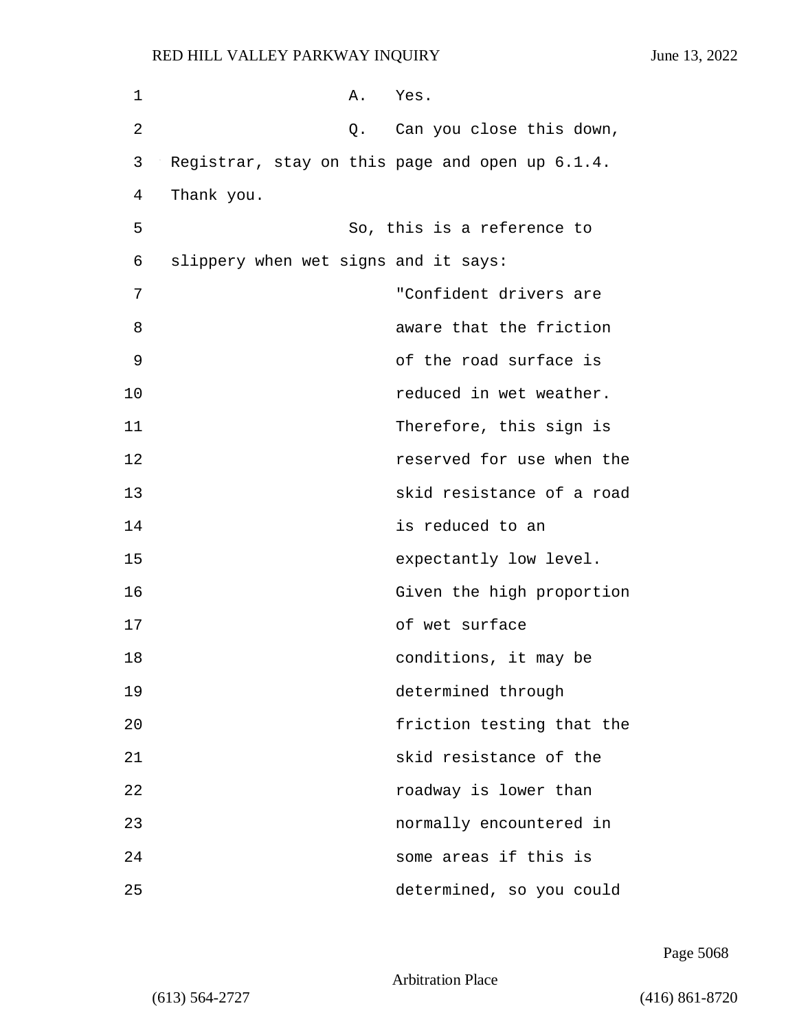A. Yes.

Q. Can you close this down, Registrar, stay on this page and open up 6.1.4. Thank you.

So, this is a reference to slippery when wet signs and it says:

> "Confident drivers are aware that the friction of the road surface is reduced in wet weather. Therefore, this sign is reserved for use when the skid resistance of a road is reduced to an expectantly low level. Given the high proportion of wet surface conditions, it may be determined through friction testing that the skid resistance of the roadway is lower than normally encountered in some areas if this is determined, so you could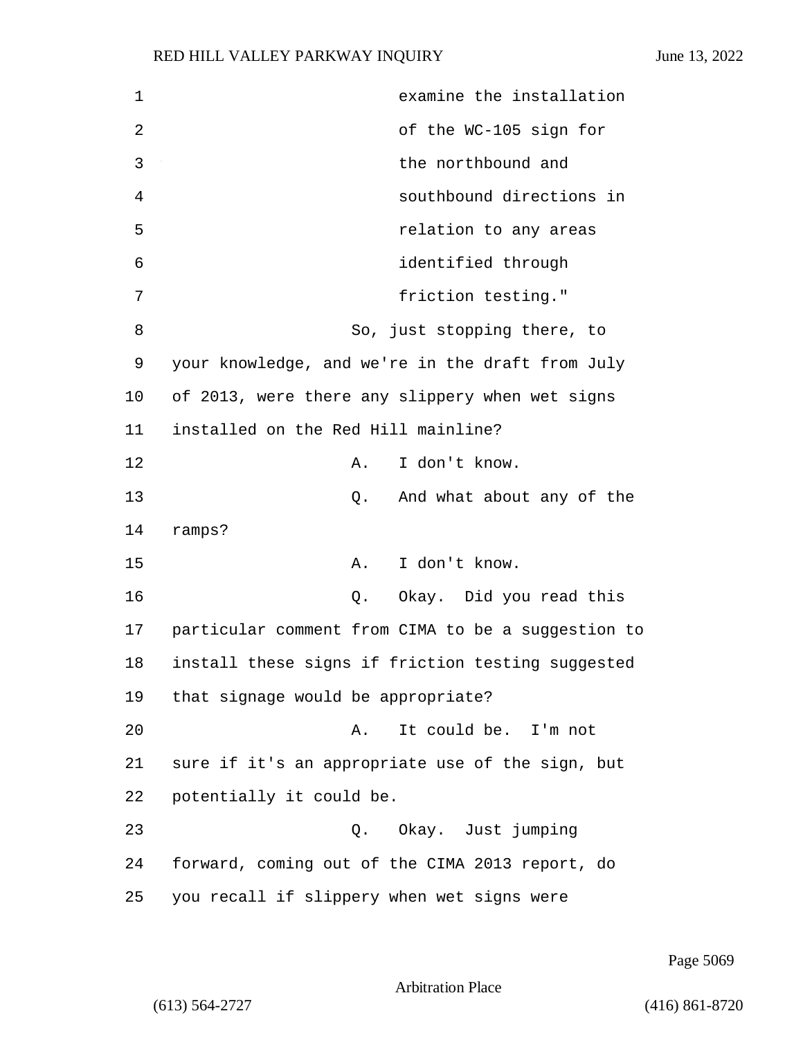examine the installation of the WC-105 sign for the northbound and southbound directions in relation to any areas identified through friction testing."

So, just stopping there, to your knowledge, and we're in the draft from July of 2013, were there any slippery when wet signs installed on the Red Hill mainline?

A. I don't know.

Q. And what about any of the ramps?

A. I don't know.

Q. Okay. Did you read this particular comment from CIMA to be a suggestion to install these signs if friction testing suggested that signage would be appropriate?

A. It could be. I'm not sure if it's an appropriate use of the sign, but potentially it could be.

Q. Okay. Just jumping forward, coming out of the CIMA 2013 report, do you recall if slippery when wet signs were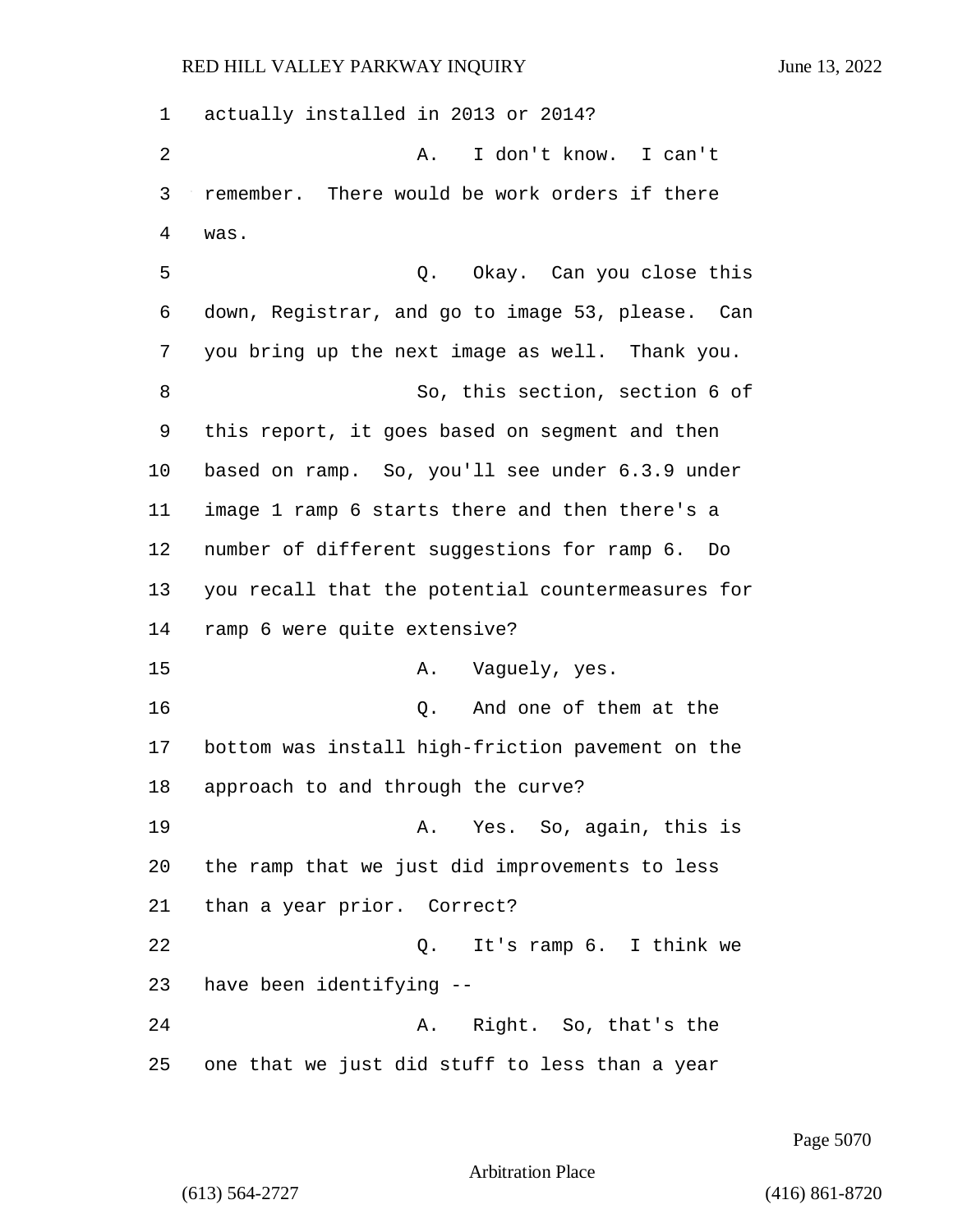actually installed in 2013 or 2014?

A. I don't know. I can't remember. There would be work orders if there was.

Q. Okay. Can you close this down, Registrar, and go to image 53, please. Can you bring up the next image as well. Thank you.

So, this section, section 6 of this report, it goes based on segment and then based on ramp. So, you'll see under 6.3.9 under image 1 ramp 6 starts there and then there's a number of different suggestions for ramp 6. Do you recall that the potential countermeasures for ramp 6 were quite extensive?

A. Vaguely, yes.

Q. And one of them at the bottom was install high-friction pavement on the approach to and through the curve?

A. Yes. So, again, this is the ramp that we just did improvements to less than a year prior. Correct?

Q. It's ramp 6. I think we have been identifying --

A. Right. So, that's the one that we just did stuff to less than a year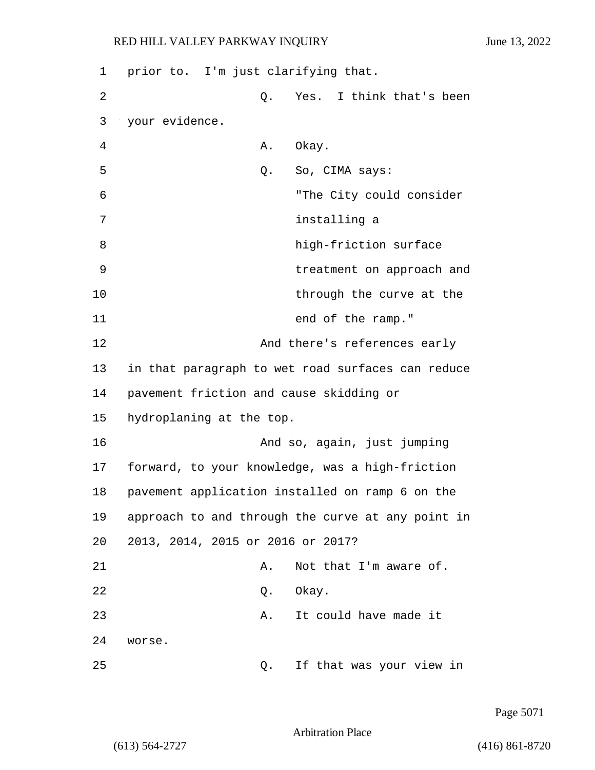prior to. I'm just clarifying that.

Q. Yes. I think that's been your evidence.

A. Okay.

Q. So, CIMA says:

"The City could consider installing a high-friction surface treatment on approach and through the curve at the end of the ramp."

And there's references early in that paragraph to wet road surfaces can reduce pavement friction and cause skidding or hydroplaning at the top.

And so, again, just jumping forward, to your knowledge, was a high-friction pavement application installed on ramp 6 on the approach to and through the curve at any point in 2013, 2014, 2015 or 2016 or 2017?

A. Not that I'm aware of.

Q. Okay.

A. It could have made it worse.

Q. If that was your view in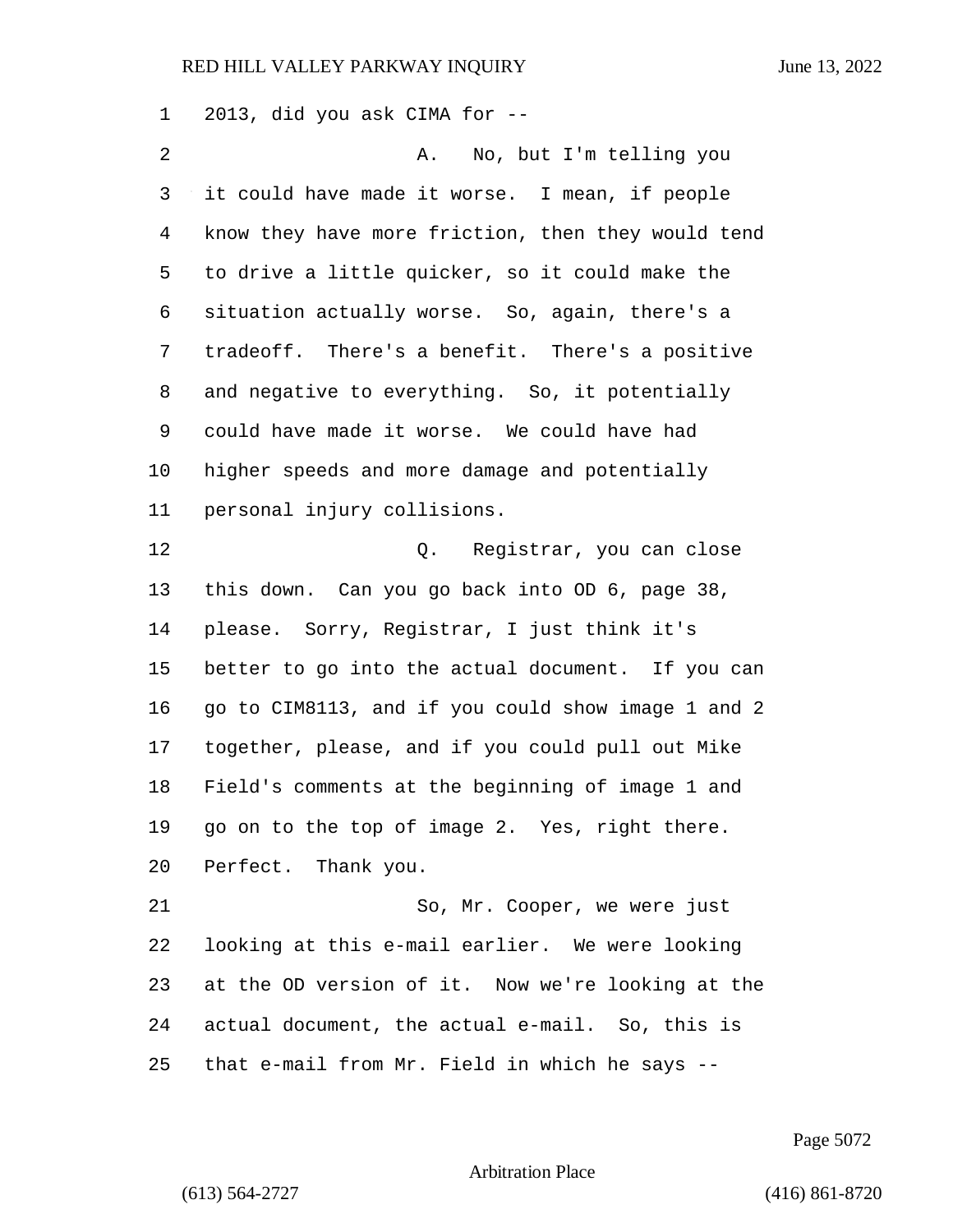2013, did you ask CIMA for --

A. No, but I'm telling you it could have made it worse. I mean, if people know they have more friction, then they would tend to drive a little quicker, so it could make the situation actually worse. So, again, there's a tradeoff. There's a benefit. There's a positive and negative to everything. So, it potentially could have made it worse. We could have had higher speeds and more damage and potentially personal injury collisions.

Q. Registrar, you can close this down. Can you go back into OD 6, page 38, please. Sorry, Registrar, I just think it's better to go into the actual document. If you can go to CIM8113, and if you could show image 1 and 2 together, please, and if you could pull out Mike Field's comments at the beginning of image 1 and go on to the top of image 2. Yes, right there. Perfect. Thank you.

So, Mr. Cooper, we were just looking at this e-mail earlier. We were looking at the OD version of it. Now we're looking at the actual document, the actual e-mail. So, this is that e-mail from Mr. Field in which he says --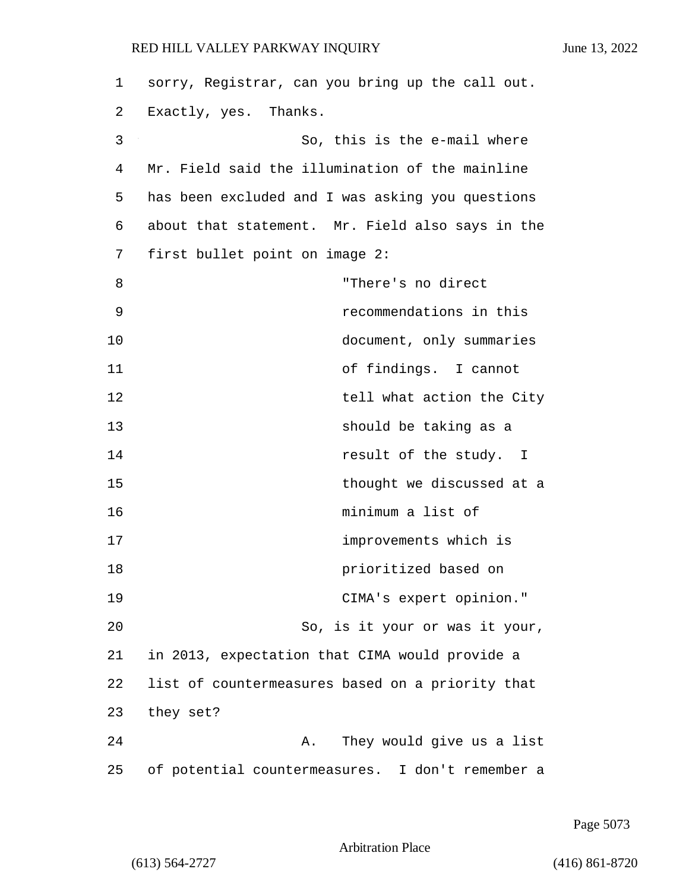sorry, Registrar, can you bring up the call out. Exactly, yes. Thanks.

So, this is the e-mail where Mr. Field said the illumination of the mainline has been excluded and I was asking you questions about that statement. Mr. Field also says in the first bullet point on image 2:

> "There's no direct recommendations in this document, only summaries of findings. I cannot tell what action the City should be taking as a result of the study. I thought we discussed at a minimum a list of improvements which is prioritized based on CIMA's expert opinion."

So, is it your or was it your, in 2013, expectation that CIMA would provide a list of countermeasures based on a priority that they set?

A. They would give us a list of potential countermeasures. I don't remember a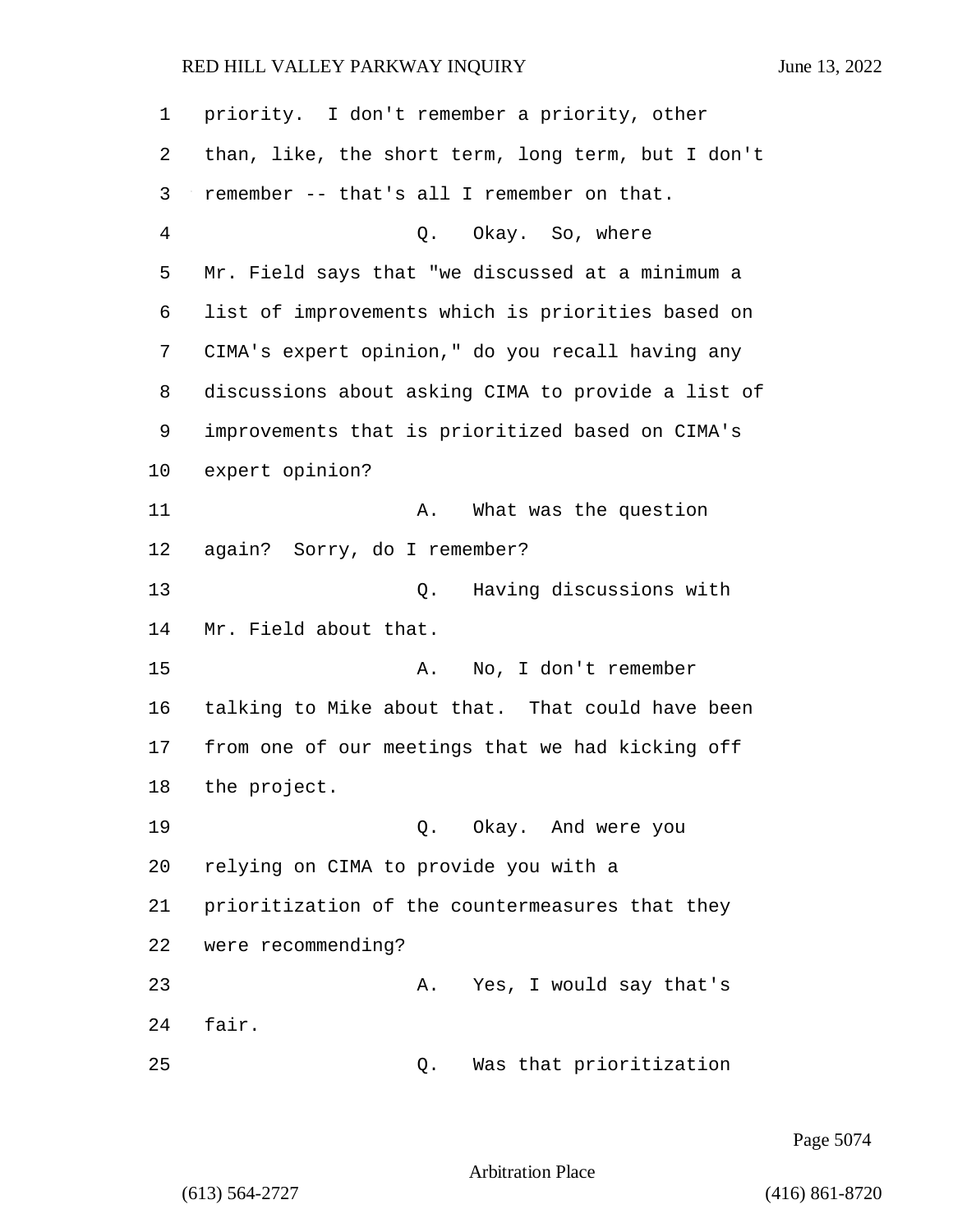1 priority. I don't remember a priority, other
2 than, like, the short term, long term, but I don't
3 remember -- that's all I remember on that.
4 Q. Okay. So, where
5 Mr. Field says that "we discussed at a minimum a
6 list of improvements which is priorities based on
7 CIMA's expert opinion," do you recall having any
8 discussions about asking CIMA to provide a list of
9 improvements that is prioritized based on CIMA's
10 expert opinion?
11 A. What was the question
12 again? Sorry, do I remember?
13 Q. Having discussions with
14 Mr. Field about that.
15 A. No, I don't remember
16 talking to Mike about that. That could have been
17 from one of our meetings that we had kicking off
18 the project.
19 Q. Okay. And were you
20 relying on CIMA to provide you with a
21 prioritization of the countermeasures that they
22 were recommending?
23 A. Yes, I would say that's
24 fair.
25 Q. Was that prioritization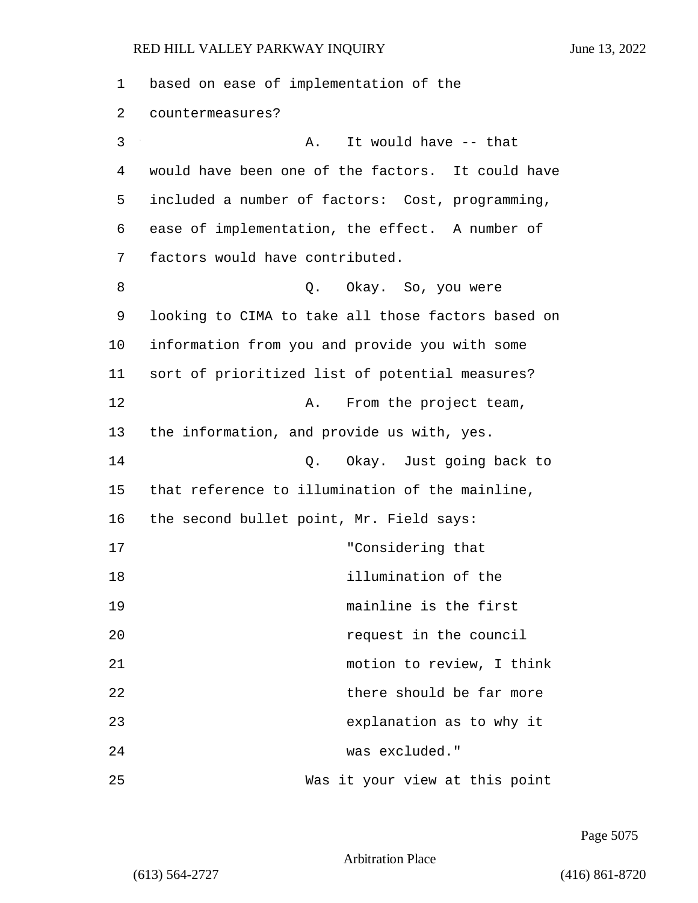based on ease of implementation of the countermeasures?

A. It would have -- that would have been one of the factors. It could have included a number of factors: Cost, programming, ease of implementation, the effect. A number of factors would have contributed.

Q. Okay. So, you were looking to CIMA to take all those factors based on information from you and provide you with some sort of prioritized list of potential measures?

A. From the project team, the information, and provide us with, yes.

Q. Okay. Just going back to that reference to illumination of the mainline, the second bullet point, Mr. Field says:

> "Considering that illumination of the mainline is the first request in the council motion to review, I think there should be far more explanation as to why it was excluded."

Was it your view at this point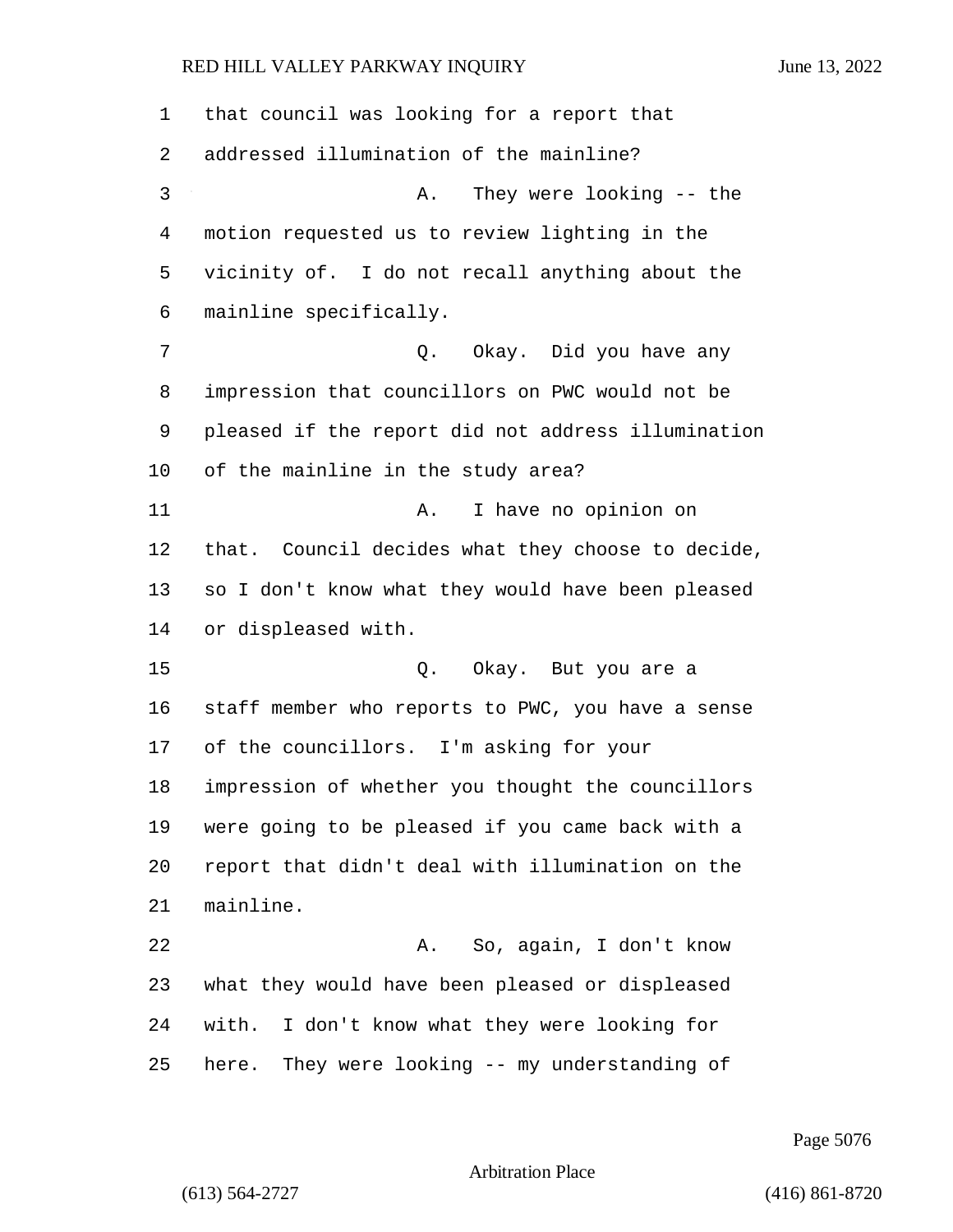that council was looking for a report that addressed illumination of the mainline?

A. They were looking -- the motion requested us to review lighting in the vicinity of. I do not recall anything about the mainline specifically.

Q. Okay. Did you have any impression that councillors on PWC would not be pleased if the report did not address illumination of the mainline in the study area?

A. I have no opinion on that. Council decides what they choose to decide, so I don't know what they would have been pleased or displeased with.

Q. Okay. But you are a staff member who reports to PWC, you have a sense of the councillors. I'm asking for your impression of whether you thought the councillors were going to be pleased if you came back with a report that didn't deal with illumination on the mainline.

A. So, again, I don't know what they would have been pleased or displeased with. I don't know what they were looking for here. They were looking -- my understanding of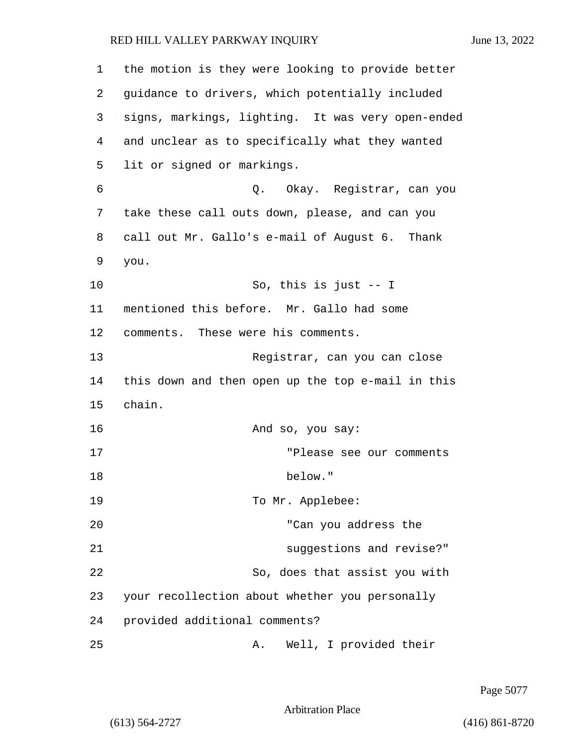1 the motion is they were looking to provide better
2 guidance to drivers, which potentially included
3 signs, markings, lighting. It was very open-ended
4 and unclear as to specifically what they wanted
5 lit or signed or markings.
6 Q. Okay. Registrar, can you
7 take these call outs down, please, and can you
8 call out Mr. Gallo's e-mail of August 6. Thank
9 you.
10 So, this is just -- I
11 mentioned this before. Mr. Gallo had some
12 comments. These were his comments.
13 Registrar, can you can close
14 this down and then open up the top e-mail in this
15 chain.
16 And so, you say:
17 "Please see our comments
18 below."
19 To Mr. Applebee:
20 "Can you address the
21 suggestions and revise?"
22 So, does that assist you with
23 your recollection about whether you personally
24 provided additional comments?
25 A. Well, I provided their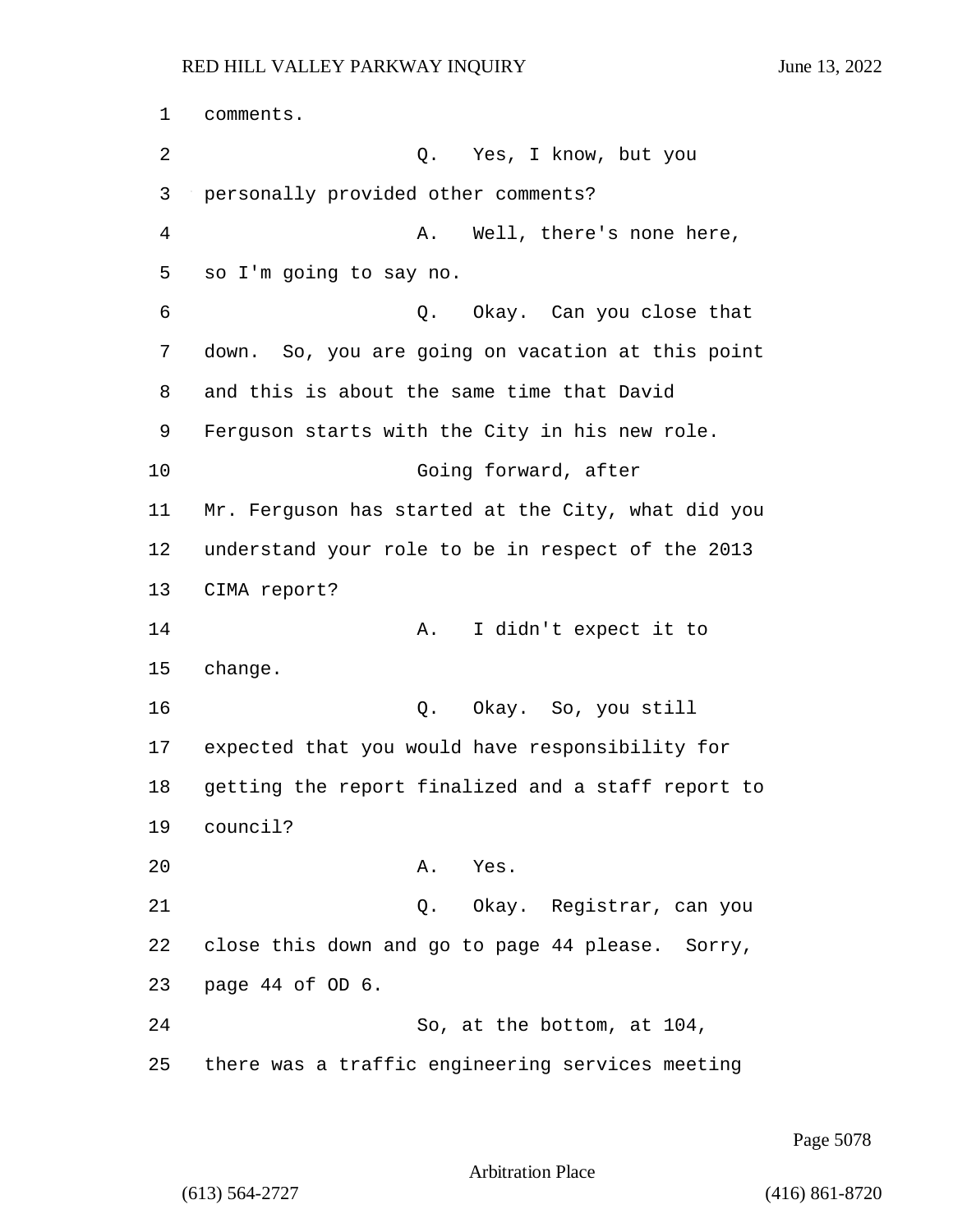comments.

Q. Yes, I know, but you personally provided other comments?

A. Well, there's none here, so I'm going to say no.

Q. Okay. Can you close that down. So, you are going on vacation at this point and this is about the same time that David Ferguson starts with the City in his new role.

Going forward, after Mr. Ferguson has started at the City, what did you understand your role to be in respect of the 2013 CIMA report?

A. I didn't expect it to change.

Q. Okay. So, you still expected that you would have responsibility for getting the report finalized and a staff report to council?

A. Yes.

Q. Okay. Registrar, can you close this down and go to page 44 please. Sorry, page 44 of OD 6.

So, at the bottom, at 104, there was a traffic engineering services meeting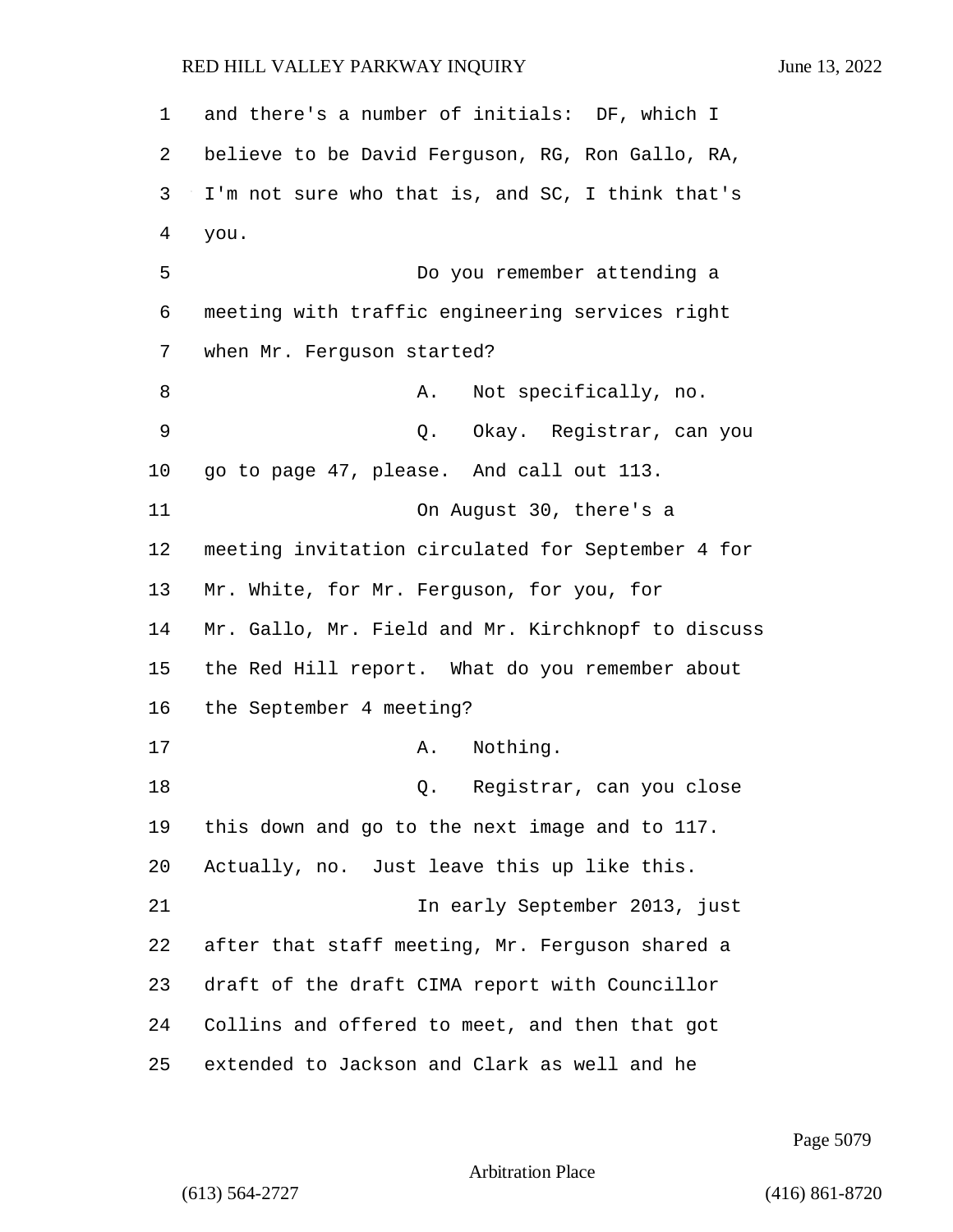and there's a number of initials: DF, which I believe to be David Ferguson, RG, Ron Gallo, RA, I'm not sure who that is, and SC, I think that's you.

Do you remember attending a meeting with traffic engineering services right when Mr. Ferguson started?

A. Not specifically, no.

Q. Okay. Registrar, can you go to page 47, please. And call out 113.

On August 30, there's a meeting invitation circulated for September 4 for Mr. White, for Mr. Ferguson, for you, for Mr. Gallo, Mr. Field and Mr. Kirchknopf to discuss the Red Hill report. What do you remember about the September 4 meeting?

A. Nothing.

Q. Registrar, can you close this down and go to the next image and to 117. Actually, no. Just leave this up like this.

In early September 2013, just after that staff meeting, Mr. Ferguson shared a draft of the draft CIMA report with Councillor Collins and offered to meet, and then that got extended to Jackson and Clark as well and he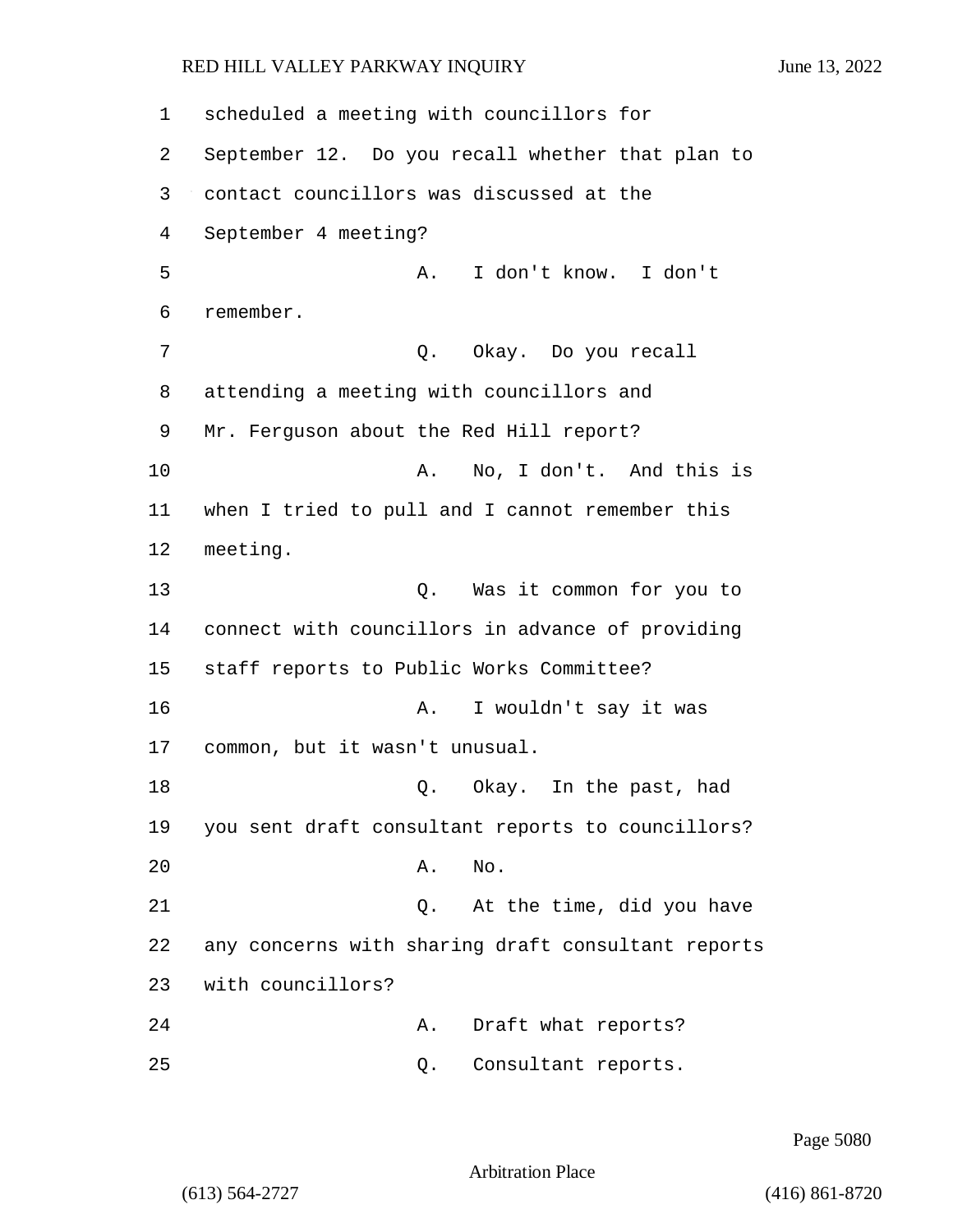1 scheduled a meeting with councillors for
2 September 12. Do you recall whether that plan to
3 contact councillors was discussed at the
4 September 4 meeting?
5 A. I don't know. I don't
6 remember.
7 Q. Okay. Do you recall
8 attending a meeting with councillors and
9 Mr. Ferguson about the Red Hill report?
10 A. No, I don't. And this is
11 when I tried to pull and I cannot remember this
12 meeting.
13 Q. Was it common for you to
14 connect with councillors in advance of providing
15 staff reports to Public Works Committee?
16 A. I wouldn't say it was
17 common, but it wasn't unusual.
18 Q. Okay. In the past, had
19 you sent draft consultant reports to councillors?
20 A. No.
21 Q. At the time, did you have
22 any concerns with sharing draft consultant reports
23 with councillors?
24 A. Draft what reports?
25 Q. Consultant reports.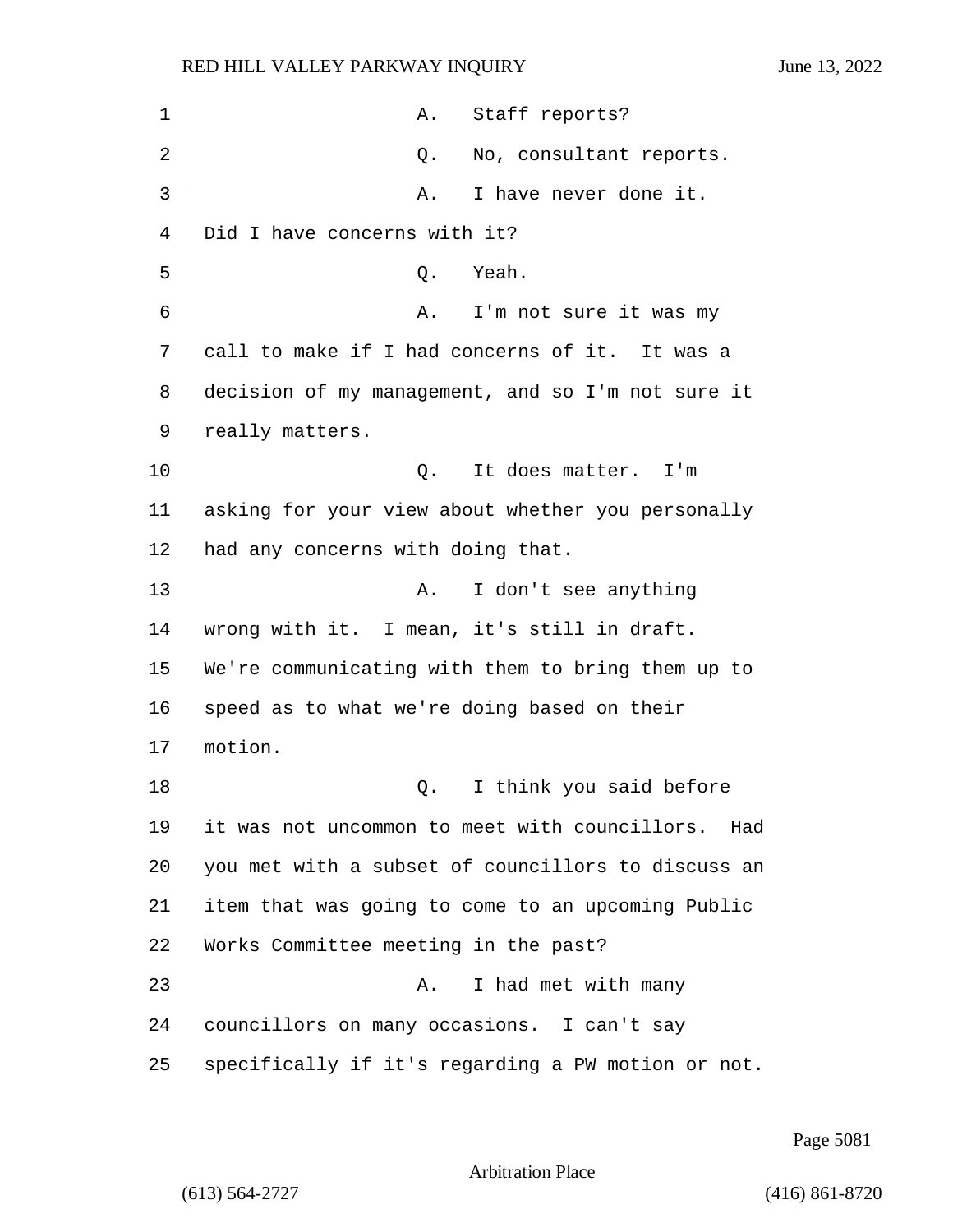A. Staff reports?

Q. No, consultant reports.

A. I have never done it. Did I have concerns with it?

Q. Yeah.

A. I'm not sure it was my call to make if I had concerns of it. It was a decision of my management, and so I'm not sure it really matters.

Q. It does matter. I'm asking for your view about whether you personally had any concerns with doing that.

A. I don't see anything wrong with it. I mean, it's still in draft. We're communicating with them to bring them up to speed as to what we're doing based on their motion.

Q. I think you said before it was not uncommon to meet with councillors. Had you met with a subset of councillors to discuss an item that was going to come to an upcoming Public Works Committee meeting in the past?

A. I had met with many councillors on many occasions. I can't say specifically if it's regarding a PW motion or not.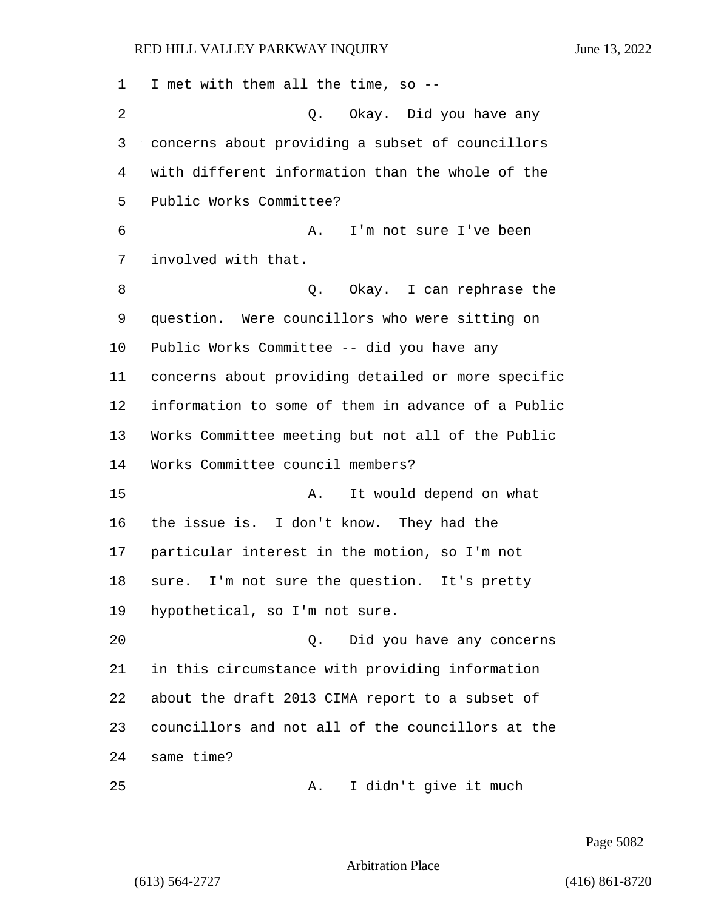I met with them all the time, so --

Q. Okay. Did you have any concerns about providing a subset of councillors with different information than the whole of the Public Works Committee?

A. I'm not sure I've been involved with that.

Q. Okay. I can rephrase the question. Were councillors who were sitting on Public Works Committee -- did you have any concerns about providing detailed or more specific information to some of them in advance of a Public Works Committee meeting but not all of the Public Works Committee council members?

A. It would depend on what the issue is. I don't know. They had the particular interest in the motion, so I'm not sure. I'm not sure the question. It's pretty hypothetical, so I'm not sure.

Q. Did you have any concerns in this circumstance with providing information about the draft 2013 CIMA report to a subset of councillors and not all of the councillors at the same time?

A. I didn't give it much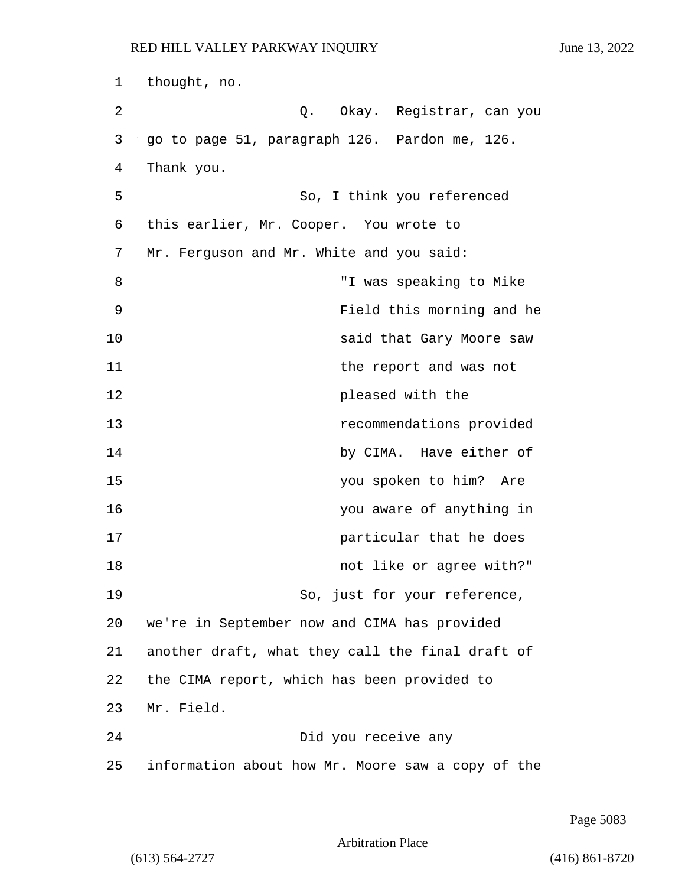thought, no.

Q. Okay. Registrar, can you go to page 51, paragraph 126. Pardon me, 126. Thank you.

So, I think you referenced this earlier, Mr. Cooper. You wrote to Mr. Ferguson and Mr. White and you said:

> "I was speaking to Mike Field this morning and he said that Gary Moore saw the report and was not pleased with the recommendations provided by CIMA. Have either of you spoken to him? Are you aware of anything in particular that he does not like or agree with?"

So, just for your reference, we're in September now and CIMA has provided another draft, what they call the final draft of the CIMA report, which has been provided to Mr. Field.

Did you receive any information about how Mr. Moore saw a copy of the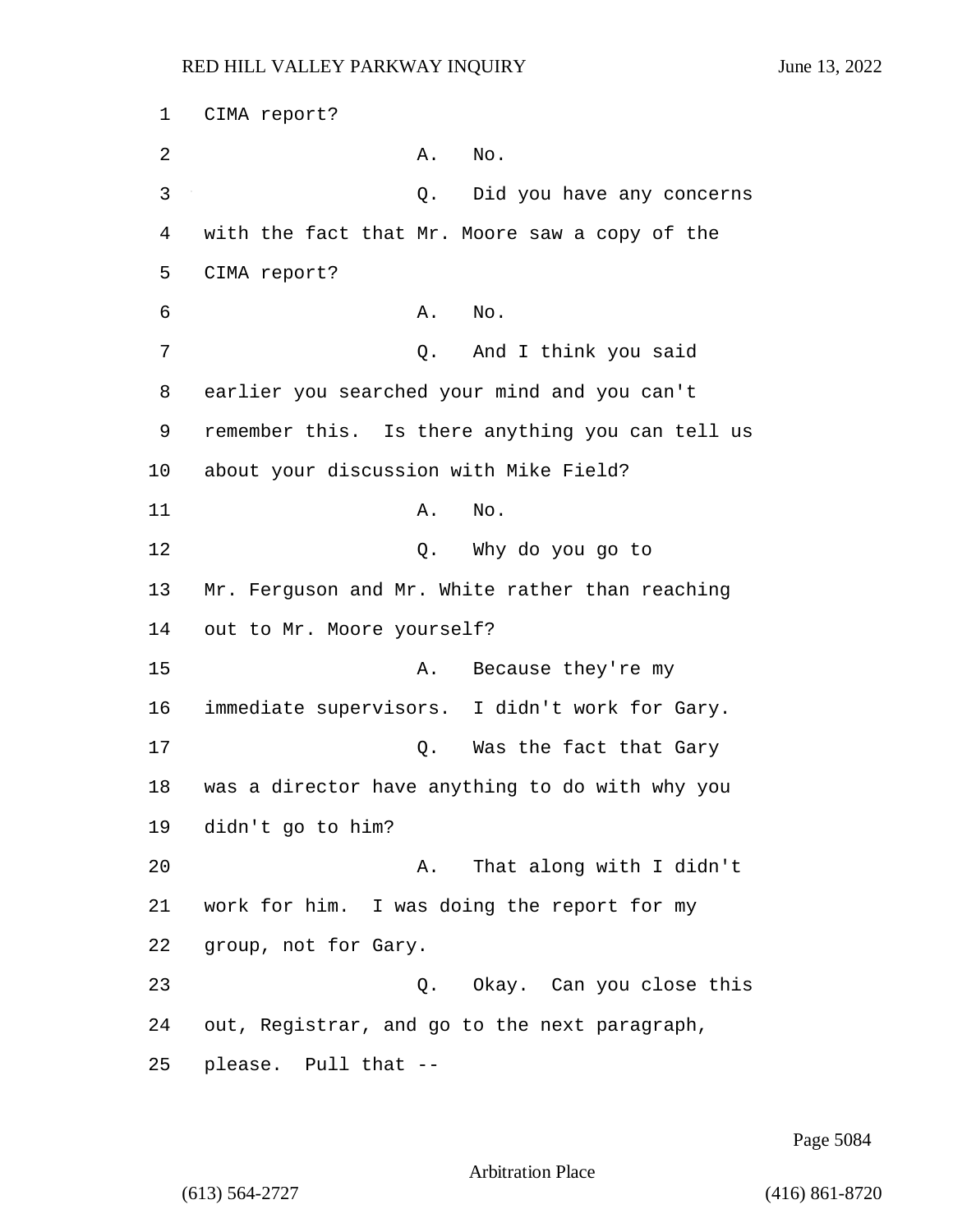CIMA report?

A. No.

Q. Did you have any concerns with the fact that Mr. Moore saw a copy of the CIMA report?

A. No.

Q. And I think you said earlier you searched your mind and you can't remember this. Is there anything you can tell us about your discussion with Mike Field?

A. No.

Q. Why do you go to Mr. Ferguson and Mr. White rather than reaching out to Mr. Moore yourself?

A. Because they're my immediate supervisors. I didn't work for Gary.

Q. Was the fact that Gary was a director have anything to do with why you didn't go to him?

A. That along with I didn't work for him. I was doing the report for my group, not for Gary.

Q. Okay. Can you close this out, Registrar, and go to the next paragraph, please. Pull that --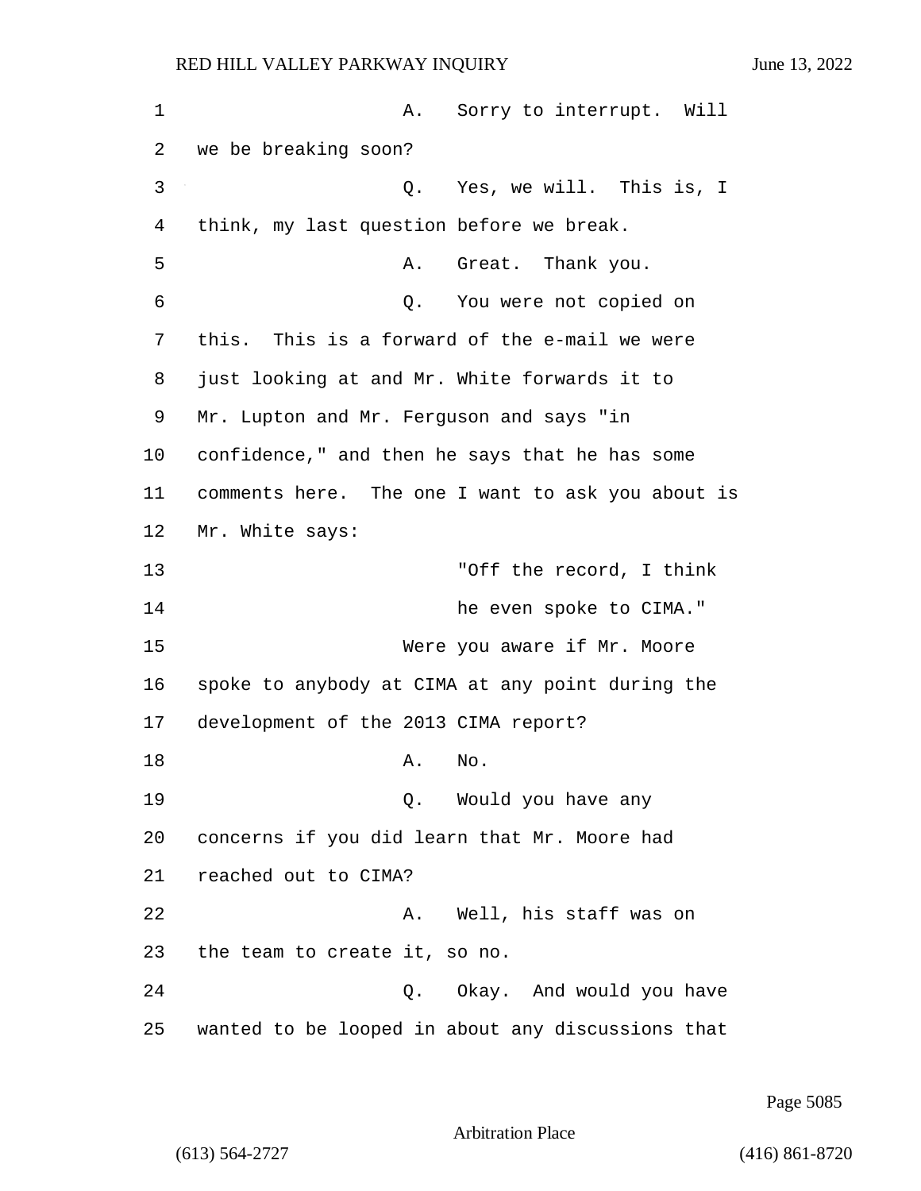A. Sorry to interrupt. Will we be breaking soon?

Q. Yes, we will. This is, I think, my last question before we break.

A. Great. Thank you.

Q. You were not copied on this. This is a forward of the e-mail we were just looking at and Mr. White forwards it to Mr. Lupton and Mr. Ferguson and says "in confidence," and then he says that he has some comments here. The one I want to ask you about is Mr. White says:

> "Off the record, I think he even spoke to CIMA."

Were you aware if Mr. Moore spoke to anybody at CIMA at any point during the development of the 2013 CIMA report?

A. No.

Q. Would you have any concerns if you did learn that Mr. Moore had reached out to CIMA?

A. Well, his staff was on the team to create it, so no.

Q. Okay. And would you have wanted to be looped in about any discussions that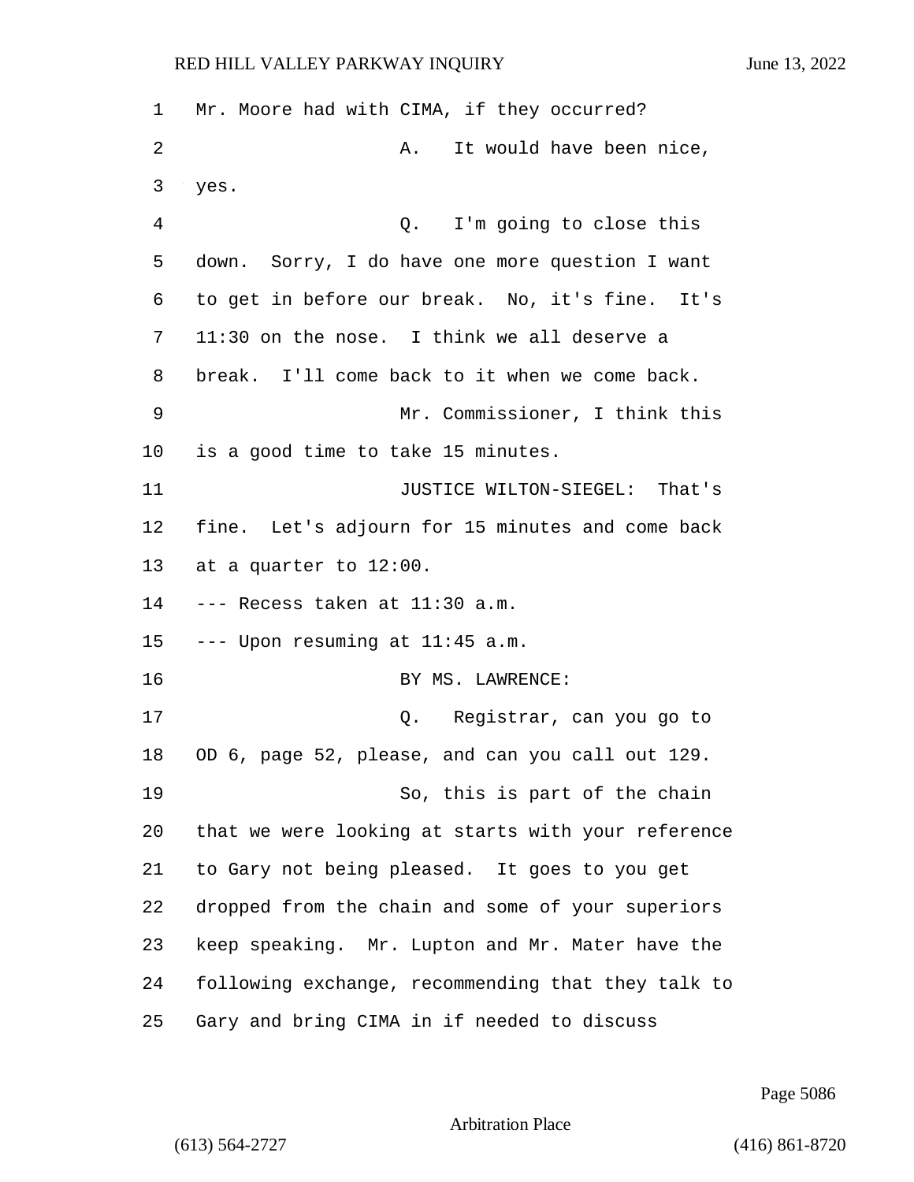1 Mr. Moore had with CIMA, if they occurred?

2 A. It would have been nice,

3 yes.

4 Q. I'm going to close this

5 down. Sorry, I do have one more question I want

6 to get in before our break. No, it's fine. It's

7 11:30 on the nose. I think we all deserve a

8 break. I'll come back to it when we come back.

9 Mr. Commissioner, I think this

10 is a good time to take 15 minutes.

11 JUSTICE WILTON-SIEGEL: That's

12 fine. Let's adjourn for 15 minutes and come back

13 at a quarter to 12:00.

14 --- Recess taken at 11:30 a.m.

15 --- Upon resuming at 11:45 a.m.

16 BY MS. LAWRENCE:

17 Q. Registrar, can you go to

18 OD 6, page 52, please, and can you call out 129.

19 So, this is part of the chain

20 that we were looking at starts with your reference

21 to Gary not being pleased. It goes to you get

22 dropped from the chain and some of your superiors

23 keep speaking. Mr. Lupton and Mr. Mater have the

24 following exchange, recommending that they talk to

25 Gary and bring CIMA in if needed to discuss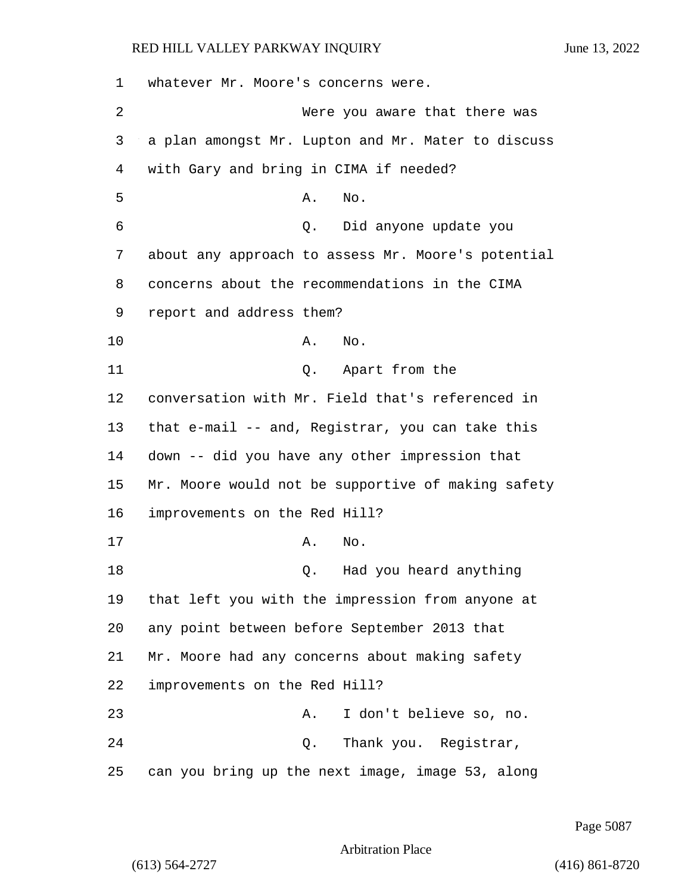whatever Mr. Moore's concerns were.

Were you aware that there was a plan amongst Mr. Lupton and Mr. Mater to discuss with Gary and bring in CIMA if needed?

A. No.

Q. Did anyone update you about any approach to assess Mr. Moore's potential concerns about the recommendations in the CIMA report and address them?

A. No.

Q. Apart from the conversation with Mr. Field that's referenced in that e-mail -- and, Registrar, you can take this down -- did you have any other impression that Mr. Moore would not be supportive of making safety improvements on the Red Hill?

A. No.

Q. Had you heard anything that left you with the impression from anyone at any point between before September 2013 that Mr. Moore had any concerns about making safety improvements on the Red Hill?

A. I don't believe so, no.

Q. Thank you. Registrar, can you bring up the next image, image 53, along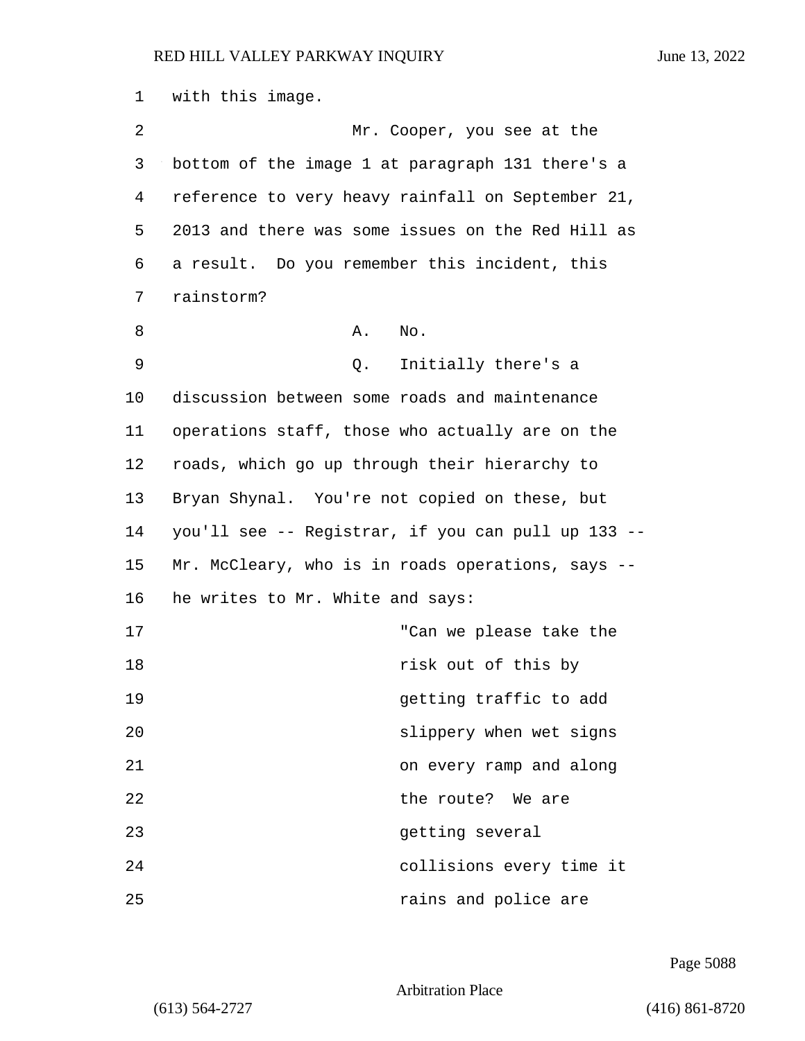with this image.

Mr. Cooper, you see at the bottom of the image 1 at paragraph 131 there's a reference to very heavy rainfall on September 21, 2013 and there was some issues on the Red Hill as a result. Do you remember this incident, this rainstorm?

A. No.

Q. Initially there's a discussion between some roads and maintenance operations staff, those who actually are on the roads, which go up through their hierarchy to Bryan Shynal. You're not copied on these, but you'll see -- Registrar, if you can pull up 133 -- Mr. McCleary, who is in roads operations, says -- he writes to Mr. White and says:

> "Can we please take the risk out of this by getting traffic to add slippery when wet signs on every ramp and along the route? We are getting several collisions every time it rains and police are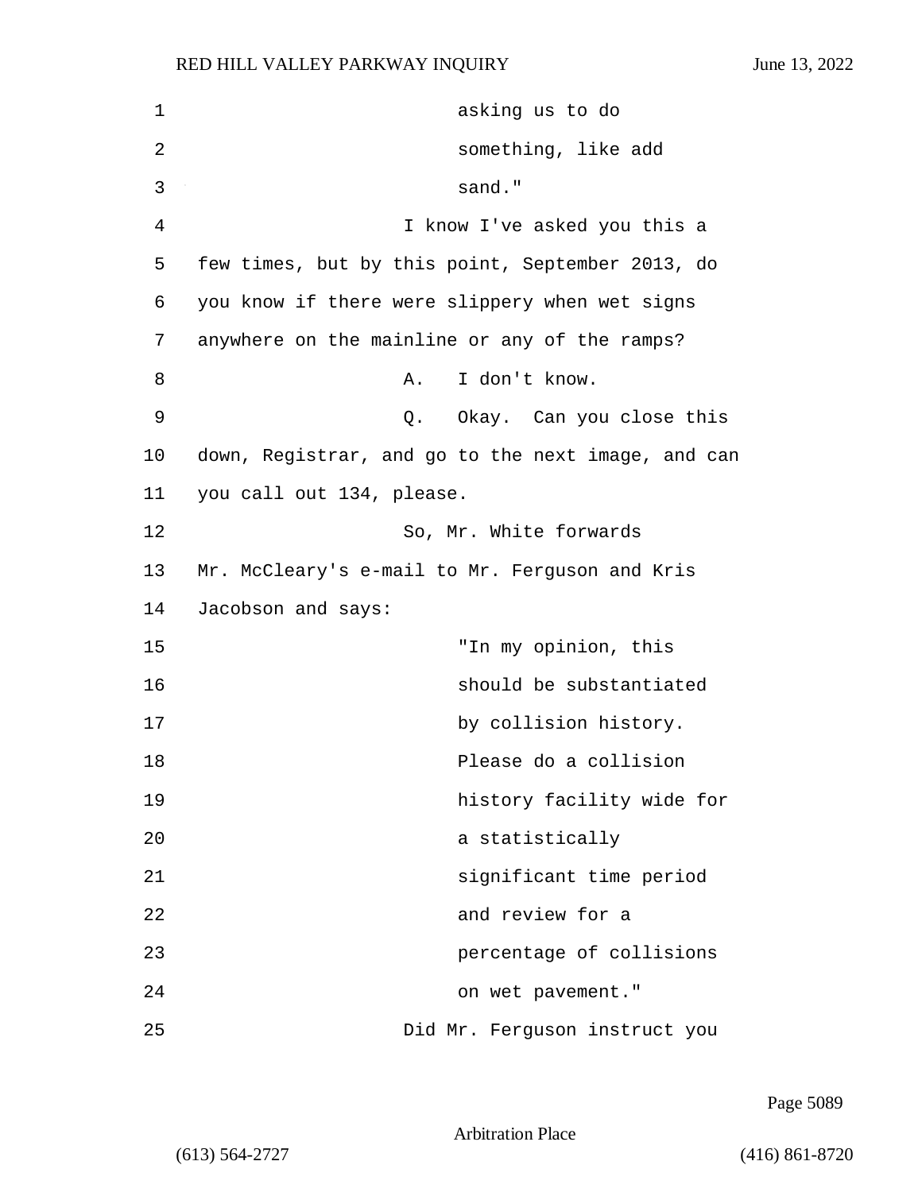asking us to do something, like add sand."

I know I've asked you this a few times, but by this point, September 2013, do you know if there were slippery when wet signs anywhere on the mainline or any of the ramps?

A. I don't know.

Q. Okay. Can you close this down, Registrar, and go to the next image, and can you call out 134, please.

So, Mr. White forwards Mr. McCleary's e-mail to Mr. Ferguson and Kris Jacobson and says:

"In my opinion, this should be substantiated by collision history. Please do a collision history facility wide for a statistically significant time period and review for a percentage of collisions on wet pavement."

Did Mr. Ferguson instruct you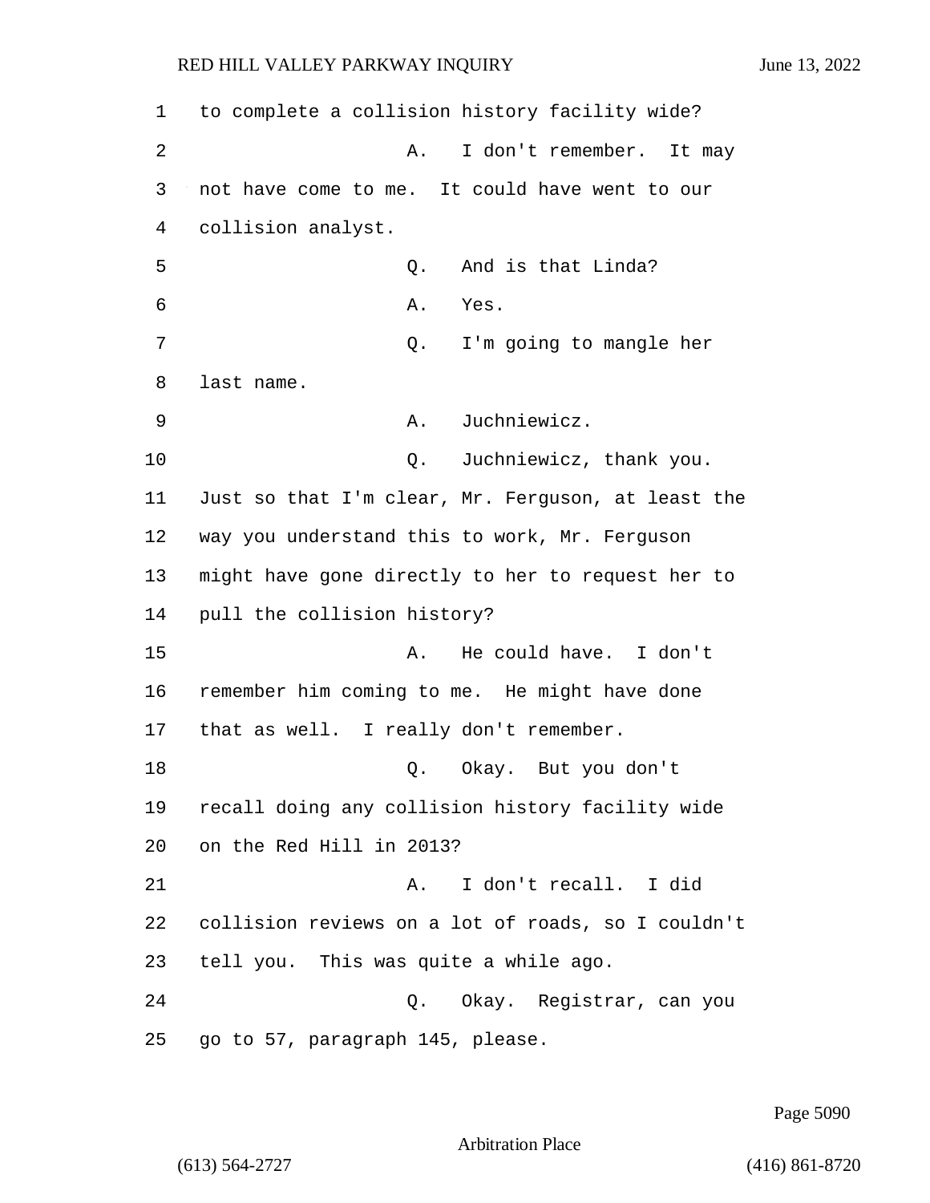1 to complete a collision history facility wide?

2 A. I don't remember. It may

3 not have come to me. It could have went to our

4 collision analyst.

5 Q. And is that Linda?

6 A. Yes.

7 Q. I'm going to mangle her

8 last name.

9 A. Juchniewicz.

10 Q. Juchniewicz, thank you.

11 Just so that I'm clear, Mr. Ferguson, at least the

12 way you understand this to work, Mr. Ferguson

13 might have gone directly to her to request her to

14 pull the collision history?

15 A. He could have. I don't

16 remember him coming to me. He might have done

17 that as well. I really don't remember.

18 Q. Okay. But you don't

19 recall doing any collision history facility wide

20 on the Red Hill in 2013?

21 A. I don't recall. I did

22 collision reviews on a lot of roads, so I couldn't

23 tell you. This was quite a while ago.

24 Q. Okay. Registrar, can you

25 go to 57, paragraph 145, please.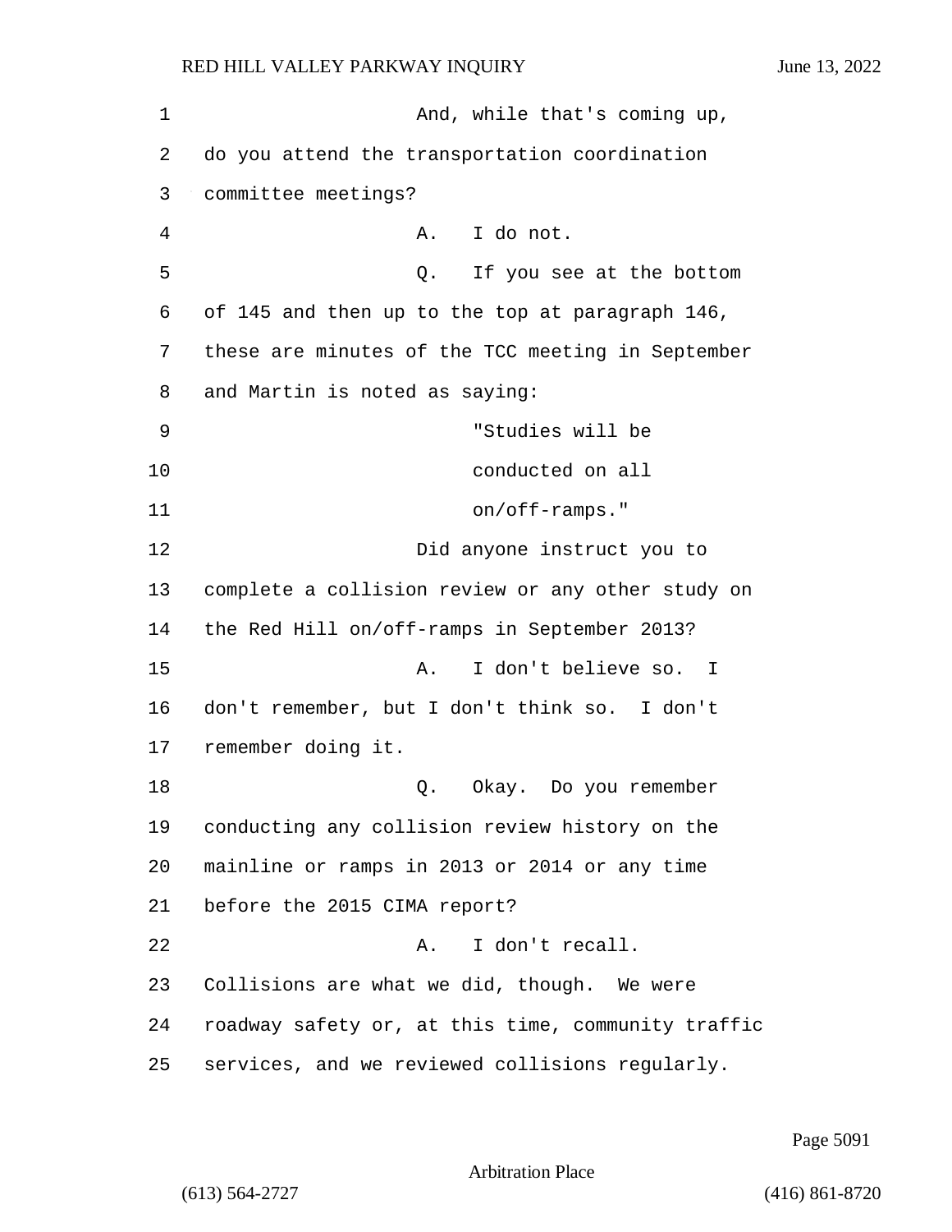And, while that's coming up, do you attend the transportation coordination committee meetings?

A. I do not.

Q. If you see at the bottom of 145 and then up to the top at paragraph 146, these are minutes of the TCC meeting in September and Martin is noted as saying:

> "Studies will be conducted on all on/off-ramps."

Did anyone instruct you to complete a collision review or any other study on the Red Hill on/off-ramps in September 2013?

A. I don't believe so. I don't remember, but I don't think so. I don't remember doing it.

Q. Okay. Do you remember conducting any collision review history on the mainline or ramps in 2013 or 2014 or any time before the 2015 CIMA report?

A. I don't recall. Collisions are what we did, though. We were roadway safety or, at this time, community traffic services, and we reviewed collisions regularly.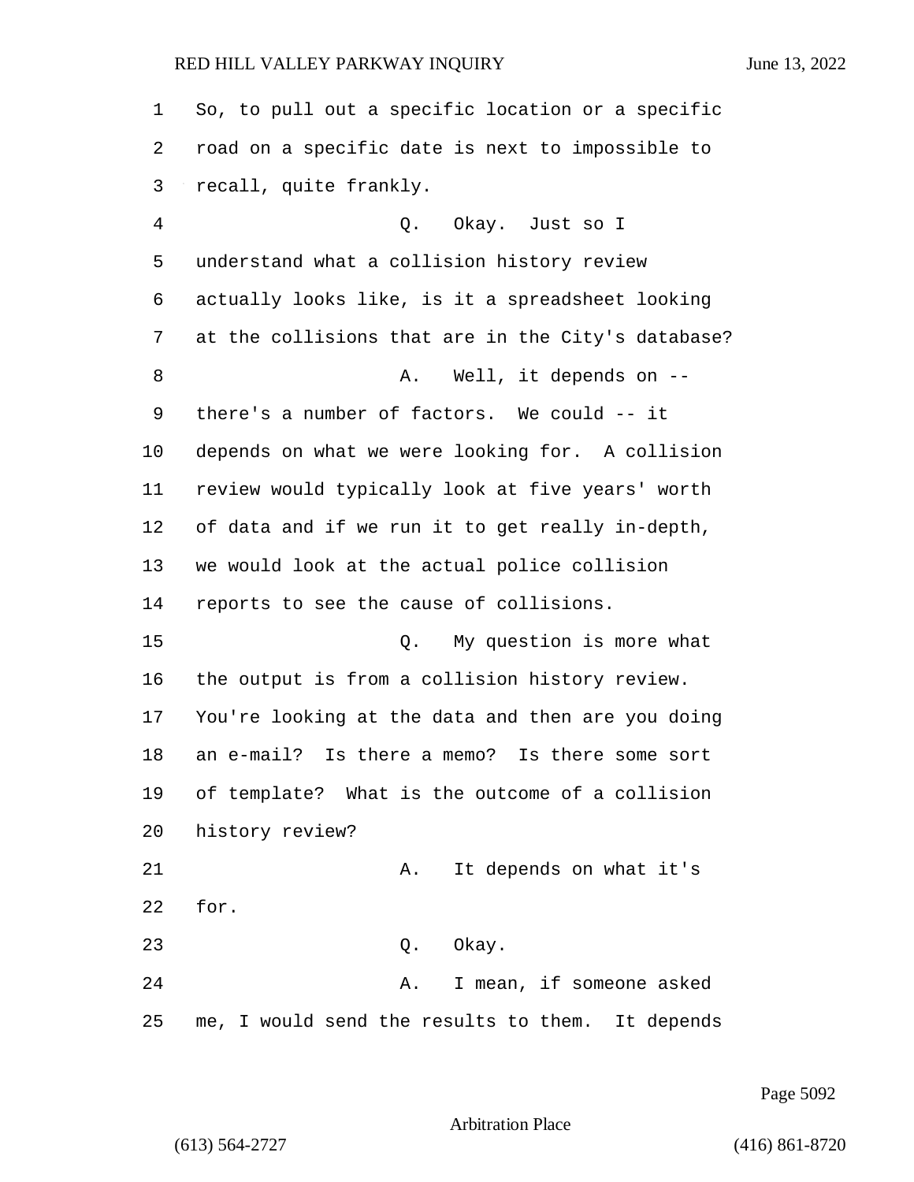So, to pull out a specific location or a specific road on a specific date is next to impossible to recall, quite frankly.

Q. Okay. Just so I understand what a collision history review actually looks like, is it a spreadsheet looking at the collisions that are in the City's database?

A. Well, it depends on -- there's a number of factors. We could -- it depends on what we were looking for. A collision review would typically look at five years' worth of data and if we run it to get really in-depth, we would look at the actual police collision reports to see the cause of collisions.

Q. My question is more what the output is from a collision history review. You're looking at the data and then are you doing an e-mail? Is there a memo? Is there some sort of template? What is the outcome of a collision history review?

A. It depends on what it's for.

Q. Okay.

A. I mean, if someone asked me, I would send the results to them. It depends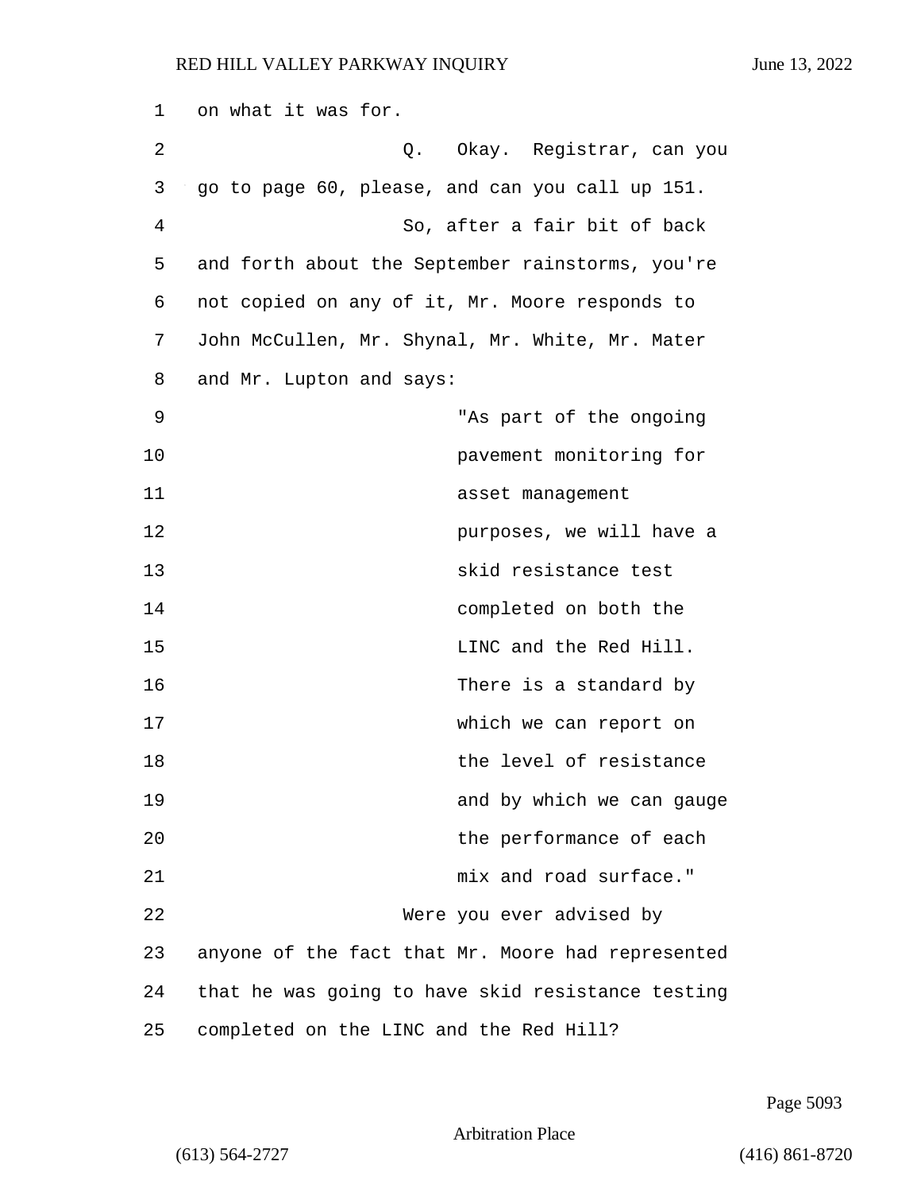on what it was for.

Q. Okay. Registrar, can you go to page 60, please, and can you call up 151.

So, after a fair bit of back and forth about the September rainstorms, you're not copied on any of it, Mr. Moore responds to John McCullen, Mr. Shynal, Mr. White, Mr. Mater and Mr. Lupton and says:

> "As part of the ongoing pavement monitoring for asset management purposes, we will have a skid resistance test completed on both the LINC and the Red Hill. There is a standard by which we can report on the level of resistance and by which we can gauge the performance of each mix and road surface."

Were you ever advised by anyone of the fact that Mr. Moore had represented that he was going to have skid resistance testing completed on the LINC and the Red Hill?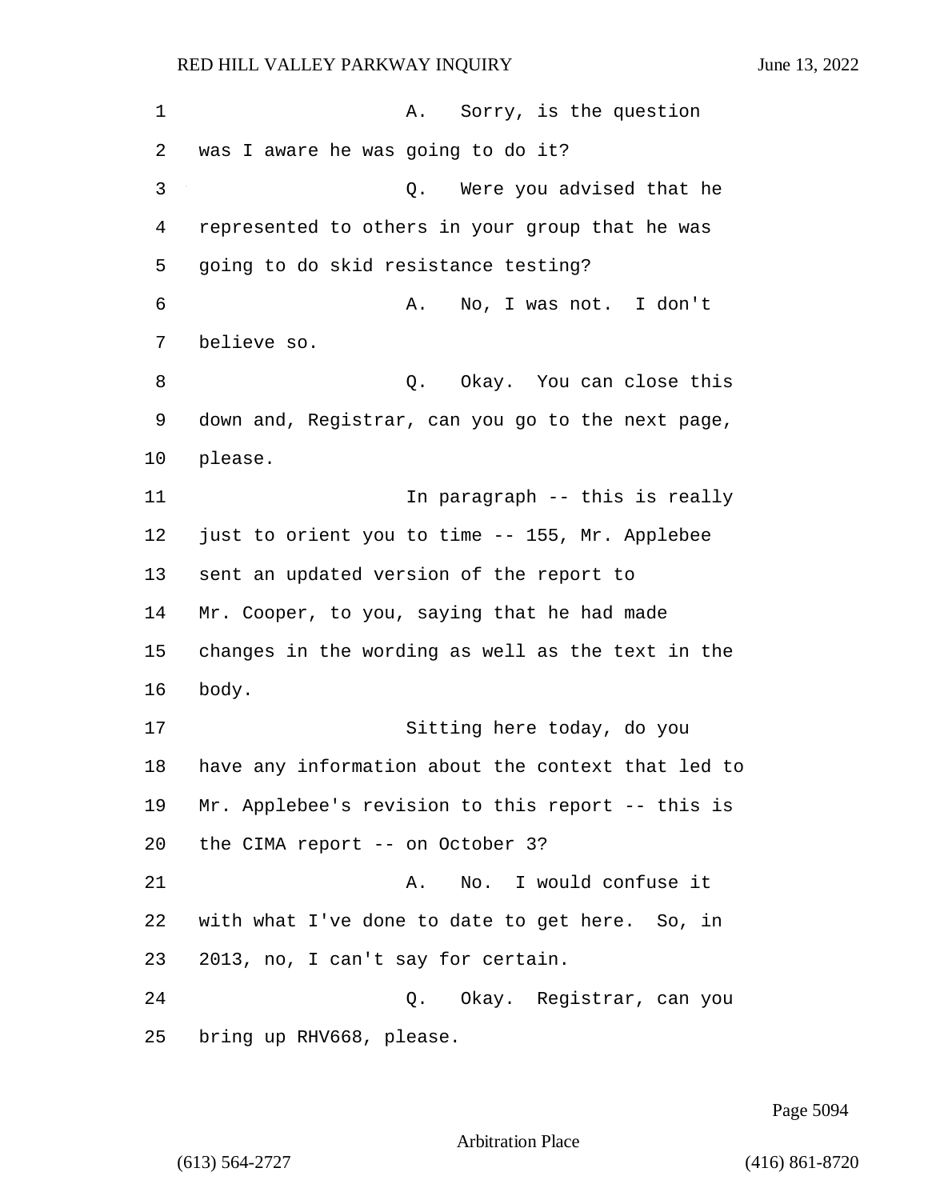A. Sorry, is the question was I aware he was going to do it?

Q. Were you advised that he represented to others in your group that he was going to do skid resistance testing?

A. No, I was not. I don't believe so.

Q. Okay. You can close this down and, Registrar, can you go to the next page, please.

In paragraph -- this is really just to orient you to time -- 155, Mr. Applebee sent an updated version of the report to Mr. Cooper, to you, saying that he had made changes in the wording as well as the text in the body.

Sitting here today, do you have any information about the context that led to Mr. Applebee's revision to this report -- this is the CIMA report -- on October 3?

A. No. I would confuse it with what I've done to date to get here. So, in 2013, no, I can't say for certain.

Q. Okay. Registrar, can you bring up RHV668, please.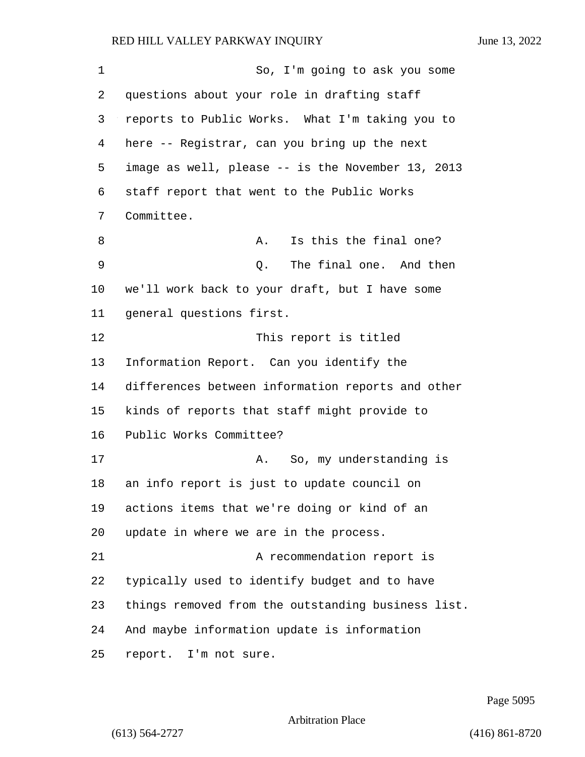So, I'm going to ask you some questions about your role in drafting staff reports to Public Works. What I'm taking you to here -- Registrar, can you bring up the next image as well, please -- is the November 13, 2013 staff report that went to the Public Works Committee.

A. Is this the final one?

Q. The final one. And then we'll work back to your draft, but I have some general questions first.

This report is titled Information Report. Can you identify the differences between information reports and other kinds of reports that staff might provide to Public Works Committee?

A. So, my understanding is an info report is just to update council on actions items that we're doing or kind of an update in where we are in the process.

A recommendation report is typically used to identify budget and to have things removed from the outstanding business list. And maybe information update is information report. I'm not sure.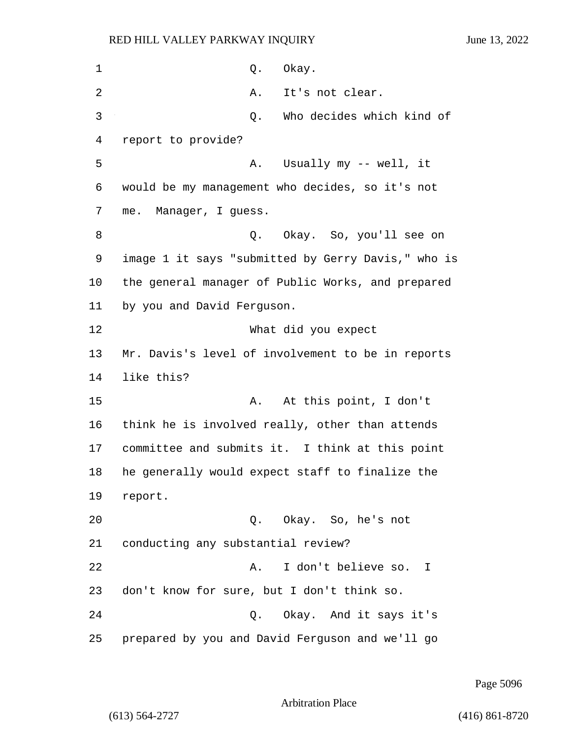Q. Okay.

A. It's not clear.

Q. Who decides which kind of report to provide?

A. Usually my -- well, it would be my management who decides, so it's not me. Manager, I guess.

Q. Okay. So, you'll see on image 1 it says "submitted by Gerry Davis," who is the general manager of Public Works, and prepared by you and David Ferguson.

What did you expect Mr. Davis's level of involvement to be in reports like this?

A. At this point, I don't think he is involved really, other than attends committee and submits it. I think at this point he generally would expect staff to finalize the report.

Q. Okay. So, he's not conducting any substantial review?

A. I don't believe so. I don't know for sure, but I don't think so.

Q. Okay. And it says it's prepared by you and David Ferguson and we'll go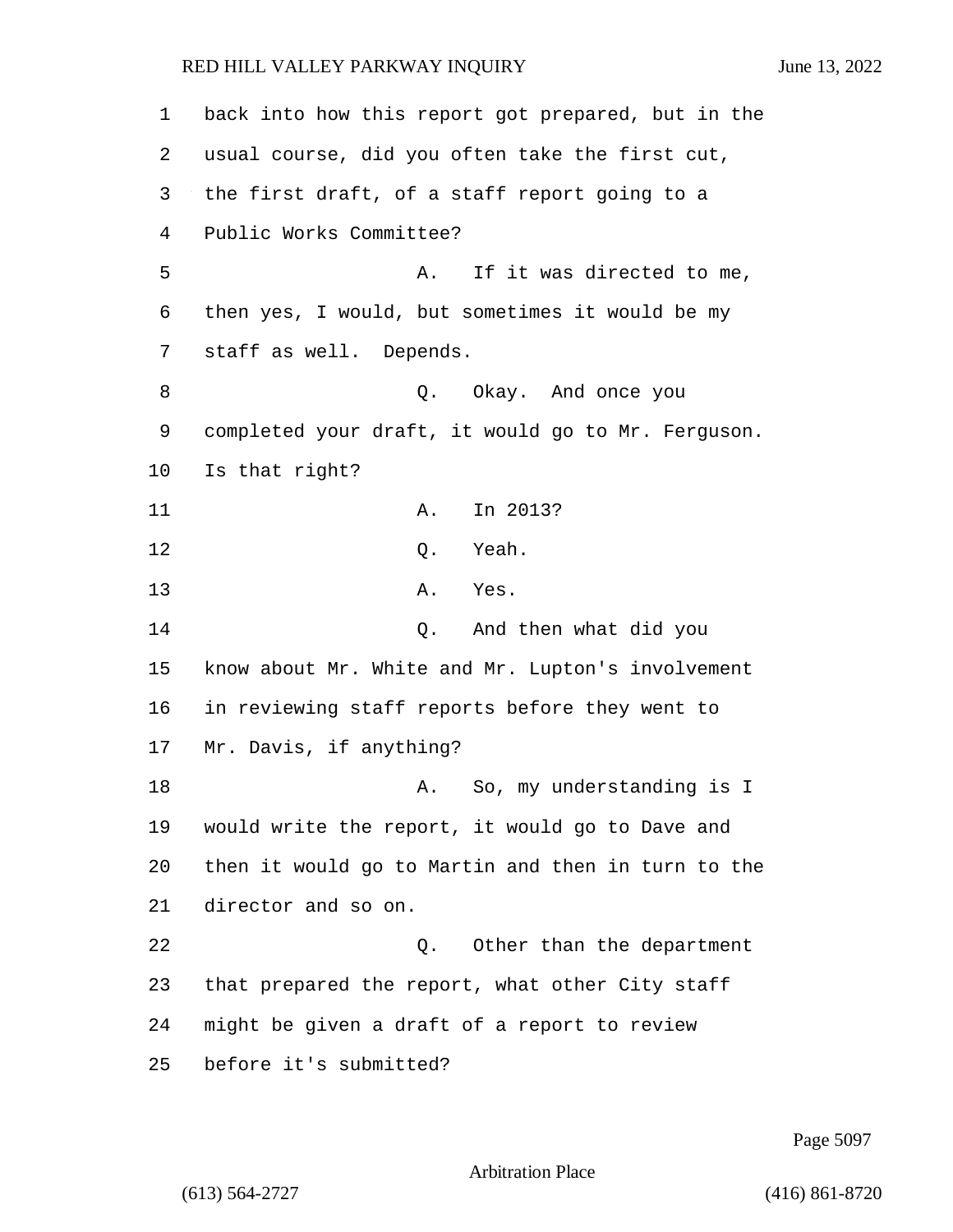back into how this report got prepared, but in the usual course, did you often take the first cut, the first draft, of a staff report going to a Public Works Committee?

A. If it was directed to me, then yes, I would, but sometimes it would be my staff as well. Depends.

Q. Okay. And once you completed your draft, it would go to Mr. Ferguson. Is that right?

A. In 2013?

Q. Yeah.

A. Yes.

Q. And then what did you know about Mr. White and Mr. Lupton's involvement in reviewing staff reports before they went to Mr. Davis, if anything?

A. So, my understanding is I would write the report, it would go to Dave and then it would go to Martin and then in turn to the director and so on.

Q. Other than the department that prepared the report, what other City staff might be given a draft of a report to review before it's submitted?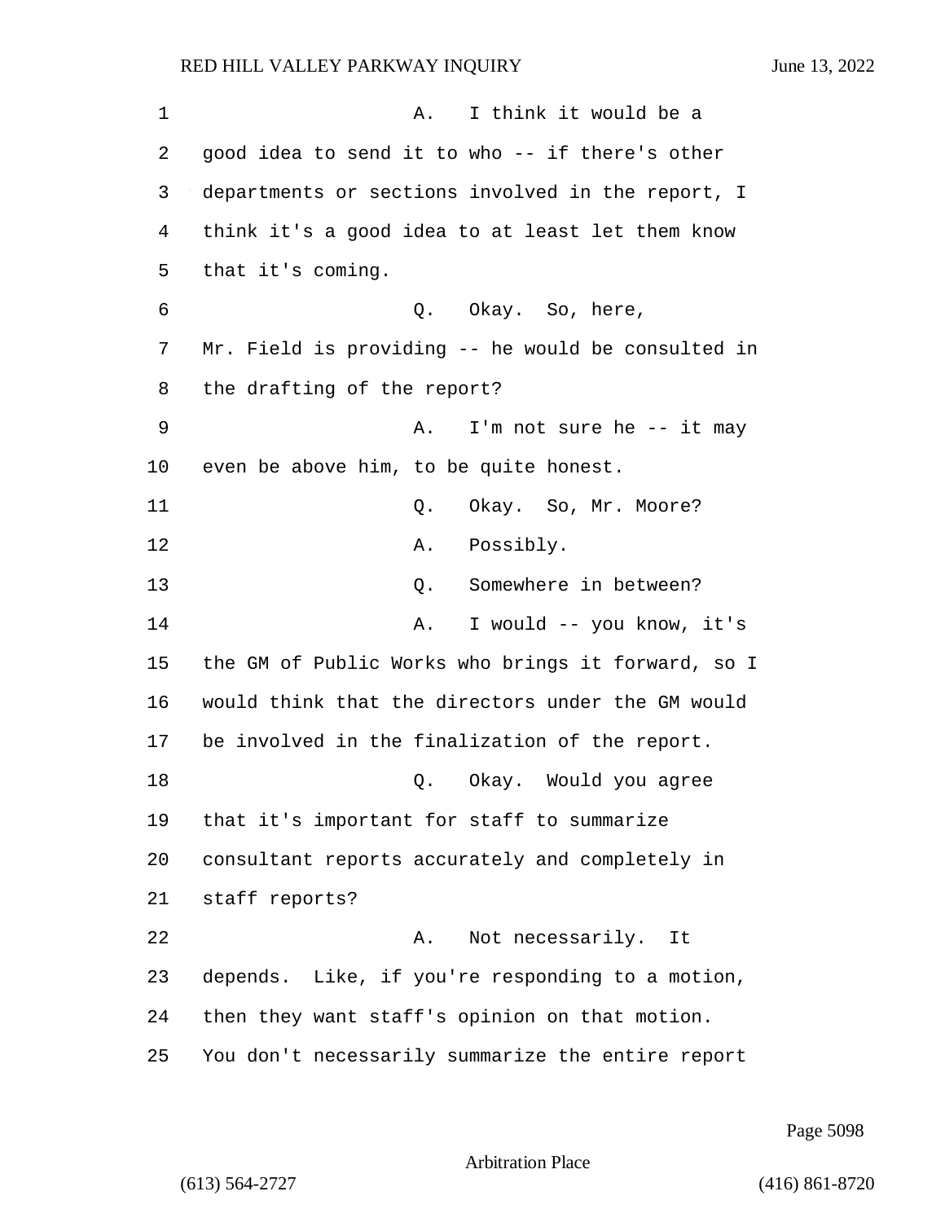A. I think it would be a good idea to send it to who -- if there's other departments or sections involved in the report, I think it's a good idea to at least let them know that it's coming.

Q. Okay. So, here, Mr. Field is providing -- he would be consulted in the drafting of the report?

A. I'm not sure he -- it may even be above him, to be quite honest.

Q. Okay. So, Mr. Moore?

A. Possibly.

Q. Somewhere in between?

A. I would -- you know, it's the GM of Public Works who brings it forward, so I would think that the directors under the GM would be involved in the finalization of the report.

Q. Okay. Would you agree that it's important for staff to summarize consultant reports accurately and completely in staff reports?

A. Not necessarily. It depends. Like, if you're responding to a motion, then they want staff's opinion on that motion. You don't necessarily summarize the entire report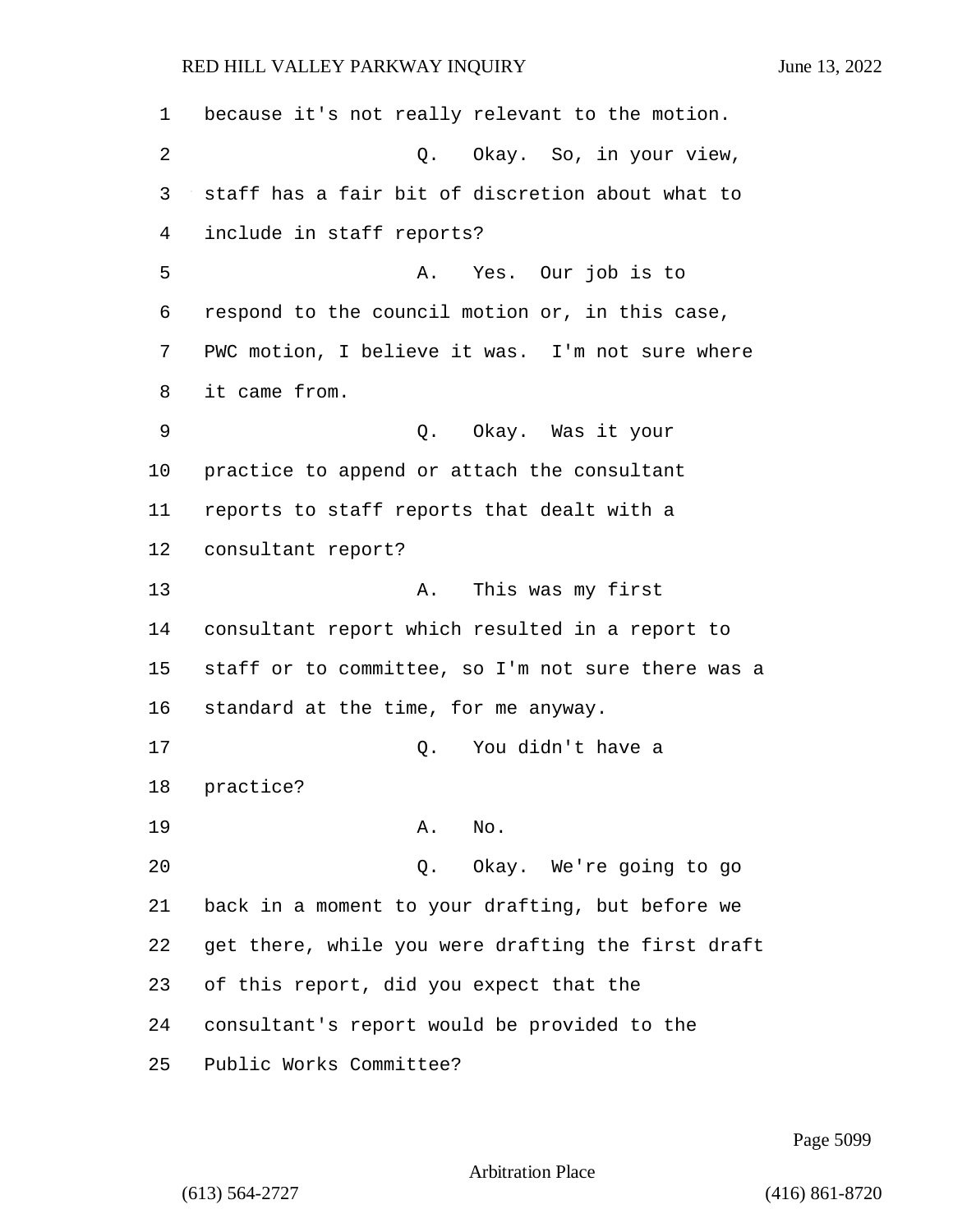because it's not really relevant to the motion.

Q. Okay. So, in your view, staff has a fair bit of discretion about what to include in staff reports?

A. Yes. Our job is to respond to the council motion or, in this case, PWC motion, I believe it was. I'm not sure where it came from.

Q. Okay. Was it your practice to append or attach the consultant reports to staff reports that dealt with a consultant report?

A. This was my first consultant report which resulted in a report to staff or to committee, so I'm not sure there was a standard at the time, for me anyway.

Q. You didn't have a practice?

A. No.

Q. Okay. We're going to go back in a moment to your drafting, but before we get there, while you were drafting the first draft of this report, did you expect that the consultant's report would be provided to the Public Works Committee?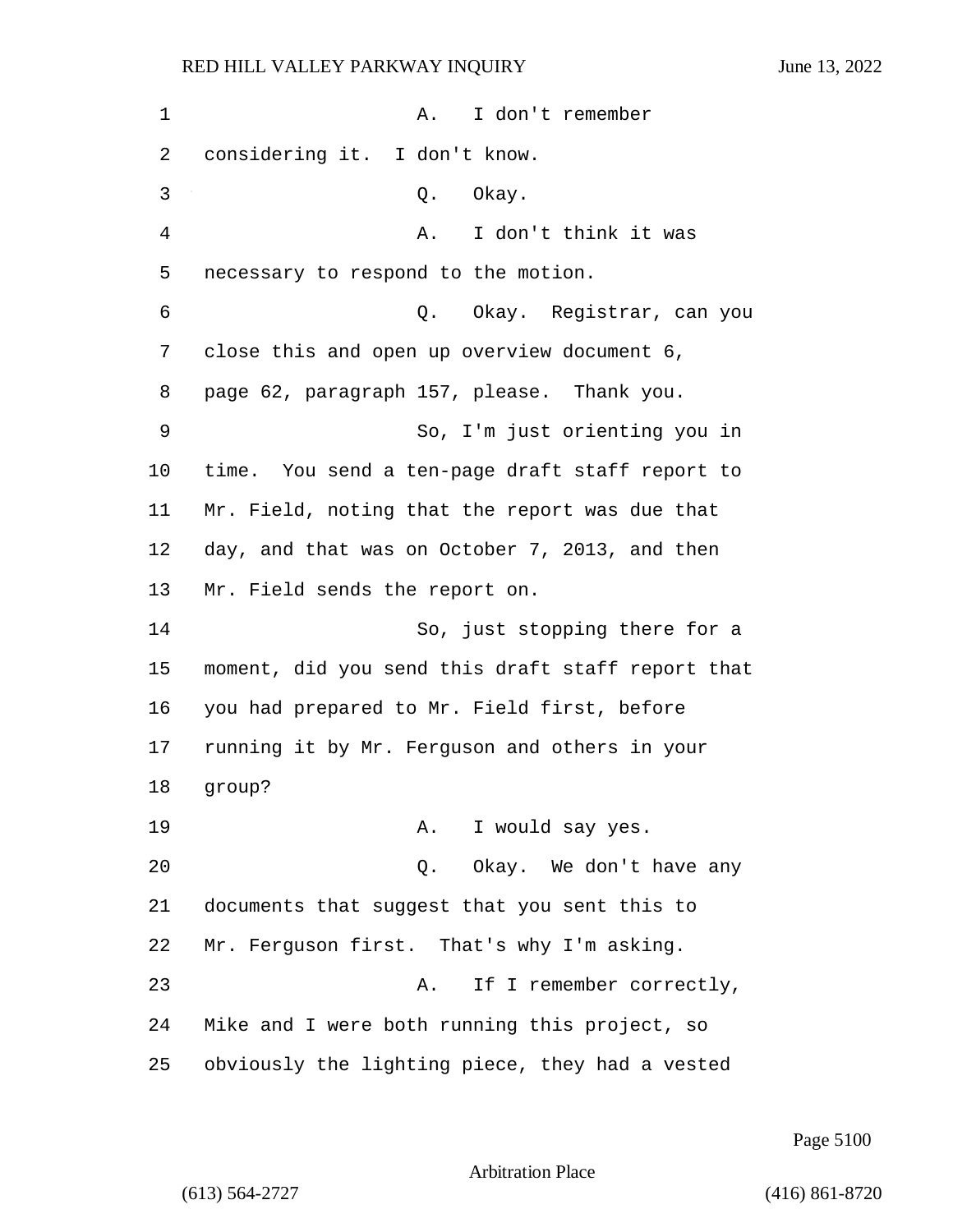A. I don't remember considering it. I don't know.

Q. Okay.

A. I don't think it was necessary to respond to the motion.

Q. Okay. Registrar, can you close this and open up overview document 6, page 62, paragraph 157, please. Thank you.

So, I'm just orienting you in time. You send a ten-page draft staff report to Mr. Field, noting that the report was due that day, and that was on October 7, 2013, and then Mr. Field sends the report on.

So, just stopping there for a moment, did you send this draft staff report that you had prepared to Mr. Field first, before running it by Mr. Ferguson and others in your group?

A. I would say yes.

Q. Okay. We don't have any documents that suggest that you sent this to Mr. Ferguson first. That's why I'm asking.

A. If I remember correctly, Mike and I were both running this project, so obviously the lighting piece, they had a vested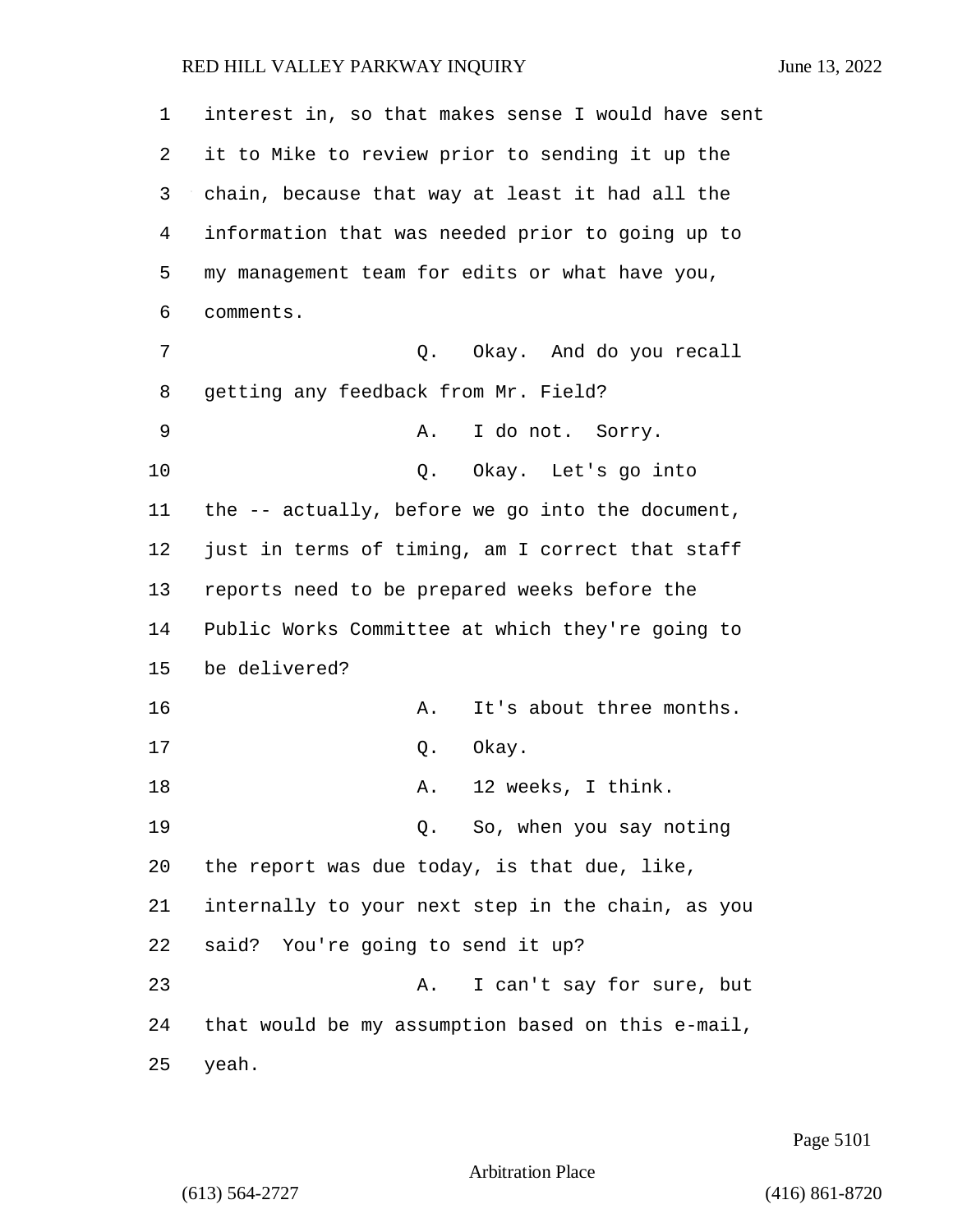interest in, so that makes sense I would have sent it to Mike to review prior to sending it up the chain, because that way at least it had all the information that was needed prior to going up to my management team for edits or what have you, comments.

Q. Okay. And do you recall getting any feedback from Mr. Field?

A. I do not. Sorry.

Q. Okay. Let's go into the -- actually, before we go into the document, just in terms of timing, am I correct that staff reports need to be prepared weeks before the Public Works Committee at which they're going to be delivered?

A. It's about three months.

Q. Okay.

A. 12 weeks, I think.

Q. So, when you say noting the report was due today, is that due, like, internally to your next step in the chain, as you said? You're going to send it up?

A. I can't say for sure, but that would be my assumption based on this e-mail, yeah.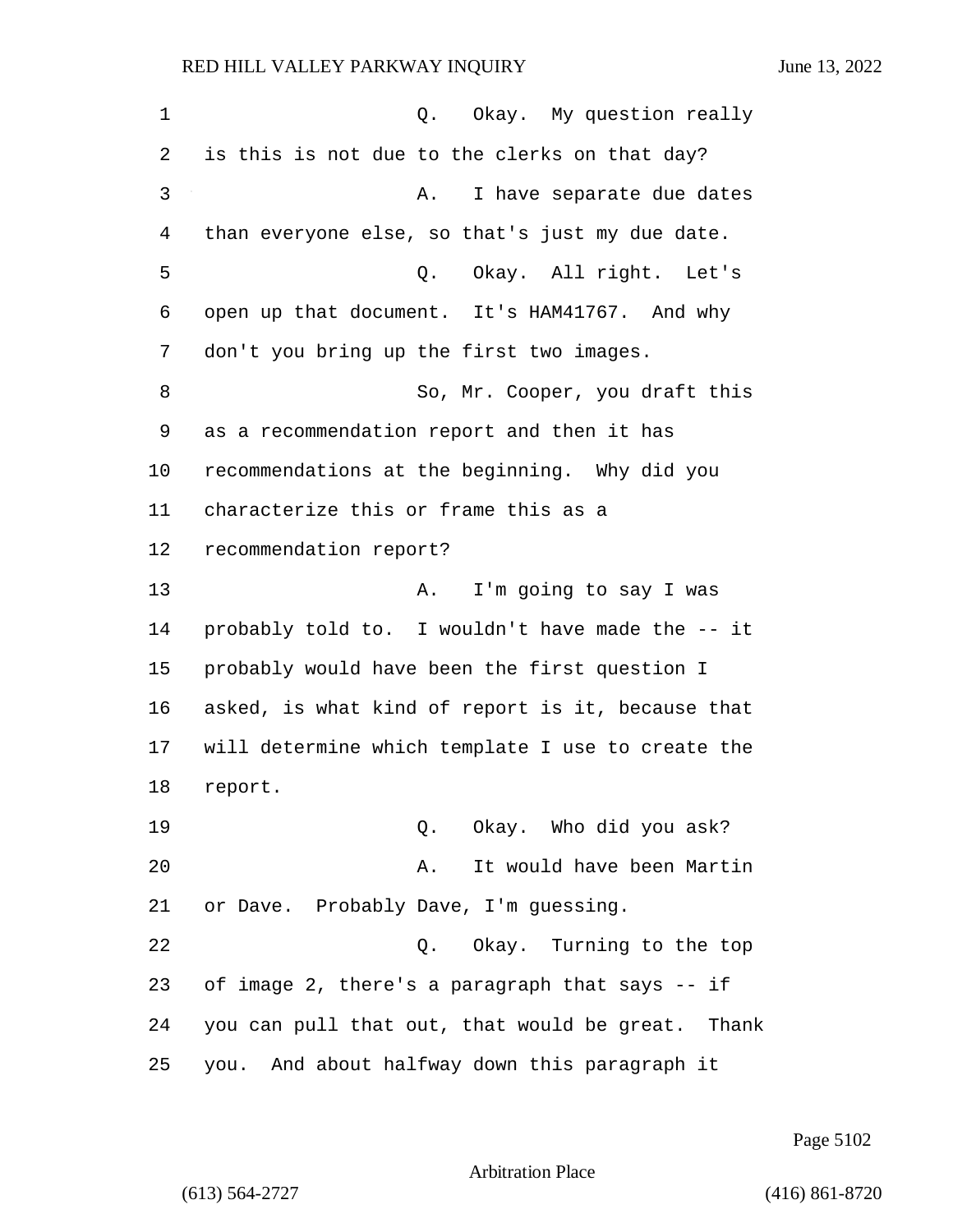Q. Okay. My question really is this is not due to the clerks on that day?

A. I have separate due dates than everyone else, so that's just my due date.

Q. Okay. All right. Let's open up that document. It's HAM41767. And why don't you bring up the first two images.

So, Mr. Cooper, you draft this as a recommendation report and then it has recommendations at the beginning. Why did you characterize this or frame this as a recommendation report?

A. I'm going to say I was probably told to. I wouldn't have made the -- it probably would have been the first question I asked, is what kind of report is it, because that will determine which template I use to create the report.

Q. Okay. Who did you ask?

A. It would have been Martin or Dave. Probably Dave, I'm guessing.

Q. Okay. Turning to the top of image 2, there's a paragraph that says -- if you can pull that out, that would be great. Thank you. And about halfway down this paragraph it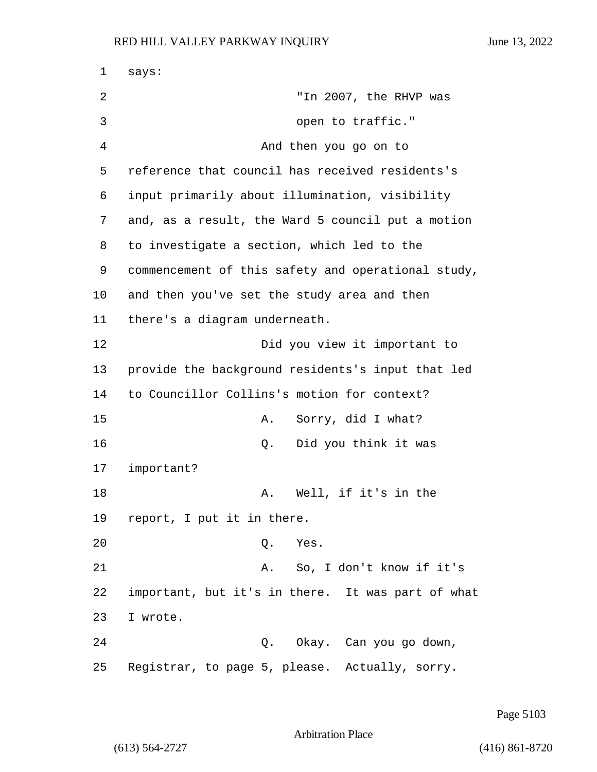says:

"In 2007, the RHVP was open to traffic."

And then you go on to reference that council has received residents's input primarily about illumination, visibility and, as a result, the Ward 5 council put a motion to investigate a section, which led to the commencement of this safety and operational study, and then you've set the study area and then there's a diagram underneath.

Did you view it important to provide the background residents's input that led to Councillor Collins's motion for context?

A. Sorry, did I what?

Q. Did you think it was important?

A. Well, if it's in the report, I put it in there.

Q. Yes.

A. So, I don't know if it's important, but it's in there. It was part of what I wrote.

Q. Okay. Can you go down, Registrar, to page 5, please. Actually, sorry.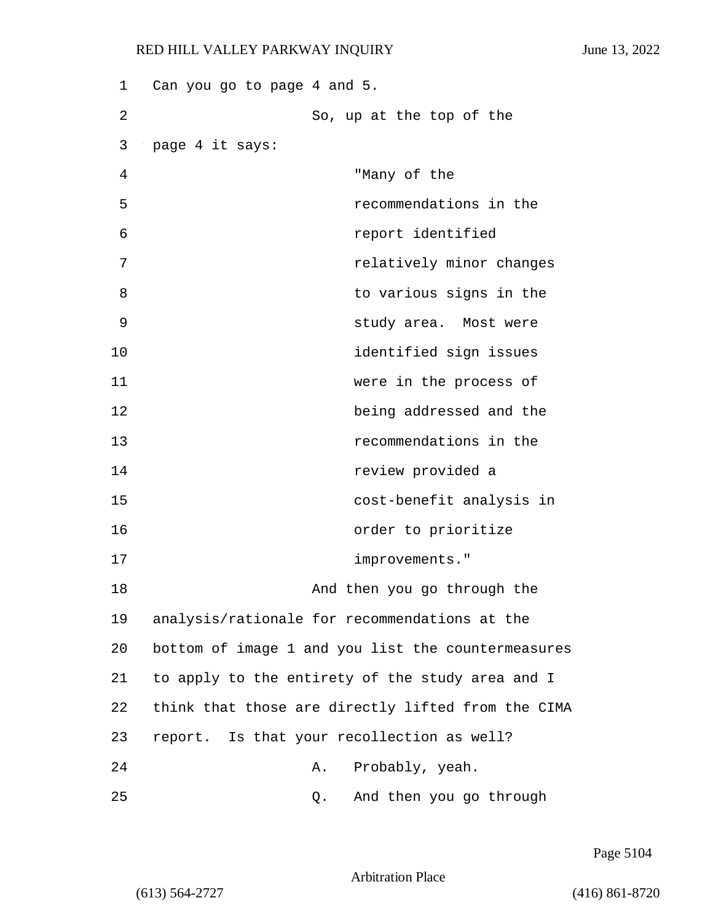Can you go to page 4 and 5.

So, up at the top of the page 4 it says:

> "Many of the recommendations in the report identified relatively minor changes to various signs in the study area. Most were identified sign issues were in the process of being addressed and the recommendations in the review provided a cost-benefit analysis in order to prioritize improvements."

And then you go through the analysis/rationale for recommendations at the bottom of image 1 and you list the countermeasures to apply to the entirety of the study area and I think that those are directly lifted from the CIMA report. Is that your recollection as well?

A. Probably, yeah.

Q. And then you go through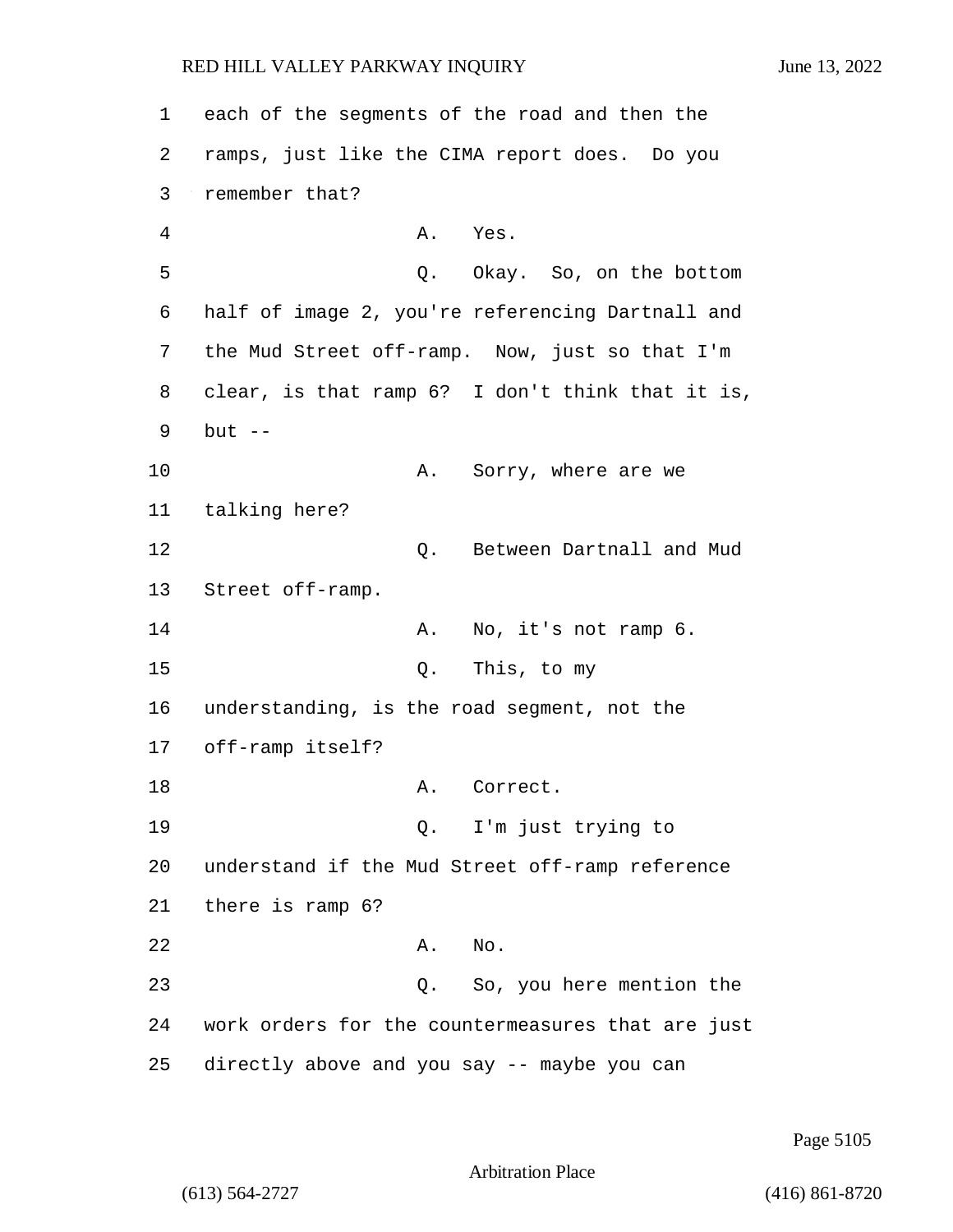each of the segments of the road and then the ramps, just like the CIMA report does. Do you remember that?

A. Yes.

Q. Okay. So, on the bottom half of image 2, you're referencing Dartnall and the Mud Street off-ramp. Now, just so that I'm clear, is that ramp 6? I don't think that it is, but --

A. Sorry, where are we talking here?

Q. Between Dartnall and Mud Street off-ramp.

A. No, it's not ramp 6.

Q. This, to my understanding, is the road segment, not the off-ramp itself?

A. Correct.

Q. I'm just trying to understand if the Mud Street off-ramp reference there is ramp 6?

A. No.

Q. So, you here mention the work orders for the countermeasures that are just directly above and you say -- maybe you can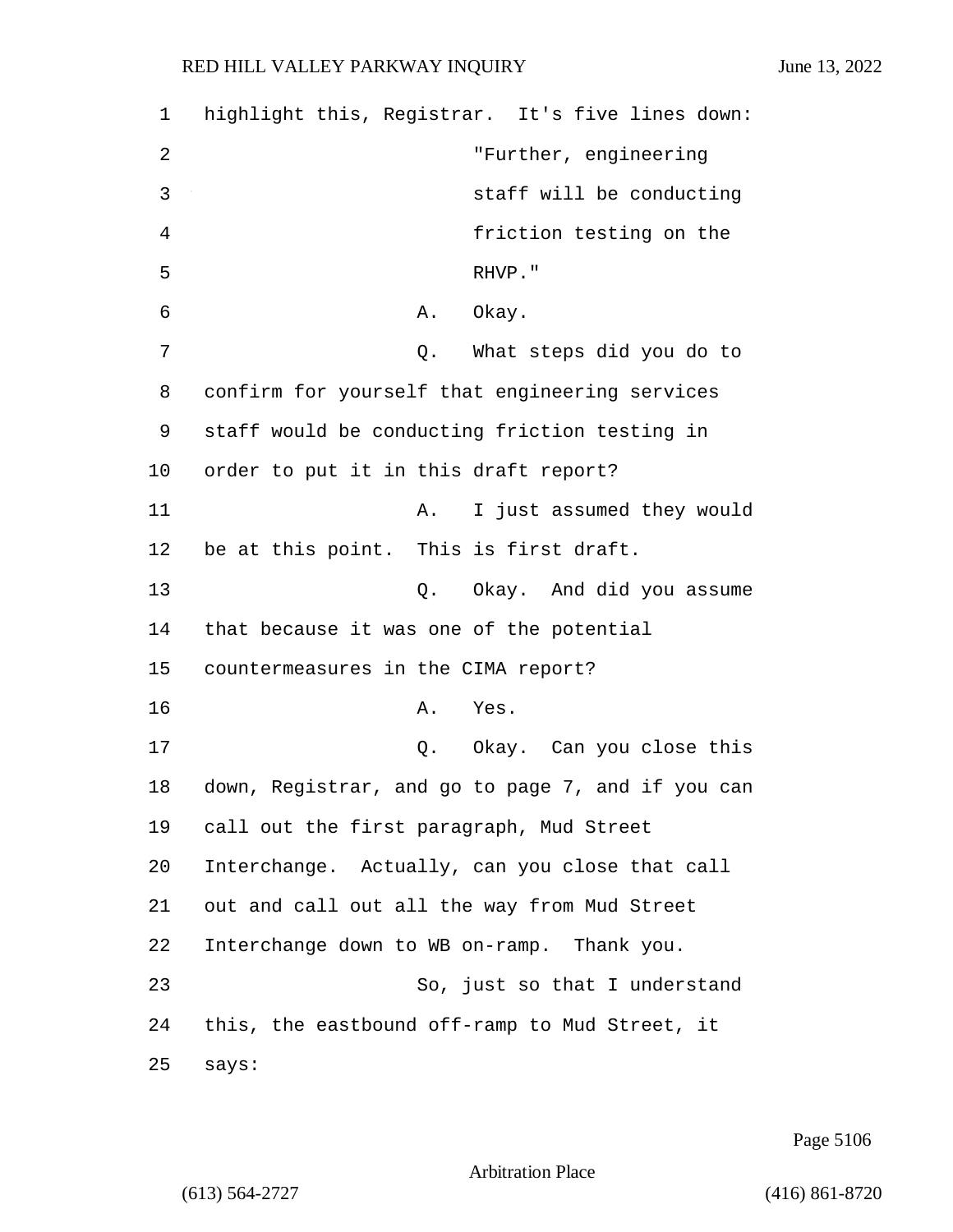1 highlight this, Registrar. It's five lines down:

2 "Further, engineering

3 staff will be conducting

4 friction testing on the

5 RHVP."

6 A. Okay.

7 Q. What steps did you do to

8 confirm for yourself that engineering services

9 staff would be conducting friction testing in

10 order to put it in this draft report?

11 A. I just assumed they would

12 be at this point. This is first draft.

13 Q. Okay. And did you assume

14 that because it was one of the potential

15 countermeasures in the CIMA report?

16 A. Yes.

17 Q. Okay. Can you close this

18 down, Registrar, and go to page 7, and if you can

19 call out the first paragraph, Mud Street

20 Interchange. Actually, can you close that call

21 out and call out all the way from Mud Street

22 Interchange down to WB on-ramp. Thank you.

23 So, just so that I understand

24 this, the eastbound off-ramp to Mud Street, it

25 says: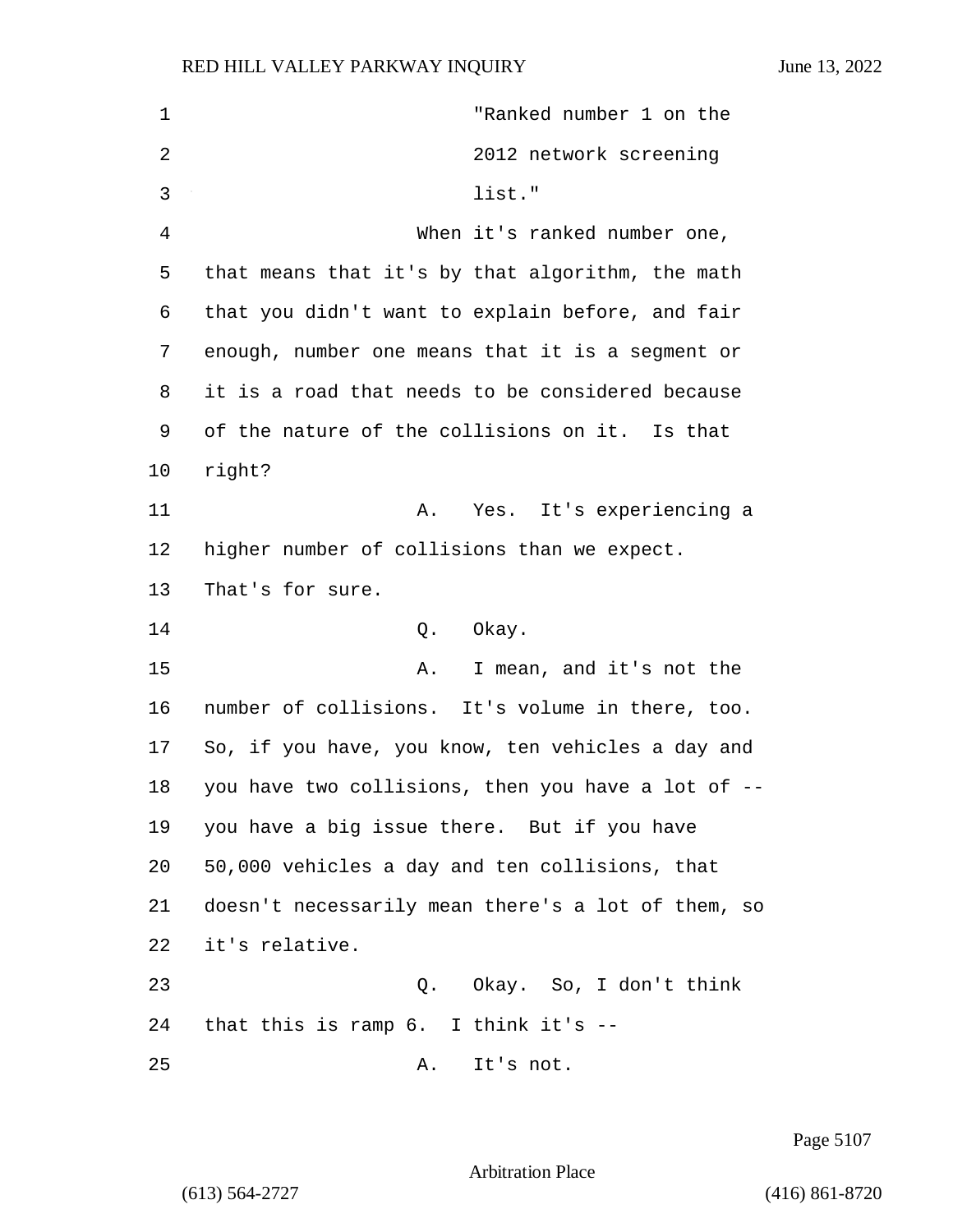"Ranked number 1 on the 2012 network screening list."

When it's ranked number one, that means that it's by that algorithm, the math that you didn't want to explain before, and fair enough, number one means that it is a segment or it is a road that needs to be considered because of the nature of the collisions on it. Is that right?

A. Yes. It's experiencing a higher number of collisions than we expect. That's for sure.

Q. Okay.

A. I mean, and it's not the number of collisions. It's volume in there, too. So, if you have, you know, ten vehicles a day and you have two collisions, then you have a lot of -- you have a big issue there. But if you have 50,000 vehicles a day and ten collisions, that doesn't necessarily mean there's a lot of them, so it's relative.

Q. Okay. So, I don't think that this is ramp 6. I think it's --

A. It's not.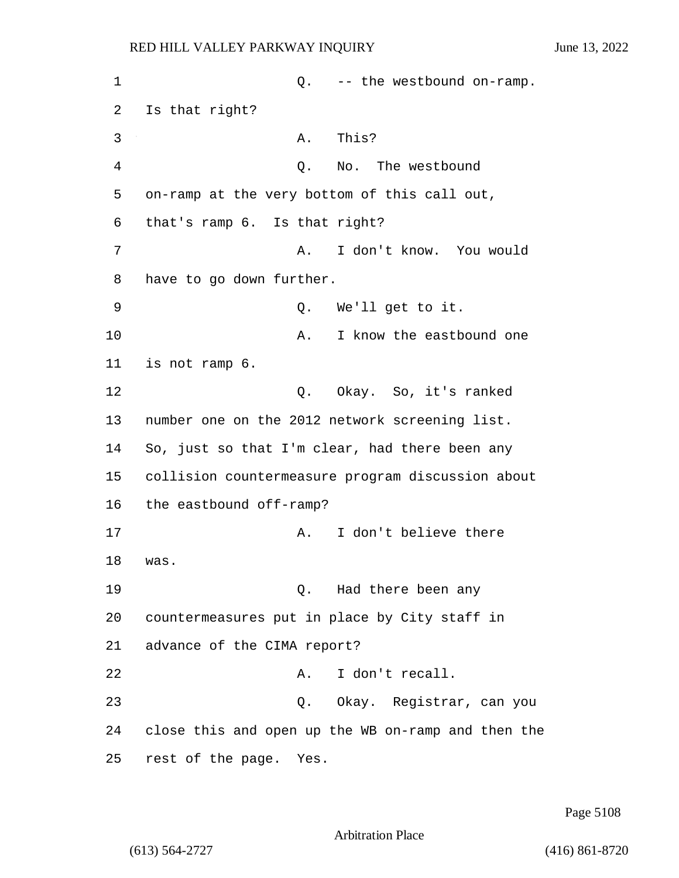Q. -- the westbound on-ramp. Is that right?

A. This?

Q. No. The westbound on-ramp at the very bottom of this call out, that's ramp 6. Is that right?

A. I don't know. You would have to go down further.

Q. We'll get to it.

A. I know the eastbound one is not ramp 6.

Q. Okay. So, it's ranked number one on the 2012 network screening list. So, just so that I'm clear, had there been any collision countermeasure program discussion about the eastbound off-ramp?

A. I don't believe there was.

Q. Had there been any countermeasures put in place by City staff in advance of the CIMA report?

A. I don't recall.

Q. Okay. Registrar, can you close this and open up the WB on-ramp and then the rest of the page. Yes.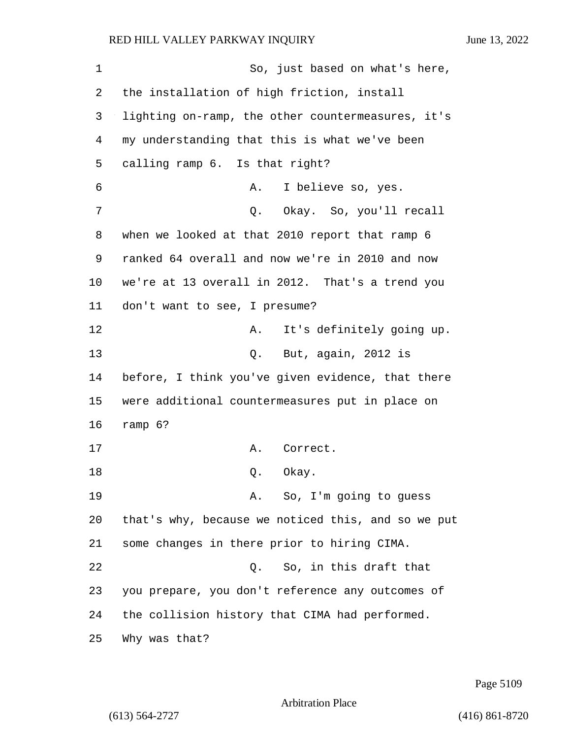So, just based on what's here, the installation of high friction, install lighting on-ramp, the other countermeasures, it's my understanding that this is what we've been calling ramp 6. Is that right?

A. I believe so, yes.

Q. Okay. So, you'll recall when we looked at that 2010 report that ramp 6 ranked 64 overall and now we're in 2010 and now we're at 13 overall in 2012. That's a trend you don't want to see, I presume?

A. It's definitely going up.

Q. But, again, 2012 is before, I think you've given evidence, that there were additional countermeasures put in place on ramp 6?

A. Correct.

Q. Okay.

A. So, I'm going to guess that's why, because we noticed this, and so we put some changes in there prior to hiring CIMA.

Q. So, in this draft that you prepare, you don't reference any outcomes of the collision history that CIMA had performed. Why was that?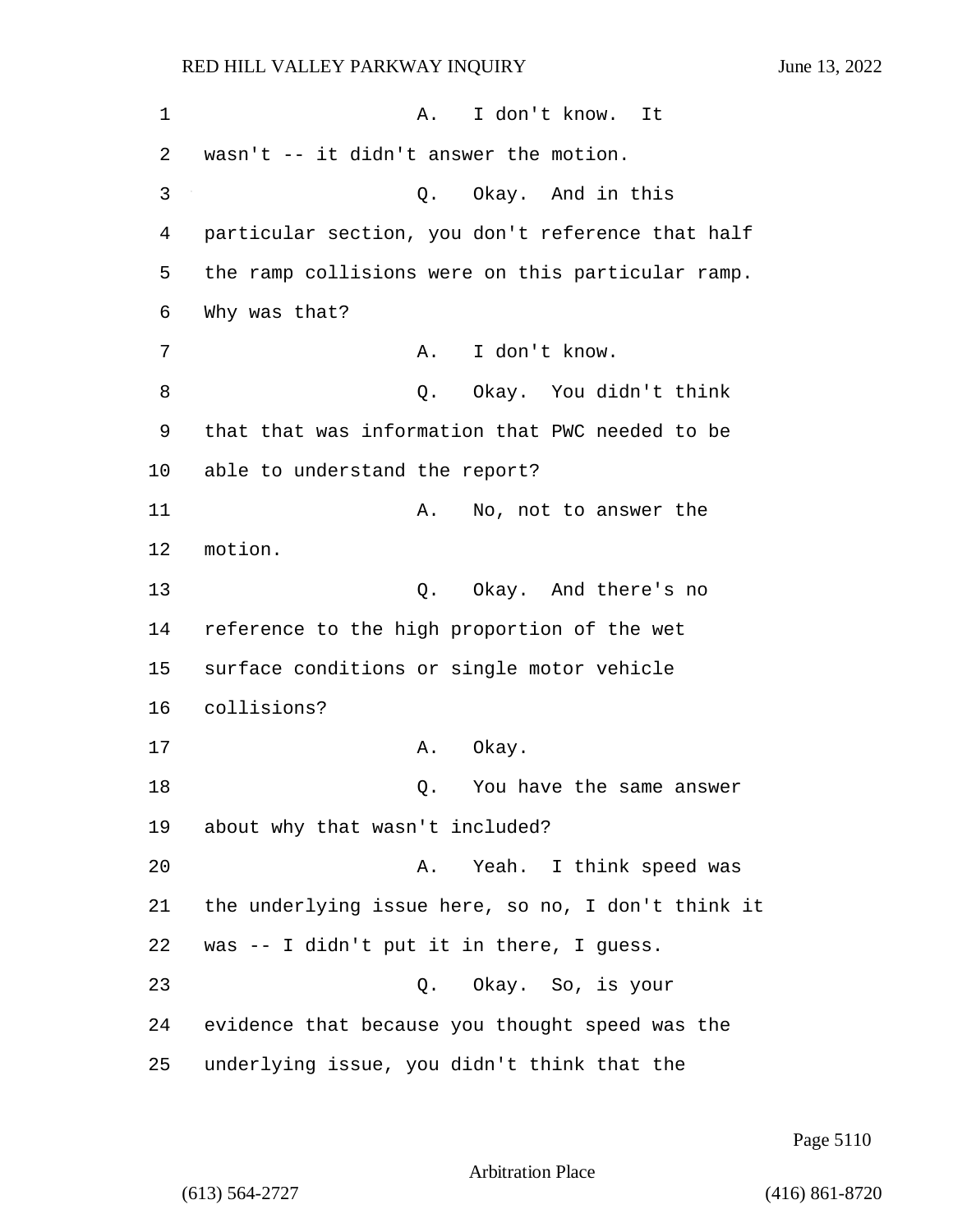A. I don't know. It wasn't -- it didn't answer the motion.

Q. Okay. And in this particular section, you don't reference that half the ramp collisions were on this particular ramp. Why was that?

A. I don't know.

Q. Okay. You didn't think that that was information that PWC needed to be able to understand the report?

A. No, not to answer the motion.

Q. Okay. And there's no reference to the high proportion of the wet surface conditions or single motor vehicle collisions?

A. Okay.

Q. You have the same answer about why that wasn't included?

A. Yeah. I think speed was the underlying issue here, so no, I don't think it was -- I didn't put it in there, I guess.

Q. Okay. So, is your evidence that because you thought speed was the underlying issue, you didn't think that the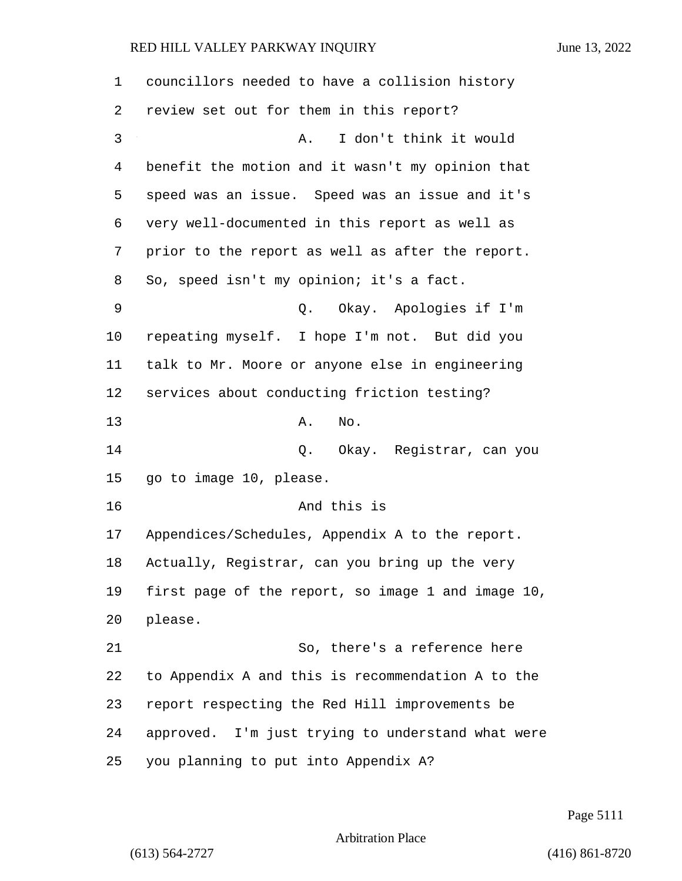councillors needed to have a collision history review set out for them in this report?

A. I don't think it would benefit the motion and it wasn't my opinion that speed was an issue. Speed was an issue and it's very well-documented in this report as well as prior to the report as well as after the report. So, speed isn't my opinion; it's a fact.

Q. Okay. Apologies if I'm repeating myself. I hope I'm not. But did you talk to Mr. Moore or anyone else in engineering services about conducting friction testing?

A. No.

Q. Okay. Registrar, can you go to image 10, please.

And this is Appendices/Schedules, Appendix A to the report. Actually, Registrar, can you bring up the very first page of the report, so image 1 and image 10, please.

So, there's a reference here to Appendix A and this is recommendation A to the report respecting the Red Hill improvements be approved. I'm just trying to understand what were you planning to put into Appendix A?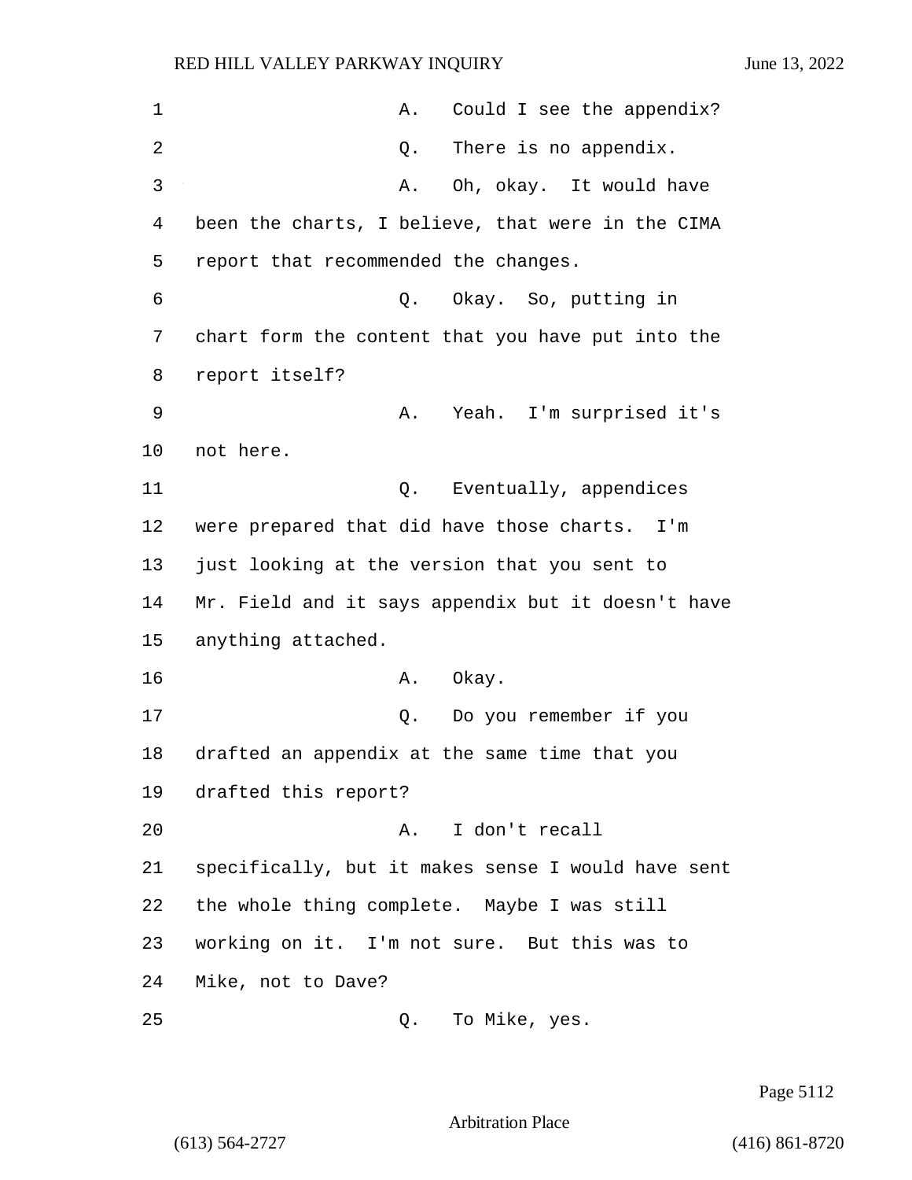A. Could I see the appendix?

Q. There is no appendix.

A. Oh, okay. It would have been the charts, I believe, that were in the CIMA report that recommended the changes.

Q. Okay. So, putting in chart form the content that you have put into the report itself?

A. Yeah. I'm surprised it's not here.

Q. Eventually, appendices were prepared that did have those charts. I'm just looking at the version that you sent to Mr. Field and it says appendix but it doesn't have anything attached.

A. Okay.

Q. Do you remember if you drafted an appendix at the same time that you drafted this report?

A. I don't recall specifically, but it makes sense I would have sent the whole thing complete. Maybe I was still working on it. I'm not sure. But this was to Mike, not to Dave?

Q. To Mike, yes.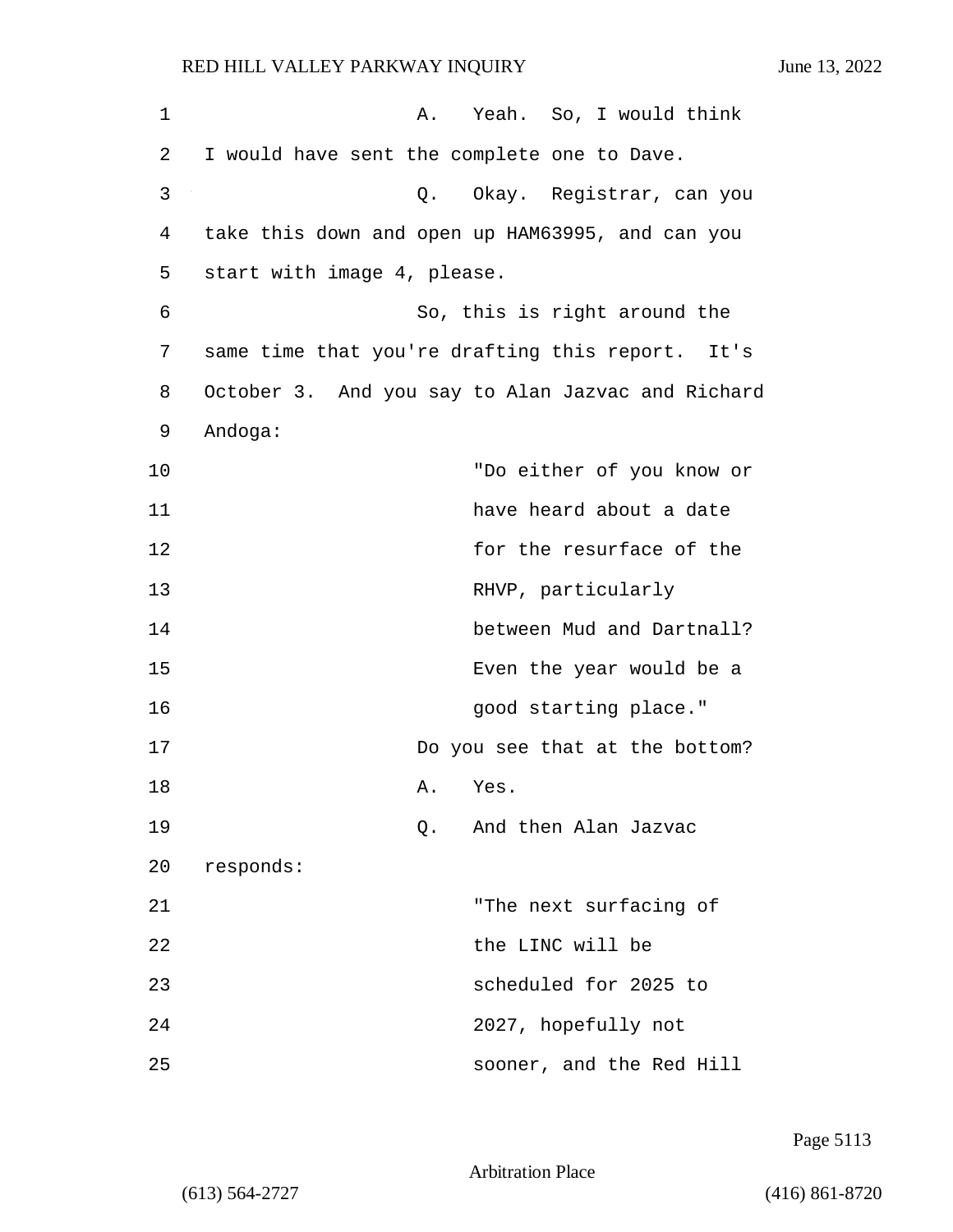A. Yeah. So, I would think I would have sent the complete one to Dave.

Q. Okay. Registrar, can you take this down and open up HAM63995, and can you start with image 4, please.

So, this is right around the same time that you're drafting this report. It's October 3. And you say to Alan Jazvac and Richard Andoga:

> "Do either of you know or have heard about a date for the resurface of the RHVP, particularly between Mud and Dartnall? Even the year would be a good starting place."

Do you see that at the bottom?

A. Yes.

Q. And then Alan Jazvac responds:

> "The next surfacing of the LINC will be scheduled for 2025 to 2027, hopefully not sooner, and the Red Hill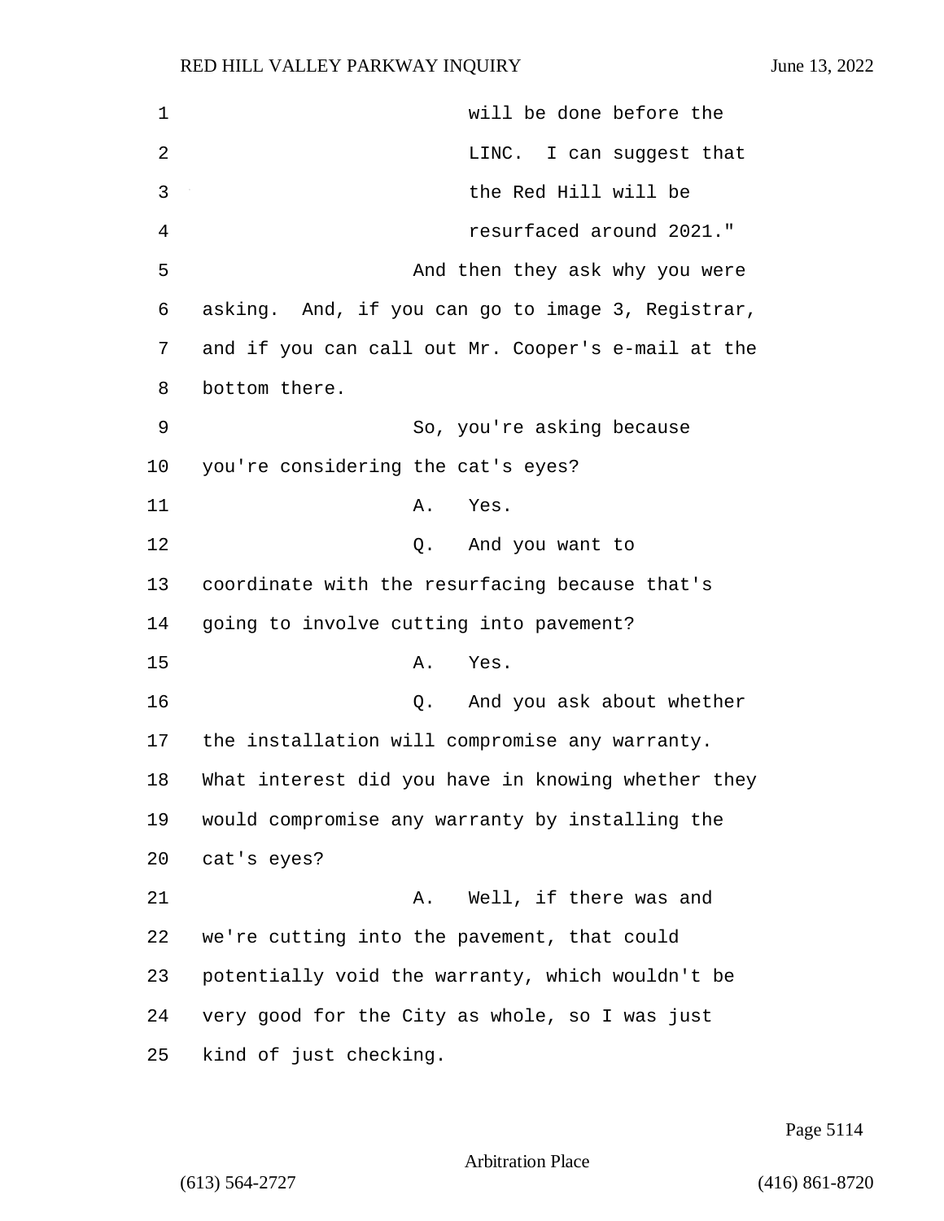will be done before the LINC. I can suggest that the Red Hill will be resurfaced around 2021."

And then they ask why you were asking. And, if you can go to image 3, Registrar, and if you can call out Mr. Cooper's e-mail at the bottom there.

So, you're asking because you're considering the cat's eyes?

A. Yes.

Q. And you want to coordinate with the resurfacing because that's going to involve cutting into pavement?

A. Yes.

Q. And you ask about whether the installation will compromise any warranty. What interest did you have in knowing whether they would compromise any warranty by installing the cat's eyes?

A. Well, if there was and we're cutting into the pavement, that could potentially void the warranty, which wouldn't be very good for the City as whole, so I was just kind of just checking.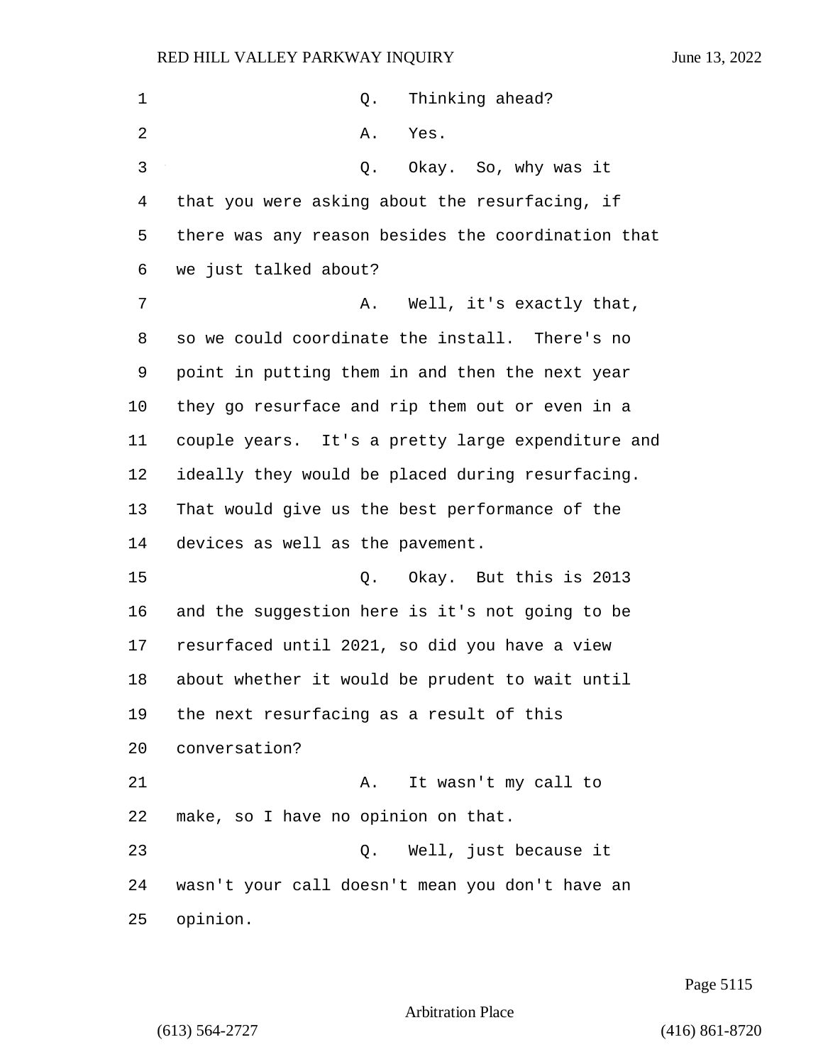Q. Thinking ahead?

A. Yes.

Q. Okay. So, why was it that you were asking about the resurfacing, if there was any reason besides the coordination that we just talked about?

A. Well, it's exactly that, so we could coordinate the install. There's no point in putting them in and then the next year they go resurface and rip them out or even in a couple years. It's a pretty large expenditure and ideally they would be placed during resurfacing. That would give us the best performance of the devices as well as the pavement.

Q. Okay. But this is 2013 and the suggestion here is it's not going to be resurfaced until 2021, so did you have a view about whether it would be prudent to wait until the next resurfacing as a result of this conversation?

A. It wasn't my call to make, so I have no opinion on that.

Q. Well, just because it wasn't your call doesn't mean you don't have an opinion.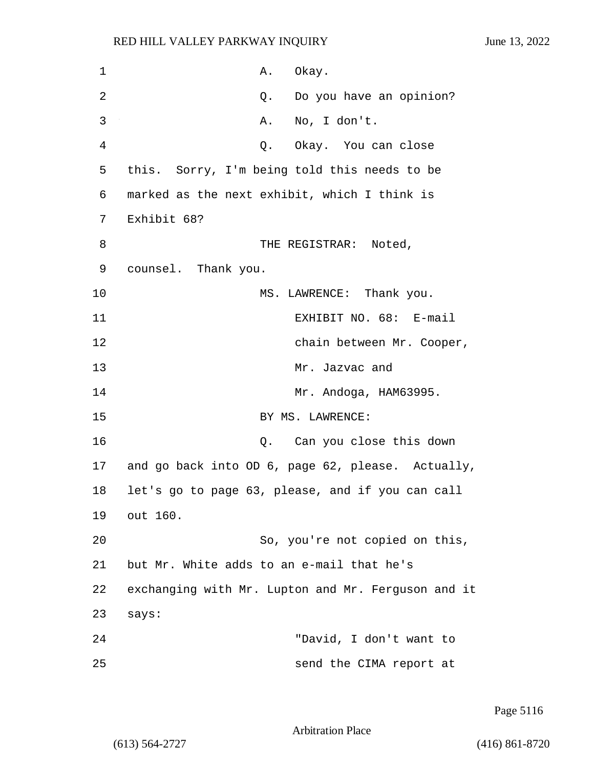A. Okay.

Q. Do you have an opinion?

A. No, I don't.

Q. Okay. You can close this. Sorry, I'm being told this needs to be marked as the next exhibit, which I think is Exhibit 68?

THE REGISTRAR: Noted, counsel. Thank you.

MS. LAWRENCE: Thank you.

EXHIBIT NO. 68: E-mail chain between Mr. Cooper, Mr. Jazvac and Mr. Andoga, HAM63995.

BY MS. LAWRENCE:

Q. Can you close this down and go back into OD 6, page 62, please. Actually, let's go to page 63, please, and if you can call out 160.

So, you're not copied on this, but Mr. White adds to an e-mail that he's exchanging with Mr. Lupton and Mr. Ferguson and it says:

"David, I don't want to send the CIMA report at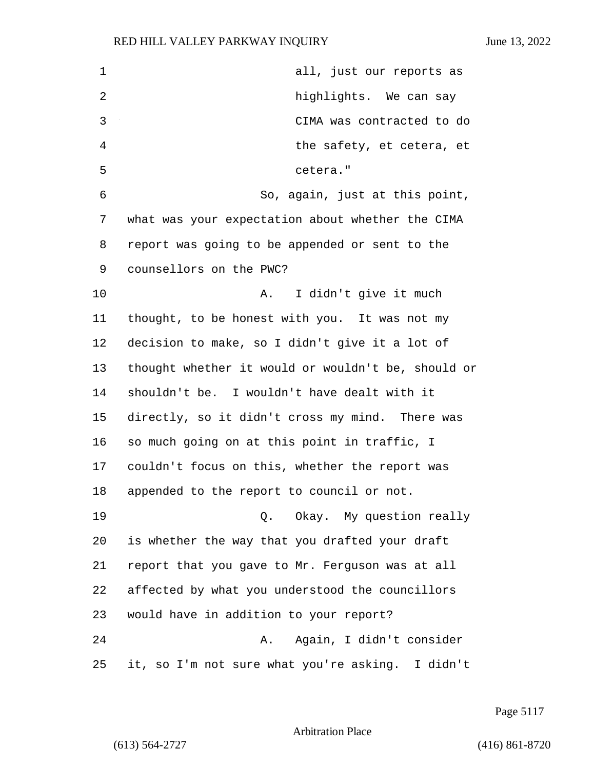all, just our reports as highlights. We can say CIMA was contracted to do the safety, et cetera, et cetera."

So, again, just at this point, what was your expectation about whether the CIMA report was going to be appended or sent to the counsellors on the PWC?

A. I didn't give it much thought, to be honest with you. It was not my decision to make, so I didn't give it a lot of thought whether it would or wouldn't be, should or shouldn't be. I wouldn't have dealt with it directly, so it didn't cross my mind. There was so much going on at this point in traffic, I couldn't focus on this, whether the report was appended to the report to council or not.

Q. Okay. My question really is whether the way that you drafted your draft report that you gave to Mr. Ferguson was at all affected by what you understood the councillors would have in addition to your report?

A. Again, I didn't consider it, so I'm not sure what you're asking. I didn't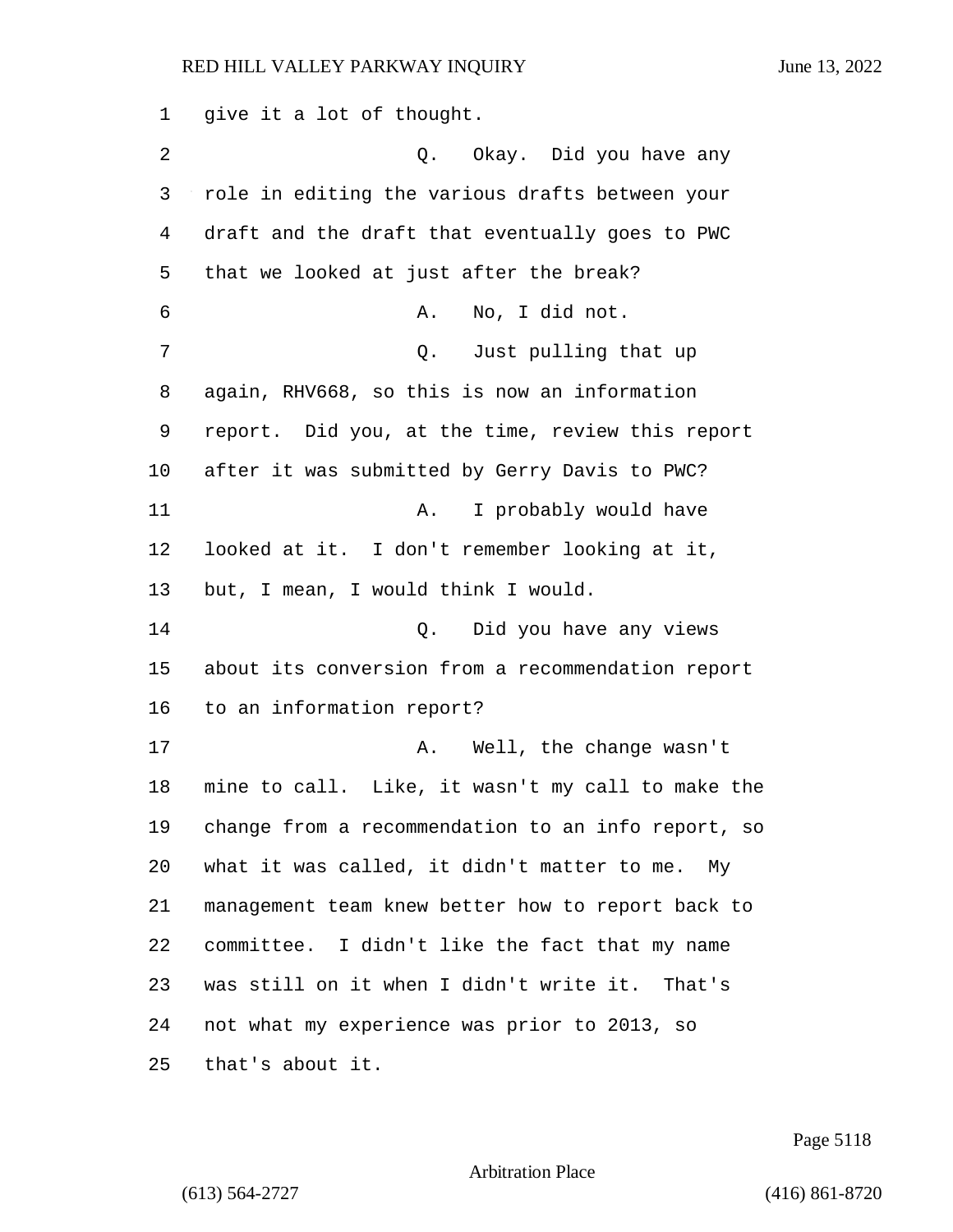give it a lot of thought.

Q. Okay. Did you have any role in editing the various drafts between your draft and the draft that eventually goes to PWC that we looked at just after the break?

A. No, I did not.

Q. Just pulling that up again, RHV668, so this is now an information report. Did you, at the time, review this report after it was submitted by Gerry Davis to PWC?

A. I probably would have looked at it. I don't remember looking at it, but, I mean, I would think I would.

Q. Did you have any views about its conversion from a recommendation report to an information report?

A. Well, the change wasn't mine to call. Like, it wasn't my call to make the change from a recommendation to an info report, so what it was called, it didn't matter to me. My management team knew better how to report back to committee. I didn't like the fact that my name was still on it when I didn't write it. That's not what my experience was prior to 2013, so that's about it.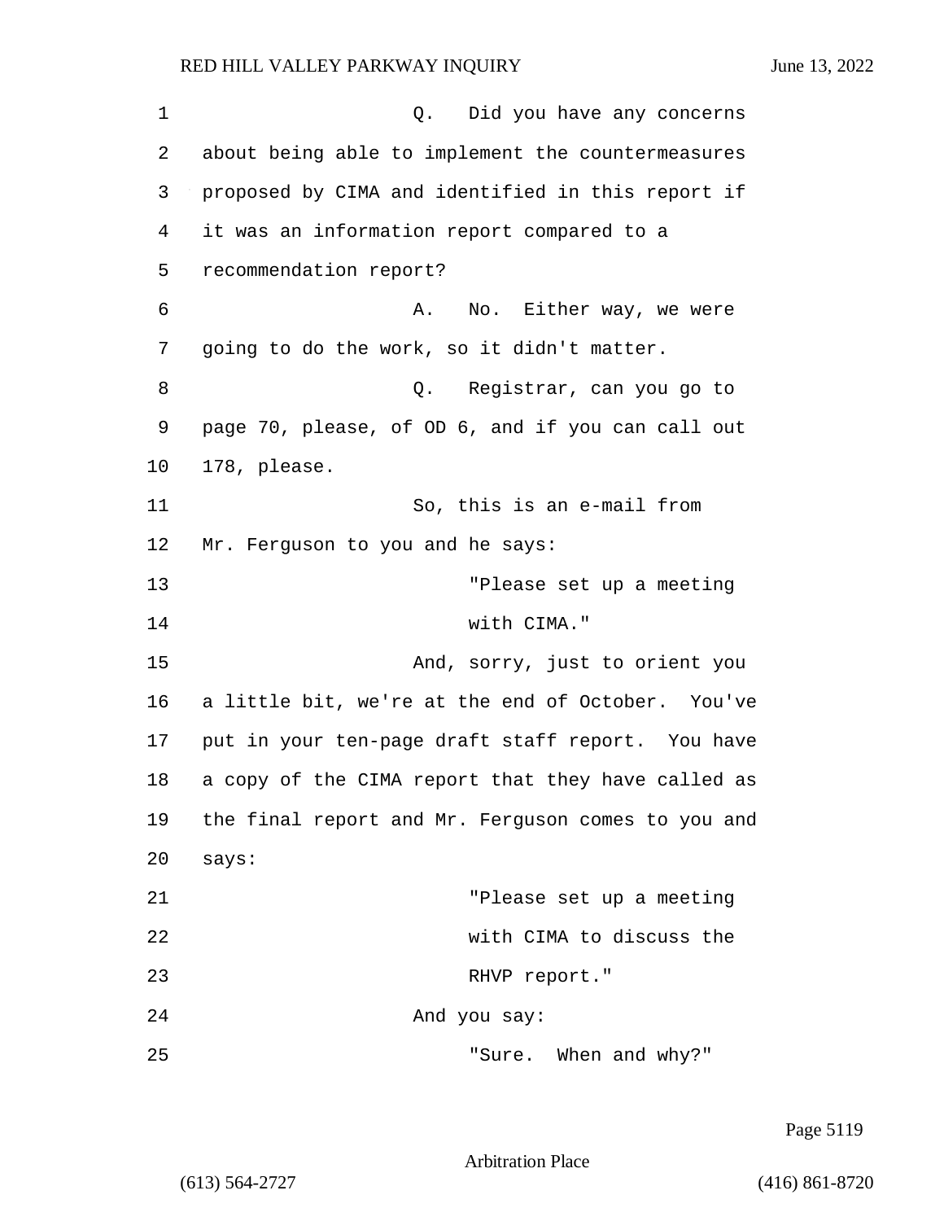Q. Did you have any concerns about being able to implement the countermeasures proposed by CIMA and identified in this report if it was an information report compared to a recommendation report?

A. No. Either way, we were going to do the work, so it didn't matter.

Q. Registrar, can you go to page 70, please, of OD 6, and if you can call out 178, please.

So, this is an e-mail from Mr. Ferguson to you and he says:

> "Please set up a meeting with CIMA."

And, sorry, just to orient you a little bit, we're at the end of October. You've put in your ten-page draft staff report. You have a copy of the CIMA report that they have called as the final report and Mr. Ferguson comes to you and says:

> "Please set up a meeting with CIMA to discuss the RHVP report."

And you say:

> "Sure. When and why?"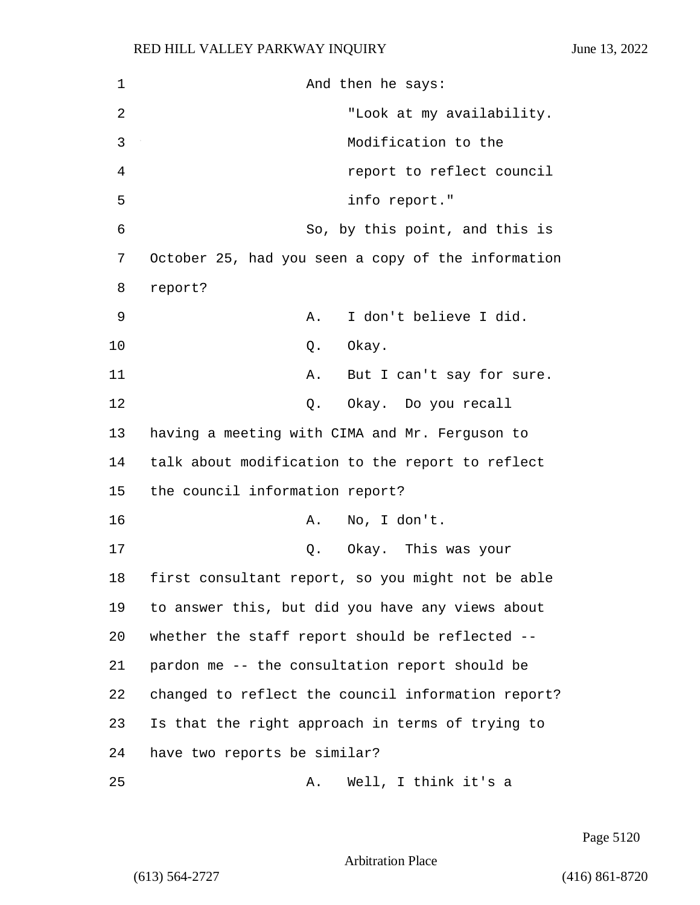And then he says:

> "Look at my availability. Modification to the report to reflect council info report."

So, by this point, and this is October 25, had you seen a copy of the information report?

A. I don't believe I did.

Q. Okay.

A. But I can't say for sure.

Q. Okay. Do you recall having a meeting with CIMA and Mr. Ferguson to talk about modification to the report to reflect the council information report?

A. No, I don't.

Q. Okay. This was your first consultant report, so you might not be able to answer this, but did you have any views about whether the staff report should be reflected -- pardon me -- the consultation report should be changed to reflect the council information report? Is that the right approach in terms of trying to have two reports be similar?

A. Well, I think it's a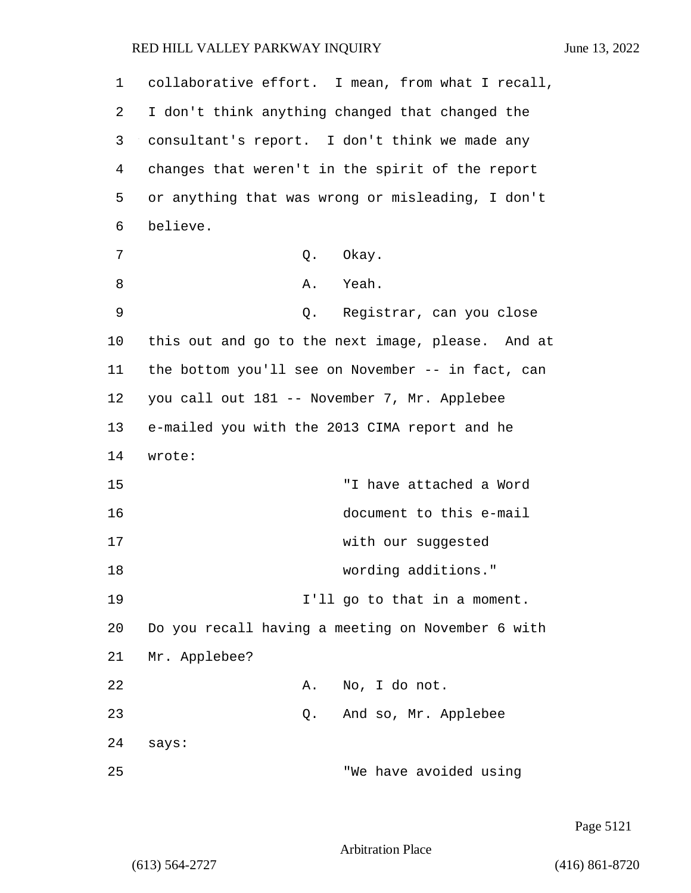collaborative effort. I mean, from what I recall, I don't think anything changed that changed the consultant's report. I don't think we made any changes that weren't in the spirit of the report or anything that was wrong or misleading, I don't believe.

Q. Okay.

A. Yeah.

Q. Registrar, can you close this out and go to the next image, please. And at the bottom you'll see on November -- in fact, can you call out 181 -- November 7, Mr. Applebee e-mailed you with the 2013 CIMA report and he wrote:

> "I have attached a Word document to this e-mail with our suggested wording additions."

I'll go to that in a moment. Do you recall having a meeting on November 6 with Mr. Applebee?

A. No, I do not.

Q. And so, Mr. Applebee says:

> "We have avoided using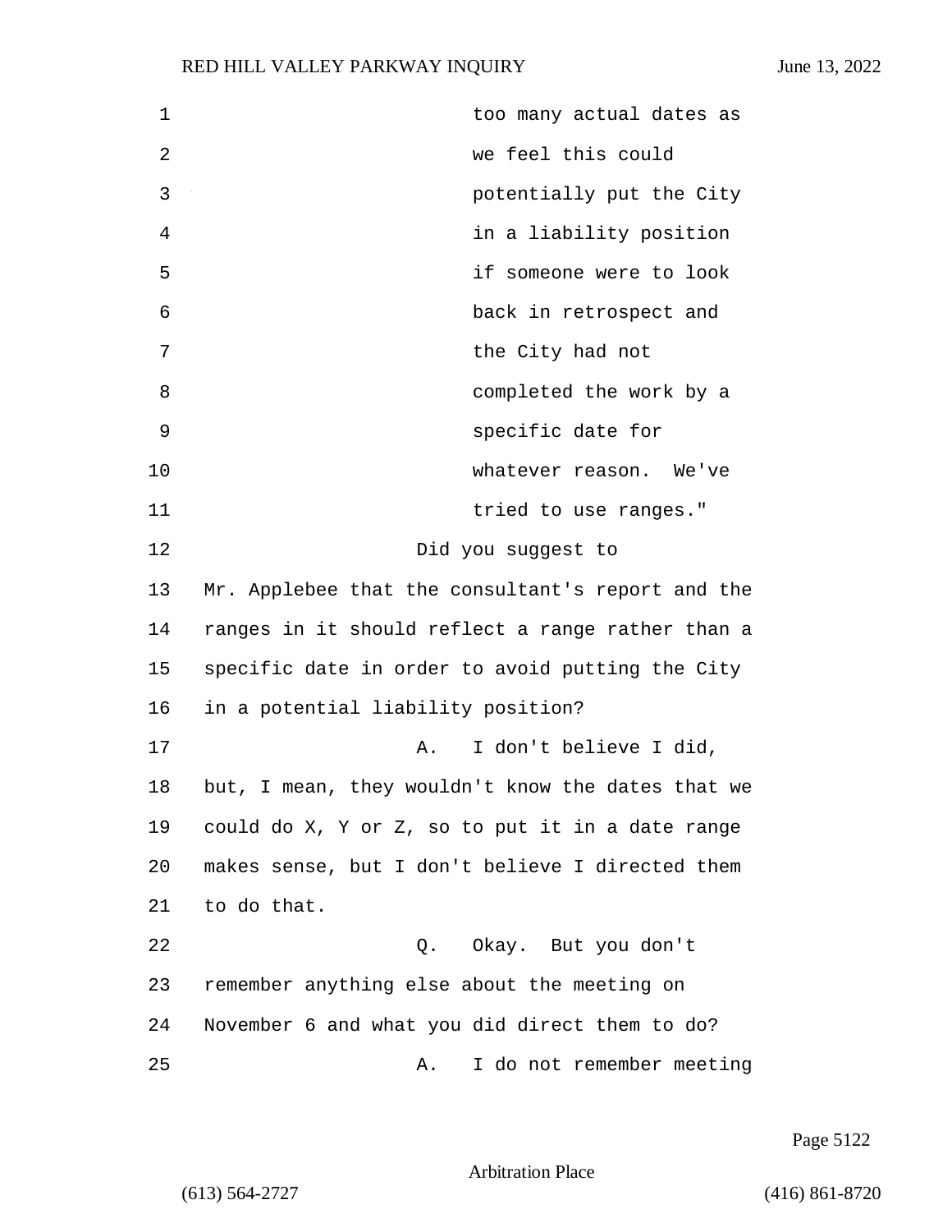too many actual dates as we feel this could potentially put the City in a liability position if someone were to look back in retrospect and the City had not completed the work by a specific date for whatever reason. We've tried to use ranges."

Did you suggest to Mr. Applebee that the consultant's report and the ranges in it should reflect a range rather than a specific date in order to avoid putting the City in a potential liability position?

A. I don't believe I did, but, I mean, they wouldn't know the dates that we could do X, Y or Z, so to put it in a date range makes sense, but I don't believe I directed them to do that.

Q. Okay. But you don't remember anything else about the meeting on November 6 and what you did direct them to do?

A. I do not remember meeting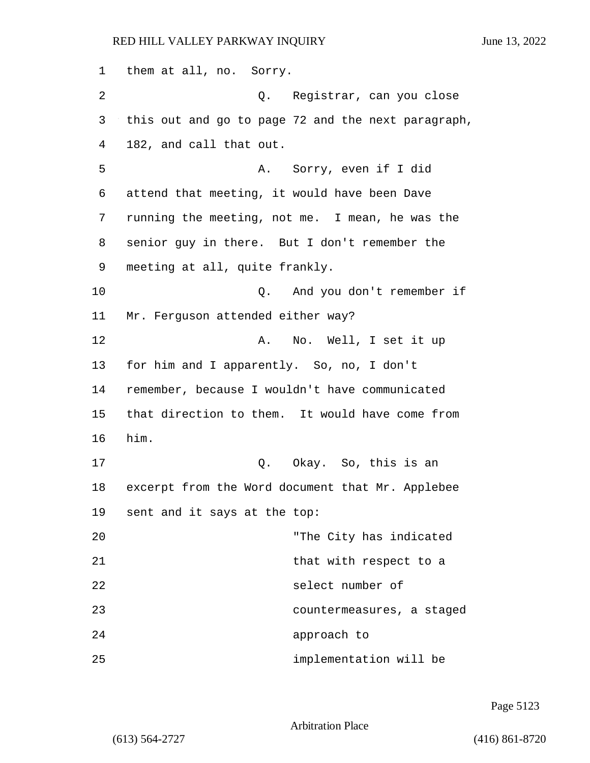them at all, no. Sorry.

Q. Registrar, can you close this out and go to page 72 and the next paragraph, 182, and call that out.

A. Sorry, even if I did attend that meeting, it would have been Dave running the meeting, not me. I mean, he was the senior guy in there. But I don't remember the meeting at all, quite frankly.

Q. And you don't remember if Mr. Ferguson attended either way?

A. No. Well, I set it up for him and I apparently. So, no, I don't remember, because I wouldn't have communicated that direction to them. It would have come from him.

Q. Okay. So, this is an excerpt from the Word document that Mr. Applebee sent and it says at the top:

> "The City has indicated that with respect to a select number of countermeasures, a staged approach to implementation will be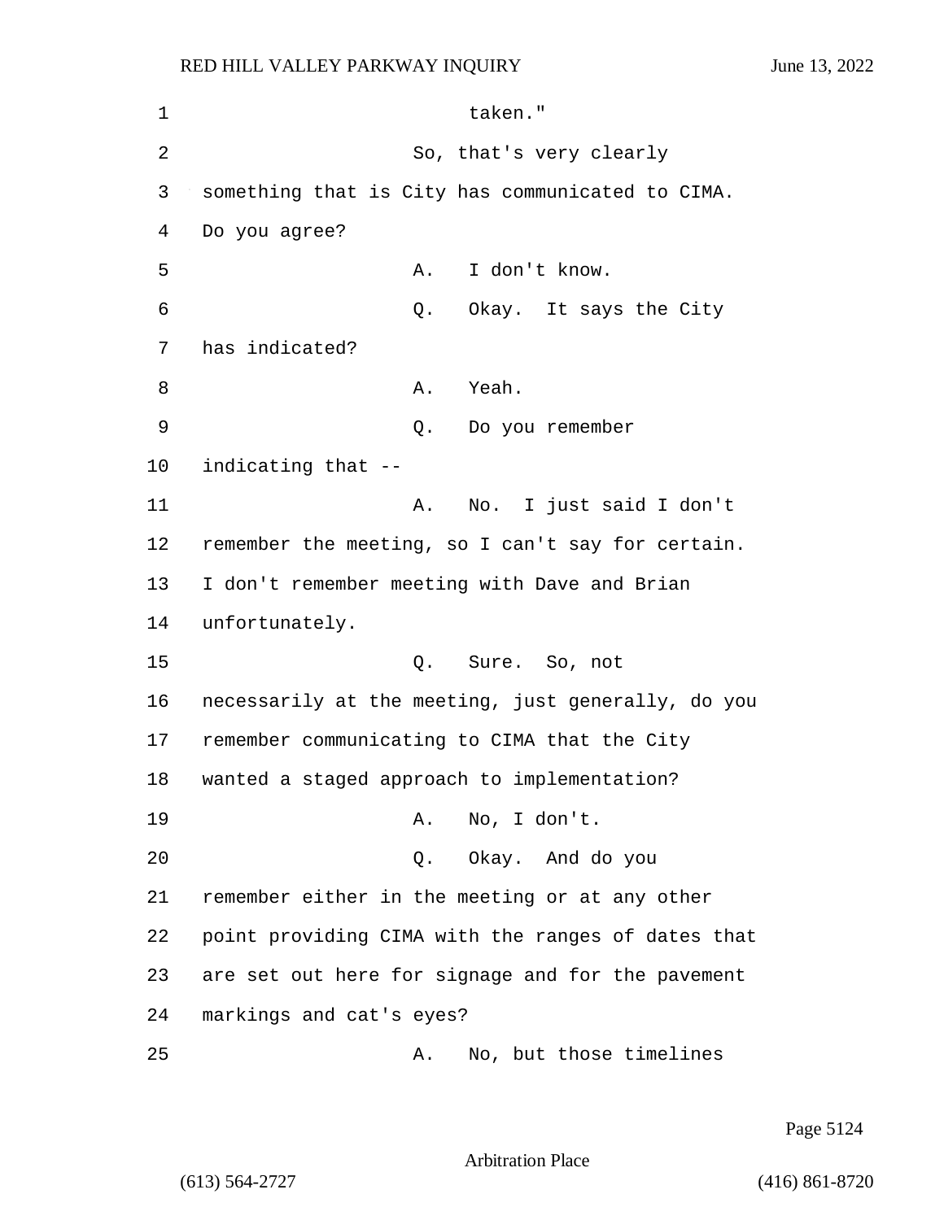taken."

So, that's very clearly something that is City has communicated to CIMA. Do you agree?

A. I don't know.

Q. Okay. It says the City has indicated?

A. Yeah.

Q. Do you remember indicating that --

A. No. I just said I don't remember the meeting, so I can't say for certain. I don't remember meeting with Dave and Brian unfortunately.

Q. Sure. So, not necessarily at the meeting, just generally, do you remember communicating to CIMA that the City wanted a staged approach to implementation?

A. No, I don't.

Q. Okay. And do you remember either in the meeting or at any other point providing CIMA with the ranges of dates that are set out here for signage and for the pavement markings and cat's eyes?

A. No, but those timelines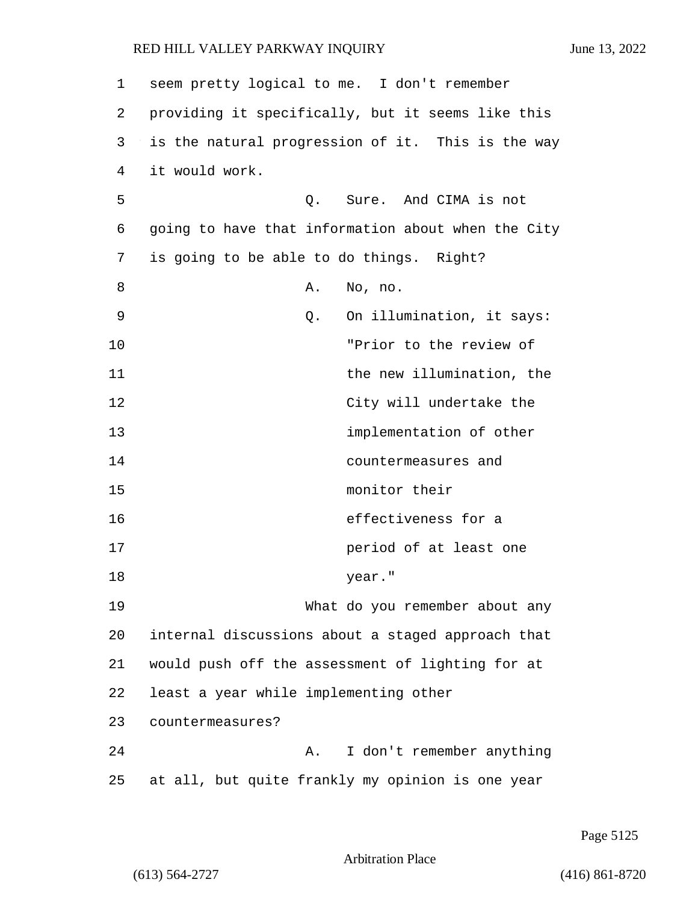seem pretty logical to me. I don't remember providing it specifically, but it seems like this is the natural progression of it. This is the way it would work.

Q. Sure. And CIMA is not going to have that information about when the City is going to be able to do things. Right?

A. No, no.

Q. On illumination, it says:

> "Prior to the review of the new illumination, the City will undertake the implementation of other countermeasures and monitor their effectiveness for a period of at least one year."

What do you remember about any internal discussions about a staged approach that would push off the assessment of lighting for at least a year while implementing other countermeasures?

A. I don't remember anything at all, but quite frankly my opinion is one year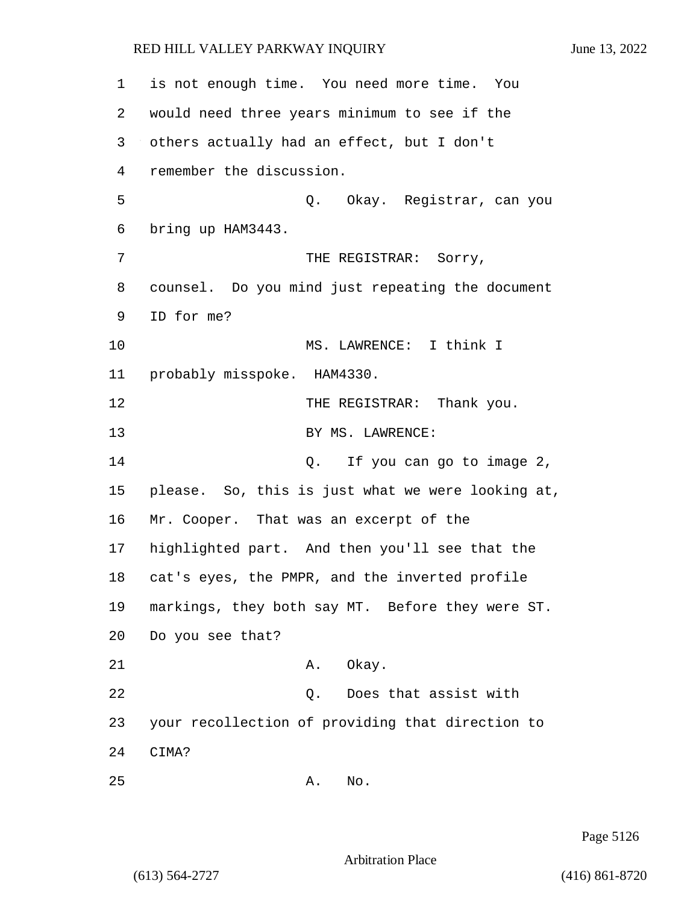1 is not enough time. You need more time. You
2 would need three years minimum to see if the
3 others actually had an effect, but I don't
4 remember the discussion.
5 Q. Okay. Registrar, can you
6 bring up HAM3443.
7 THE REGISTRAR: Sorry,
8 counsel. Do you mind just repeating the document
9 ID for me?
10 MS. LAWRENCE: I think I
11 probably misspoke. HAM4330.
12 THE REGISTRAR: Thank you.
13 BY MS. LAWRENCE:
14 Q. If you can go to image 2,
15 please. So, this is just what we were looking at,
16 Mr. Cooper. That was an excerpt of the
17 highlighted part. And then you'll see that the
18 cat's eyes, the PMPR, and the inverted profile
19 markings, they both say MT. Before they were ST.
20 Do you see that?
21 A. Okay.
22 Q. Does that assist with
23 your recollection of providing that direction to
24 CIMA?
25 A. No.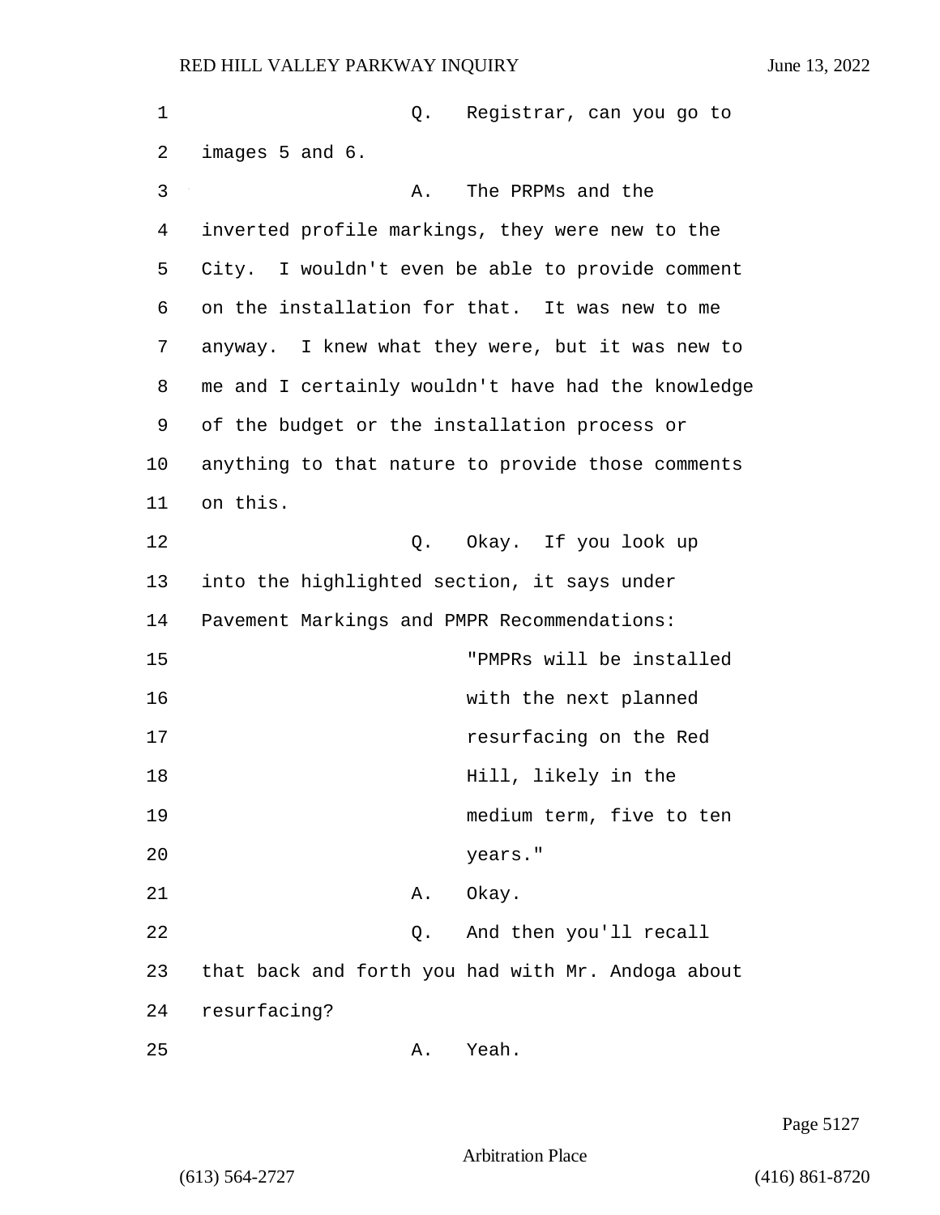Q. Registrar, can you go to images 5 and 6.

A. The PRPMs and the inverted profile markings, they were new to the City. I wouldn't even be able to provide comment on the installation for that. It was new to me anyway. I knew what they were, but it was new to me and I certainly wouldn't have had the knowledge of the budget or the installation process or anything to that nature to provide those comments on this.

Q. Okay. If you look up into the highlighted section, it says under Pavement Markings and PMPR Recommendations:

> "PMPRs will be installed with the next planned resurfacing on the Red Hill, likely in the medium term, five to ten years."

A. Okay.

Q. And then you'll recall that back and forth you had with Mr. Andoga about resurfacing?

A. Yeah.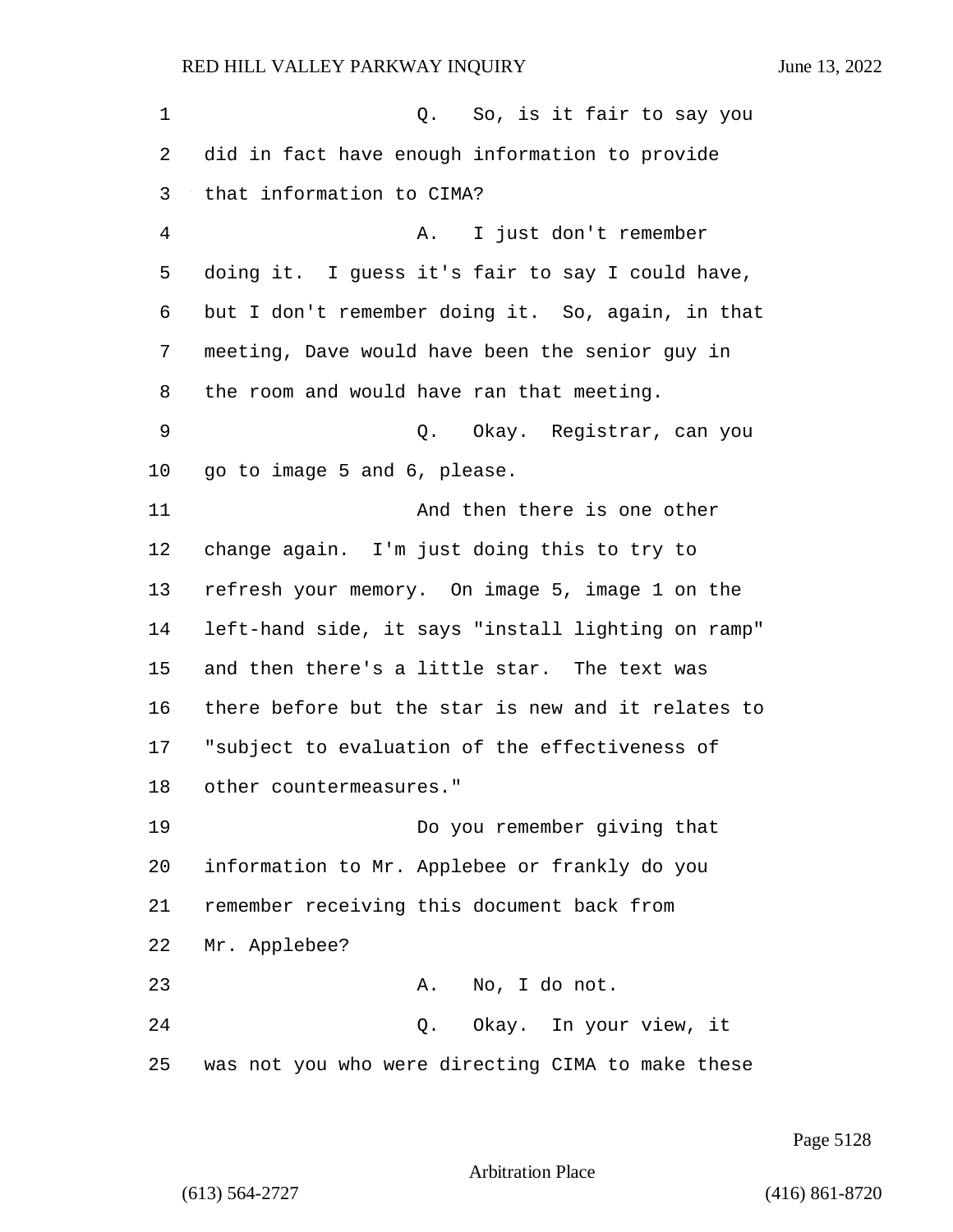Q. So, is it fair to say you did in fact have enough information to provide that information to CIMA?

A. I just don't remember doing it. I guess it's fair to say I could have, but I don't remember doing it. So, again, in that meeting, Dave would have been the senior guy in the room and would have ran that meeting.

Q. Okay. Registrar, can you go to image 5 and 6, please.

And then there is one other change again. I'm just doing this to try to refresh your memory. On image 5, image 1 on the left-hand side, it says "install lighting on ramp" and then there's a little star. The text was there before but the star is new and it relates to "subject to evaluation of the effectiveness of other countermeasures."

Do you remember giving that information to Mr. Applebee or frankly do you remember receiving this document back from Mr. Applebee?

A. No, I do not.

Q. Okay. In your view, it was not you who were directing CIMA to make these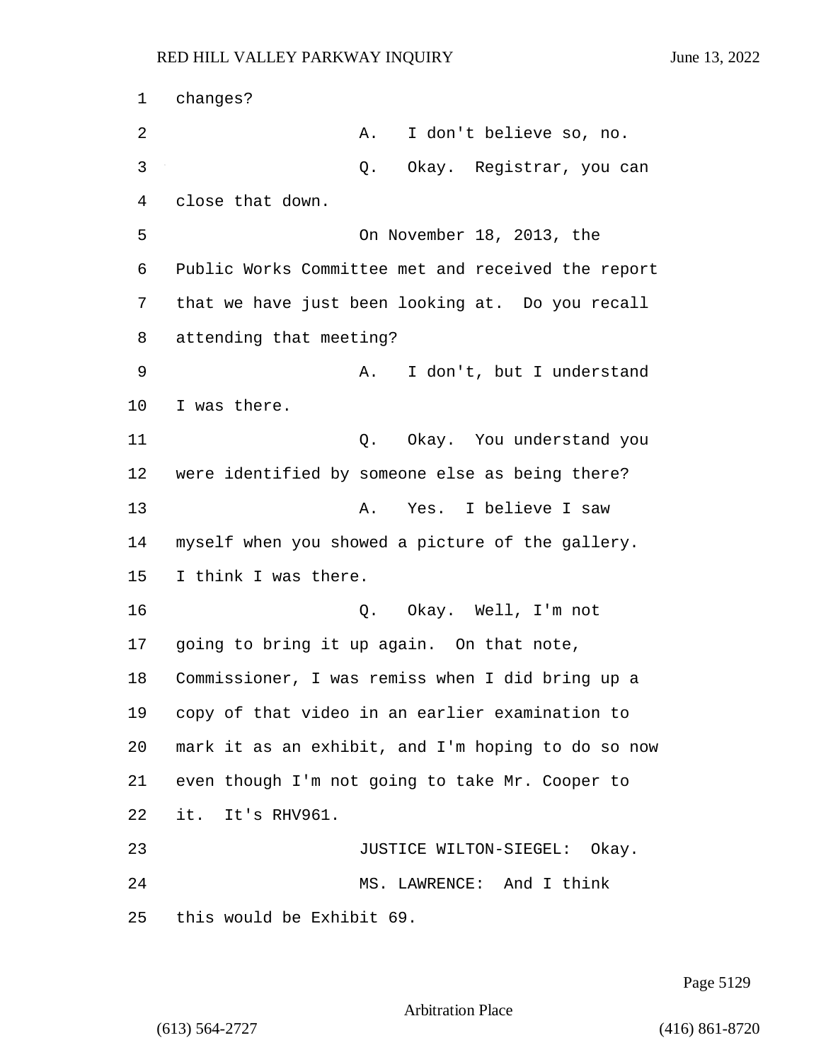1 changes?

2 A. I don't believe so, no.

3 Q. Okay. Registrar, you can

4 close that down.

5 On November 18, 2013, the

6 Public Works Committee met and received the report

7 that we have just been looking at. Do you recall

8 attending that meeting?

9 A. I don't, but I understand

10 I was there.

11 Q. Okay. You understand you

12 were identified by someone else as being there?

13 A. Yes. I believe I saw

14 myself when you showed a picture of the gallery.

15 I think I was there.

16 Q. Okay. Well, I'm not

17 going to bring it up again. On that note,

18 Commissioner, I was remiss when I did bring up a

19 copy of that video in an earlier examination to

20 mark it as an exhibit, and I'm hoping to do so now

21 even though I'm not going to take Mr. Cooper to

22 it. It's RHV961.

23 JUSTICE WILTON-SIEGEL: Okay.

24 MS. LAWRENCE: And I think

25 this would be Exhibit 69.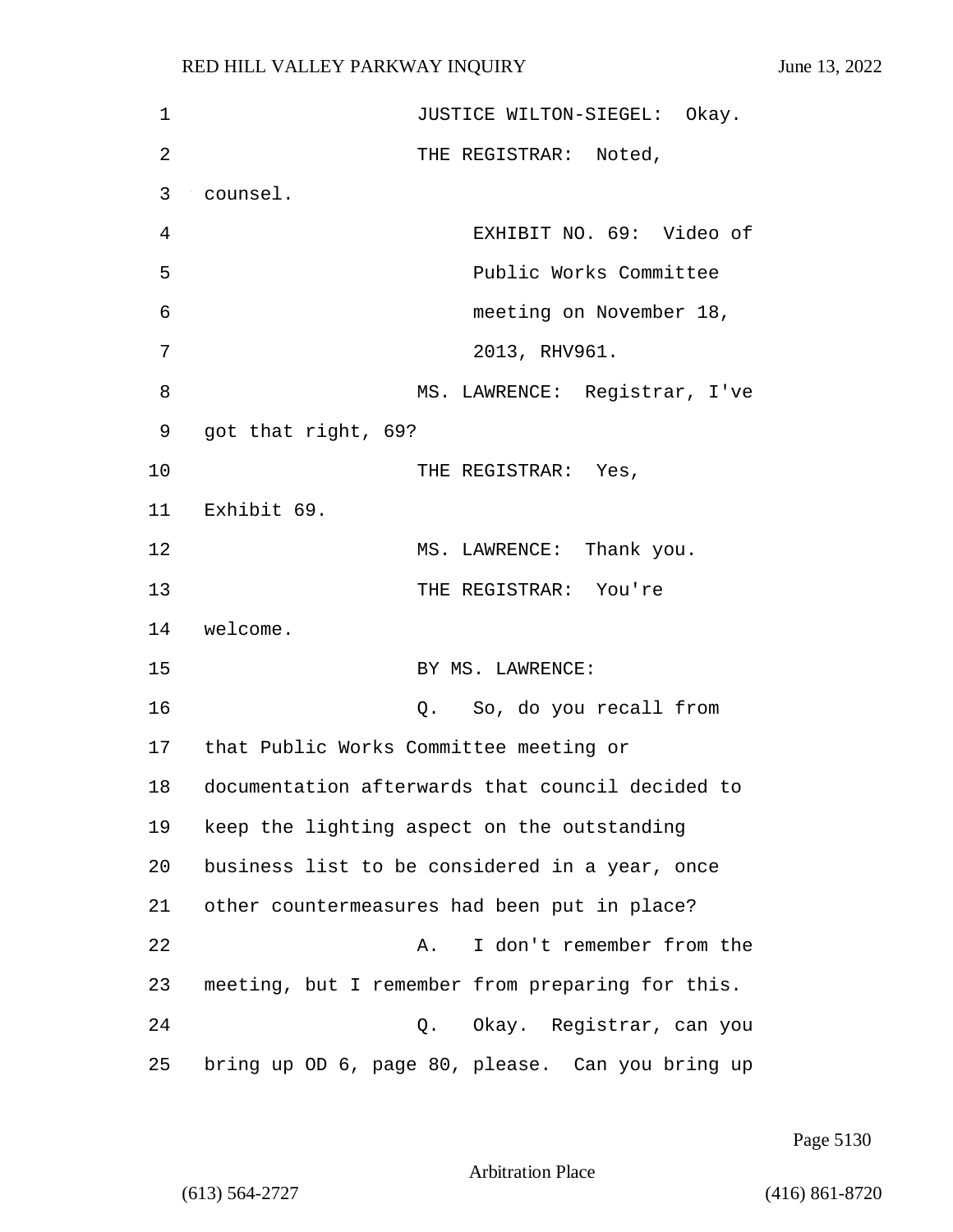JUSTICE WILTON-SIEGEL: Okay.

THE REGISTRAR: Noted, counsel.

EXHIBIT NO. 69: Video of Public Works Committee meeting on November 18, 2013, RHV961.

MS. LAWRENCE: Registrar, I've got that right, 69?

THE REGISTRAR: Yes, Exhibit 69.

MS. LAWRENCE: Thank you.

THE REGISTRAR: You're welcome.

BY MS. LAWRENCE:

Q. So, do you recall from that Public Works Committee meeting or documentation afterwards that council decided to keep the lighting aspect on the outstanding business list to be considered in a year, once other countermeasures had been put in place?

A. I don't remember from the meeting, but I remember from preparing for this.

Q. Okay. Registrar, can you bring up OD 6, page 80, please. Can you bring up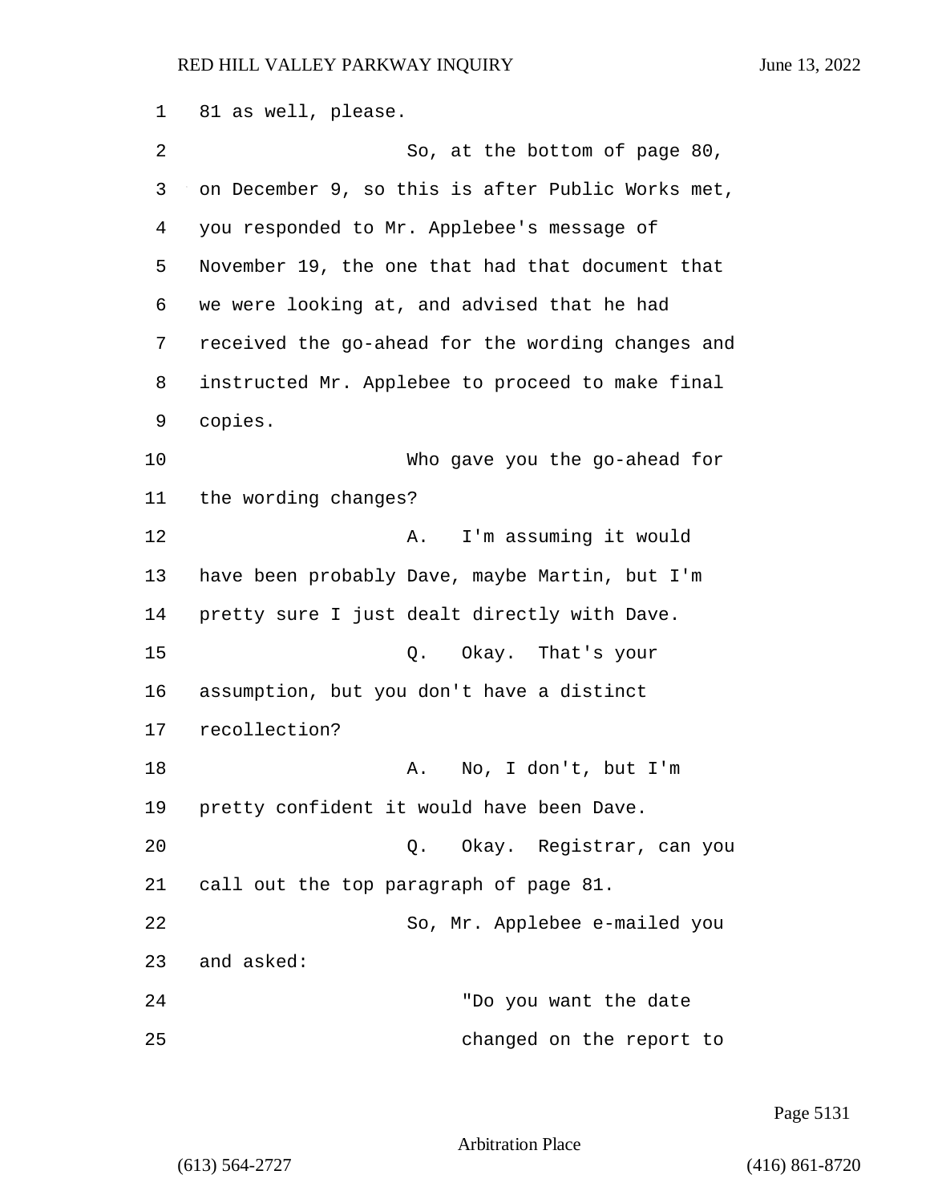81 as well, please.

So, at the bottom of page 80, on December 9, so this is after Public Works met, you responded to Mr. Applebee's message of November 19, the one that had that document that we were looking at, and advised that he had received the go-ahead for the wording changes and instructed Mr. Applebee to proceed to make final copies.

Who gave you the go-ahead for the wording changes?

A. I'm assuming it would have been probably Dave, maybe Martin, but I'm pretty sure I just dealt directly with Dave.

Q. Okay. That's your assumption, but you don't have a distinct recollection?

A. No, I don't, but I'm pretty confident it would have been Dave.

Q. Okay. Registrar, can you call out the top paragraph of page 81.

So, Mr. Applebee e-mailed you and asked:

> "Do you want the date changed on the report to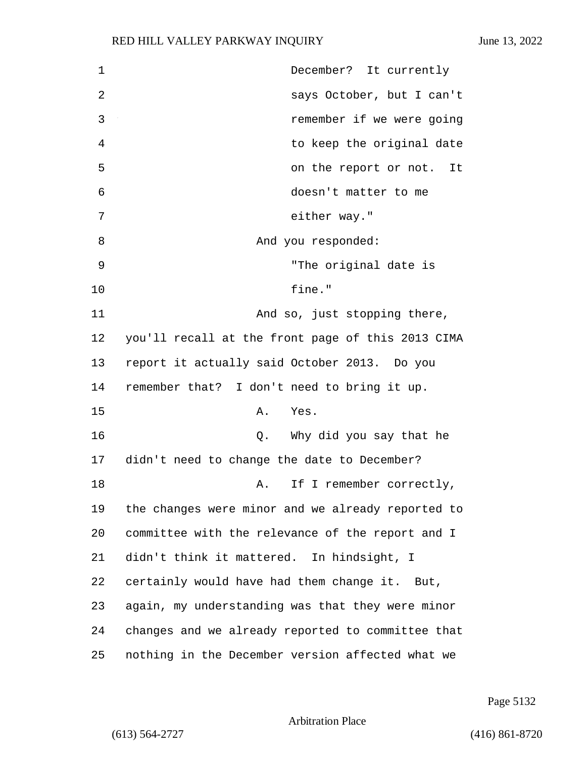December? It currently says October, but I can't remember if we were going to keep the original date on the report or not. It doesn't matter to me either way."

And you responded:

"The original date is fine."

And so, just stopping there, you'll recall at the front page of this 2013 CIMA report it actually said October 2013. Do you remember that? I don't need to bring it up.

A. Yes.

Q. Why did you say that he didn't need to change the date to December?

A. If I remember correctly, the changes were minor and we already reported to committee with the relevance of the report and I didn't think it mattered. In hindsight, I certainly would have had them change it. But, again, my understanding was that they were minor changes and we already reported to committee that nothing in the December version affected what we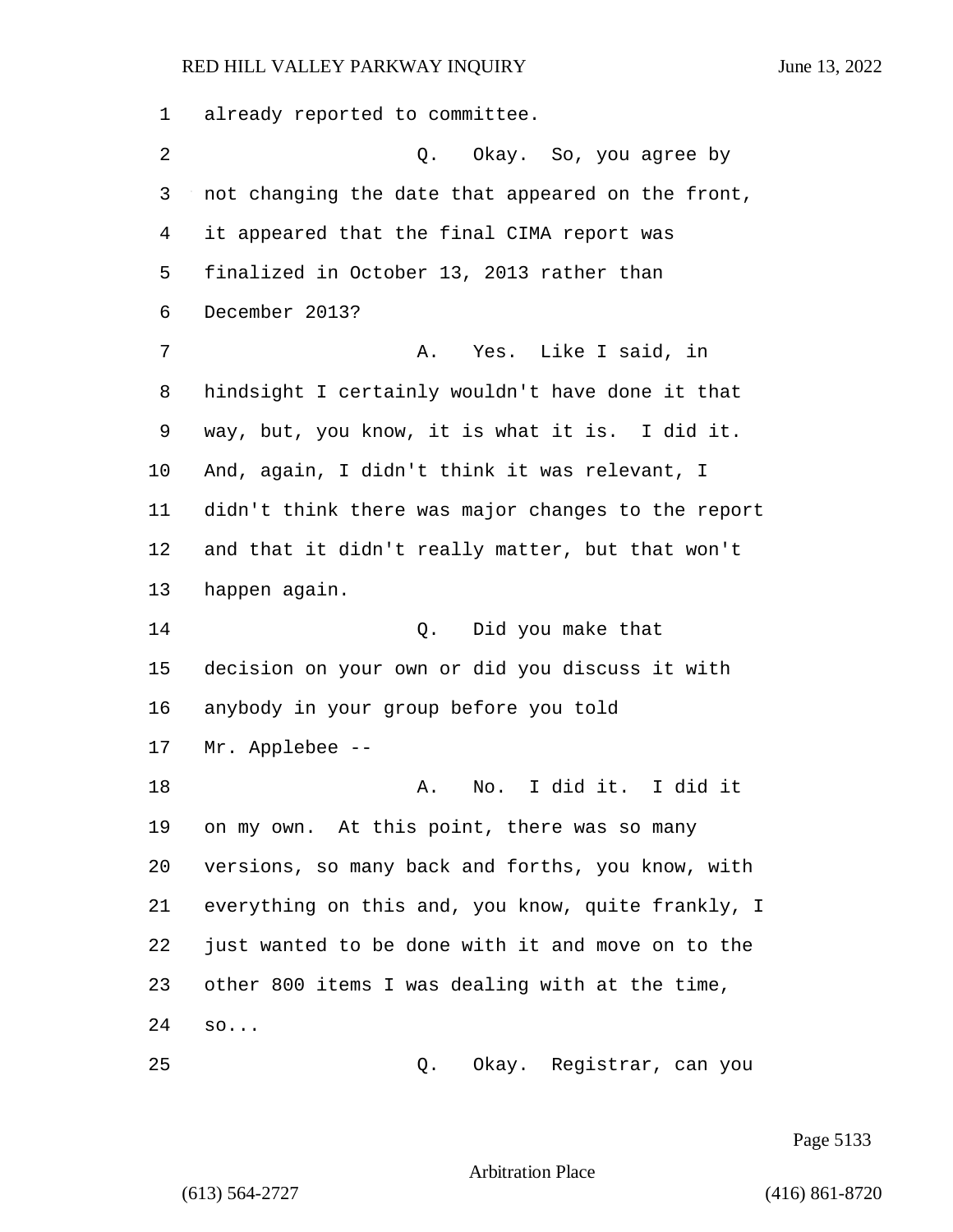already reported to committee.

Q. Okay. So, you agree by not changing the date that appeared on the front, it appeared that the final CIMA report was finalized in October 13, 2013 rather than December 2013?

A. Yes. Like I said, in hindsight I certainly wouldn't have done it that way, but, you know, it is what it is. I did it. And, again, I didn't think it was relevant, I didn't think there was major changes to the report and that it didn't really matter, but that won't happen again.

Q. Did you make that decision on your own or did you discuss it with anybody in your group before you told Mr. Applebee --

A. No. I did it. I did it on my own. At this point, there was so many versions, so many back and forths, you know, with everything on this and, you know, quite frankly, I just wanted to be done with it and move on to the other 800 items I was dealing with at the time, so...

Q. Okay. Registrar, can you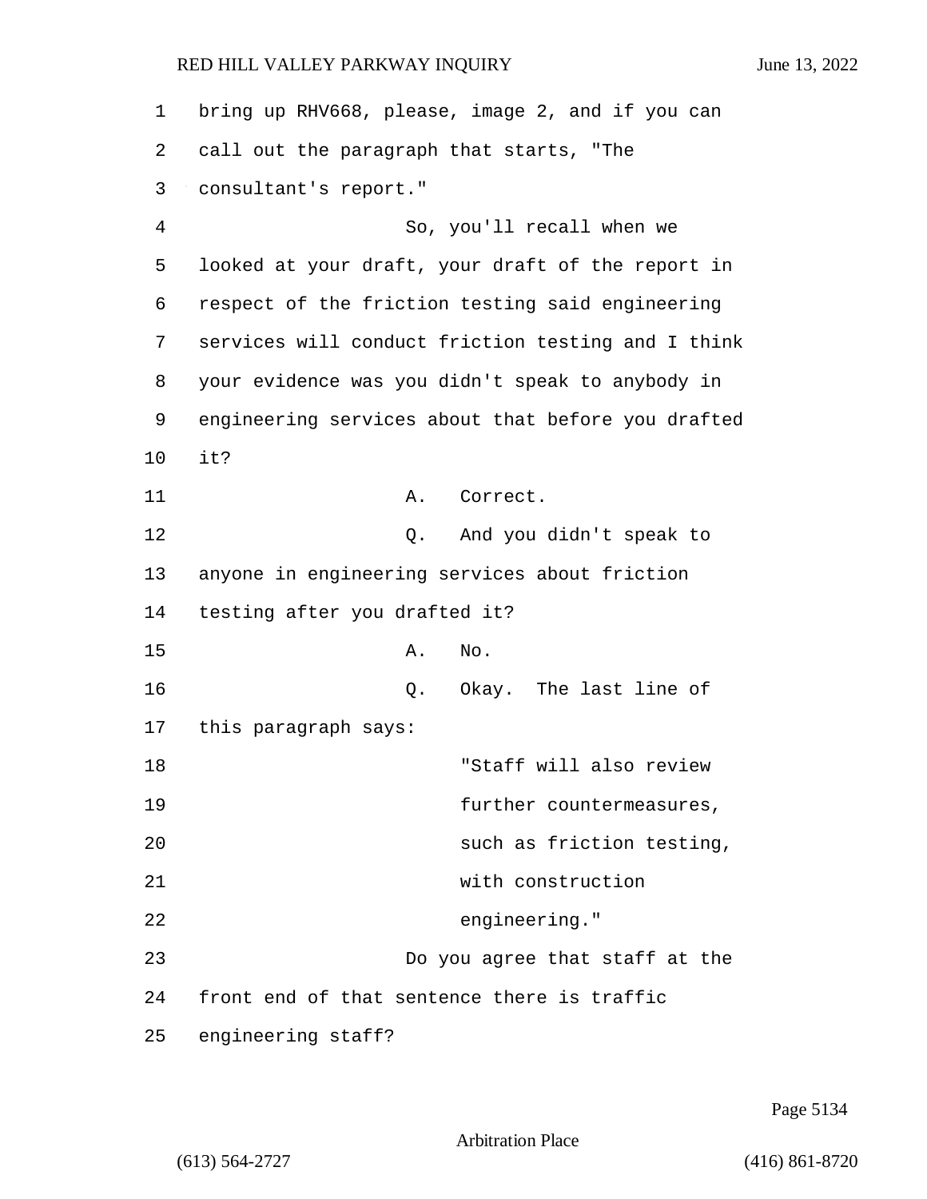bring up RHV668, please, image 2, and if you can call out the paragraph that starts, "The consultant's report."

So, you'll recall when we looked at your draft, your draft of the report in respect of the friction testing said engineering services will conduct friction testing and I think your evidence was you didn't speak to anybody in engineering services about that before you drafted it?

A. Correct.

Q. And you didn't speak to anyone in engineering services about friction testing after you drafted it?

A. No.

Q. Okay. The last line of this paragraph says:

> "Staff will also review further countermeasures, such as friction testing, with construction engineering."

Do you agree that staff at the front end of that sentence there is traffic engineering staff?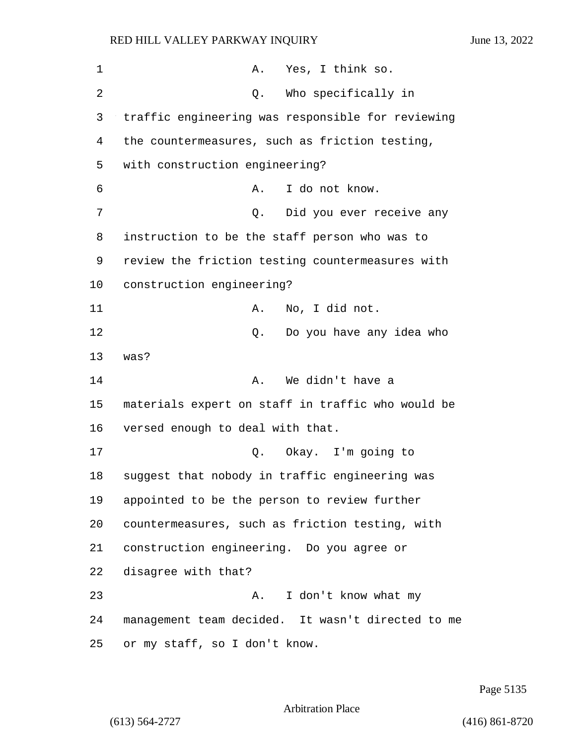A. Yes, I think so.

Q. Who specifically in traffic engineering was responsible for reviewing the countermeasures, such as friction testing, with construction engineering?

A. I do not know.

Q. Did you ever receive any instruction to be the staff person who was to review the friction testing countermeasures with construction engineering?

A. No, I did not.

Q. Do you have any idea who was?

A. We didn't have a materials expert on staff in traffic who would be versed enough to deal with that.

Q. Okay. I'm going to suggest that nobody in traffic engineering was appointed to be the person to review further countermeasures, such as friction testing, with construction engineering. Do you agree or disagree with that?

A. I don't know what my management team decided. It wasn't directed to me or my staff, so I don't know.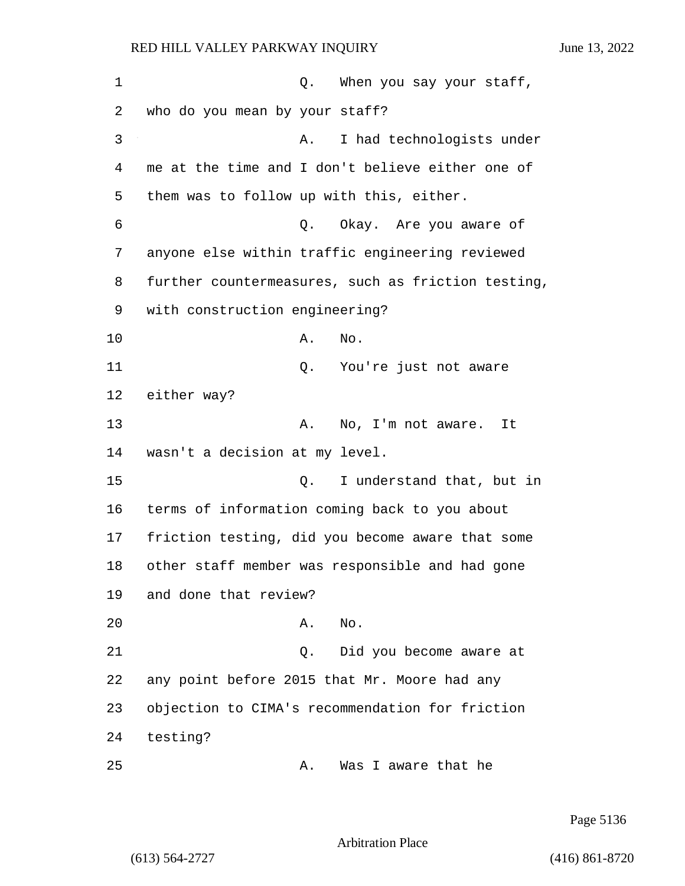1 Q. When you say your staff,
2 who do you mean by your staff?
3 A. I had technologists under
4 me at the time and I don't believe either one of
5 them was to follow up with this, either.
6 Q. Okay. Are you aware of
7 anyone else within traffic engineering reviewed
8 further countermeasures, such as friction testing,
9 with construction engineering?
10 A. No.
11 Q. You're just not aware
12 either way?
13 A. No, I'm not aware. It
14 wasn't a decision at my level.
15 Q. I understand that, but in
16 terms of information coming back to you about
17 friction testing, did you become aware that some
18 other staff member was responsible and had gone
19 and done that review?
20 A. No.
21 Q. Did you become aware at
22 any point before 2015 that Mr. Moore had any
23 objection to CIMA's recommendation for friction
24 testing?
25 A. Was I aware that he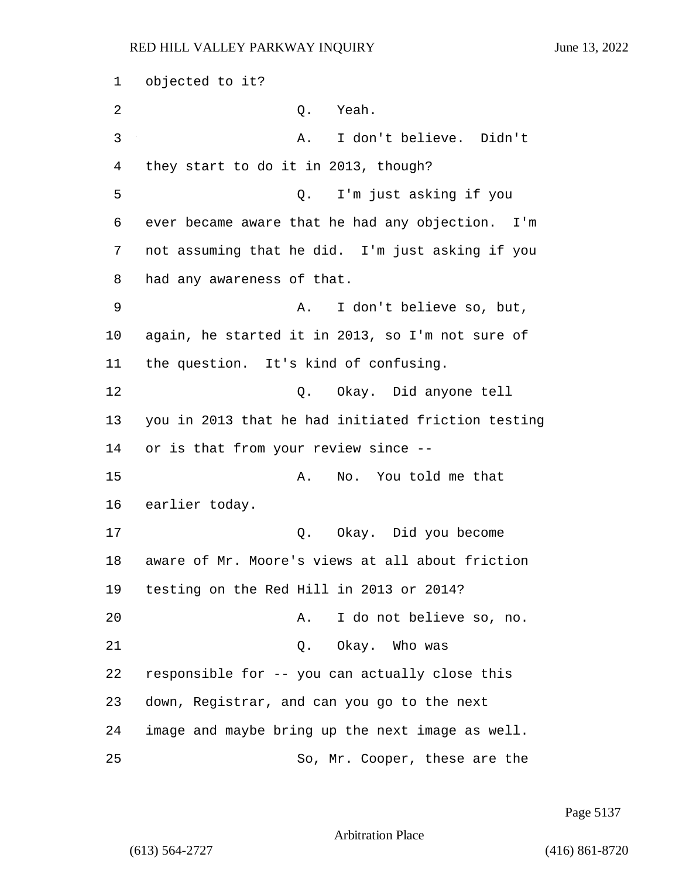objected to it?

Q. Yeah.

A. I don't believe. Didn't they start to do it in 2013, though?

Q. I'm just asking if you ever became aware that he had any objection. I'm not assuming that he did. I'm just asking if you had any awareness of that.

A. I don't believe so, but, again, he started it in 2013, so I'm not sure of the question. It's kind of confusing.

Q. Okay. Did anyone tell you in 2013 that he had initiated friction testing or is that from your review since --

A. No. You told me that earlier today.

Q. Okay. Did you become aware of Mr. Moore's views at all about friction testing on the Red Hill in 2013 or 2014?

A. I do not believe so, no.

Q. Okay. Who was responsible for -- you can actually close this down, Registrar, and can you go to the next image and maybe bring up the next image as well.

So, Mr. Cooper, these are the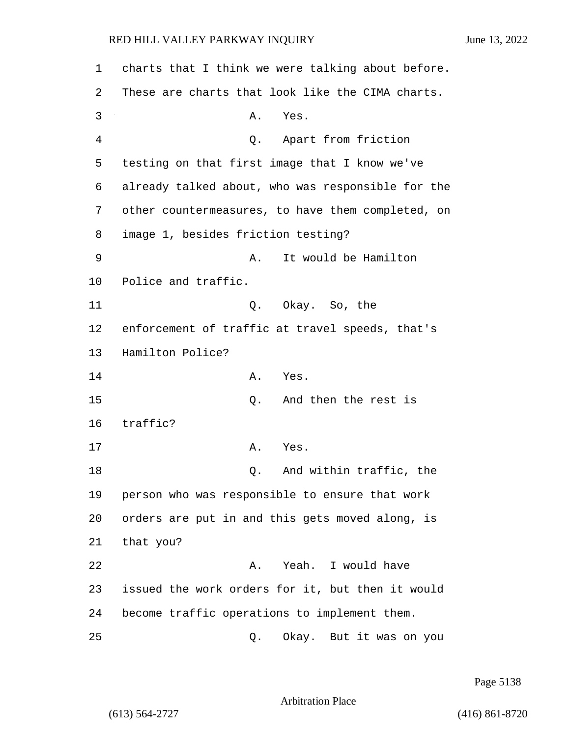charts that I think we were talking about before. These are charts that look like the CIMA charts.

A. Yes.

Q. Apart from friction testing on that first image that I know we've already talked about, who was responsible for the other countermeasures, to have them completed, on image 1, besides friction testing?

A. It would be Hamilton Police and traffic.

Q. Okay. So, the enforcement of traffic at travel speeds, that's Hamilton Police?

A. Yes.

Q. And then the rest is traffic?

A. Yes.

Q. And within traffic, the person who was responsible to ensure that work orders are put in and this gets moved along, is that you?

A. Yeah. I would have issued the work orders for it, but then it would become traffic operations to implement them.

Q. Okay. But it was on you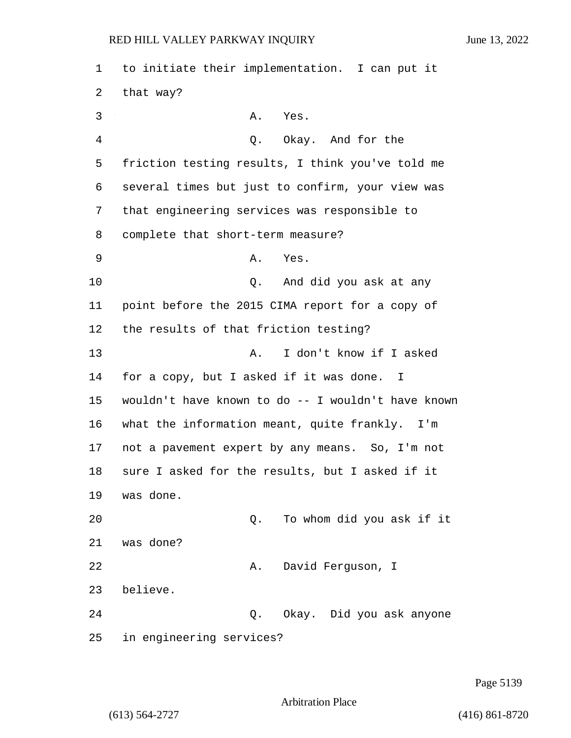1 to initiate their implementation. I can put it
2 that way?
3 A. Yes.
4 Q. Okay. And for the
5 friction testing results, I think you've told me
6 several times but just to confirm, your view was
7 that engineering services was responsible to
8 complete that short-term measure?
9 A. Yes.
10 Q. And did you ask at any
11 point before the 2015 CIMA report for a copy of
12 the results of that friction testing?
13 A. I don't know if I asked
14 for a copy, but I asked if it was done. I
15 wouldn't have known to do -- I wouldn't have known
16 what the information meant, quite frankly. I'm
17 not a pavement expert by any means. So, I'm not
18 sure I asked for the results, but I asked if it
19 was done.
20 Q. To whom did you ask if it
21 was done?
22 A. David Ferguson, I
23 believe.
24 Q. Okay. Did you ask anyone
25 in engineering services?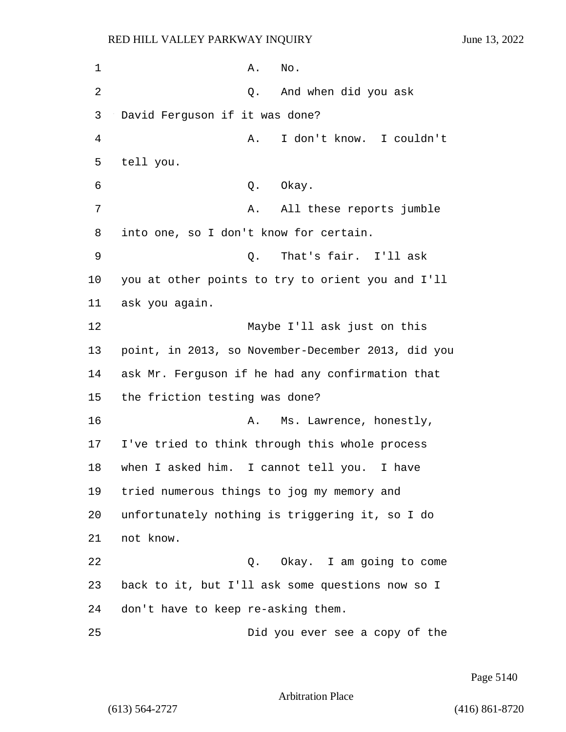A. No.

Q. And when did you ask David Ferguson if it was done?

A. I don't know. I couldn't tell you.

Q. Okay.

A. All these reports jumble into one, so I don't know for certain.

Q. That's fair. I'll ask you at other points to try to orient you and I'll ask you again.

Maybe I'll ask just on this point, in 2013, so November-December 2013, did you ask Mr. Ferguson if he had any confirmation that the friction testing was done?

A. Ms. Lawrence, honestly, I've tried to think through this whole process when I asked him. I cannot tell you. I have tried numerous things to jog my memory and unfortunately nothing is triggering it, so I do not know.

Q. Okay. I am going to come back to it, but I'll ask some questions now so I don't have to keep re-asking them.

Did you ever see a copy of the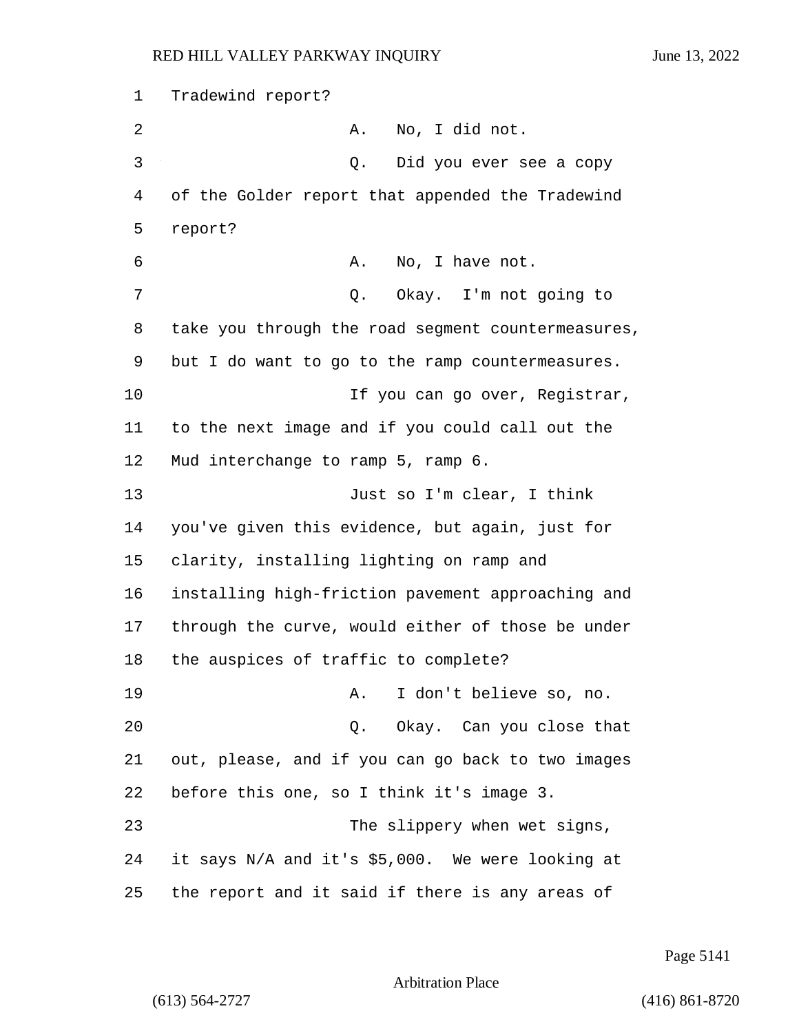1 Tradewind report?

2 A. No, I did not.

3 Q. Did you ever see a copy

4 of the Golder report that appended the Tradewind

5 report?

6 A. No, I have not.

7 Q. Okay. I'm not going to

8 take you through the road segment countermeasures,

9 but I do want to go to the ramp countermeasures.

10 If you can go over, Registrar,

11 to the next image and if you could call out the

12 Mud interchange to ramp 5, ramp 6.

13 Just so I'm clear, I think

14 you've given this evidence, but again, just for

15 clarity, installing lighting on ramp and

16 installing high-friction pavement approaching and

17 through the curve, would either of those be under

18 the auspices of traffic to complete?

19 A. I don't believe so, no.

20 Q. Okay. Can you close that

21 out, please, and if you can go back to two images

22 before this one, so I think it's image 3.

23 The slippery when wet signs,

24 it says N/A and it's $5,000. We were looking at

25 the report and it said if there is any areas of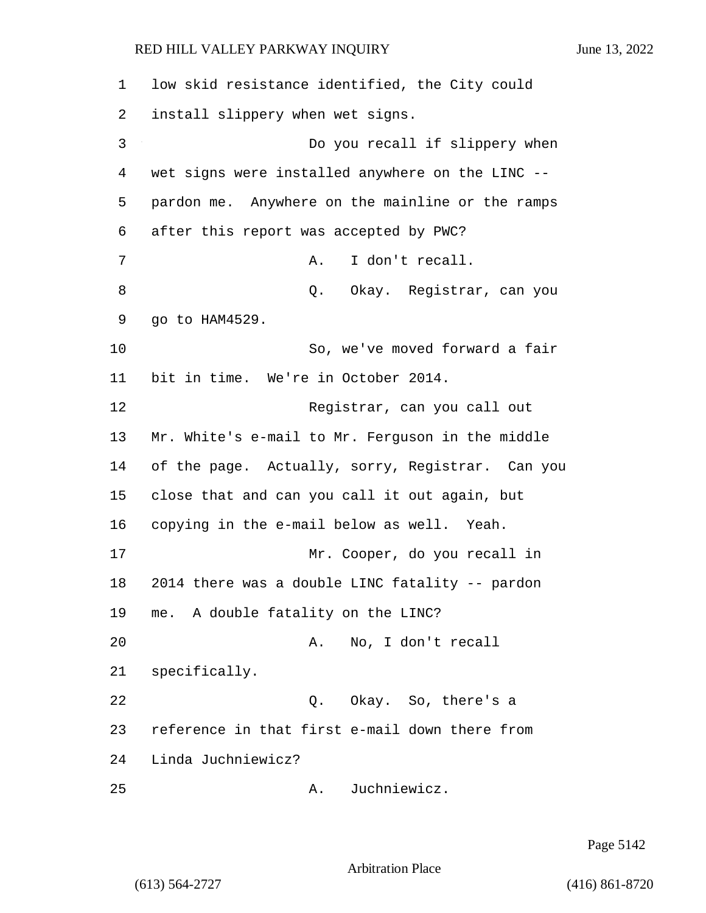low skid resistance identified, the City could install slippery when wet signs.

Do you recall if slippery when wet signs were installed anywhere on the LINC -- pardon me. Anywhere on the mainline or the ramps after this report was accepted by PWC?

A. I don't recall.

Q. Okay. Registrar, can you go to HAM4529.

So, we've moved forward a fair bit in time. We're in October 2014.

Registrar, can you call out Mr. White's e-mail to Mr. Ferguson in the middle of the page. Actually, sorry, Registrar. Can you close that and can you call it out again, but copying in the e-mail below as well. Yeah.

Mr. Cooper, do you recall in 2014 there was a double LINC fatality -- pardon me. A double fatality on the LINC?

A. No, I don't recall specifically.

Q. Okay. So, there's a reference in that first e-mail down there from Linda Juchniewicz?

A. Juchniewicz.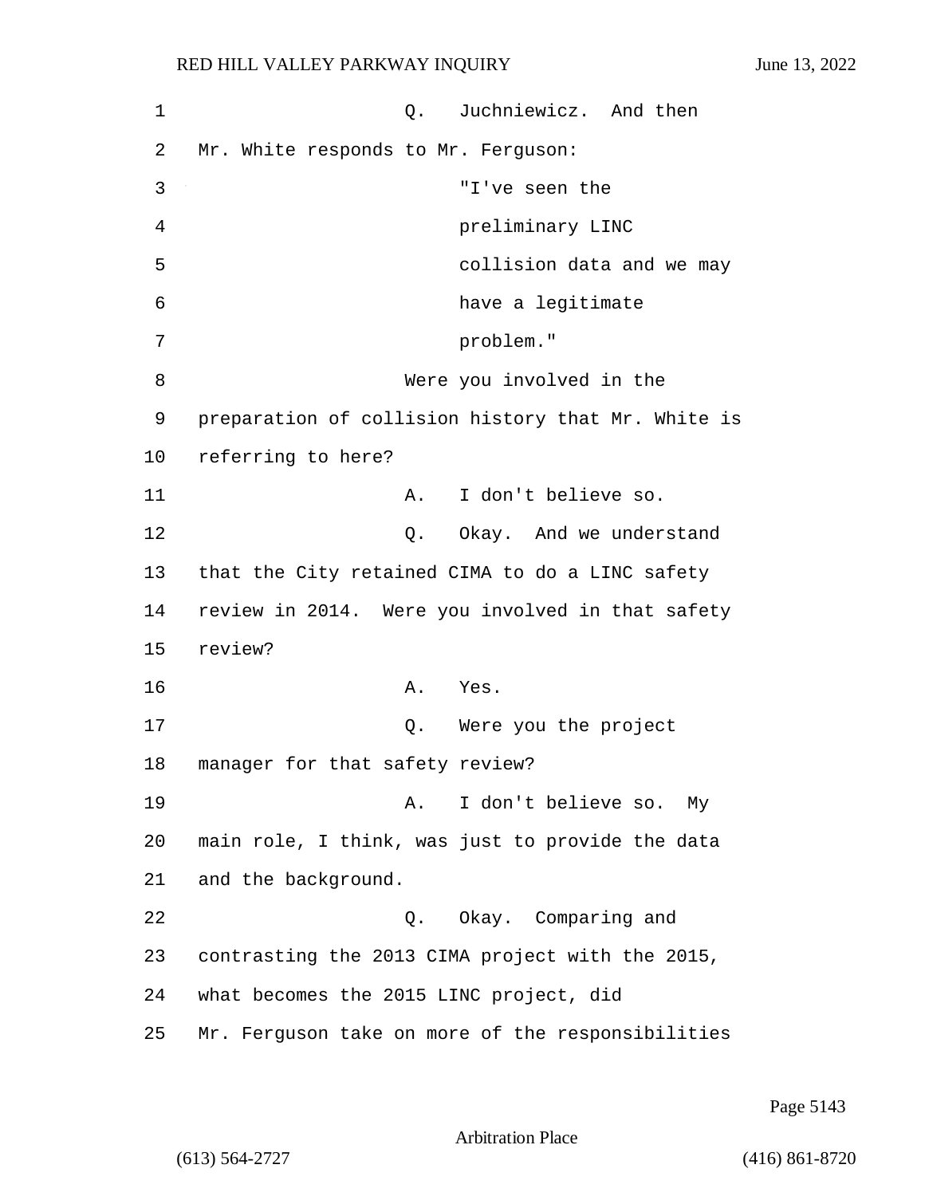1 Q. Juchniewicz. And then
2 Mr. White responds to Mr. Ferguson:
3 "I've seen the
4 preliminary LINC
5 collision data and we may
6 have a legitimate
7 problem."
8 Were you involved in the
9 preparation of collision history that Mr. White is
10 referring to here?
11 A. I don't believe so.
12 Q. Okay. And we understand
13 that the City retained CIMA to do a LINC safety
14 review in 2014. Were you involved in that safety
15 review?
16 A. Yes.
17 Q. Were you the project
18 manager for that safety review?
19 A. I don't believe so. My
20 main role, I think, was just to provide the data
21 and the background.
22 Q. Okay. Comparing and
23 contrasting the 2013 CIMA project with the 2015,
24 what becomes the 2015 LINC project, did
25 Mr. Ferguson take on more of the responsibilities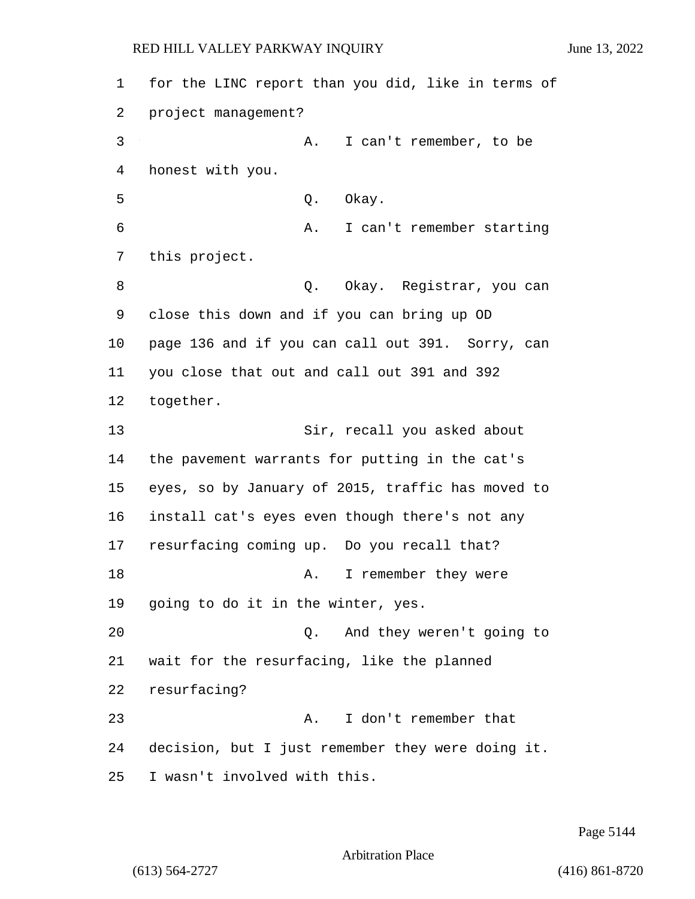for the LINC report than you did, like in terms of project management?

A. I can't remember, to be honest with you.

Q. Okay.

A. I can't remember starting this project.

Q. Okay. Registrar, you can close this down and if you can bring up OD page 136 and if you can call out 391. Sorry, can you close that out and call out 391 and 392 together.

Sir, recall you asked about the pavement warrants for putting in the cat's eyes, so by January of 2015, traffic has moved to install cat's eyes even though there's not any resurfacing coming up. Do you recall that?

A. I remember they were going to do it in the winter, yes.

Q. And they weren't going to wait for the resurfacing, like the planned resurfacing?

A. I don't remember that decision, but I just remember they were doing it. I wasn't involved with this.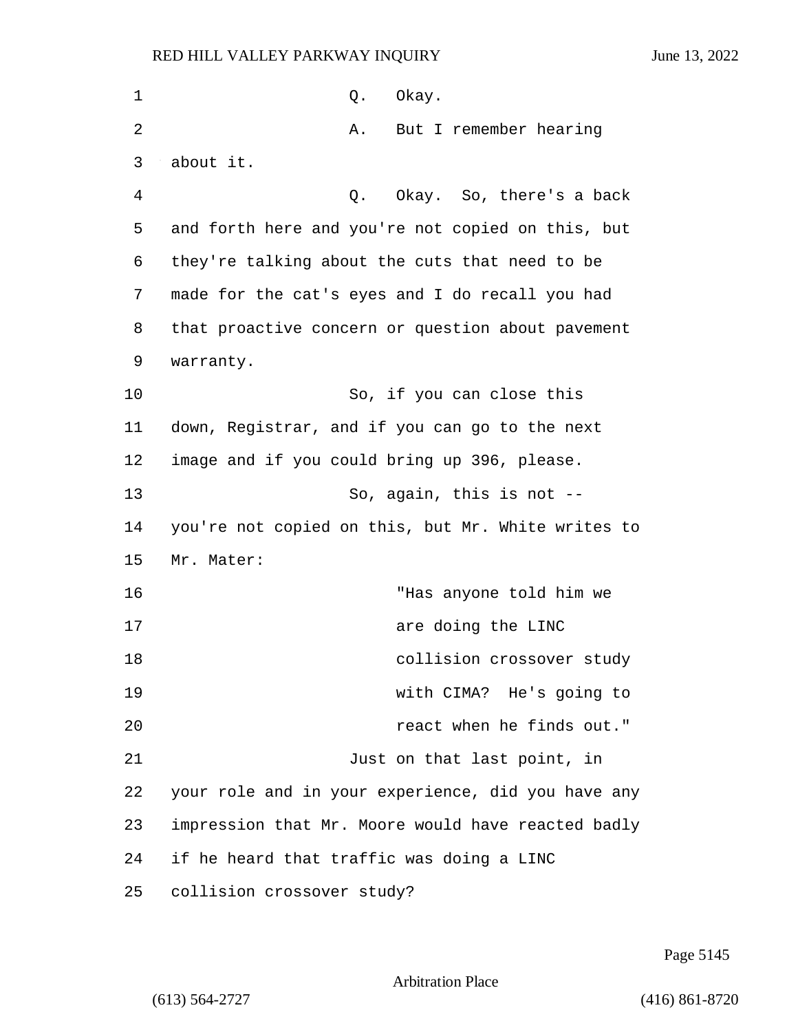Q. Okay.

A. But I remember hearing about it.

Q. Okay. So, there's a back and forth here and you're not copied on this, but they're talking about the cuts that need to be made for the cat's eyes and I do recall you had that proactive concern or question about pavement warranty.

So, if you can close this down, Registrar, and if you can go to the next image and if you could bring up 396, please.

So, again, this is not -- you're not copied on this, but Mr. White writes to Mr. Mater:

> "Has anyone told him we are doing the LINC collision crossover study with CIMA? He's going to react when he finds out."

Just on that last point, in your role and in your experience, did you have any impression that Mr. Moore would have reacted badly if he heard that traffic was doing a LINC collision crossover study?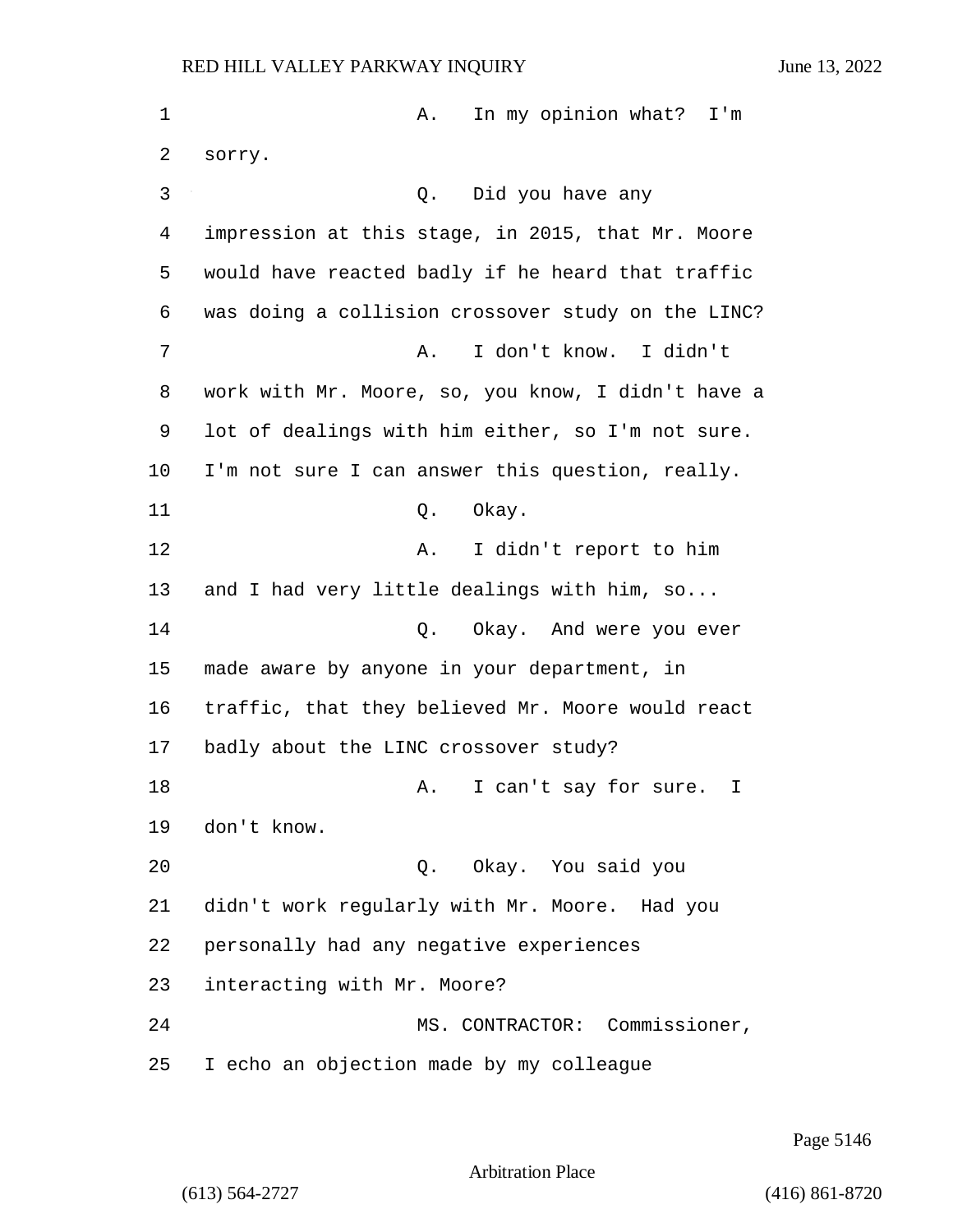A. In my opinion what? I'm sorry.

Q. Did you have any impression at this stage, in 2015, that Mr. Moore would have reacted badly if he heard that traffic was doing a collision crossover study on the LINC?

A. I don't know. I didn't work with Mr. Moore, so, you know, I didn't have a lot of dealings with him either, so I'm not sure. I'm not sure I can answer this question, really.

Q. Okay.

A. I didn't report to him and I had very little dealings with him, so...

Q. Okay. And were you ever made aware by anyone in your department, in traffic, that they believed Mr. Moore would react badly about the LINC crossover study?

A. I can't say for sure. I don't know.

Q. Okay. You said you didn't work regularly with Mr. Moore. Had you personally had any negative experiences interacting with Mr. Moore?

MS. CONTRACTOR: Commissioner, I echo an objection made by my colleague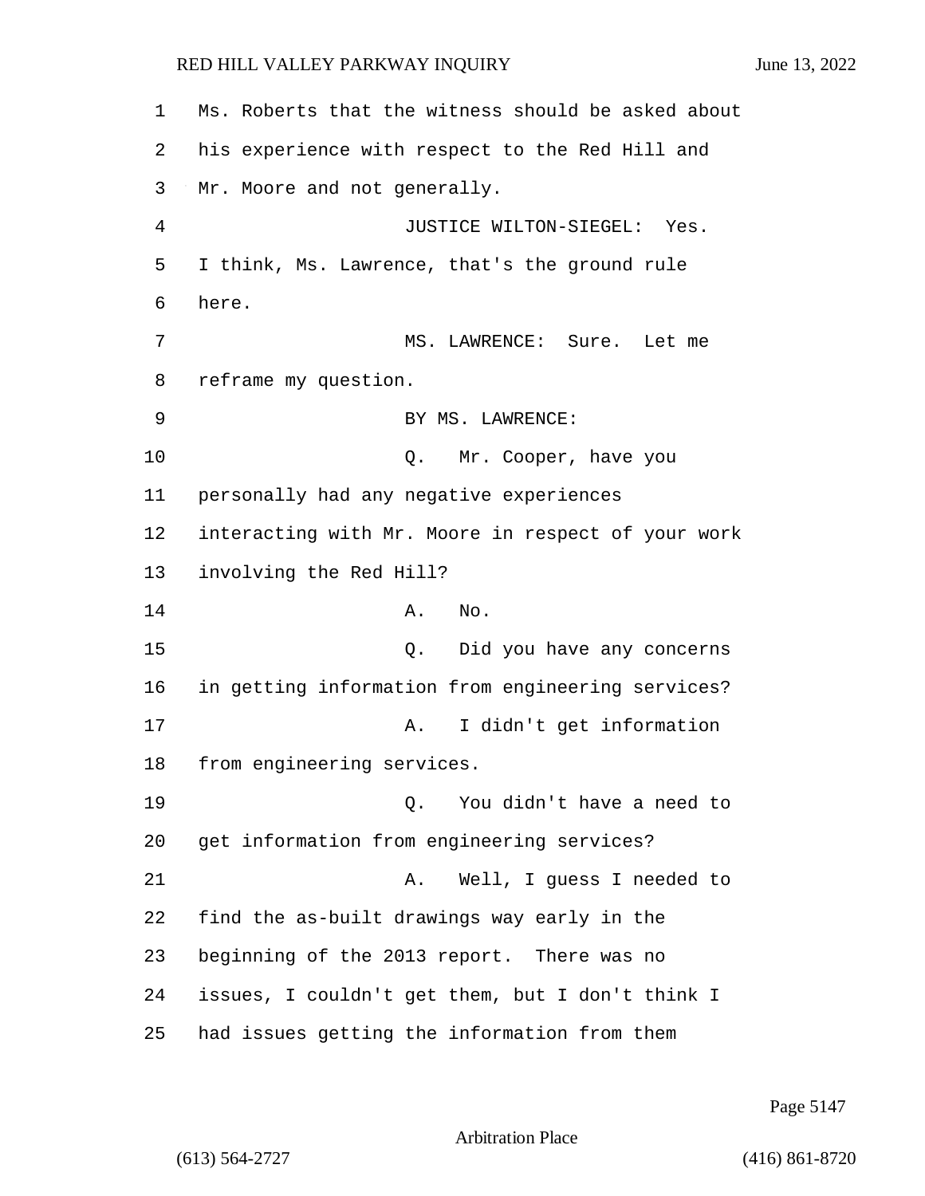Ms. Roberts that the witness should be asked about his experience with respect to the Red Hill and Mr. Moore and not generally.

JUSTICE WILTON-SIEGEL: Yes. I think, Ms. Lawrence, that's the ground rule here.

MS. LAWRENCE: Sure. Let me reframe my question.

BY MS. LAWRENCE:

Q. Mr. Cooper, have you personally had any negative experiences interacting with Mr. Moore in respect of your work involving the Red Hill?

A. No.

Q. Did you have any concerns in getting information from engineering services?

A. I didn't get information from engineering services.

Q. You didn't have a need to get information from engineering services?

A. Well, I guess I needed to find the as-built drawings way early in the beginning of the 2013 report. There was no issues, I couldn't get them, but I don't think I had issues getting the information from them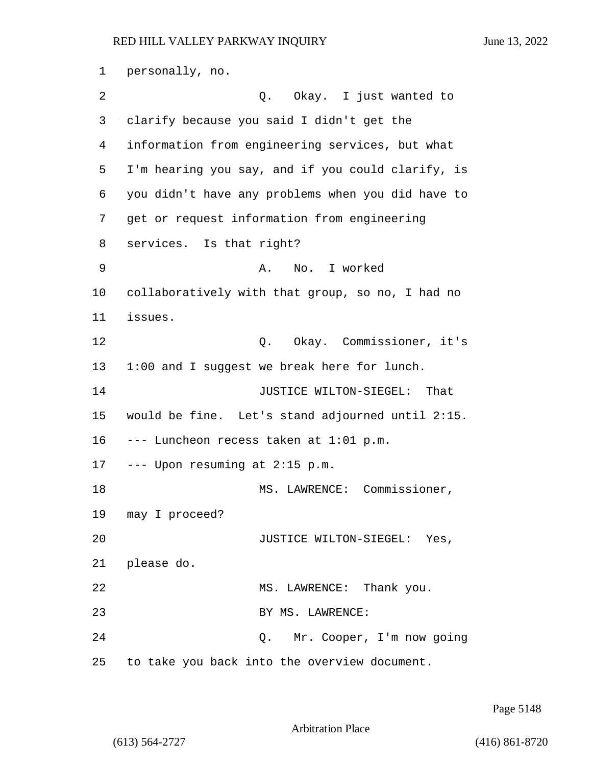personally, no.

Q. Okay. I just wanted to clarify because you said I didn't get the information from engineering services, but what I'm hearing you say, and if you could clarify, is you didn't have any problems when you did have to get or request information from engineering services. Is that right?

A. No. I worked collaboratively with that group, so no, I had no issues.

Q. Okay. Commissioner, it's 1:00 and I suggest we break here for lunch.

JUSTICE WILTON-SIEGEL: That would be fine. Let's stand adjourned until 2:15.

--- Luncheon recess taken at 1:01 p.m.

--- Upon resuming at 2:15 p.m.

MS. LAWRENCE: Commissioner, may I proceed?

JUSTICE WILTON-SIEGEL: Yes, please do.

MS. LAWRENCE: Thank you.

BY MS. LAWRENCE:

Q. Mr. Cooper, I'm now going to take you back into the overview document.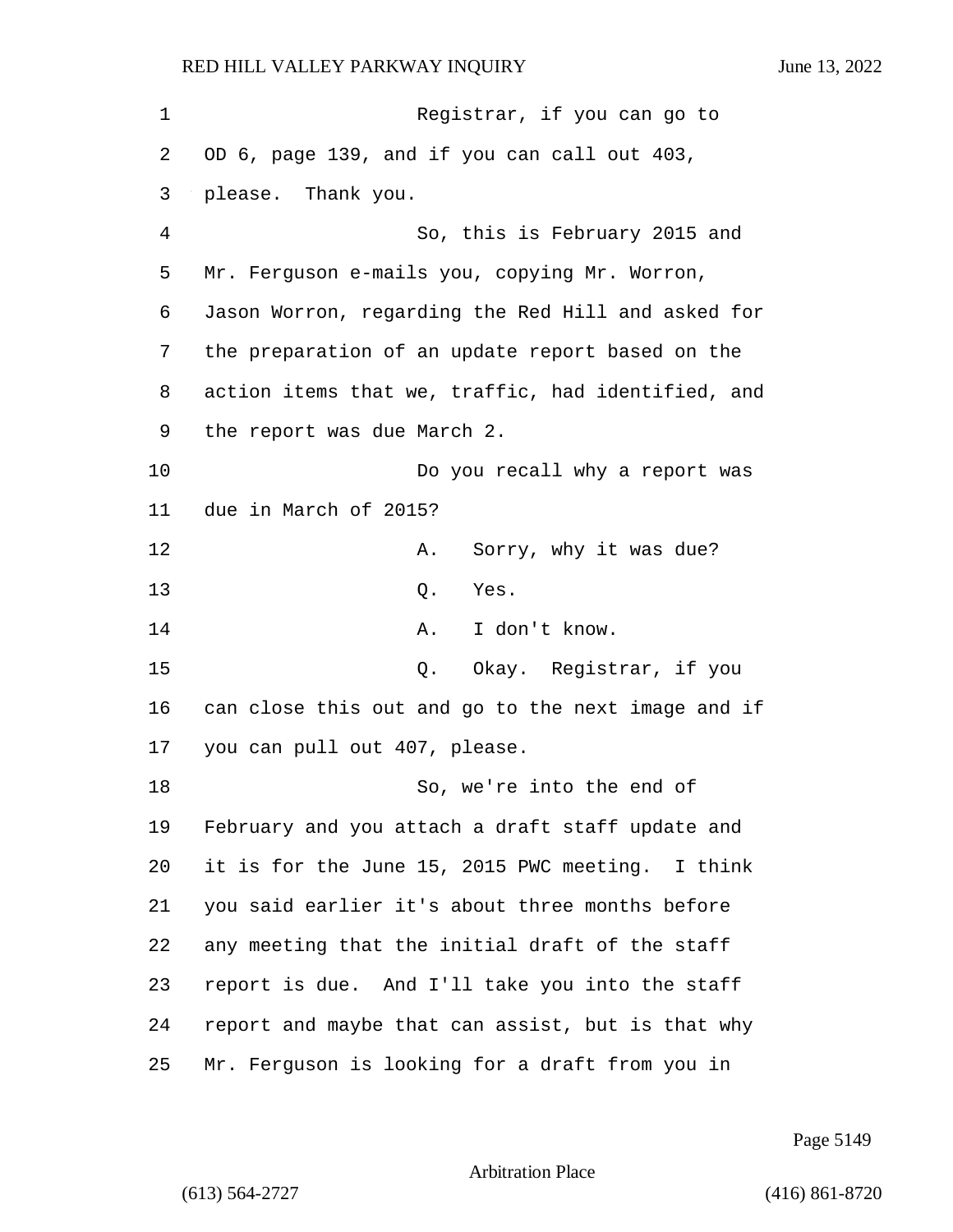Registrar, if you can go to OD 6, page 139, and if you can call out 403, please. Thank you.

So, this is February 2015 and Mr. Ferguson e-mails you, copying Mr. Worron, Jason Worron, regarding the Red Hill and asked for the preparation of an update report based on the action items that we, traffic, had identified, and the report was due March 2.

Do you recall why a report was due in March of 2015?

A. Sorry, why it was due?

Q. Yes.

A. I don't know.

Q. Okay. Registrar, if you can close this out and go to the next image and if you can pull out 407, please.

So, we're into the end of February and you attach a draft staff update and it is for the June 15, 2015 PWC meeting. I think you said earlier it's about three months before any meeting that the initial draft of the staff report is due. And I'll take you into the staff report and maybe that can assist, but is that why Mr. Ferguson is looking for a draft from you in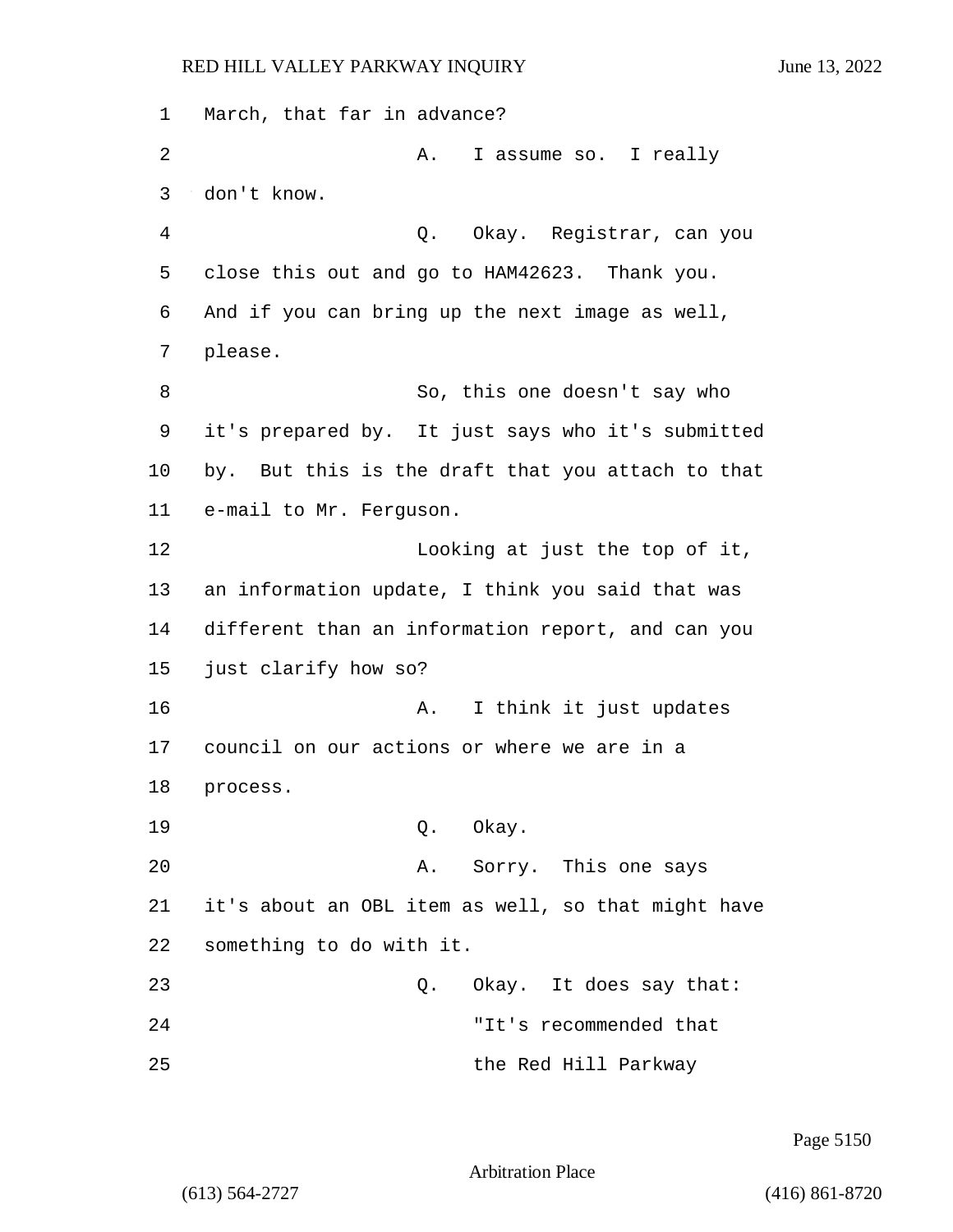March, that far in advance?

A. I assume so. I really don't know.

Q. Okay. Registrar, can you close this out and go to HAM42623. Thank you. And if you can bring up the next image as well, please.

So, this one doesn't say who it's prepared by. It just says who it's submitted by. But this is the draft that you attach to that e-mail to Mr. Ferguson.

Looking at just the top of it, an information update, I think you said that was different than an information report, and can you just clarify how so?

A. I think it just updates council on our actions or where we are in a process.

Q. Okay.

A. Sorry. This one says it's about an OBL item as well, so that might have something to do with it.

Q. Okay. It does say that:

"It's recommended that the Red Hill Parkway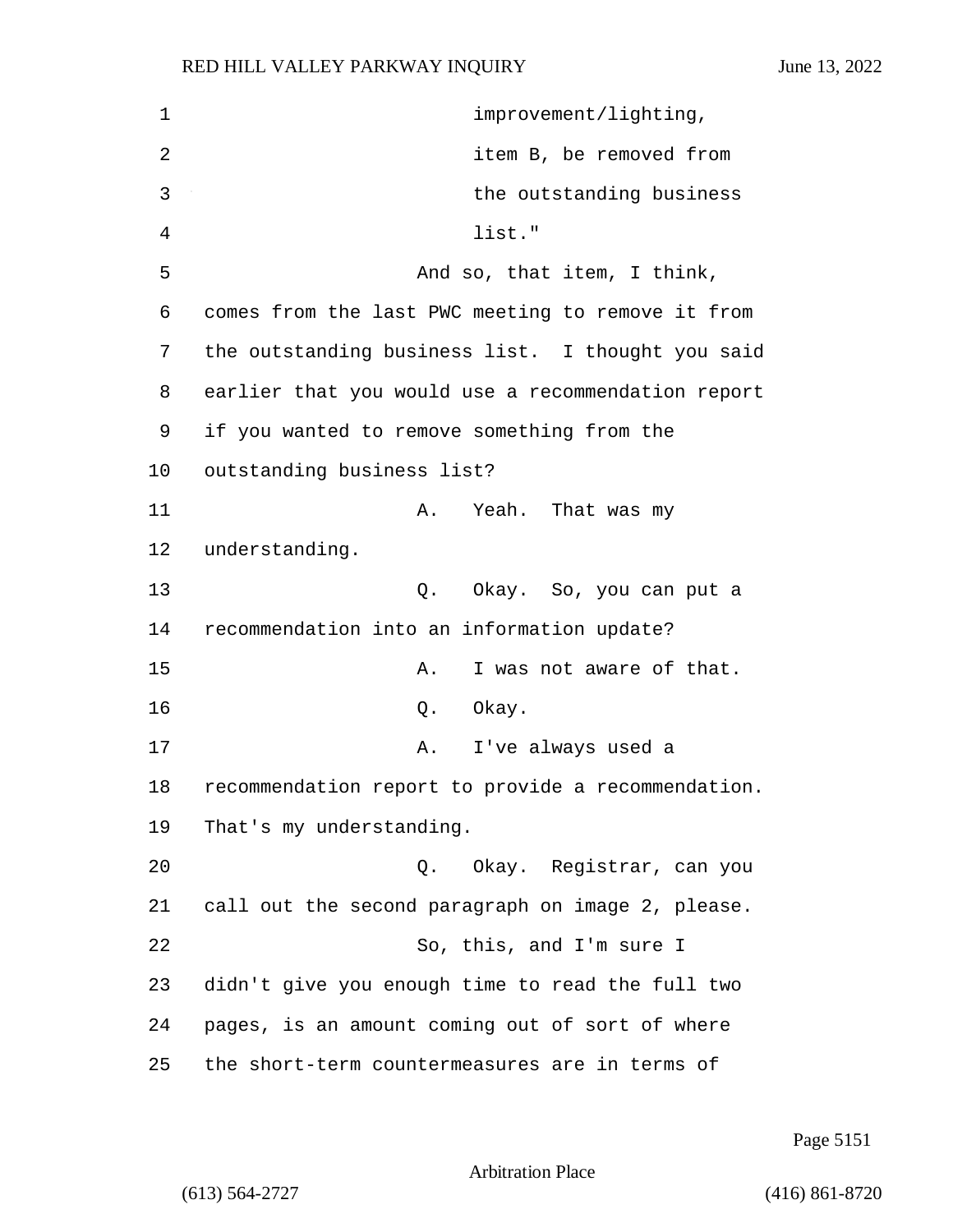improvement/lighting, item B, be removed from the outstanding business list."

And so, that item, I think, comes from the last PWC meeting to remove it from the outstanding business list. I thought you said earlier that you would use a recommendation report if you wanted to remove something from the outstanding business list?

A. Yeah. That was my understanding.

Q. Okay. So, you can put a recommendation into an information update?

A. I was not aware of that.

Q. Okay.

A. I've always used a recommendation report to provide a recommendation. That's my understanding.

Q. Okay. Registrar, can you call out the second paragraph on image 2, please.

So, this, and I'm sure I didn't give you enough time to read the full two pages, is an amount coming out of sort of where the short-term countermeasures are in terms of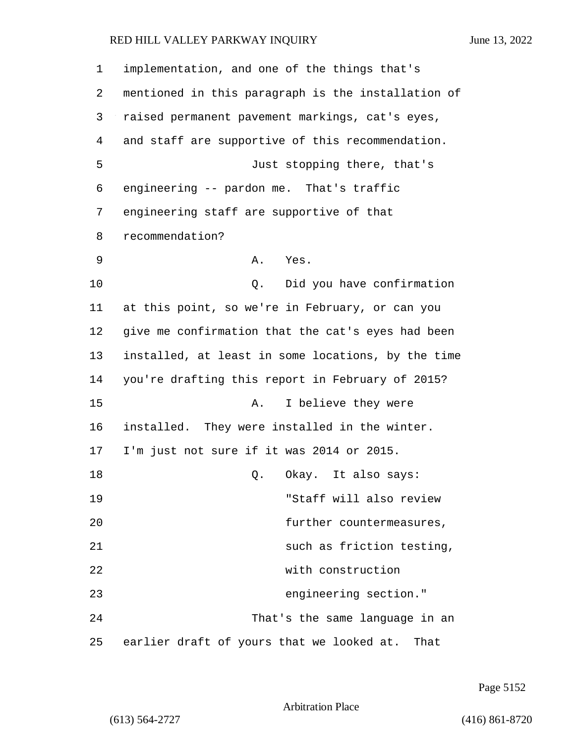implementation, and one of the things that's mentioned in this paragraph is the installation of raised permanent pavement markings, cat's eyes, and staff are supportive of this recommendation.

Just stopping there, that's engineering -- pardon me. That's traffic engineering staff are supportive of that recommendation?

A. Yes.

Q. Did you have confirmation at this point, so we're in February, or can you give me confirmation that the cat's eyes had been installed, at least in some locations, by the time you're drafting this report in February of 2015?

A. I believe they were installed. They were installed in the winter. I'm just not sure if it was 2014 or 2015.

Q. Okay. It also says:

"Staff will also review further countermeasures, such as friction testing, with construction engineering section."

That's the same language in an earlier draft of yours that we looked at. That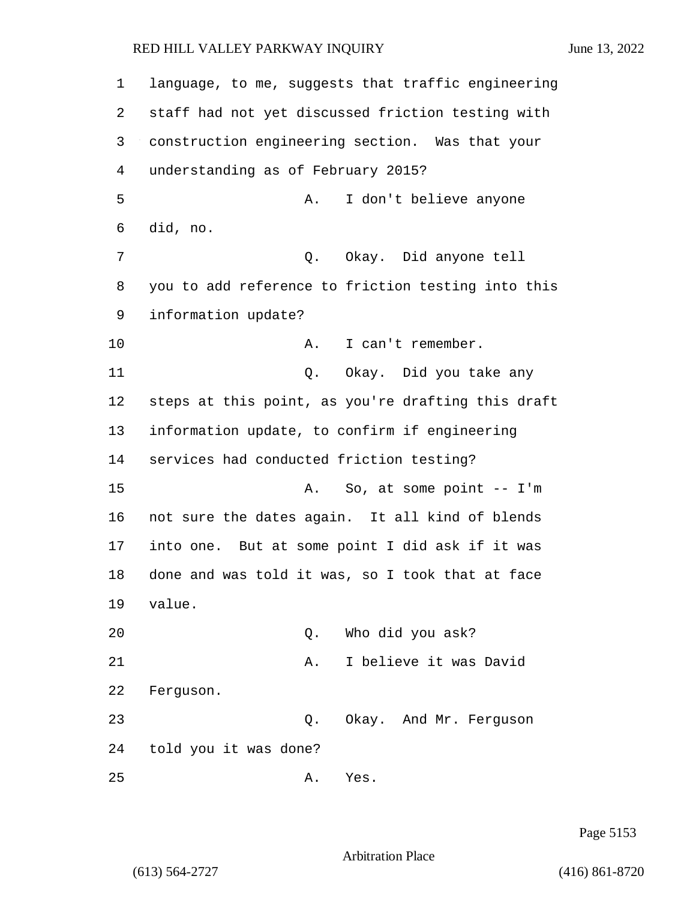language, to me, suggests that traffic engineering staff had not yet discussed friction testing with construction engineering section. Was that your understanding as of February 2015?

A. I don't believe anyone did, no.

Q. Okay. Did anyone tell you to add reference to friction testing into this information update?

A. I can't remember.

Q. Okay. Did you take any steps at this point, as you're drafting this draft information update, to confirm if engineering services had conducted friction testing?

A. So, at some point -- I'm not sure the dates again. It all kind of blends into one. But at some point I did ask if it was done and was told it was, so I took that at face value.

Q. Who did you ask?

A. I believe it was David Ferguson.

Q. Okay. And Mr. Ferguson told you it was done?

A. Yes.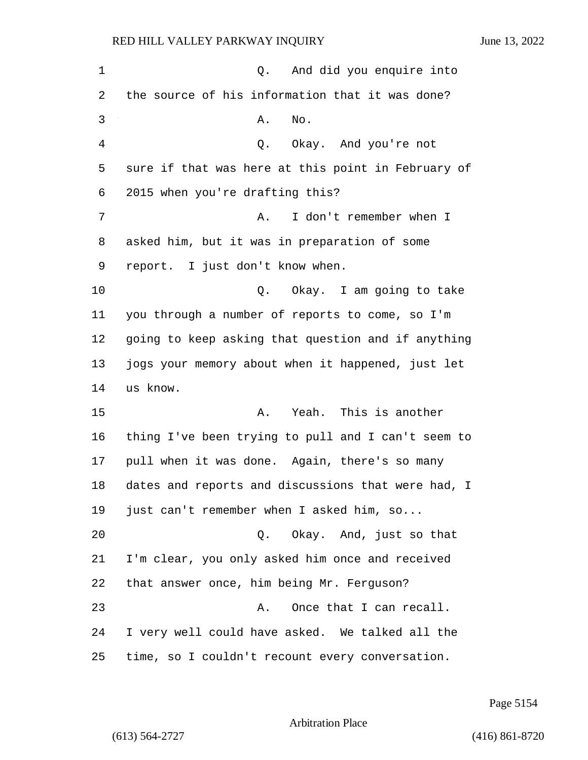Q. And did you enquire into the source of his information that it was done?

A. No.

Q. Okay. And you're not sure if that was here at this point in February of 2015 when you're drafting this?

A. I don't remember when I asked him, but it was in preparation of some report. I just don't know when.

Q. Okay. I am going to take you through a number of reports to come, so I'm going to keep asking that question and if anything jogs your memory about when it happened, just let us know.

A. Yeah. This is another thing I've been trying to pull and I can't seem to pull when it was done. Again, there's so many dates and reports and discussions that were had, I just can't remember when I asked him, so...

Q. Okay. And, just so that I'm clear, you only asked him once and received that answer once, him being Mr. Ferguson?

A. Once that I can recall. I very well could have asked. We talked all the time, so I couldn't recount every conversation.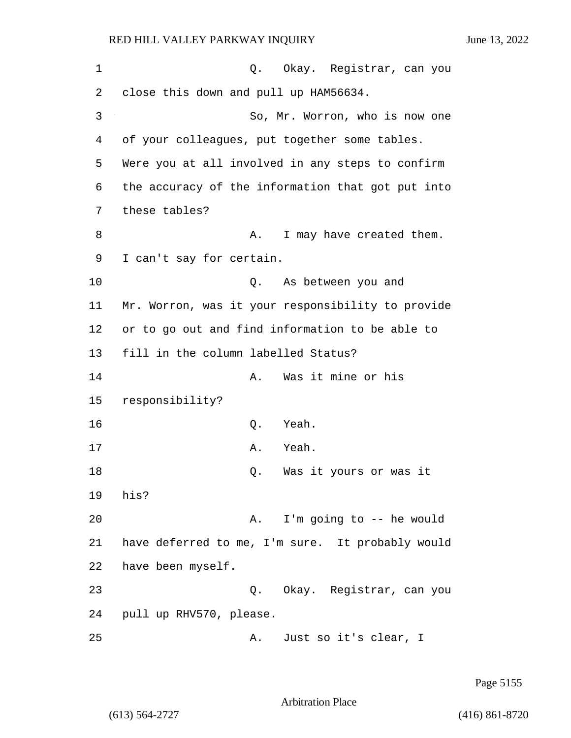Q. Okay. Registrar, can you close this down and pull up HAM56634.

So, Mr. Worron, who is now one of your colleagues, put together some tables. Were you at all involved in any steps to confirm the accuracy of the information that got put into these tables?

A. I may have created them. I can't say for certain.

Q. As between you and Mr. Worron, was it your responsibility to provide or to go out and find information to be able to fill in the column labelled Status?

A. Was it mine or his responsibility?

Q. Yeah.

A. Yeah.

Q. Was it yours or was it his?

A. I'm going to -- he would have deferred to me, I'm sure. It probably would have been myself.

Q. Okay. Registrar, can you pull up RHV570, please.

A. Just so it's clear, I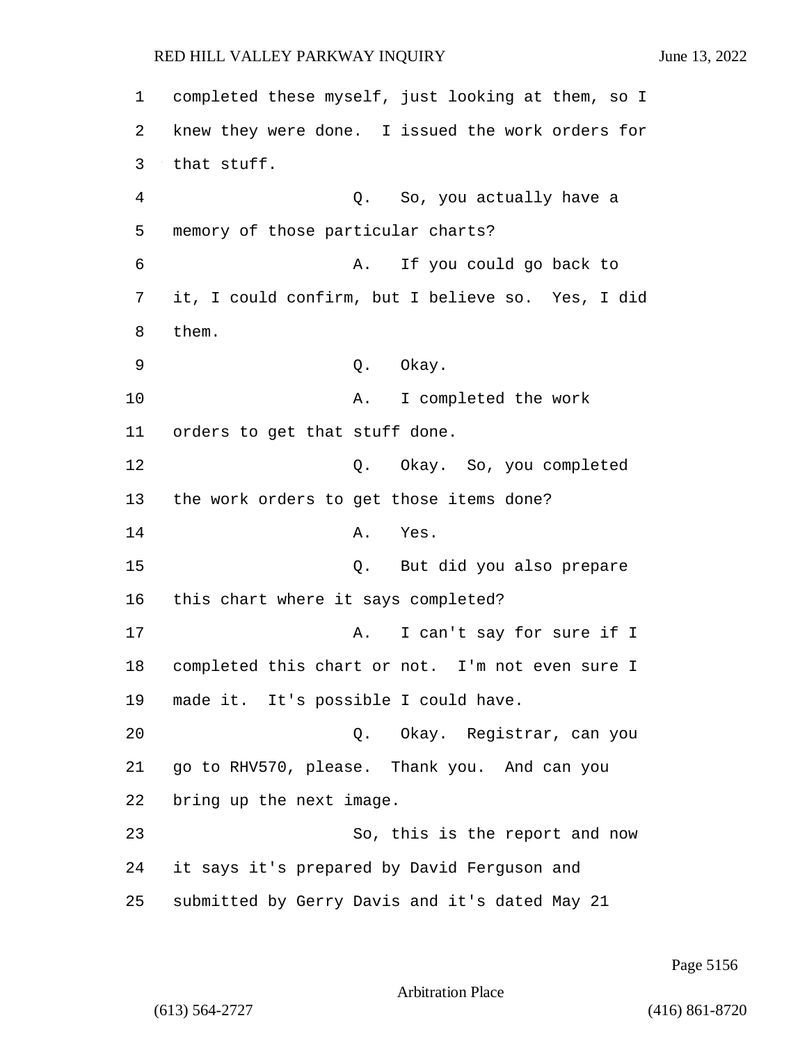completed these myself, just looking at them, so I knew they were done. I issued the work orders for that stuff.

Q. So, you actually have a memory of those particular charts?

A. If you could go back to it, I could confirm, but I believe so. Yes, I did them.

Q. Okay.

A. I completed the work orders to get that stuff done.

Q. Okay. So, you completed the work orders to get those items done?

A. Yes.

Q. But did you also prepare this chart where it says completed?

A. I can't say for sure if I completed this chart or not. I'm not even sure I made it. It's possible I could have.

Q. Okay. Registrar, can you go to RHV570, please. Thank you. And can you bring up the next image.

So, this is the report and now it says it's prepared by David Ferguson and submitted by Gerry Davis and it's dated May 21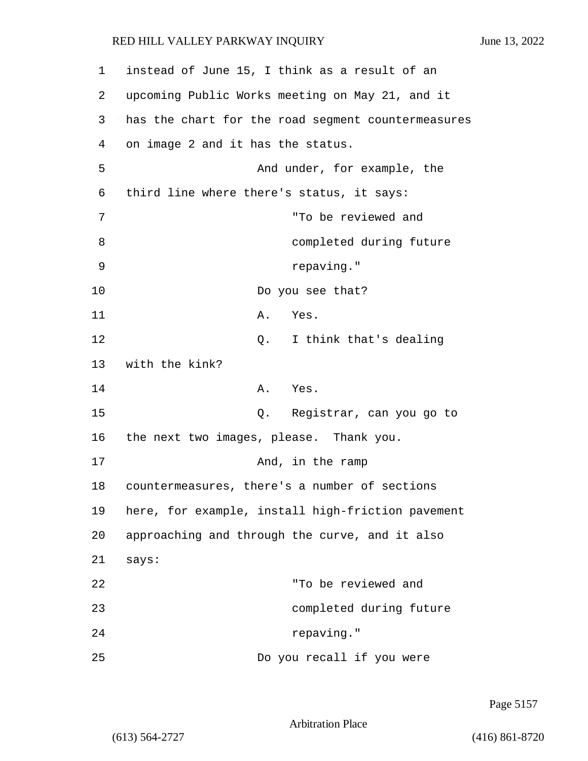instead of June 15, I think as a result of an upcoming Public Works meeting on May 21, and it has the chart for the road segment countermeasures on image 2 and it has the status.

And under, for example, the third line where there's status, it says:

"To be reviewed and completed during future repaving."

Do you see that?

A. Yes.

Q. I think that's dealing with the kink?

A. Yes.

Q. Registrar, can you go to the next two images, please. Thank you.

And, in the ramp countermeasures, there's a number of sections here, for example, install high-friction pavement approaching and through the curve, and it also says:

"To be reviewed and completed during future repaving."

Do you recall if you were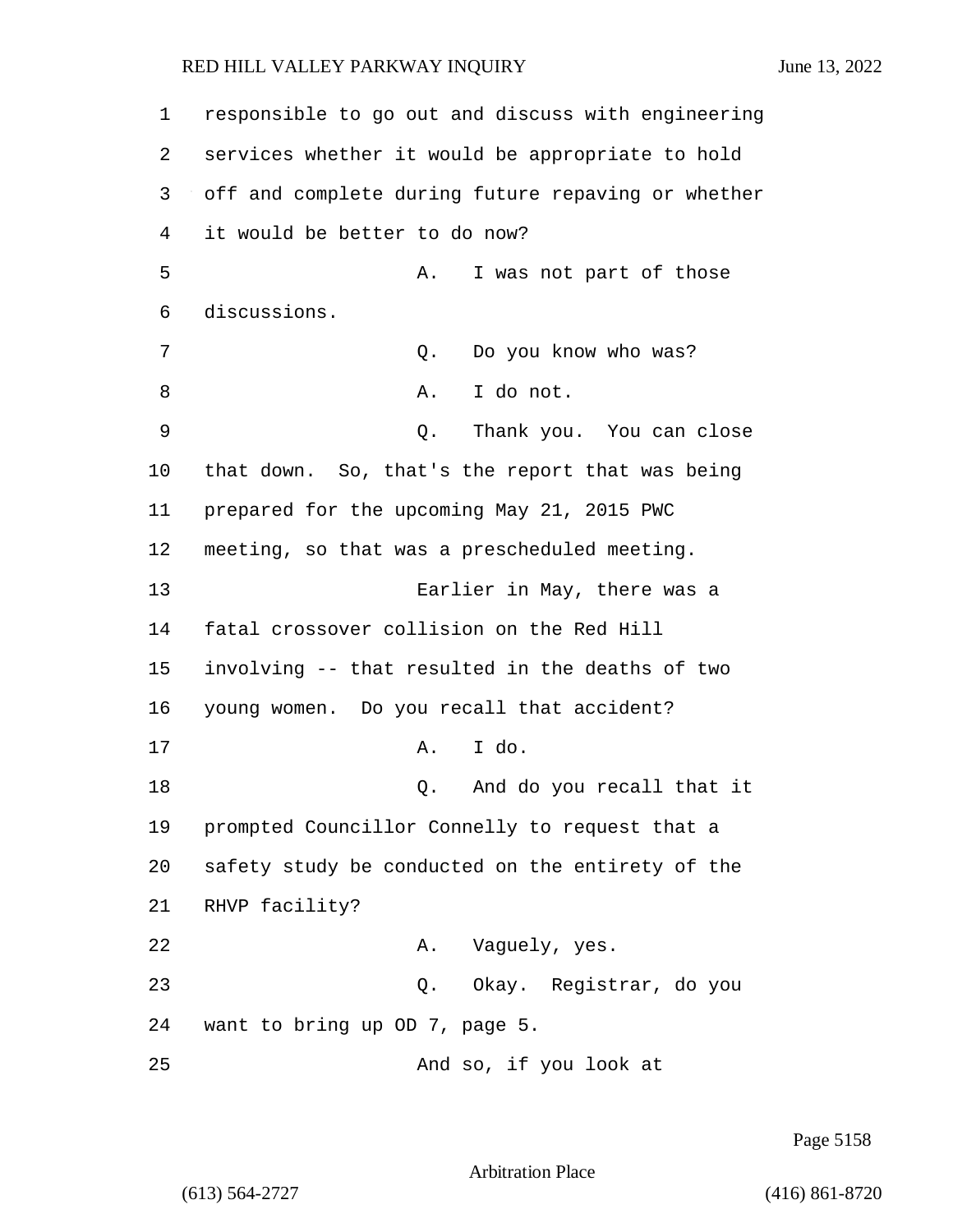responsible to go out and discuss with engineering services whether it would be appropriate to hold off and complete during future repaving or whether it would be better to do now?

A. I was not part of those discussions.

Q. Do you know who was?

A. I do not.

Q. Thank you. You can close that down. So, that's the report that was being prepared for the upcoming May 21, 2015 PWC meeting, so that was a prescheduled meeting.

Earlier in May, there was a fatal crossover collision on the Red Hill involving -- that resulted in the deaths of two young women. Do you recall that accident?

A. I do.

Q. And do you recall that it prompted Councillor Connelly to request that a safety study be conducted on the entirety of the RHVP facility?

A. Vaguely, yes.

Q. Okay. Registrar, do you want to bring up OD 7, page 5.

And so, if you look at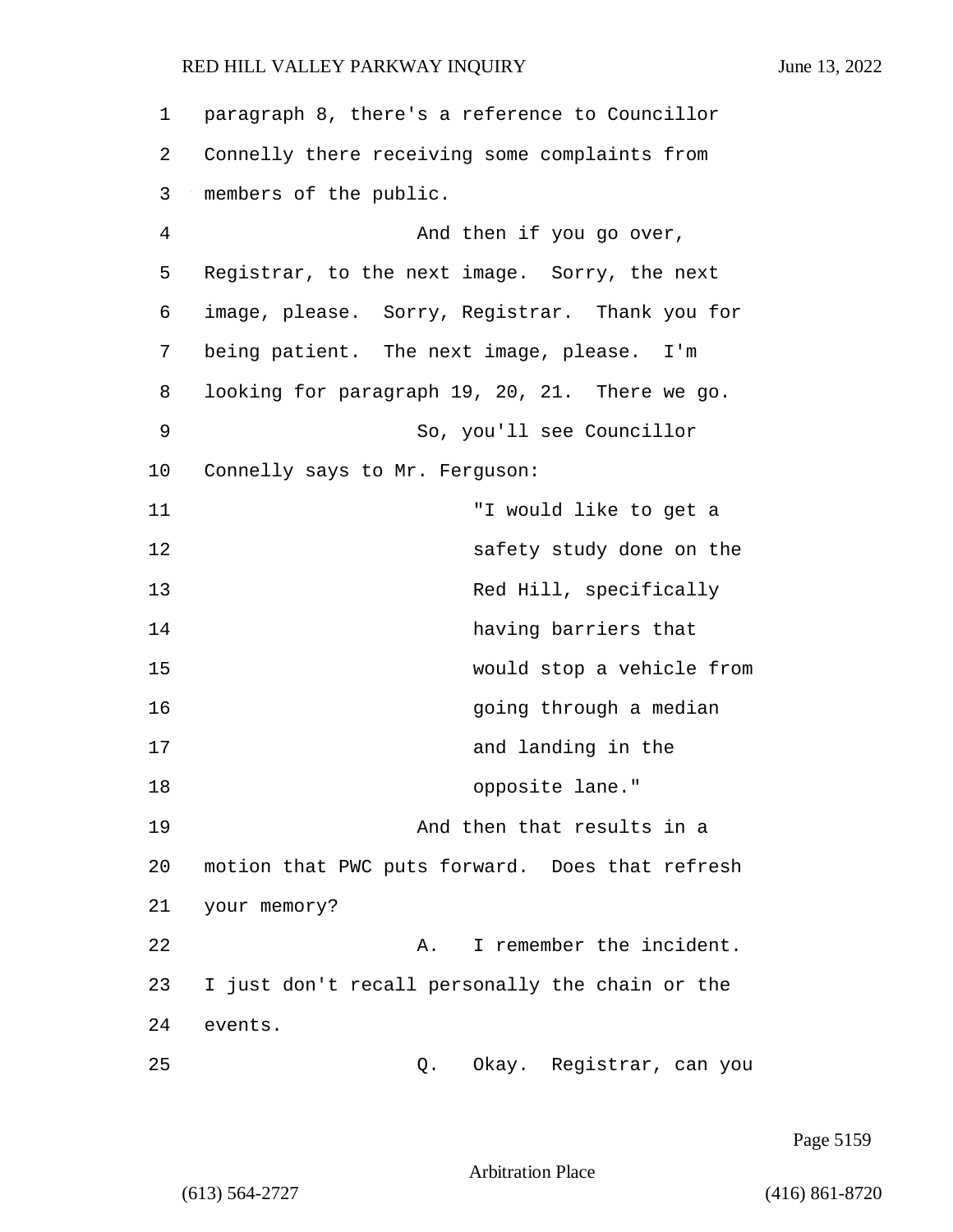paragraph 8, there's a reference to Councillor Connelly there receiving some complaints from members of the public.

And then if you go over, Registrar, to the next image. Sorry, the next image, please. Sorry, Registrar. Thank you for being patient. The next image, please. I'm looking for paragraph 19, 20, 21. There we go.

So, you'll see Councillor Connelly says to Mr. Ferguson:

> "I would like to get a safety study done on the Red Hill, specifically having barriers that would stop a vehicle from going through a median and landing in the opposite lane."

And then that results in a motion that PWC puts forward. Does that refresh your memory?

A. I remember the incident. I just don't recall personally the chain or the events.

Q. Okay. Registrar, can you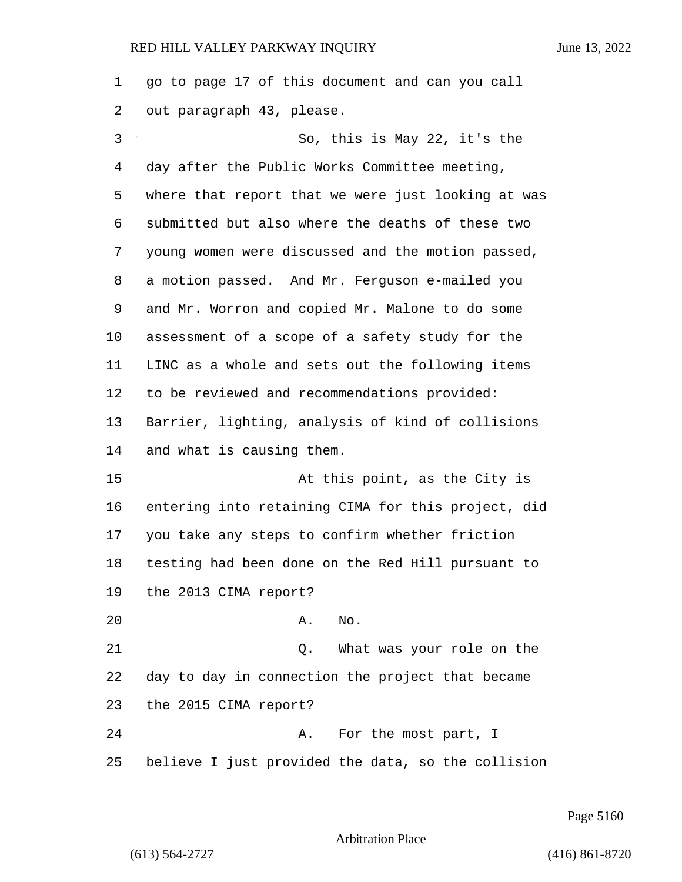go to page 17 of this document and can you call out paragraph 43, please.

So, this is May 22, it's the day after the Public Works Committee meeting, where that report that we were just looking at was submitted but also where the deaths of these two young women were discussed and the motion passed, a motion passed. And Mr. Ferguson e-mailed you and Mr. Worron and copied Mr. Malone to do some assessment of a scope of a safety study for the LINC as a whole and sets out the following items to be reviewed and recommendations provided: Barrier, lighting, analysis of kind of collisions and what is causing them.

At this point, as the City is entering into retaining CIMA for this project, did you take any steps to confirm whether friction testing had been done on the Red Hill pursuant to the 2013 CIMA report?

A. No.

Q. What was your role on the day to day in connection the project that became the 2015 CIMA report?

A. For the most part, I believe I just provided the data, so the collision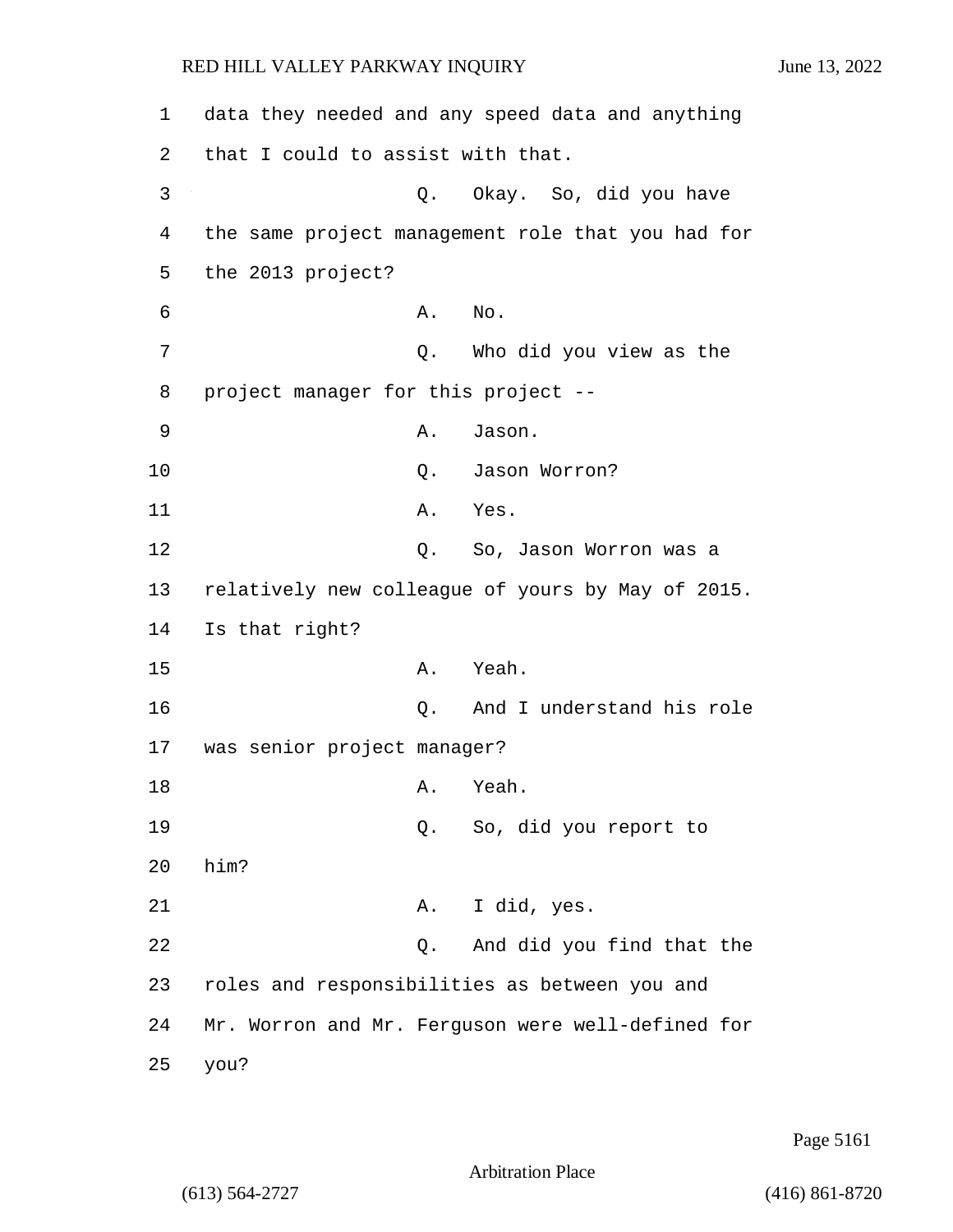data they needed and any speed data and anything that I could to assist with that.

Q. Okay. So, did you have the same project management role that you had for the 2013 project?

A. No.

Q. Who did you view as the project manager for this project --

A. Jason.

Q. Jason Worron?

A. Yes.

Q. So, Jason Worron was a relatively new colleague of yours by May of 2015. Is that right?

A. Yeah.

Q. And I understand his role was senior project manager?

A. Yeah.

Q. So, did you report to him?

A. I did, yes.

Q. And did you find that the roles and responsibilities as between you and Mr. Worron and Mr. Ferguson were well-defined for you?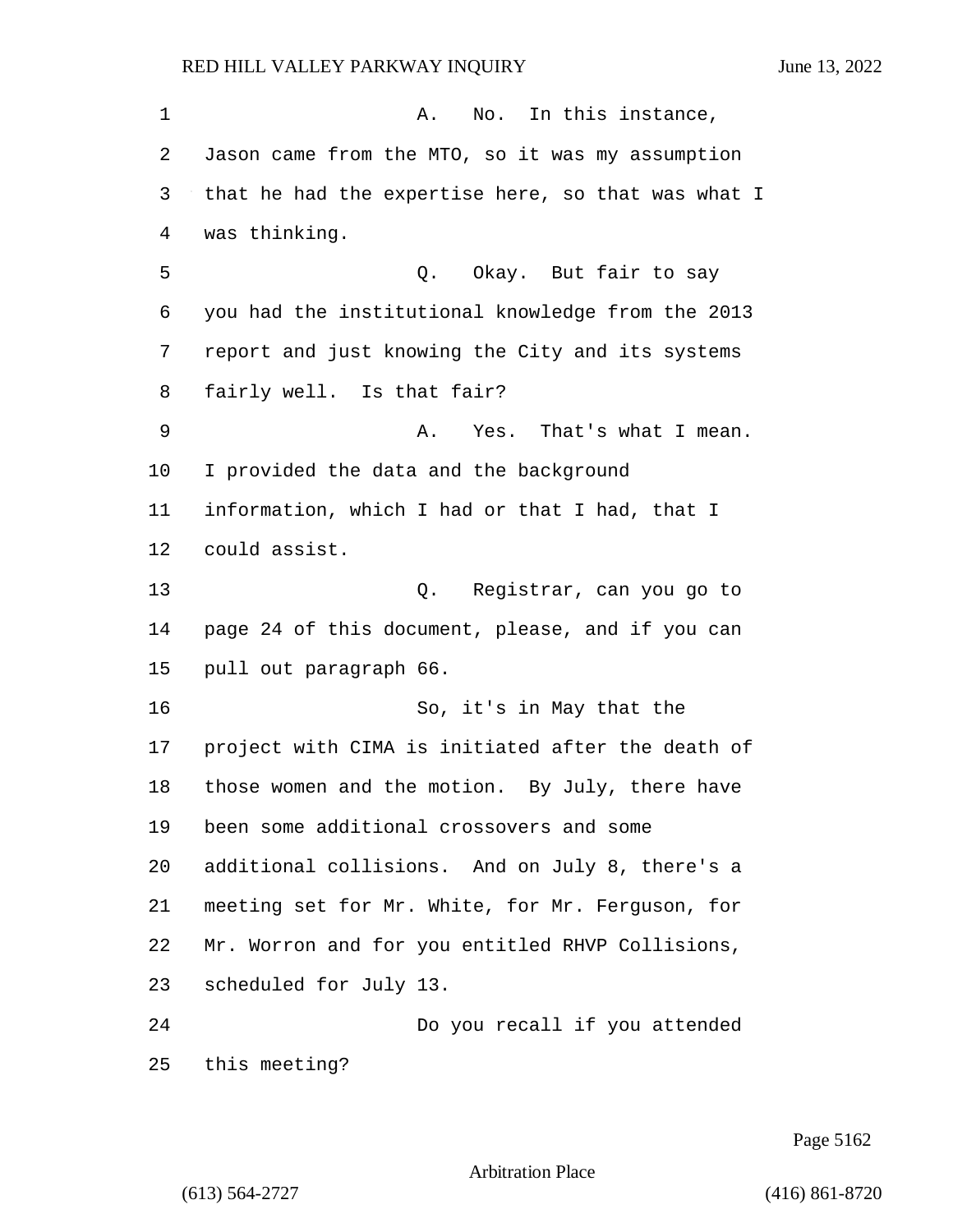A. No. In this instance, Jason came from the MTO, so it was my assumption that he had the expertise here, so that was what I was thinking.

Q. Okay. But fair to say you had the institutional knowledge from the 2013 report and just knowing the City and its systems fairly well. Is that fair?

A. Yes. That's what I mean. I provided the data and the background information, which I had or that I had, that I could assist.

Q. Registrar, can you go to page 24 of this document, please, and if you can pull out paragraph 66.

So, it's in May that the project with CIMA is initiated after the death of those women and the motion. By July, there have been some additional crossovers and some additional collisions. And on July 8, there's a meeting set for Mr. White, for Mr. Ferguson, for Mr. Worron and for you entitled RHVP Collisions, scheduled for July 13.

Do you recall if you attended this meeting?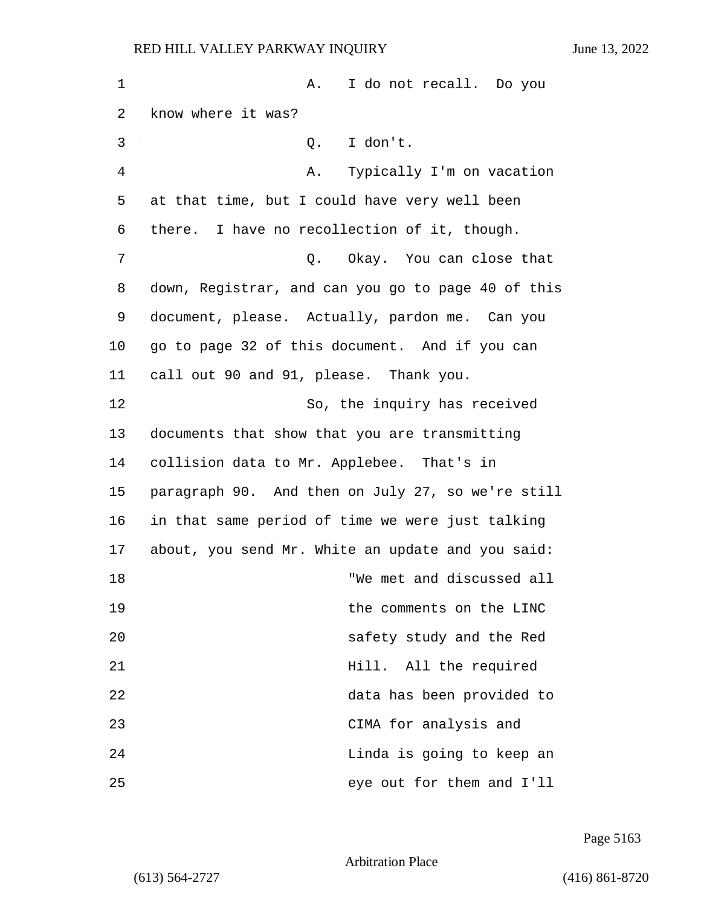A. I do not recall. Do you know where it was?

Q. I don't.

A. Typically I'm on vacation at that time, but I could have very well been there. I have no recollection of it, though.

Q. Okay. You can close that down, Registrar, and can you go to page 40 of this document, please. Actually, pardon me. Can you go to page 32 of this document. And if you can call out 90 and 91, please. Thank you.

So, the inquiry has received documents that show that you are transmitting collision data to Mr. Applebee. That's in paragraph 90. And then on July 27, so we're still in that same period of time we were just talking about, you send Mr. White an update and you said:

> "We met and discussed all the comments on the LINC safety study and the Red Hill. All the required data has been provided to CIMA for analysis and Linda is going to keep an eye out for them and I'll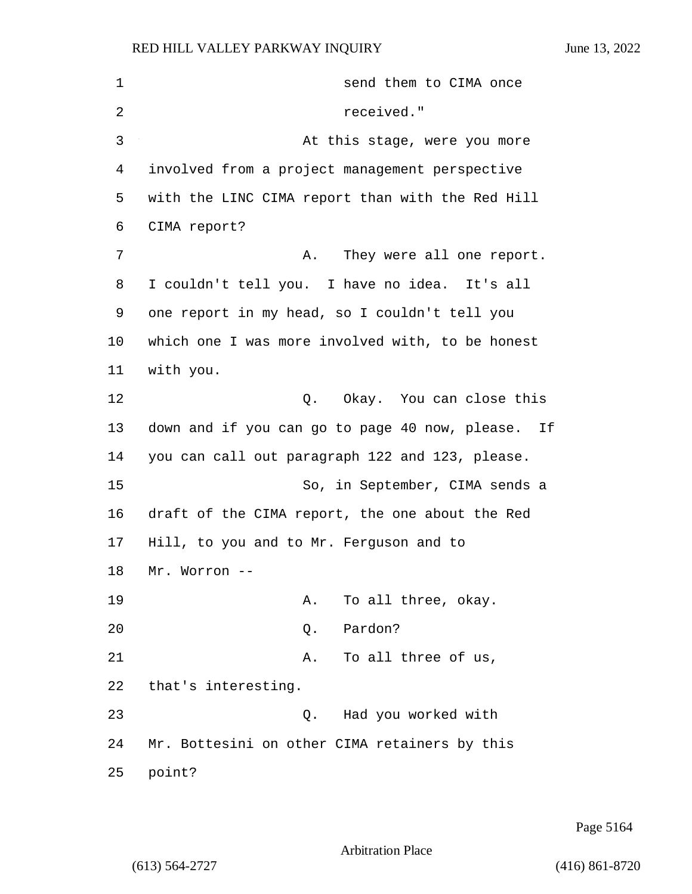send them to CIMA once received."

At this stage, were you more involved from a project management perspective with the LINC CIMA report than with the Red Hill CIMA report?

A. They were all one report. I couldn't tell you. I have no idea. It's all one report in my head, so I couldn't tell you which one I was more involved with, to be honest with you.

Q. Okay. You can close this down and if you can go to page 40 now, please. If you can call out paragraph 122 and 123, please.

So, in September, CIMA sends a draft of the CIMA report, the one about the Red Hill, to you and to Mr. Ferguson and to Mr. Worron --

A. To all three, okay.

Q. Pardon?

A. To all three of us, that's interesting.

Q. Had you worked with Mr. Bottesini on other CIMA retainers by this point?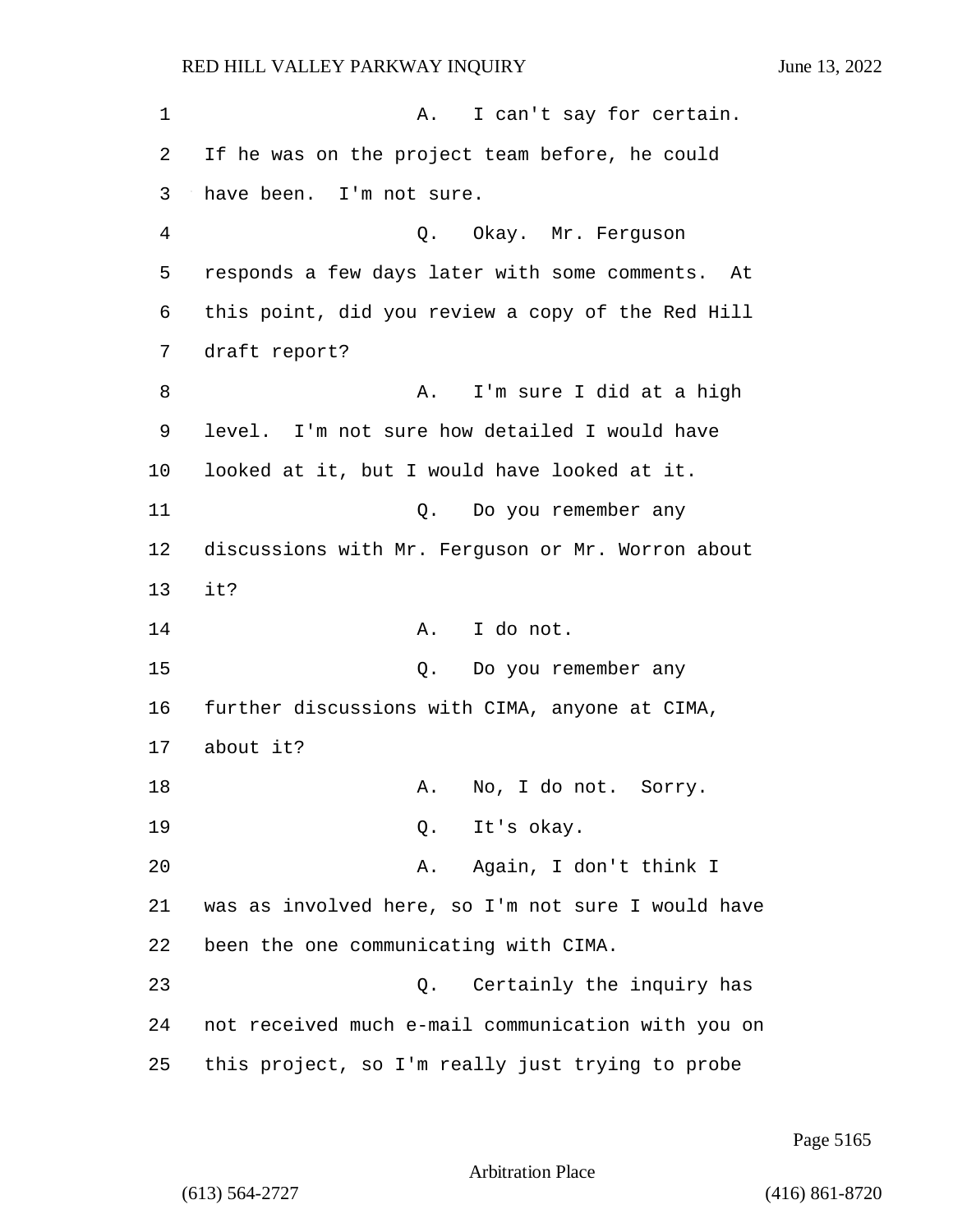1 A. I can't say for certain. If he was on the project team before, he could have been. I'm not sure.

4 Q. Okay. Mr. Ferguson responds a few days later with some comments. At this point, did you review a copy of the Red Hill draft report?

8 A. I'm sure I did at a high level. I'm not sure how detailed I would have looked at it, but I would have looked at it.

11 Q. Do you remember any discussions with Mr. Ferguson or Mr. Worron about it?

14 A. I do not.

15 Q. Do you remember any further discussions with CIMA, anyone at CIMA, about it?

18 A. No, I do not. Sorry.

19 Q. It's okay.

20 A. Again, I don't think I was as involved here, so I'm not sure I would have been the one communicating with CIMA.

23 Q. Certainly the inquiry has not received much e-mail communication with you on this project, so I'm really just trying to probe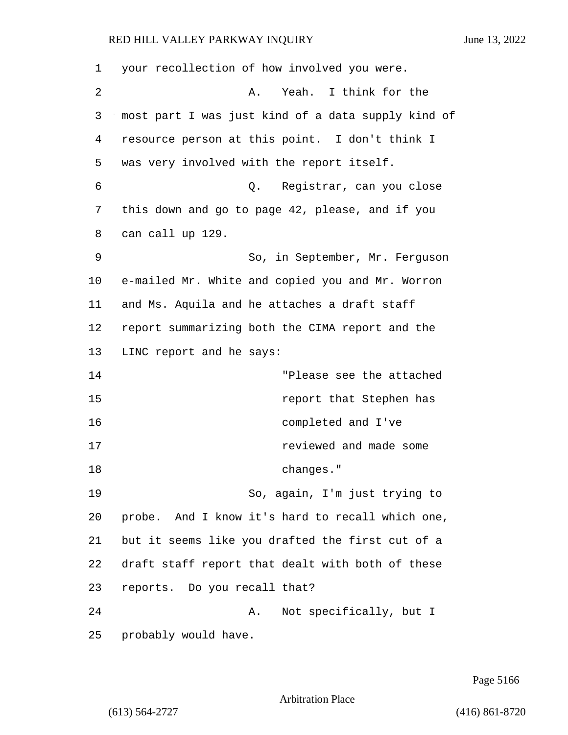your recollection of how involved you were.

A. Yeah. I think for the most part I was just kind of a data supply kind of resource person at this point. I don't think I was very involved with the report itself.

Q. Registrar, can you close this down and go to page 42, please, and if you can call up 129.

So, in September, Mr. Ferguson e-mailed Mr. White and copied you and Mr. Worron and Ms. Aquila and he attaches a draft staff report summarizing both the CIMA report and the LINC report and he says:

> "Please see the attached report that Stephen has completed and I've reviewed and made some changes."

So, again, I'm just trying to probe. And I know it's hard to recall which one, but it seems like you drafted the first cut of a draft staff report that dealt with both of these reports. Do you recall that?

A. Not specifically, but I probably would have.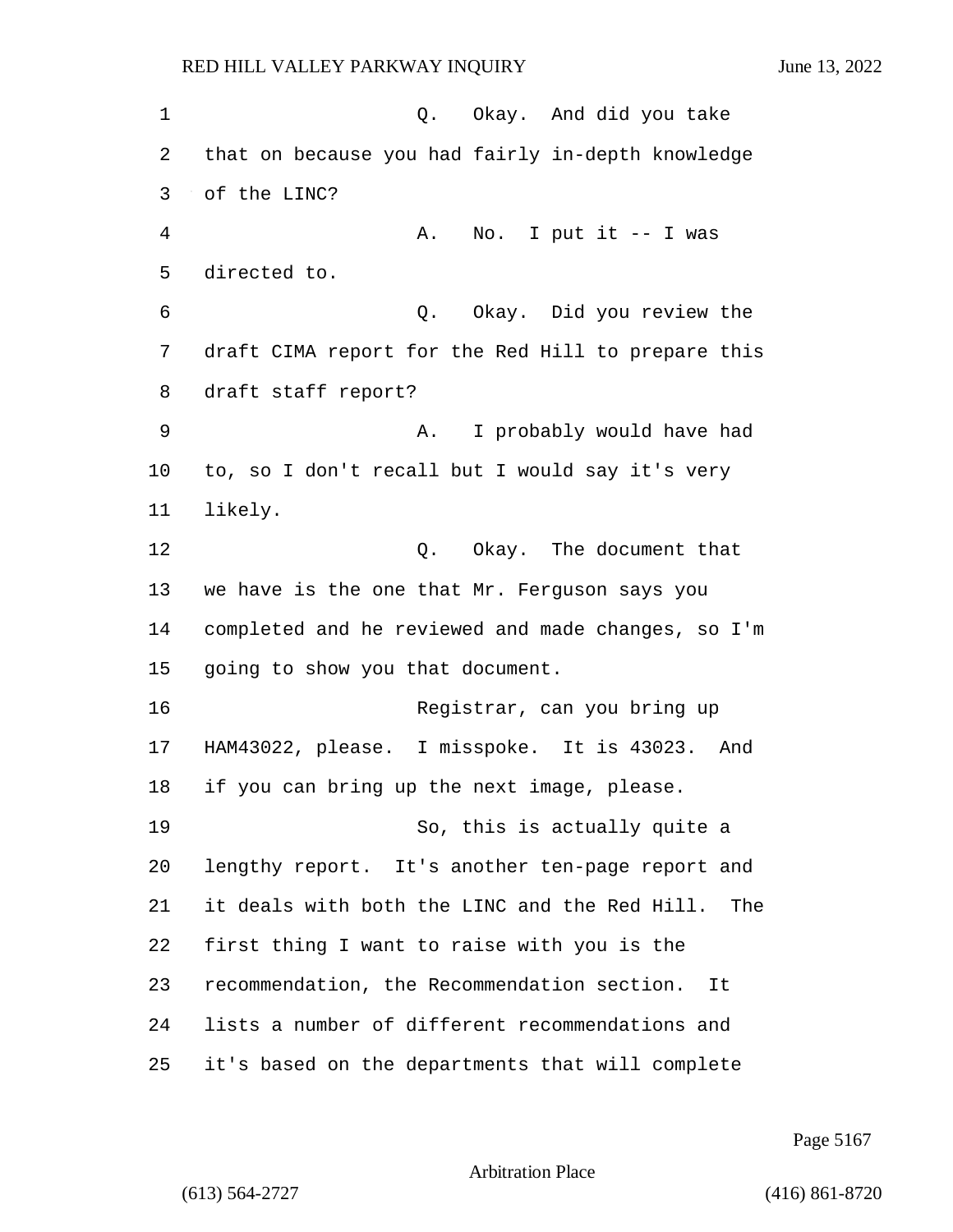Q. Okay. And did you take that on because you had fairly in-depth knowledge of the LINC?

A. No. I put it -- I was directed to.

Q. Okay. Did you review the draft CIMA report for the Red Hill to prepare this draft staff report?

A. I probably would have had to, so I don't recall but I would say it's very likely.

Q. Okay. The document that we have is the one that Mr. Ferguson says you completed and he reviewed and made changes, so I'm going to show you that document.

Registrar, can you bring up HAM43022, please. I misspoke. It is 43023. And if you can bring up the next image, please.

So, this is actually quite a lengthy report. It's another ten-page report and it deals with both the LINC and the Red Hill. The first thing I want to raise with you is the recommendation, the Recommendation section. It lists a number of different recommendations and it's based on the departments that will complete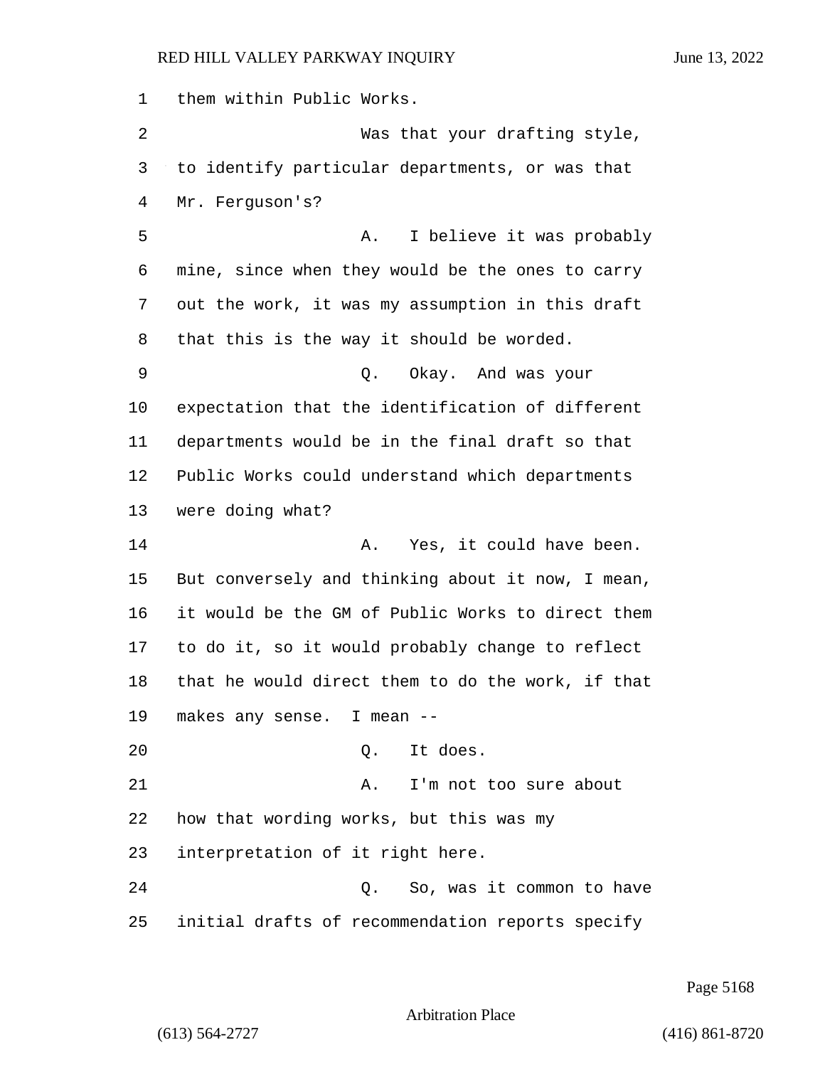them within Public Works.

Was that your drafting style, to identify particular departments, or was that Mr. Ferguson's?

A. I believe it was probably mine, since when they would be the ones to carry out the work, it was my assumption in this draft that this is the way it should be worded.

Q. Okay. And was your expectation that the identification of different departments would be in the final draft so that Public Works could understand which departments were doing what?

A. Yes, it could have been. But conversely and thinking about it now, I mean, it would be the GM of Public Works to direct them to do it, so it would probably change to reflect that he would direct them to do the work, if that makes any sense. I mean --

Q. It does.

A. I'm not too sure about how that wording works, but this was my interpretation of it right here.

Q. So, was it common to have initial drafts of recommendation reports specify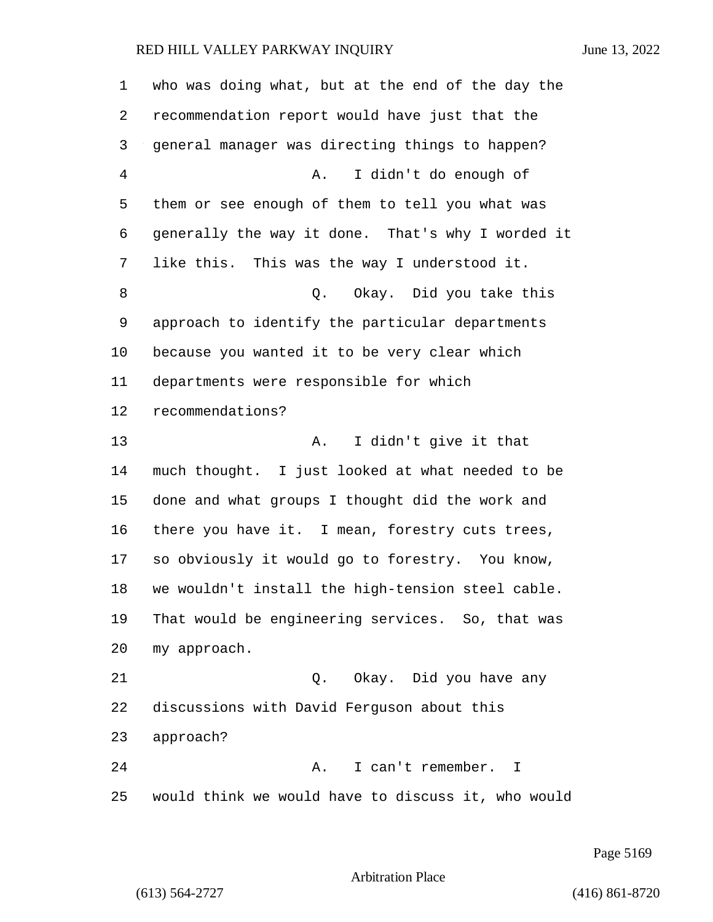who was doing what, but at the end of the day the recommendation report would have just that the general manager was directing things to happen?

A. I didn't do enough of them or see enough of them to tell you what was generally the way it done. That's why I worded it like this. This was the way I understood it.

Q. Okay. Did you take this approach to identify the particular departments because you wanted it to be very clear which departments were responsible for which recommendations?

A. I didn't give it that much thought. I just looked at what needed to be done and what groups I thought did the work and there you have it. I mean, forestry cuts trees, so obviously it would go to forestry. You know, we wouldn't install the high-tension steel cable. That would be engineering services. So, that was my approach.

Q. Okay. Did you have any discussions with David Ferguson about this approach?

A. I can't remember. I would think we would have to discuss it, who would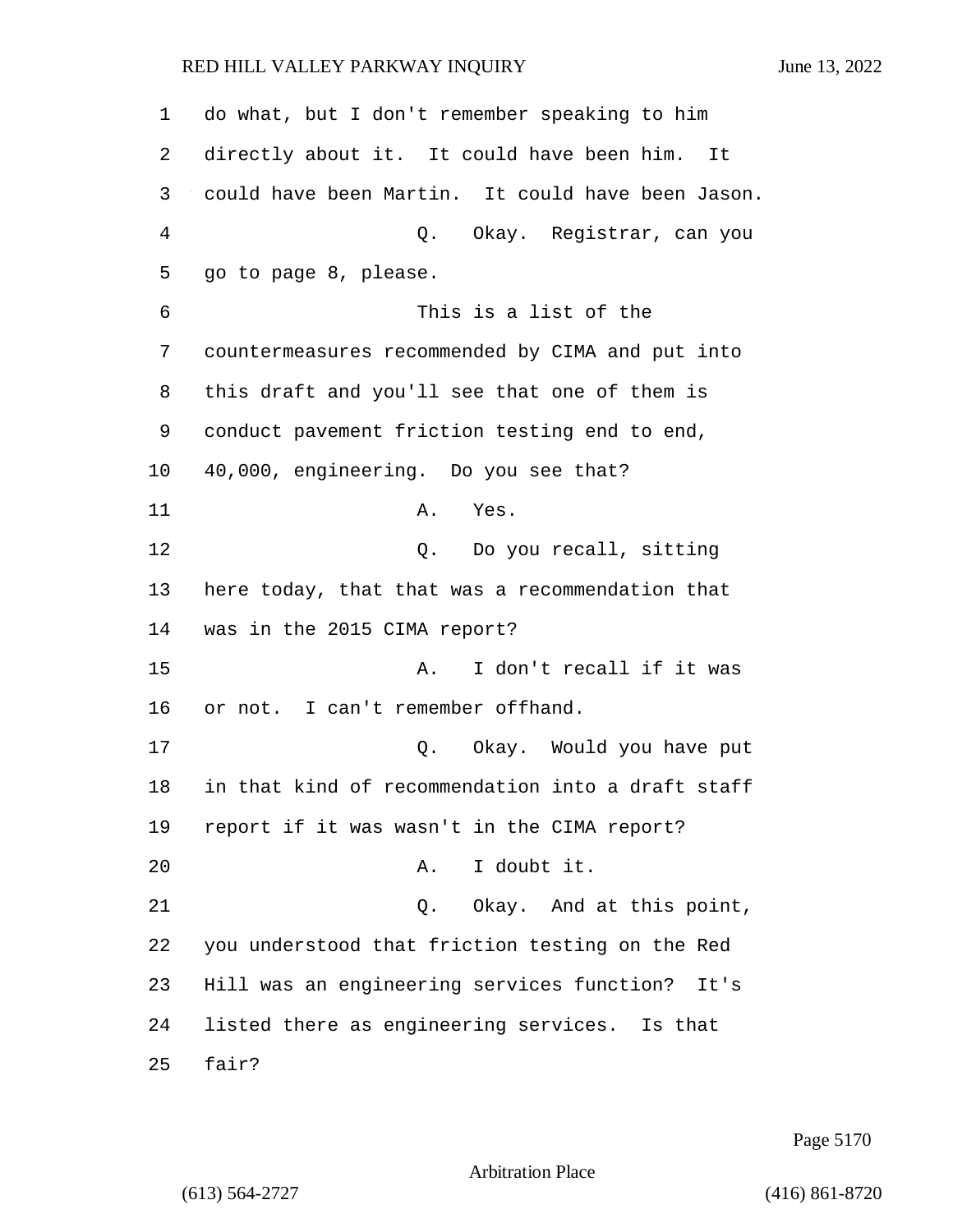do what, but I don't remember speaking to him directly about it. It could have been him. It could have been Martin. It could have been Jason.

Q. Okay. Registrar, can you go to page 8, please.

This is a list of the countermeasures recommended by CIMA and put into this draft and you'll see that one of them is conduct pavement friction testing end to end, 40,000, engineering. Do you see that?

A. Yes.

Q. Do you recall, sitting here today, that that was a recommendation that was in the 2015 CIMA report?

A. I don't recall if it was or not. I can't remember offhand.

Q. Okay. Would you have put in that kind of recommendation into a draft staff report if it was wasn't in the CIMA report?

A. I doubt it.

Q. Okay. And at this point, you understood that friction testing on the Red Hill was an engineering services function? It's listed there as engineering services. Is that fair?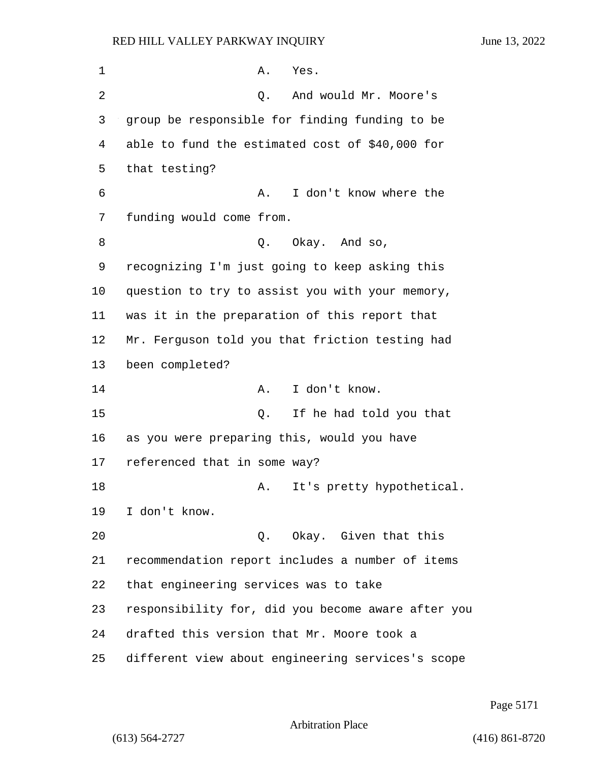A. Yes.

Q. And would Mr. Moore's group be responsible for finding funding to be able to fund the estimated cost of $40,000 for that testing?

A. I don't know where the funding would come from.

Q. Okay. And so, recognizing I'm just going to keep asking this question to try to assist you with your memory, was it in the preparation of this report that Mr. Ferguson told you that friction testing had been completed?

A. I don't know.

Q. If he had told you that as you were preparing this, would you have referenced that in some way?

A. It's pretty hypothetical. I don't know.

Q. Okay. Given that this recommendation report includes a number of items that engineering services was to take responsibility for, did you become aware after you drafted this version that Mr. Moore took a different view about engineering services's scope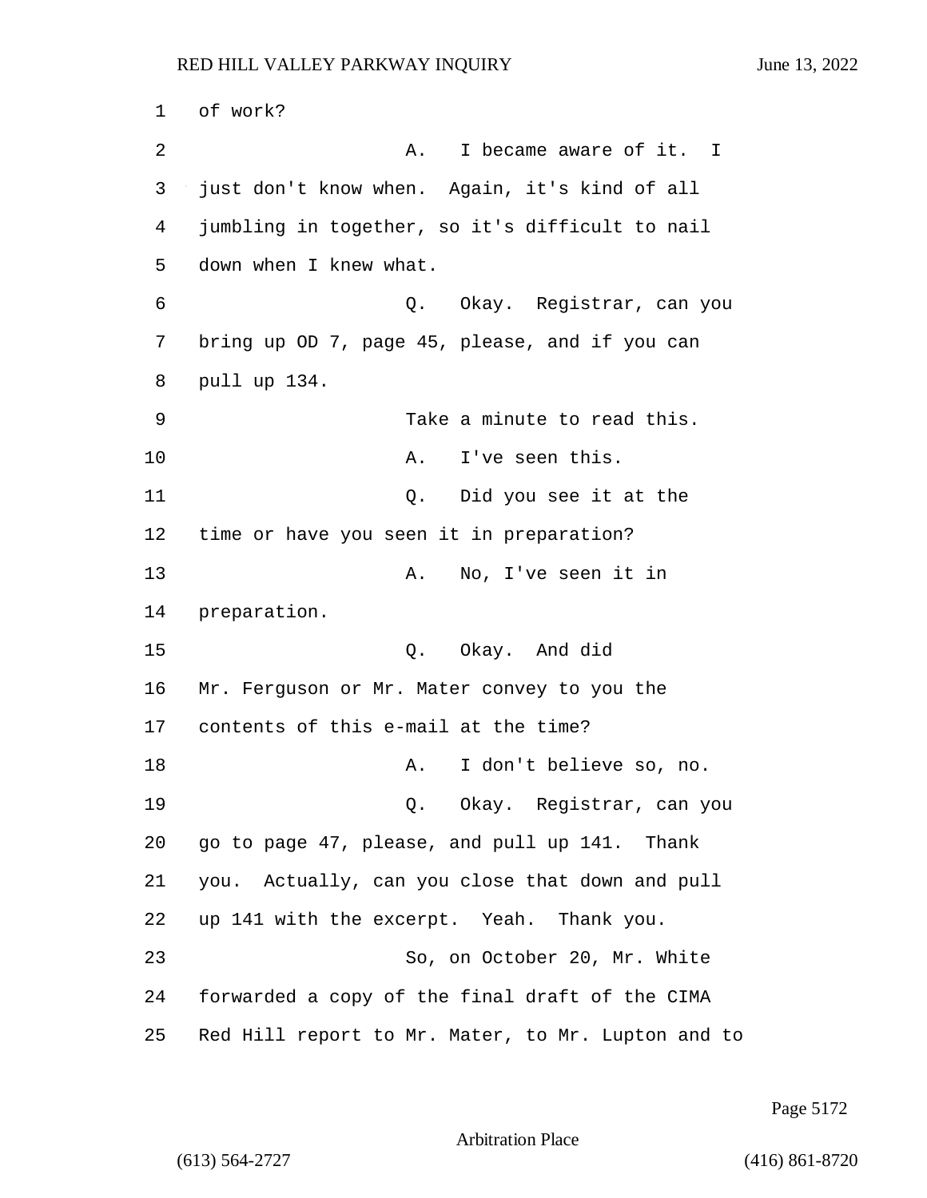1 of work?

2 A. I became aware of it. I

3 just don't know when. Again, it's kind of all

4 jumbling in together, so it's difficult to nail

5 down when I knew what.

6 Q. Okay. Registrar, can you

7 bring up OD 7, page 45, please, and if you can

8 pull up 134.

9 Take a minute to read this.

10 A. I've seen this.

11 Q. Did you see it at the

12 time or have you seen it in preparation?

13 A. No, I've seen it in

14 preparation.

15 Q. Okay. And did

16 Mr. Ferguson or Mr. Mater convey to you the

17 contents of this e-mail at the time?

18 A. I don't believe so, no.

19 Q. Okay. Registrar, can you

20 go to page 47, please, and pull up 141. Thank

21 you. Actually, can you close that down and pull

22 up 141 with the excerpt. Yeah. Thank you.

23 So, on October 20, Mr. White

24 forwarded a copy of the final draft of the CIMA

25 Red Hill report to Mr. Mater, to Mr. Lupton and to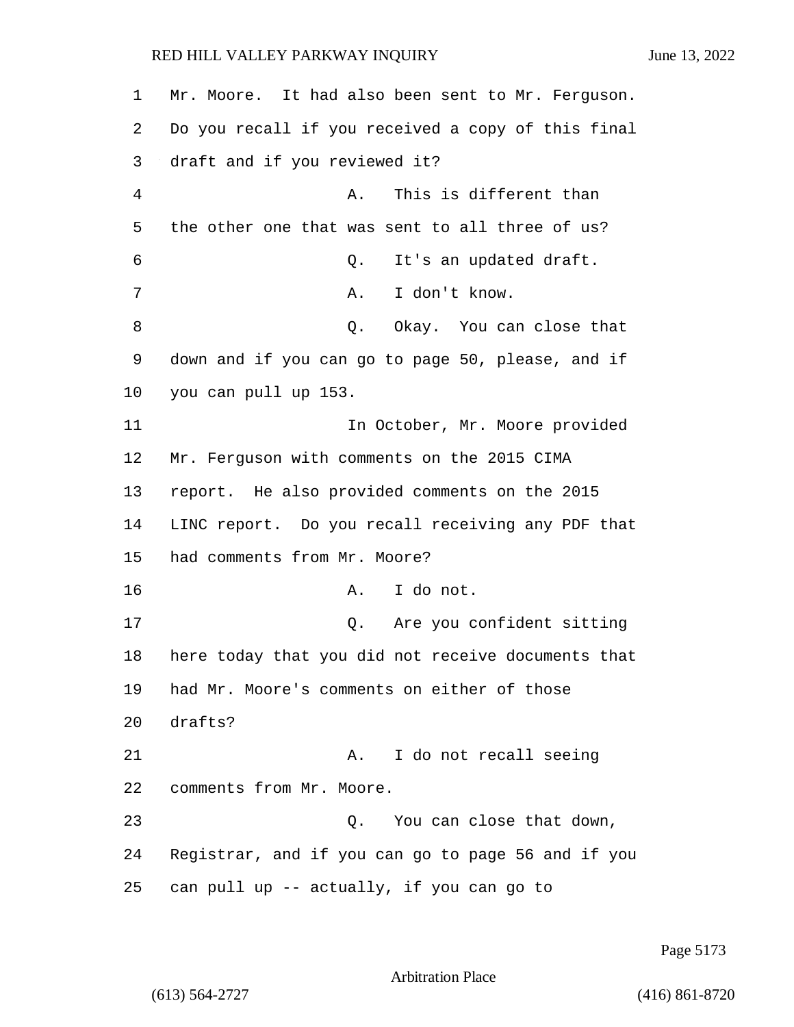Mr. Moore. It had also been sent to Mr. Ferguson. Do you recall if you received a copy of this final draft and if you reviewed it?

A. This is different than the other one that was sent to all three of us?

Q. It's an updated draft.

A. I don't know.

Q. Okay. You can close that down and if you can go to page 50, please, and if you can pull up 153.

In October, Mr. Moore provided Mr. Ferguson with comments on the 2015 CIMA report. He also provided comments on the 2015 LINC report. Do you recall receiving any PDF that had comments from Mr. Moore?

A. I do not.

Q. Are you confident sitting here today that you did not receive documents that had Mr. Moore's comments on either of those drafts?

A. I do not recall seeing comments from Mr. Moore.

Q. You can close that down, Registrar, and if you can go to page 56 and if you can pull up -- actually, if you can go to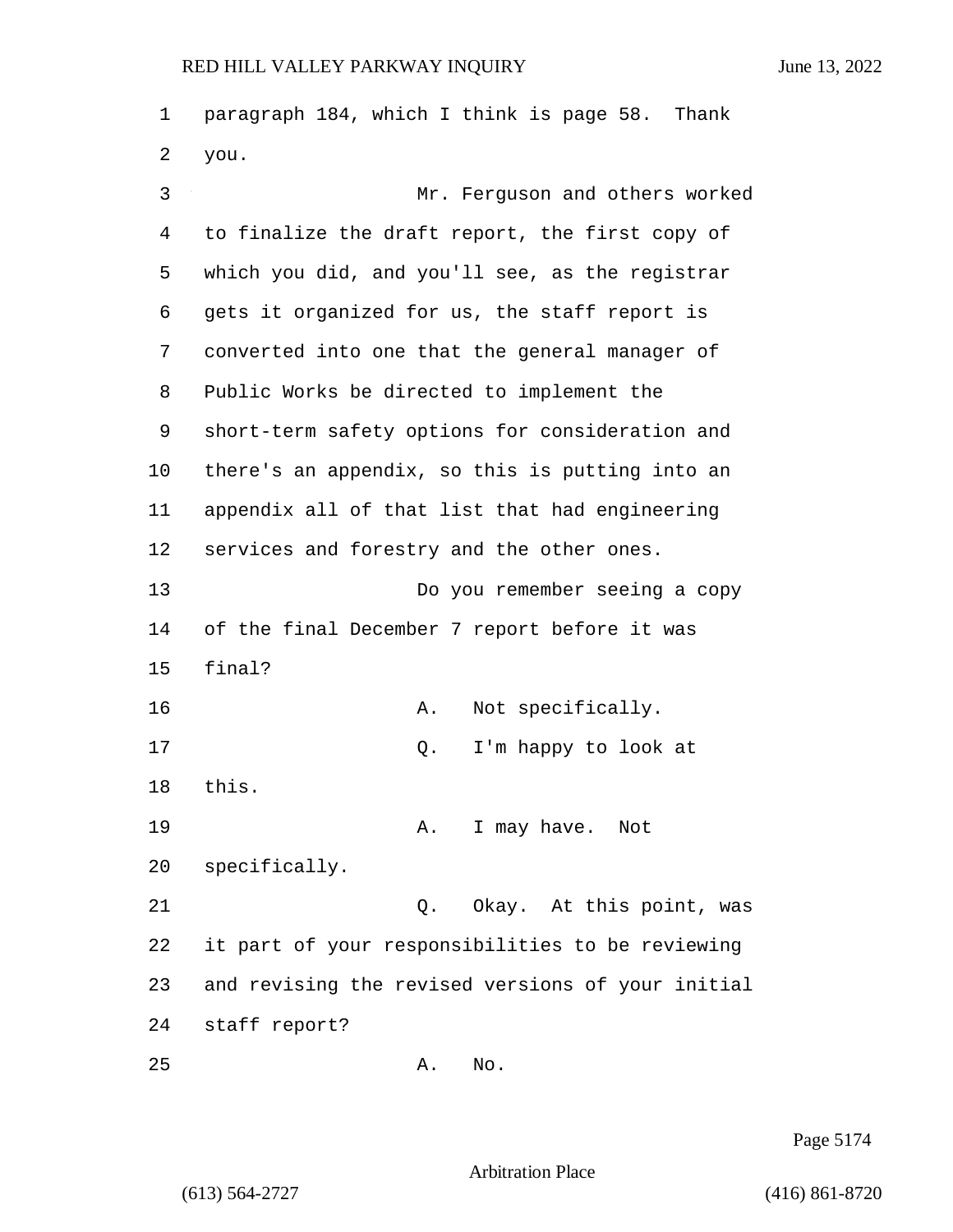1 paragraph 184, which I think is page 58. Thank
2 you.
3 Mr. Ferguson and others worked
4 to finalize the draft report, the first copy of
5 which you did, and you'll see, as the registrar
6 gets it organized for us, the staff report is
7 converted into one that the general manager of
8 Public Works be directed to implement the
9 short-term safety options for consideration and
10 there's an appendix, so this is putting into an
11 appendix all of that list that had engineering
12 services and forestry and the other ones.
13 Do you remember seeing a copy
14 of the final December 7 report before it was
15 final?
16 A. Not specifically.
17 Q. I'm happy to look at
18 this.
19 A. I may have. Not
20 specifically.
21 Q. Okay. At this point, was
22 it part of your responsibilities to be reviewing
23 and revising the revised versions of your initial
24 staff report?
25 A. No.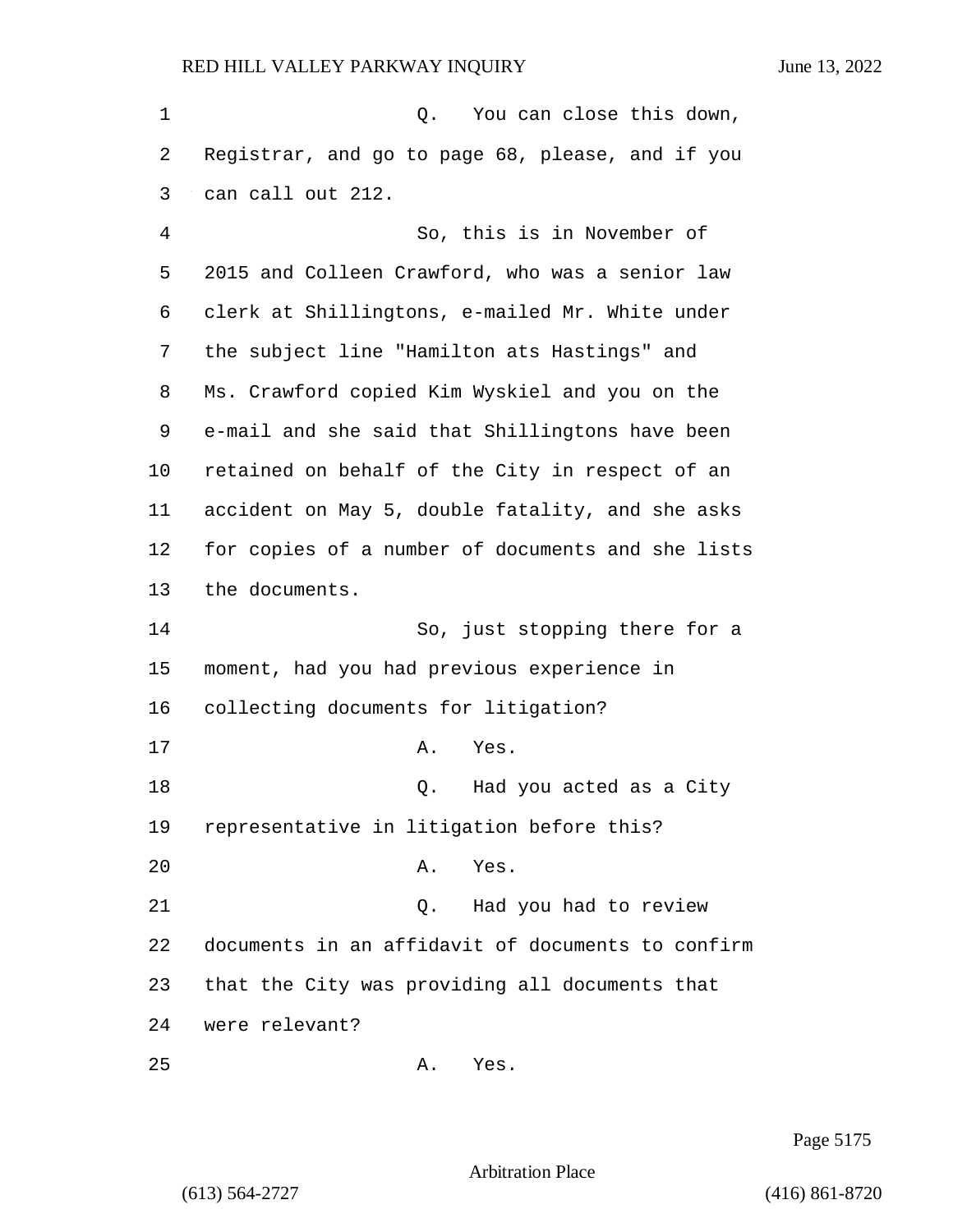Q. You can close this down, Registrar, and go to page 68, please, and if you can call out 212.

So, this is in November of 2015 and Colleen Crawford, who was a senior law clerk at Shillingtons, e-mailed Mr. White under the subject line "Hamilton ats Hastings" and Ms. Crawford copied Kim Wyskiel and you on the e-mail and she said that Shillingtons have been retained on behalf of the City in respect of an accident on May 5, double fatality, and she asks for copies of a number of documents and she lists the documents.

So, just stopping there for a moment, had you had previous experience in collecting documents for litigation?

A. Yes.

Q. Had you acted as a City representative in litigation before this?

A. Yes.

Q. Had you had to review documents in an affidavit of documents to confirm that the City was providing all documents that were relevant?

A. Yes.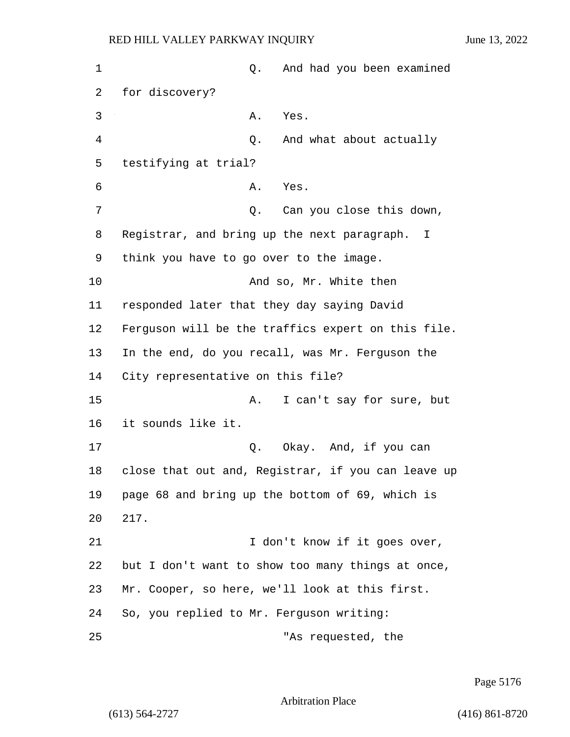1 Q. And had you been examined

2 for discovery?

3 A. Yes.

4 Q. And what about actually

5 testifying at trial?

6 A. Yes.

7 Q. Can you close this down,

8 Registrar, and bring up the next paragraph. I

9 think you have to go over to the image.

10 And so, Mr. White then

11 responded later that they day saying David

12 Ferguson will be the traffics expert on this file.

13 In the end, do you recall, was Mr. Ferguson the

14 City representative on this file?

15 A. I can't say for sure, but

16 it sounds like it.

17 Q. Okay. And, if you can

18 close that out and, Registrar, if you can leave up

19 page 68 and bring up the bottom of 69, which is

20 217.

21 I don't know if it goes over,

22 but I don't want to show too many things at once,

23 Mr. Cooper, so here, we'll look at this first.

24 So, you replied to Mr. Ferguson writing:

25 "As requested, the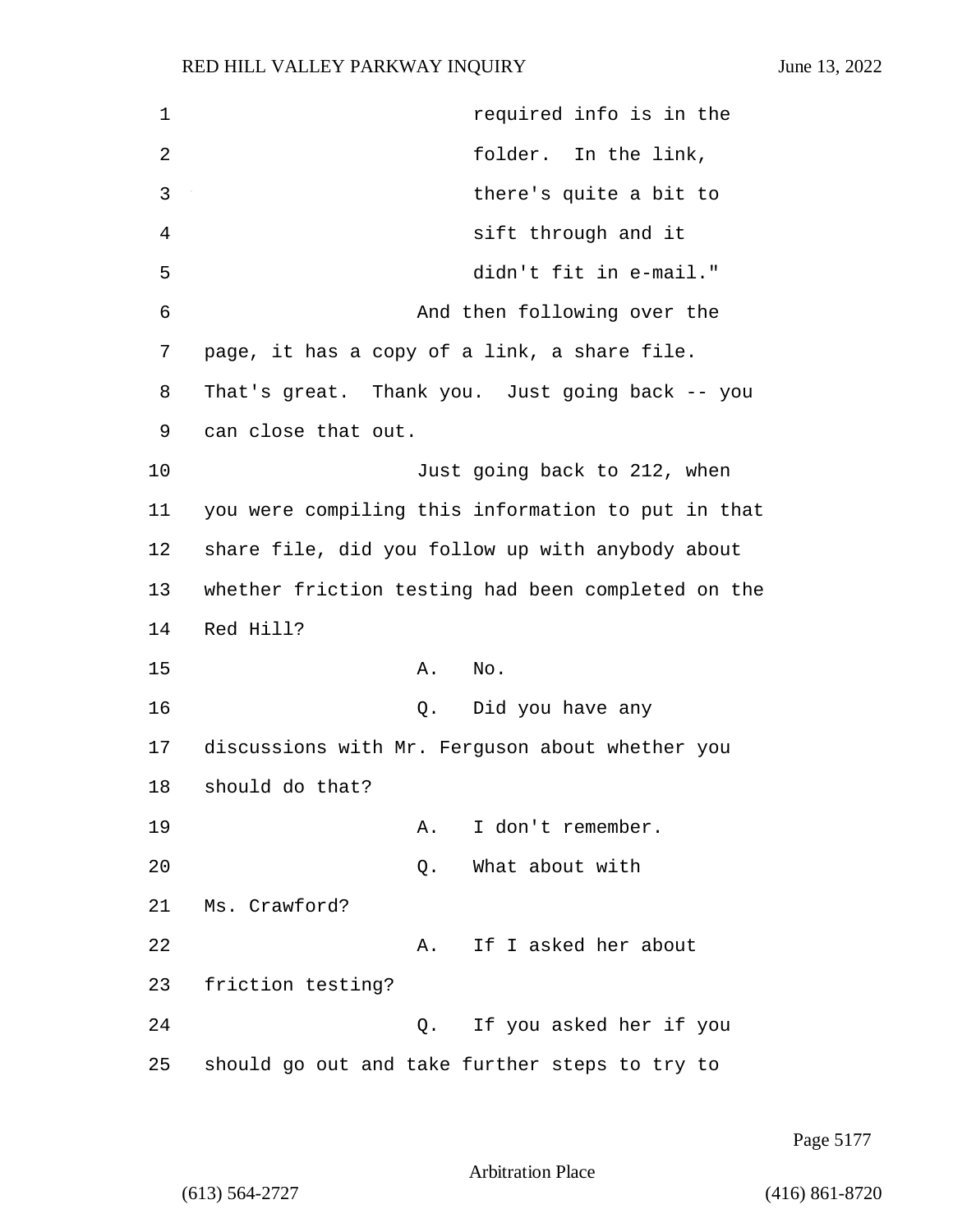required info is in the folder. In the link, there's quite a bit to sift through and it didn't fit in e-mail."

And then following over the page, it has a copy of a link, a share file. That's great. Thank you. Just going back -- you can close that out.

Just going back to 212, when you were compiling this information to put in that share file, did you follow up with anybody about whether friction testing had been completed on the Red Hill?

A. No.

Q. Did you have any discussions with Mr. Ferguson about whether you should do that?

A. I don't remember.

Q. What about with Ms. Crawford?

A. If I asked her about friction testing?

Q. If you asked her if you should go out and take further steps to try to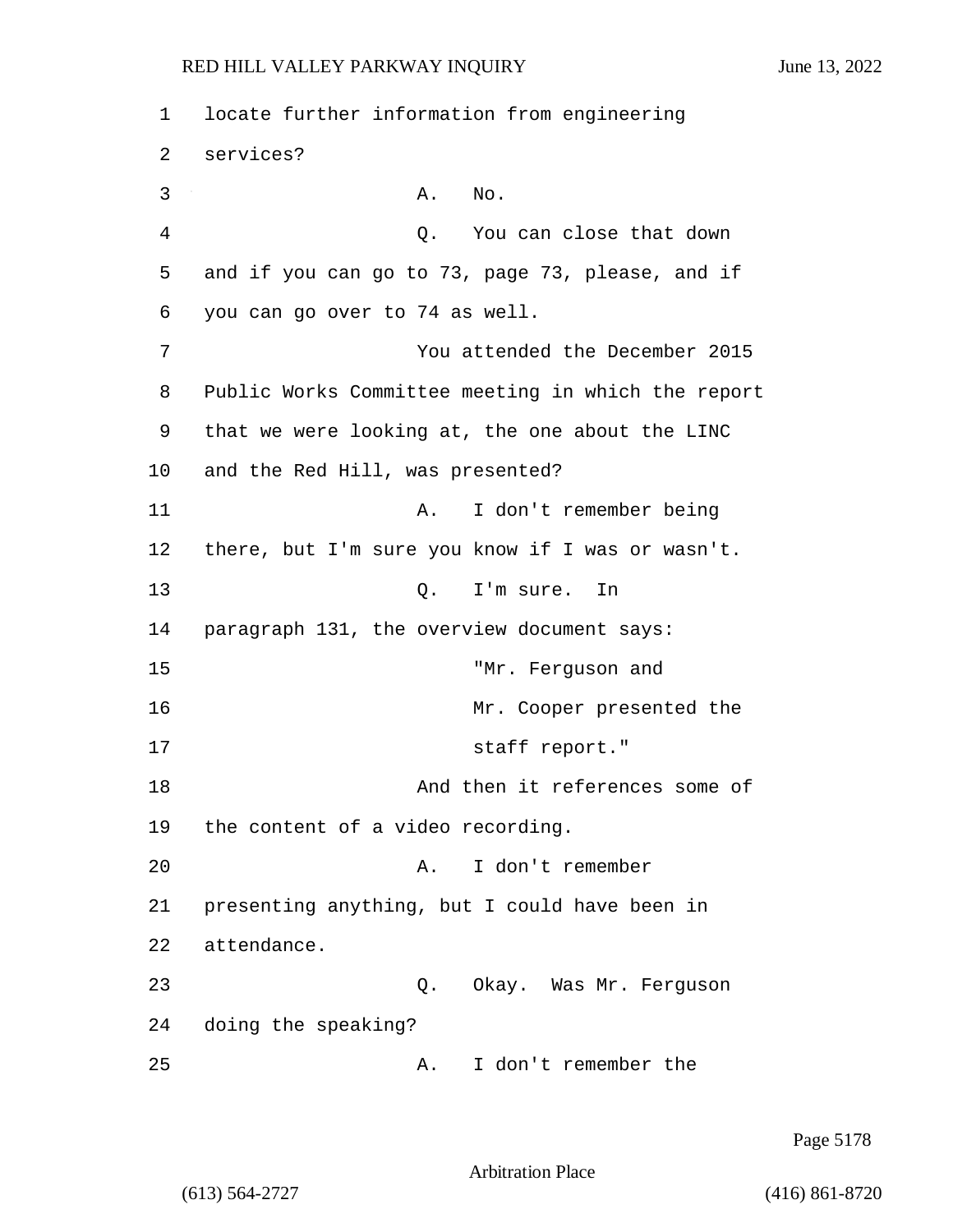locate further information from engineering services?

A. No.

Q. You can close that down and if you can go to 73, page 73, please, and if you can go over to 74 as well.

You attended the December 2015 Public Works Committee meeting in which the report that we were looking at, the one about the LINC and the Red Hill, was presented?

A. I don't remember being there, but I'm sure you know if I was or wasn't.

Q. I'm sure. In paragraph 131, the overview document says:

"Mr. Ferguson and Mr. Cooper presented the staff report."

And then it references some of the content of a video recording.

A. I don't remember presenting anything, but I could have been in attendance.

Q. Okay. Was Mr. Ferguson doing the speaking?

A. I don't remember the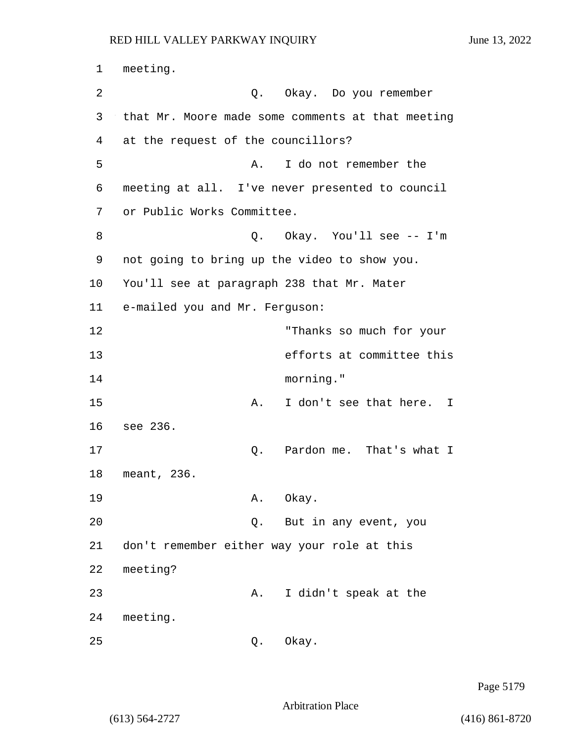1 meeting.

2 Q. Okay. Do you remember

3 that Mr. Moore made some comments at that meeting

4 at the request of the councillors?

5 A. I do not remember the

6 meeting at all. I've never presented to council

7 or Public Works Committee.

8 Q. Okay. You'll see -- I'm

9 not going to bring up the video to show you.

10 You'll see at paragraph 238 that Mr. Mater

11 e-mailed you and Mr. Ferguson:

12 "Thanks so much for your

13 efforts at committee this

14 morning."

15 A. I don't see that here. I

16 see 236.

17 Q. Pardon me. That's what I

18 meant, 236.

19 A. Okay.

20 Q. But in any event, you

21 don't remember either way your role at this

22 meeting?

23 A. I didn't speak at the

24 meeting.

25 Q. Okay.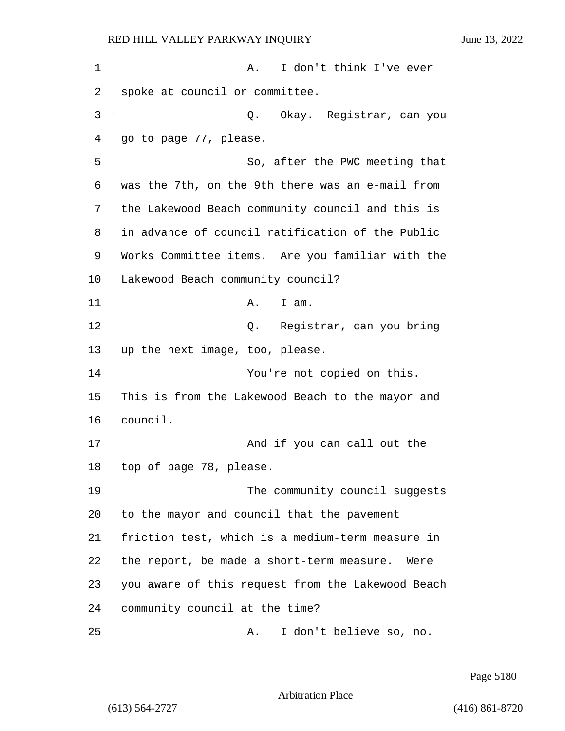A. I don't think I've ever spoke at council or committee.

Q. Okay. Registrar, can you go to page 77, please.

So, after the PWC meeting that was the 7th, on the 9th there was an e-mail from the Lakewood Beach community council and this is in advance of council ratification of the Public Works Committee items. Are you familiar with the Lakewood Beach community council?

A. I am.

Q. Registrar, can you bring up the next image, too, please.

You're not copied on this. This is from the Lakewood Beach to the mayor and council.

And if you can call out the top of page 78, please.

The community council suggests to the mayor and council that the pavement friction test, which is a medium-term measure in the report, be made a short-term measure. Were you aware of this request from the Lakewood Beach community council at the time?

A. I don't believe so, no.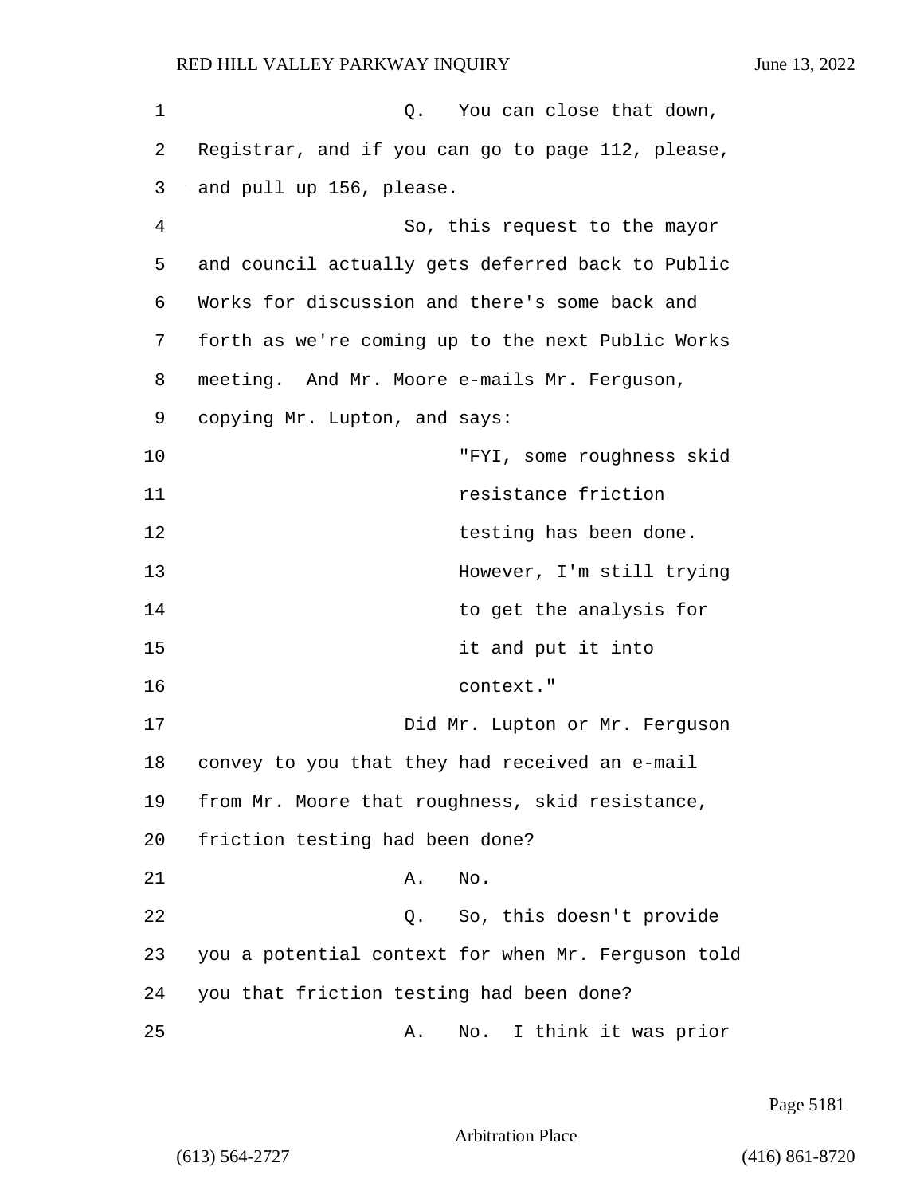Q. You can close that down, Registrar, and if you can go to page 112, please, and pull up 156, please.

So, this request to the mayor and council actually gets deferred back to Public Works for discussion and there's some back and forth as we're coming up to the next Public Works meeting. And Mr. Moore e-mails Mr. Ferguson, copying Mr. Lupton, and says:

> "FYI, some roughness skid resistance friction testing has been done. However, I'm still trying to get the analysis for it and put it into context."

Did Mr. Lupton or Mr. Ferguson convey to you that they had received an e-mail from Mr. Moore that roughness, skid resistance, friction testing had been done?

A. No.

Q. So, this doesn't provide you a potential context for when Mr. Ferguson told you that friction testing had been done?

A. No. I think it was prior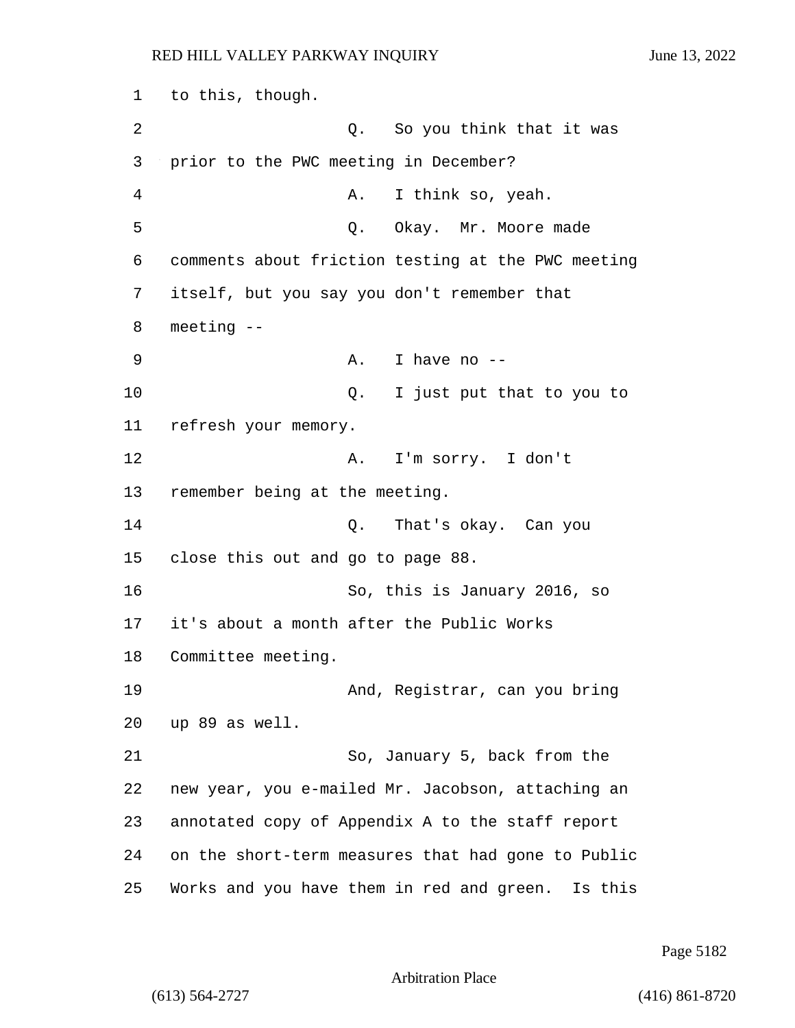1 to this, though.

2 Q. So you think that it was

3 prior to the PWC meeting in December?

4 A. I think so, yeah.

5 Q. Okay. Mr. Moore made

6 comments about friction testing at the PWC meeting

7 itself, but you say you don't remember that

8 meeting --

9 A. I have no --

10 Q. I just put that to you to

11 refresh your memory.

12 A. I'm sorry. I don't

13 remember being at the meeting.

14 Q. That's okay. Can you

15 close this out and go to page 88.

16 So, this is January 2016, so

17 it's about a month after the Public Works

18 Committee meeting.

19 And, Registrar, can you bring

20 up 89 as well.

21 So, January 5, back from the

22 new year, you e-mailed Mr. Jacobson, attaching an

23 annotated copy of Appendix A to the staff report

24 on the short-term measures that had gone to Public

25 Works and you have them in red and green. Is this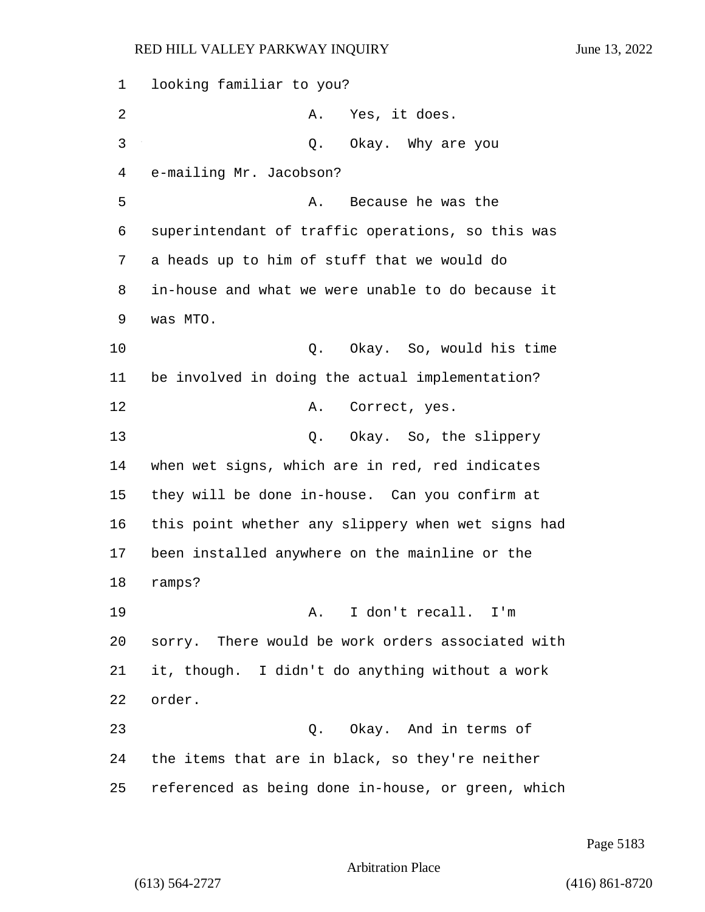looking familiar to you?

A. Yes, it does.

Q. Okay. Why are you e-mailing Mr. Jacobson?

A. Because he was the superintendant of traffic operations, so this was a heads up to him of stuff that we would do in-house and what we were unable to do because it was MTO.

Q. Okay. So, would his time be involved in doing the actual implementation?

A. Correct, yes.

Q. Okay. So, the slippery when wet signs, which are in red, red indicates they will be done in-house. Can you confirm at this point whether any slippery when wet signs had been installed anywhere on the mainline or the ramps?

A. I don't recall. I'm sorry. There would be work orders associated with it, though. I didn't do anything without a work order.

Q. Okay. And in terms of the items that are in black, so they're neither referenced as being done in-house, or green, which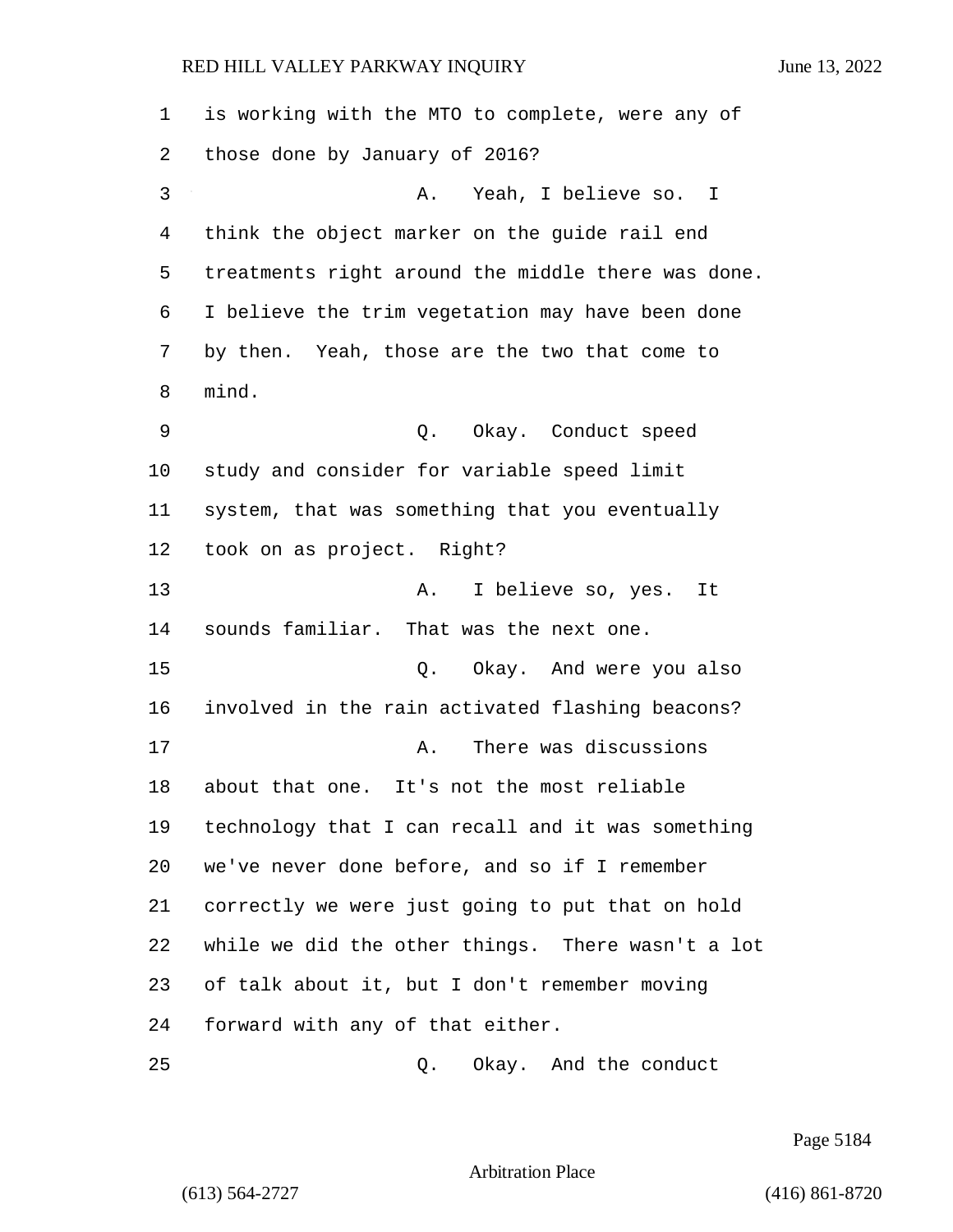is working with the MTO to complete, were any of those done by January of 2016?

A. Yeah, I believe so. I think the object marker on the guide rail end treatments right around the middle there was done. I believe the trim vegetation may have been done by then. Yeah, those are the two that come to mind.

Q. Okay. Conduct speed study and consider for variable speed limit system, that was something that you eventually took on as project. Right?

A. I believe so, yes. It sounds familiar. That was the next one.

Q. Okay. And were you also involved in the rain activated flashing beacons?

A. There was discussions about that one. It's not the most reliable technology that I can recall and it was something we've never done before, and so if I remember correctly we were just going to put that on hold while we did the other things. There wasn't a lot of talk about it, but I don't remember moving forward with any of that either.

Q. Okay. And the conduct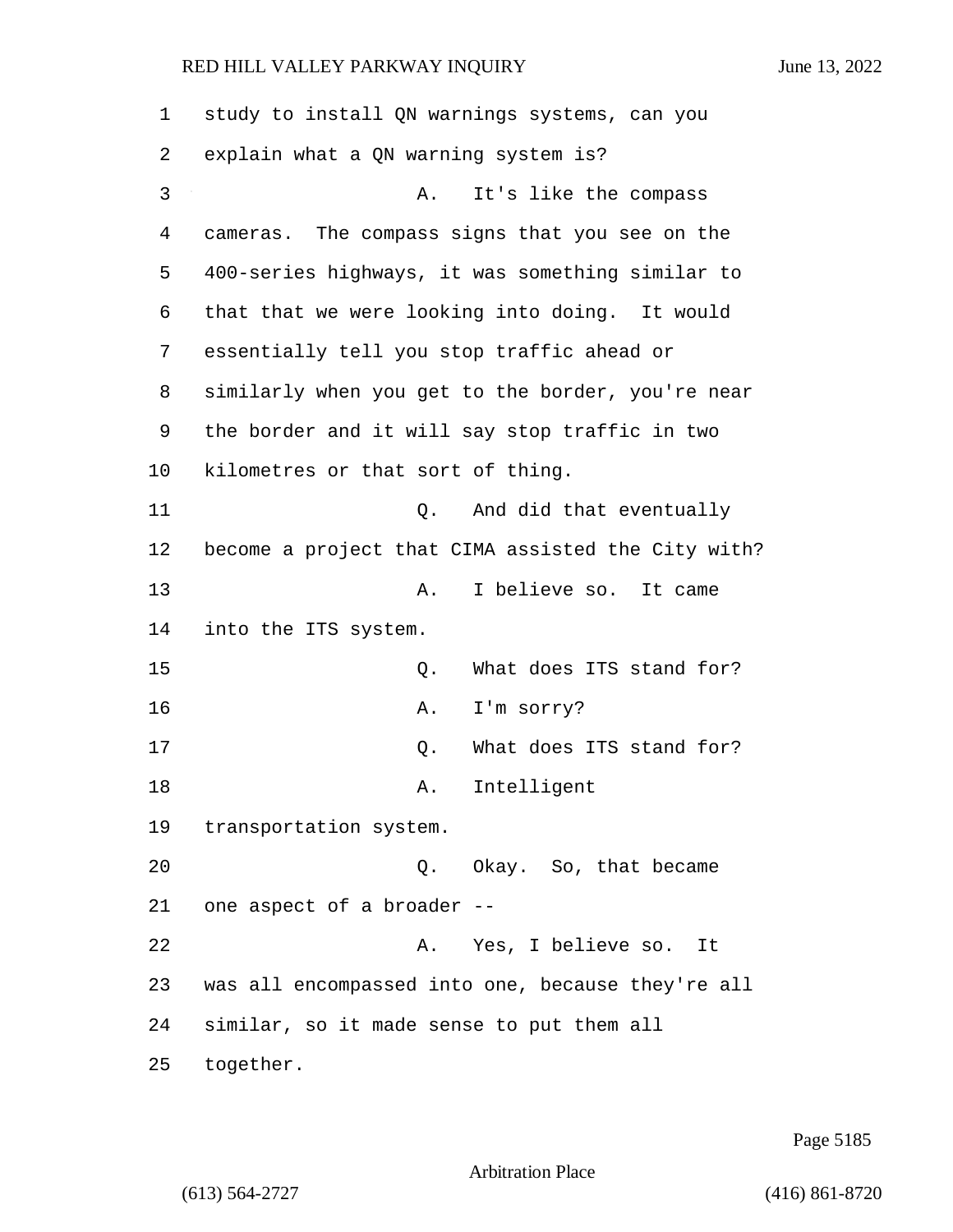study to install QN warnings systems, can you explain what a QN warning system is?

A. It's like the compass cameras. The compass signs that you see on the 400-series highways, it was something similar to that that we were looking into doing. It would essentially tell you stop traffic ahead or similarly when you get to the border, you're near the border and it will say stop traffic in two kilometres or that sort of thing.

Q. And did that eventually become a project that CIMA assisted the City with?

A. I believe so. It came into the ITS system.

Q. What does ITS stand for?

A. I'm sorry?

Q. What does ITS stand for?

A. Intelligent transportation system.

Q. Okay. So, that became one aspect of a broader --

A. Yes, I believe so. It was all encompassed into one, because they're all similar, so it made sense to put them all together.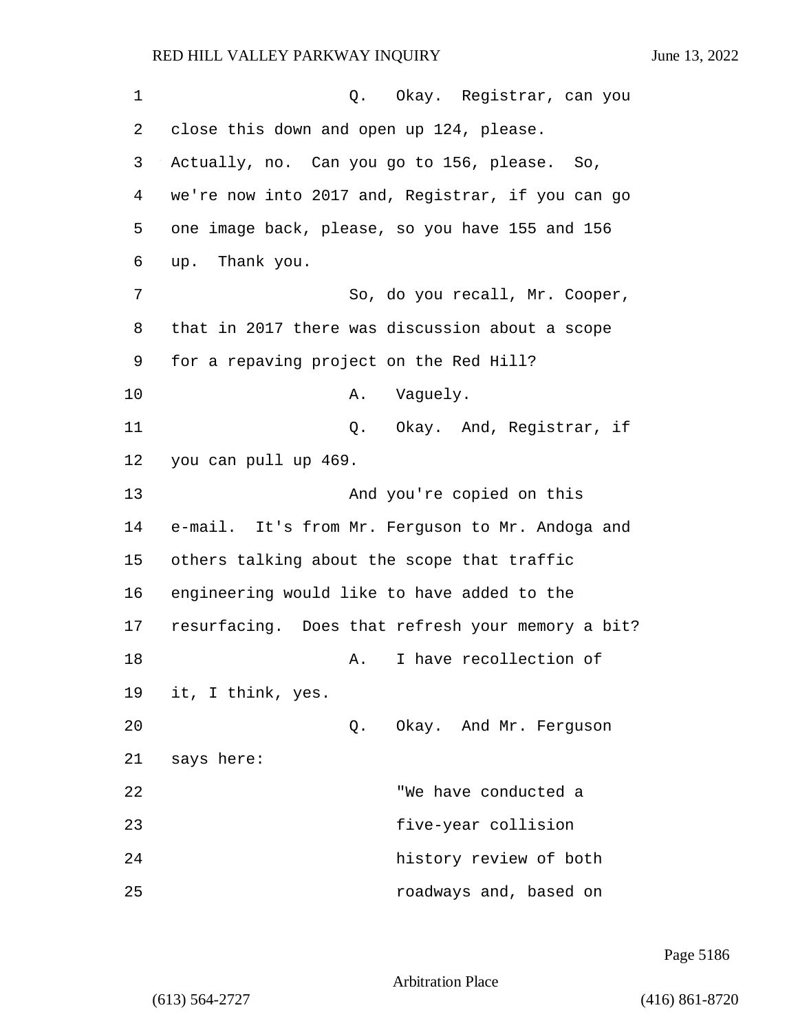Q. Okay. Registrar, can you close this down and open up 124, please. Actually, no. Can you go to 156, please. So, we're now into 2017 and, Registrar, if you can go one image back, please, so you have 155 and 156 up. Thank you.

So, do you recall, Mr. Cooper, that in 2017 there was discussion about a scope for a repaving project on the Red Hill?

A. Vaguely.

Q. Okay. And, Registrar, if you can pull up 469.

And you're copied on this e-mail. It's from Mr. Ferguson to Mr. Andoga and others talking about the scope that traffic engineering would like to have added to the resurfacing. Does that refresh your memory a bit?

A. I have recollection of it, I think, yes.

Q. Okay. And Mr. Ferguson says here:

> "We have conducted a five-year collision history review of both roadways and, based on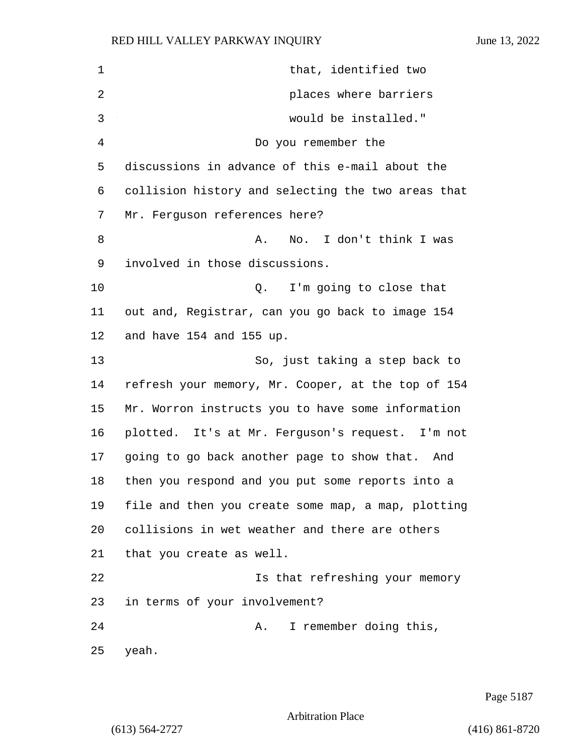that, identified two
places where barriers
would be installed."

Do you remember the discussions in advance of this e-mail about the collision history and selecting the two areas that Mr. Ferguson references here?

A. No. I don't think I was involved in those discussions.

Q. I'm going to close that out and, Registrar, can you go back to image 154 and have 154 and 155 up.

So, just taking a step back to refresh your memory, Mr. Cooper, at the top of 154 Mr. Worron instructs you to have some information plotted. It's at Mr. Ferguson's request. I'm not going to go back another page to show that. And then you respond and you put some reports into a file and then you create some map, a map, plotting collisions in wet weather and there are others that you create as well.

Is that refreshing your memory in terms of your involvement?

A. I remember doing this, yeah.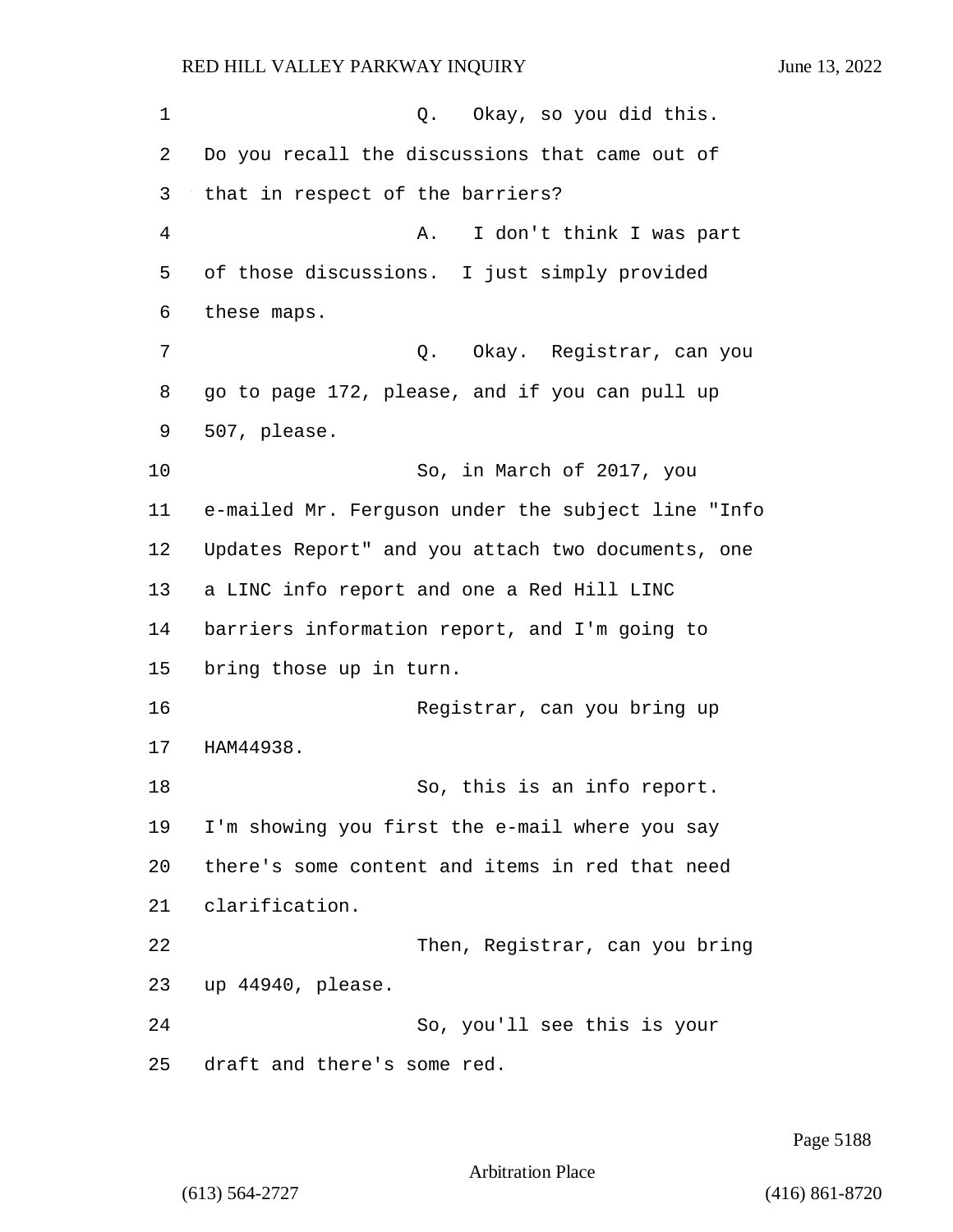Q. Okay, so you did this. Do you recall the discussions that came out of that in respect of the barriers?

A. I don't think I was part of those discussions. I just simply provided these maps.

Q. Okay. Registrar, can you go to page 172, please, and if you can pull up 507, please.

So, in March of 2017, you e-mailed Mr. Ferguson under the subject line "Info Updates Report" and you attach two documents, one a LINC info report and one a Red Hill LINC barriers information report, and I'm going to bring those up in turn.

Registrar, can you bring up HAM44938.

So, this is an info report. I'm showing you first the e-mail where you say there's some content and items in red that need clarification.

Then, Registrar, can you bring up 44940, please.

So, you'll see this is your draft and there's some red.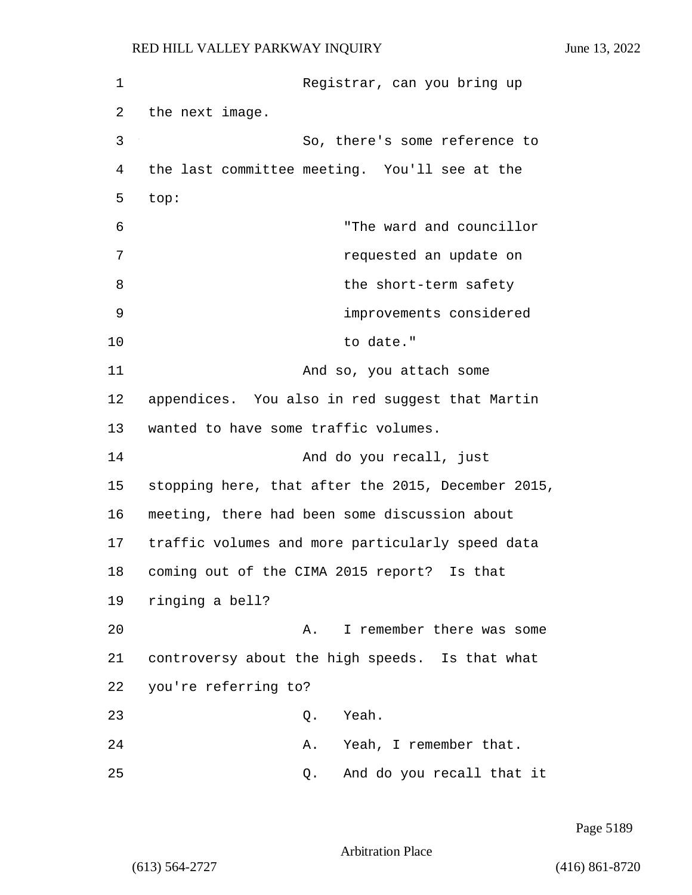Registrar, can you bring up the next image.

So, there's some reference to the last committee meeting. You'll see at the top:

> "The ward and councillor requested an update on the short-term safety improvements considered to date."

And so, you attach some appendices. You also in red suggest that Martin wanted to have some traffic volumes.

And do you recall, just stopping here, that after the 2015, December 2015, meeting, there had been some discussion about traffic volumes and more particularly speed data coming out of the CIMA 2015 report? Is that ringing a bell?

A. I remember there was some controversy about the high speeds. Is that what you're referring to?

Q. Yeah.

A. Yeah, I remember that.

Q. And do you recall that it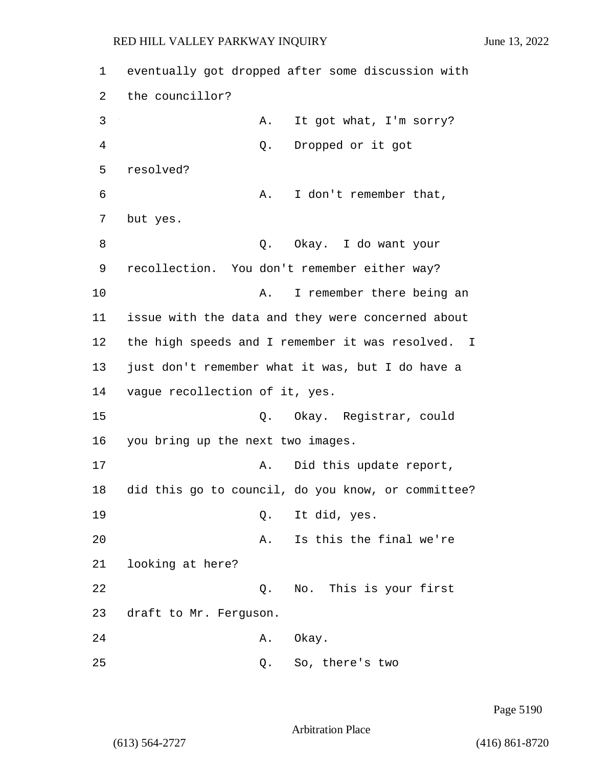1 eventually got dropped after some discussion with

2 the councillor?

3 A. It got what, I'm sorry?

4 Q. Dropped or it got

5 resolved?

6 A. I don't remember that,

7 but yes.

8 Q. Okay. I do want your

9 recollection. You don't remember either way?

10 A. I remember there being an

11 issue with the data and they were concerned about

12 the high speeds and I remember it was resolved. I

13 just don't remember what it was, but I do have a

14 vague recollection of it, yes.

15 Q. Okay. Registrar, could

16 you bring up the next two images.

17 A. Did this update report,

18 did this go to council, do you know, or committee?

19 Q. It did, yes.

20 A. Is this the final we're

21 looking at here?

22 Q. No. This is your first

23 draft to Mr. Ferguson.

24 A. Okay.

25 Q. So, there's two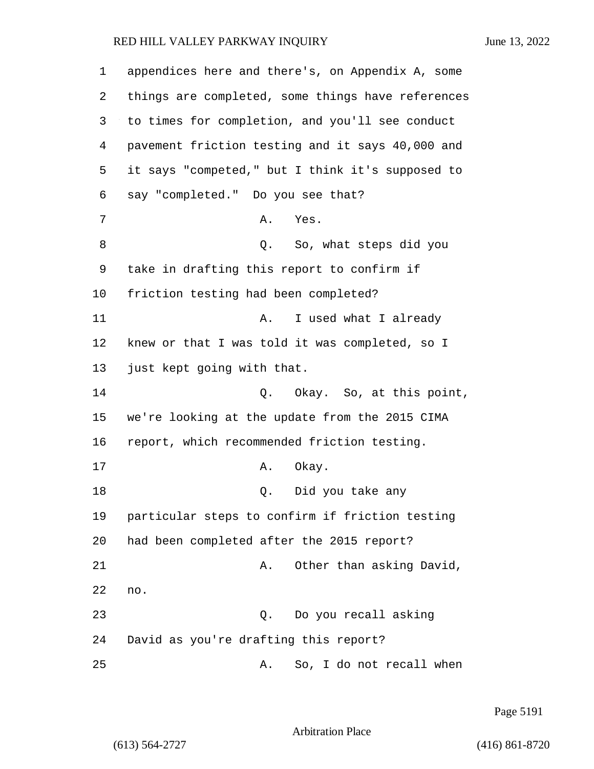appendices here and there's, on Appendix A, some things are completed, some things have references to times for completion, and you'll see conduct pavement friction testing and it says 40,000 and it says "competed," but I think it's supposed to say "completed." Do you see that?

A. Yes.

Q. So, what steps did you take in drafting this report to confirm if friction testing had been completed?

A. I used what I already knew or that I was told it was completed, so I just kept going with that.

Q. Okay. So, at this point, we're looking at the update from the 2015 CIMA report, which recommended friction testing.

A. Okay.

Q. Did you take any particular steps to confirm if friction testing had been completed after the 2015 report?

A. Other than asking David, no.

Q. Do you recall asking David as you're drafting this report?

A. So, I do not recall when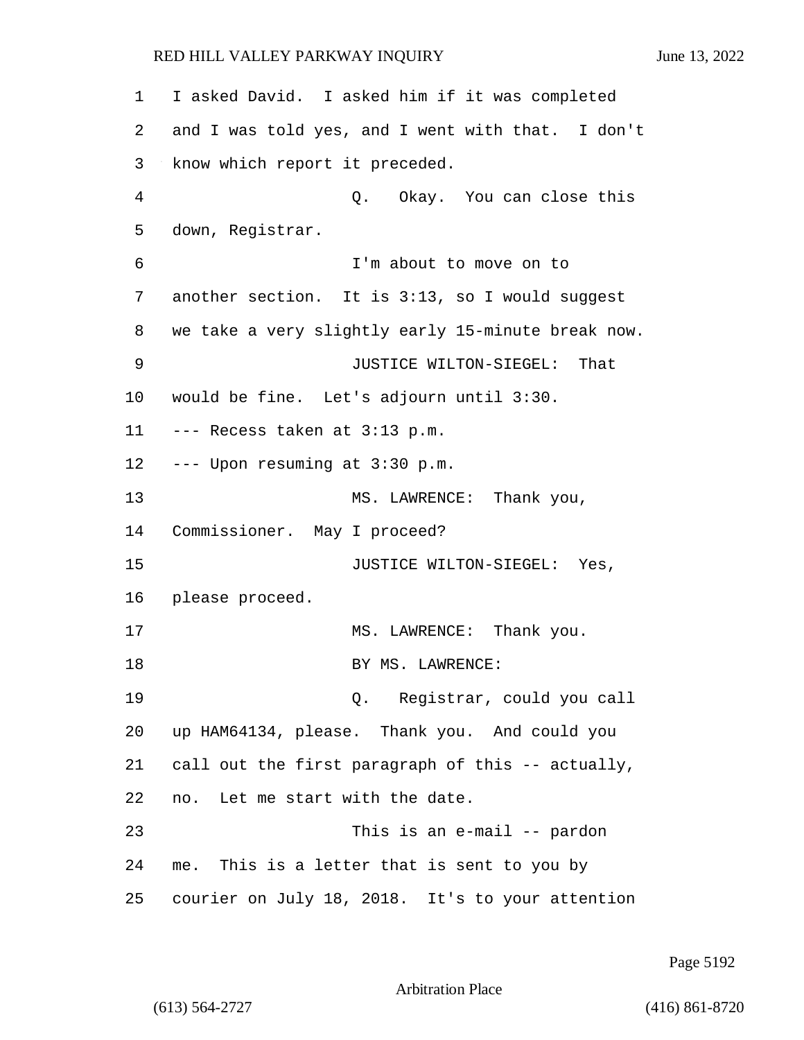1 I asked David. I asked him if it was completed
2 and I was told yes, and I went with that. I don't
3 know which report it preceded.
4 Q. Okay. You can close this
5 down, Registrar.
6 I'm about to move on to
7 another section. It is 3:13, so I would suggest
8 we take a very slightly early 15-minute break now.
9 JUSTICE WILTON-SIEGEL: That
10 would be fine. Let's adjourn until 3:30.
11 --- Recess taken at 3:13 p.m.
12 --- Upon resuming at 3:30 p.m.
13 MS. LAWRENCE: Thank you,
14 Commissioner. May I proceed?
15 JUSTICE WILTON-SIEGEL: Yes,
16 please proceed.
17 MS. LAWRENCE: Thank you.
18 BY MS. LAWRENCE:
19 Q. Registrar, could you call
20 up HAM64134, please. Thank you. And could you
21 call out the first paragraph of this -- actually,
22 no. Let me start with the date.
23 This is an e-mail -- pardon
24 me. This is a letter that is sent to you by
25 courier on July 18, 2018. It's to your attention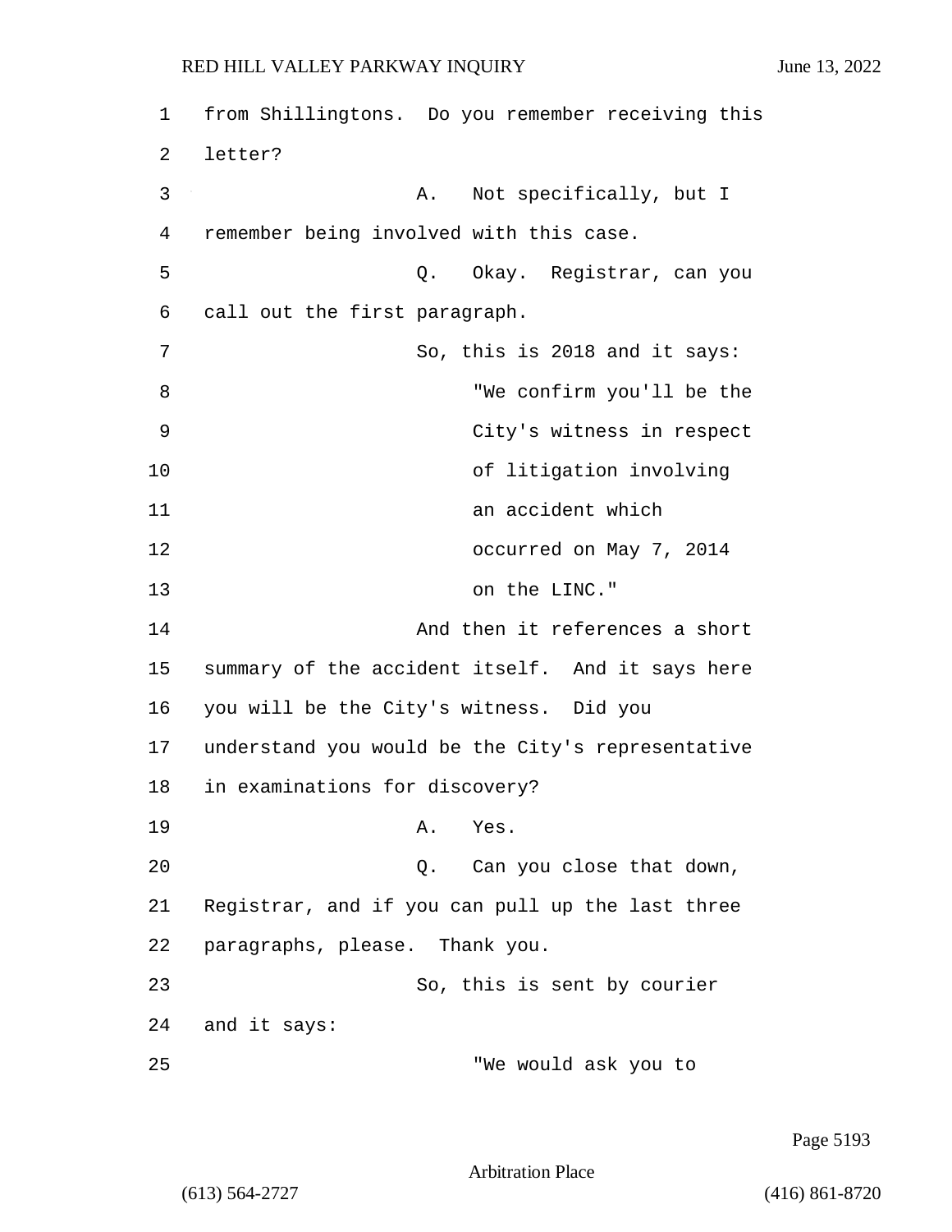1 from Shillingtons. Do you remember receiving this
2 letter?
3 A. Not specifically, but I
4 remember being involved with this case.
5 Q. Okay. Registrar, can you
6 call out the first paragraph.
7 So, this is 2018 and it says:
8 "We confirm you'll be the
9 City's witness in respect
10 of litigation involving
11 an accident which
12 occurred on May 7, 2014
13 on the LINC."
14 And then it references a short
15 summary of the accident itself. And it says here
16 you will be the City's witness. Did you
17 understand you would be the City's representative
18 in examinations for discovery?
19 A. Yes.
20 Q. Can you close that down,
21 Registrar, and if you can pull up the last three
22 paragraphs, please. Thank you.
23 So, this is sent by courier
24 and it says:
25 "We would ask you to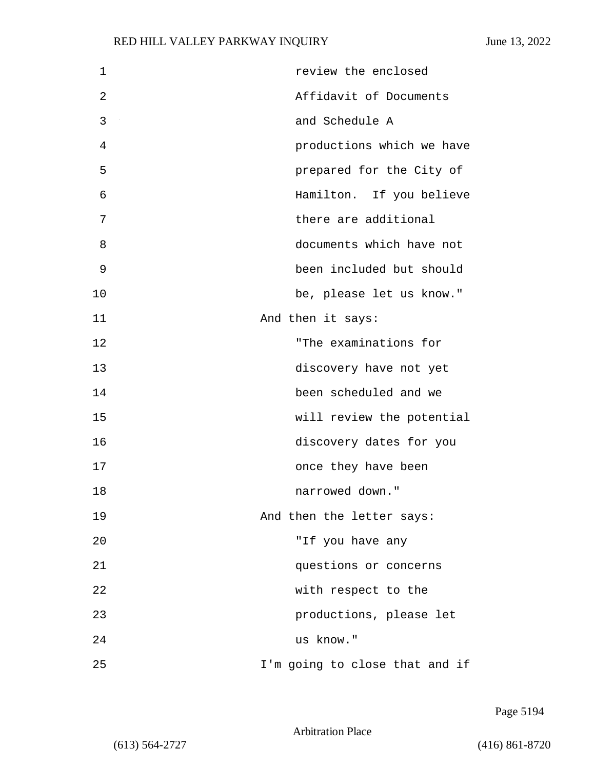1 review the enclosed
2 Affidavit of Documents
3 and Schedule A
4 productions which we have
5 prepared for the City of
6 Hamilton. If you believe
7 there are additional
8 documents which have not
9 been included but should
10 be, please let us know."
11 And then it says:
12 "The examinations for
13 discovery have not yet
14 been scheduled and we
15 will review the potential
16 discovery dates for you
17 once they have been
18 narrowed down."
19 And then the letter says:
20 "If you have any
21 questions or concerns
22 with respect to the
23 productions, please let
24 us know."
25 I'm going to close that and if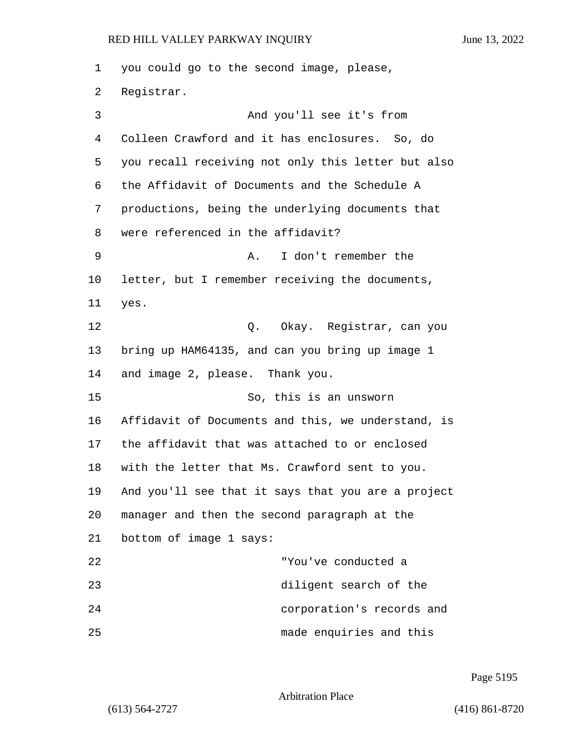you could go to the second image, please, Registrar.

And you'll see it's from Colleen Crawford and it has enclosures. So, do you recall receiving not only this letter but also the Affidavit of Documents and the Schedule A productions, being the underlying documents that were referenced in the affidavit?

A. I don't remember the letter, but I remember receiving the documents, yes.

Q. Okay. Registrar, can you bring up HAM64135, and can you bring up image 1 and image 2, please. Thank you.

So, this is an unsworn Affidavit of Documents and this, we understand, is the affidavit that was attached to or enclosed with the letter that Ms. Crawford sent to you. And you'll see that it says that you are a project manager and then the second paragraph at the bottom of image 1 says:

> "You've conducted a diligent search of the corporation's records and made enquiries and this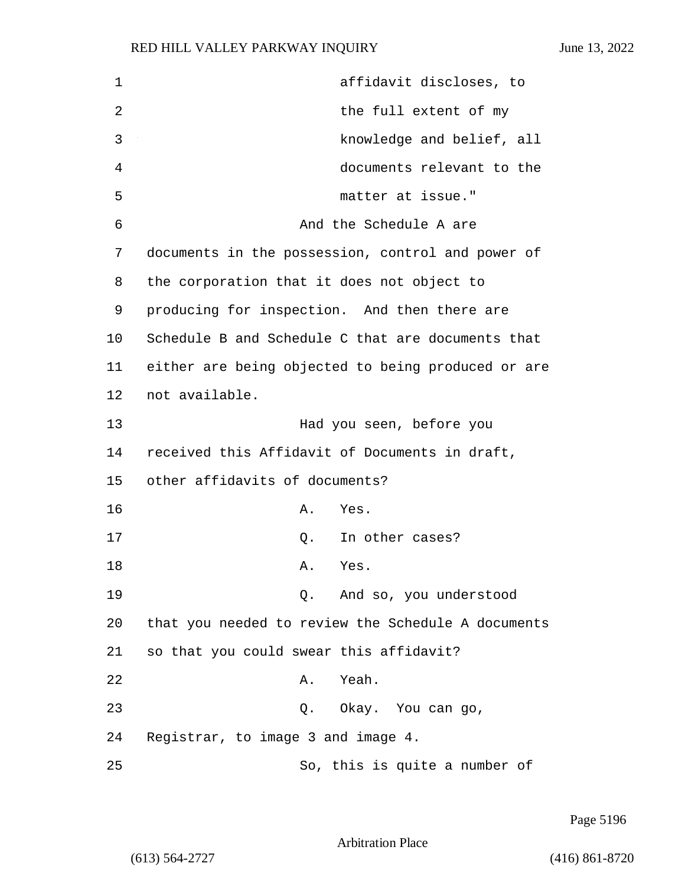affidavit discloses, to the full extent of my knowledge and belief, all documents relevant to the matter at issue."

And the Schedule A are documents in the possession, control and power of the corporation that it does not object to producing for inspection. And then there are Schedule B and Schedule C that are documents that either are being objected to being produced or are not available.

Had you seen, before you received this Affidavit of Documents in draft, other affidavits of documents?

A. Yes.

Q. In other cases?

A. Yes.

Q. And so, you understood that you needed to review the Schedule A documents so that you could swear this affidavit?

A. Yeah.

Q. Okay. You can go, Registrar, to image 3 and image 4.

So, this is quite a number of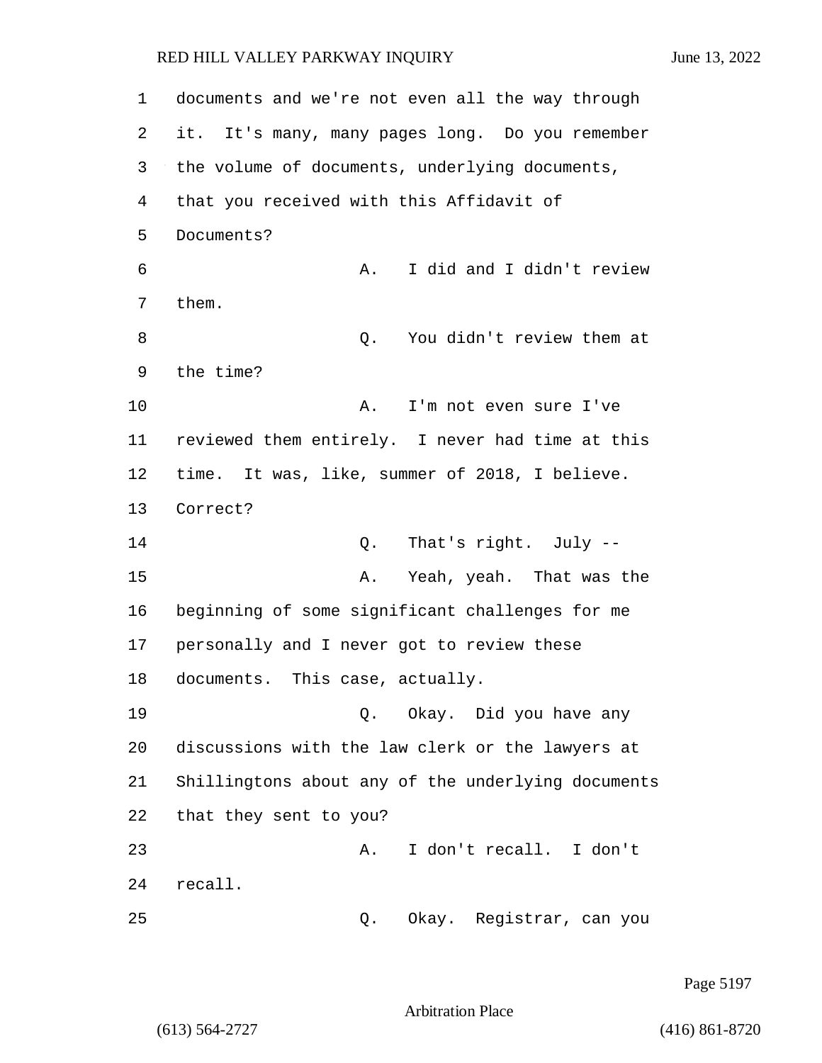documents and we're not even all the way through it. It's many, many pages long. Do you remember the volume of documents, underlying documents, that you received with this Affidavit of Documents?

A. I did and I didn't review them.

Q. You didn't review them at the time?

A. I'm not even sure I've reviewed them entirely. I never had time at this time. It was, like, summer of 2018, I believe. Correct?

Q. That's right. July --

A. Yeah, yeah. That was the beginning of some significant challenges for me personally and I never got to review these documents. This case, actually.

Q. Okay. Did you have any discussions with the law clerk or the lawyers at Shillingtons about any of the underlying documents that they sent to you?

A. I don't recall. I don't recall.

Q. Okay. Registrar, can you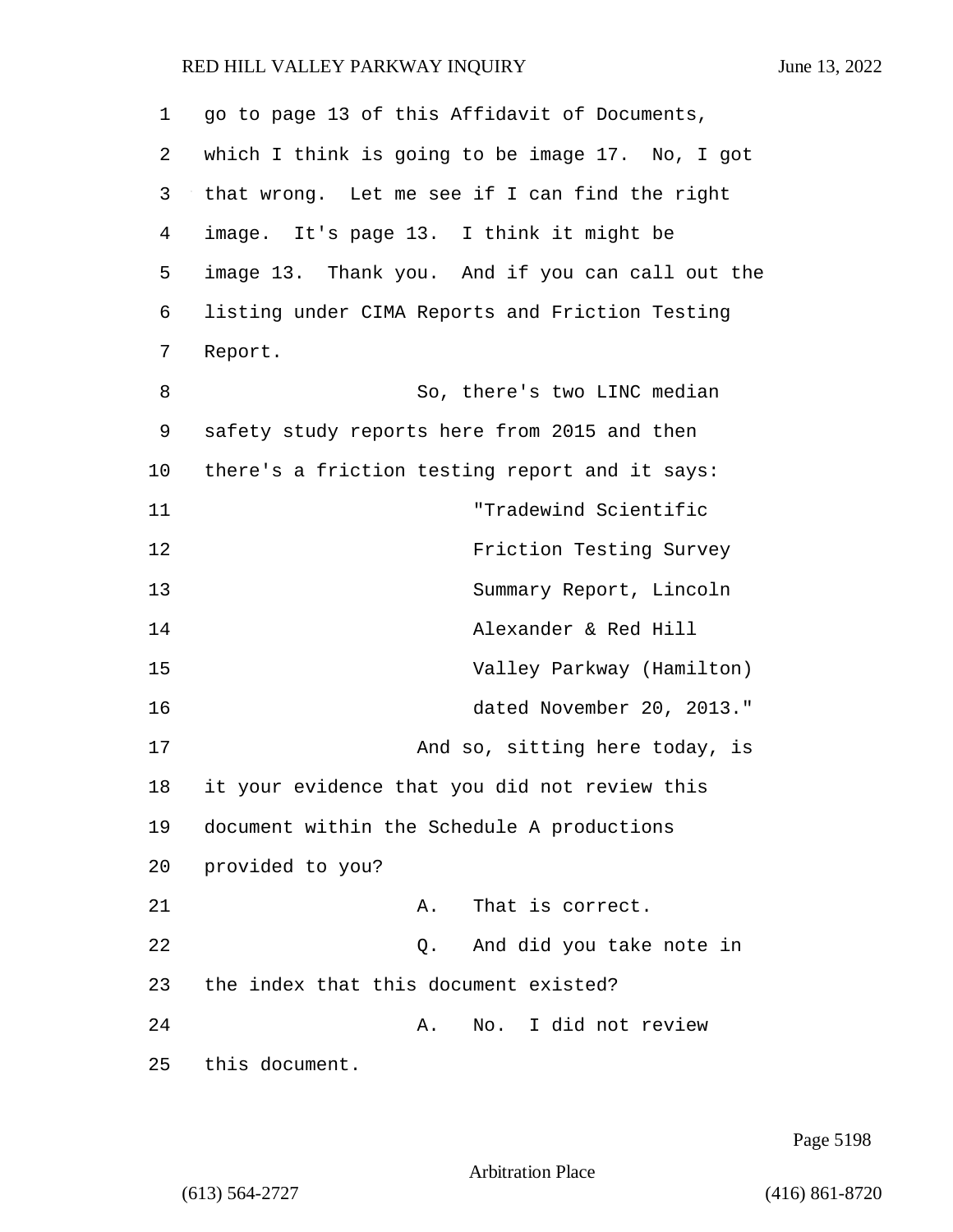go to page 13 of this Affidavit of Documents, which I think is going to be image 17. No, I got that wrong. Let me see if I can find the right image. It's page 13. I think it might be image 13. Thank you. And if you can call out the listing under CIMA Reports and Friction Testing Report.

So, there's two LINC median safety study reports here from 2015 and then there's a friction testing report and it says:

> "Tradewind Scientific Friction Testing Survey Summary Report, Lincoln Alexander & Red Hill Valley Parkway (Hamilton) dated November 20, 2013."

And so, sitting here today, is it your evidence that you did not review this document within the Schedule A productions provided to you?

A. That is correct.

Q. And did you take note in the index that this document existed?

A. No. I did not review this document.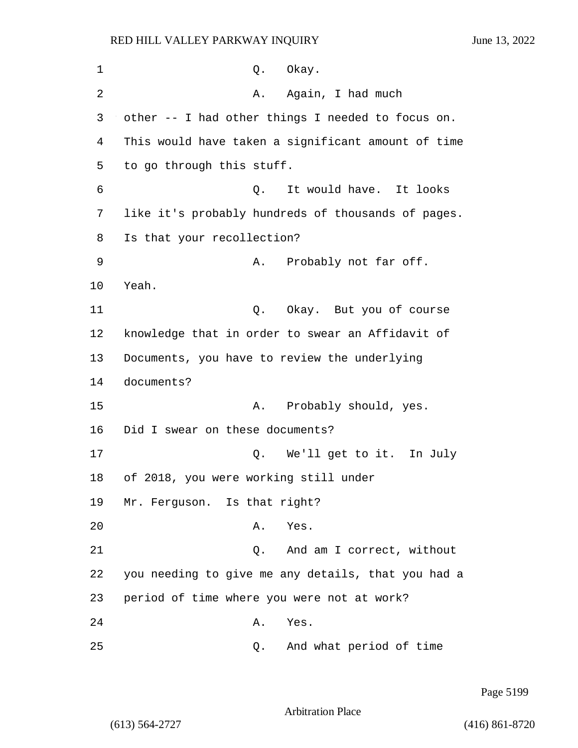Q. Okay.

A. Again, I had much other -- I had other things I needed to focus on. This would have taken a significant amount of time to go through this stuff.

Q. It would have. It looks like it's probably hundreds of thousands of pages. Is that your recollection?

A. Probably not far off. Yeah.

Q. Okay. But you of course knowledge that in order to swear an Affidavit of Documents, you have to review the underlying documents?

A. Probably should, yes. Did I swear on these documents?

Q. We'll get to it. In July of 2018, you were working still under Mr. Ferguson. Is that right?

A. Yes.

Q. And am I correct, without you needing to give me any details, that you had a period of time where you were not at work?

A. Yes.

Q. And what period of time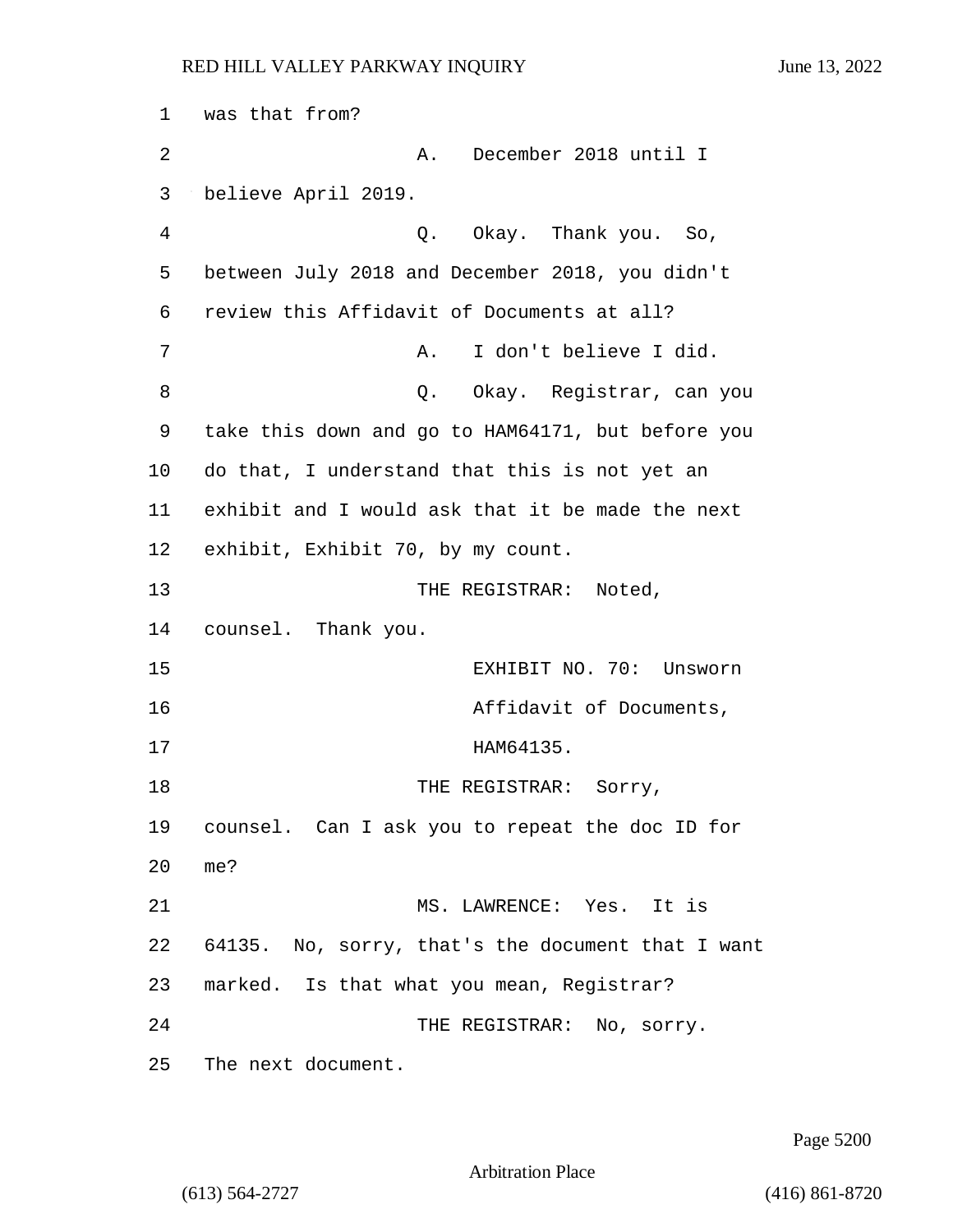1 was that from?

2 A. December 2018 until I

3 believe April 2019.

4 Q. Okay. Thank you. So,

5 between July 2018 and December 2018, you didn't

6 review this Affidavit of Documents at all?

7 A. I don't believe I did.

8 Q. Okay. Registrar, can you

9 take this down and go to HAM64171, but before you

10 do that, I understand that this is not yet an

11 exhibit and I would ask that it be made the next

12 exhibit, Exhibit 70, by my count.

13 THE REGISTRAR: Noted,

14 counsel. Thank you.

15 EXHIBIT NO. 70: Unsworn

16 Affidavit of Documents,

17 HAM64135.

18 THE REGISTRAR: Sorry,

19 counsel. Can I ask you to repeat the doc ID for

20 me?

21 MS. LAWRENCE: Yes. It is

22 64135. No, sorry, that's the document that I want

23 marked. Is that what you mean, Registrar?

24 THE REGISTRAR: No, sorry.

25 The next document.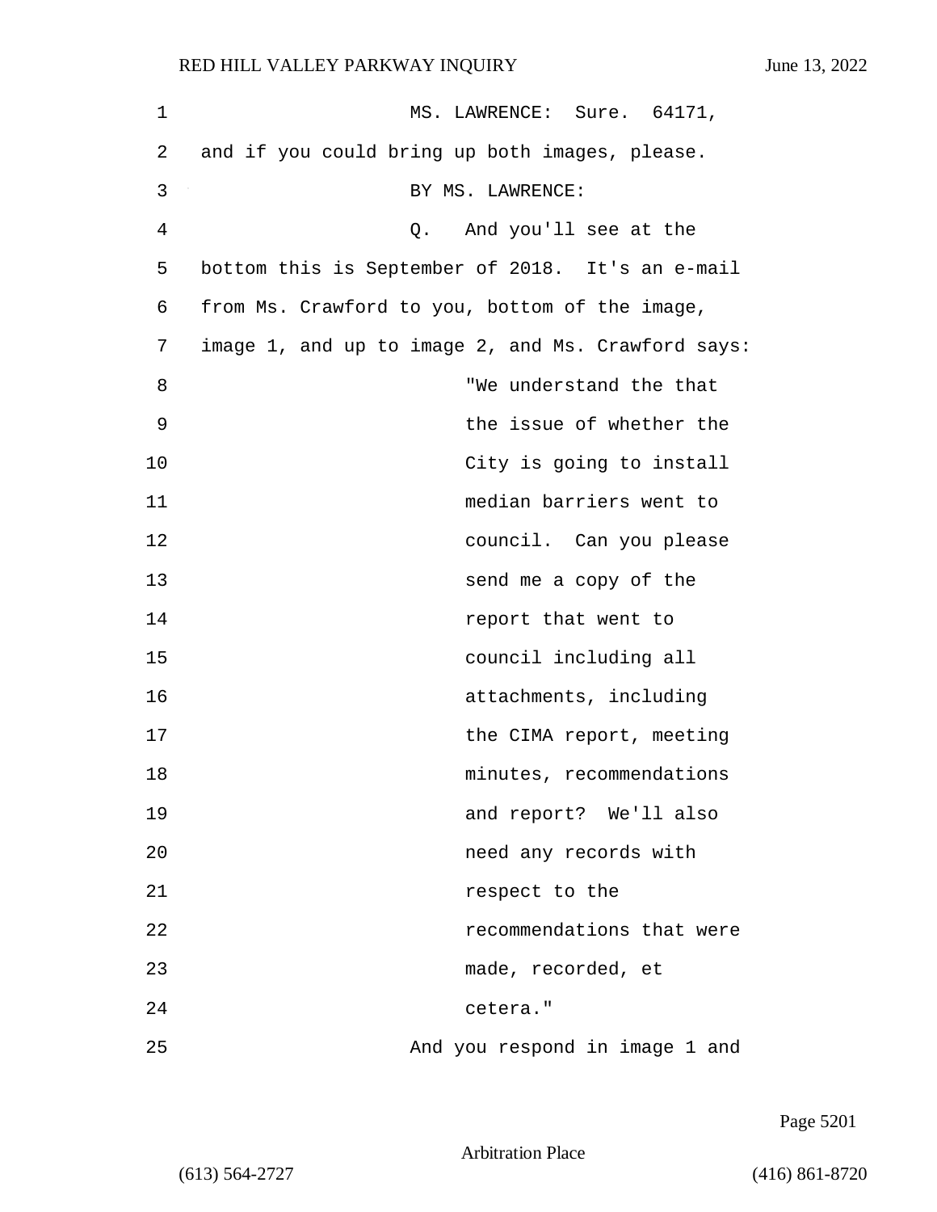MS. LAWRENCE: Sure. 64171, and if you could bring up both images, please.

BY MS. LAWRENCE:

Q. And you'll see at the bottom this is September of 2018. It's an e-mail from Ms. Crawford to you, bottom of the image, image 1, and up to image 2, and Ms. Crawford says:

> "We understand the that the issue of whether the City is going to install median barriers went to council. Can you please send me a copy of the report that went to council including all attachments, including the CIMA report, meeting minutes, recommendations and report? We'll also need any records with respect to the recommendations that were made, recorded, et cetera."

And you respond in image 1 and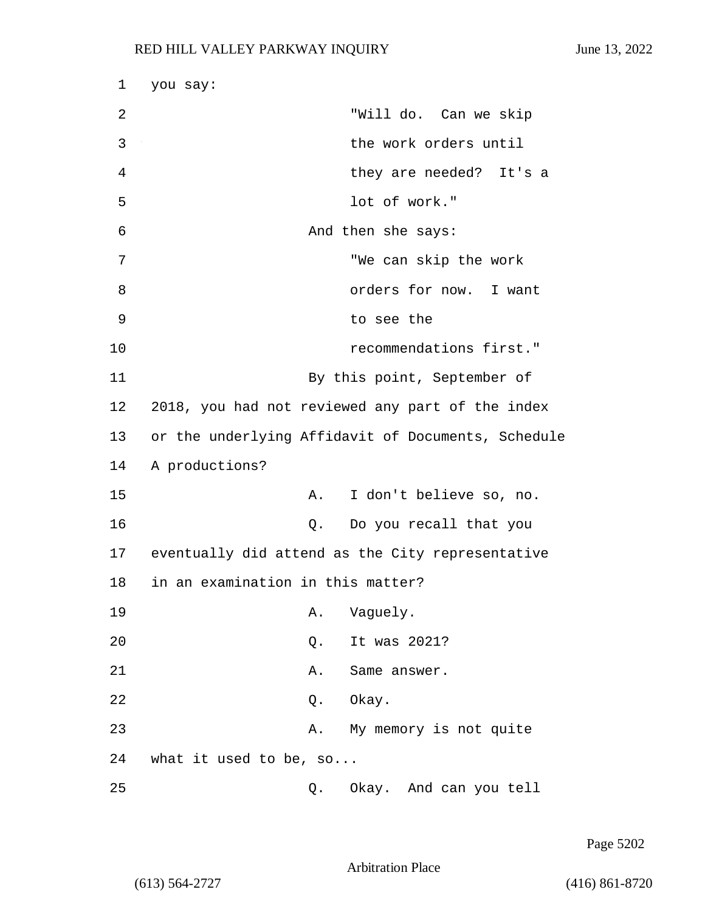you say:

"Will do. Can we skip the work orders until they are needed? It's a lot of work."

And then she says:

"We can skip the work orders for now. I want to see the recommendations first."

By this point, September of 2018, you had not reviewed any part of the index or the underlying Affidavit of Documents, Schedule A productions?

A. I don't believe so, no.

Q. Do you recall that you eventually did attend as the City representative in an examination in this matter?

A. Vaguely.

Q. It was 2021?

A. Same answer.

Q. Okay.

A. My memory is not quite what it used to be, so...

Q. Okay. And can you tell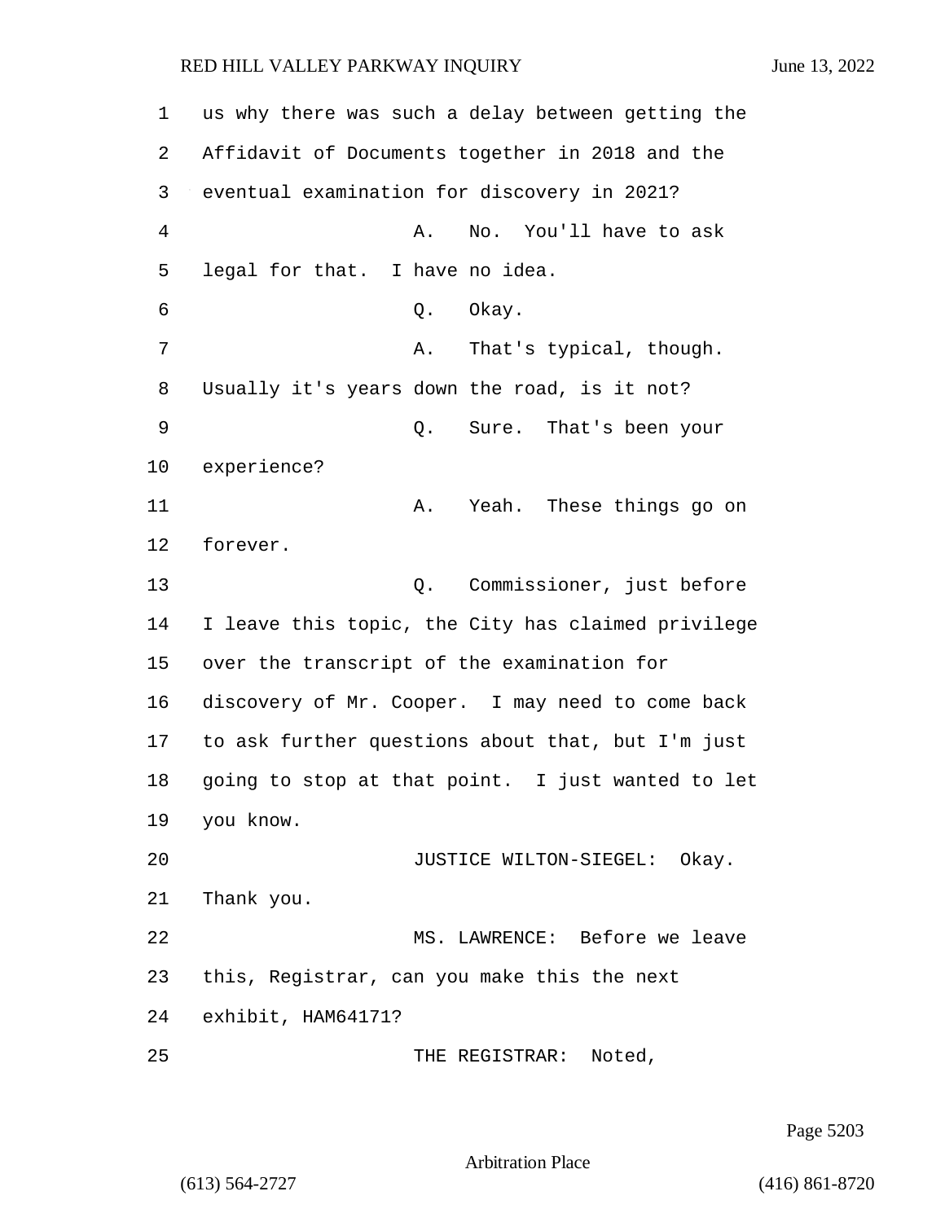1 us why there was such a delay between getting the
2 Affidavit of Documents together in 2018 and the
3 eventual examination for discovery in 2021?
4 A. No. You'll have to ask
5 legal for that. I have no idea.
6 Q. Okay.
7 A. That's typical, though.
8 Usually it's years down the road, is it not?
9 Q. Sure. That's been your
10 experience?
11 A. Yeah. These things go on
12 forever.
13 Q. Commissioner, just before
14 I leave this topic, the City has claimed privilege
15 over the transcript of the examination for
16 discovery of Mr. Cooper. I may need to come back
17 to ask further questions about that, but I'm just
18 going to stop at that point. I just wanted to let
19 you know.
20 JUSTICE WILTON-SIEGEL: Okay.
21 Thank you.
22 MS. LAWRENCE: Before we leave
23 this, Registrar, can you make this the next
24 exhibit, HAM64171?
25 THE REGISTRAR: Noted,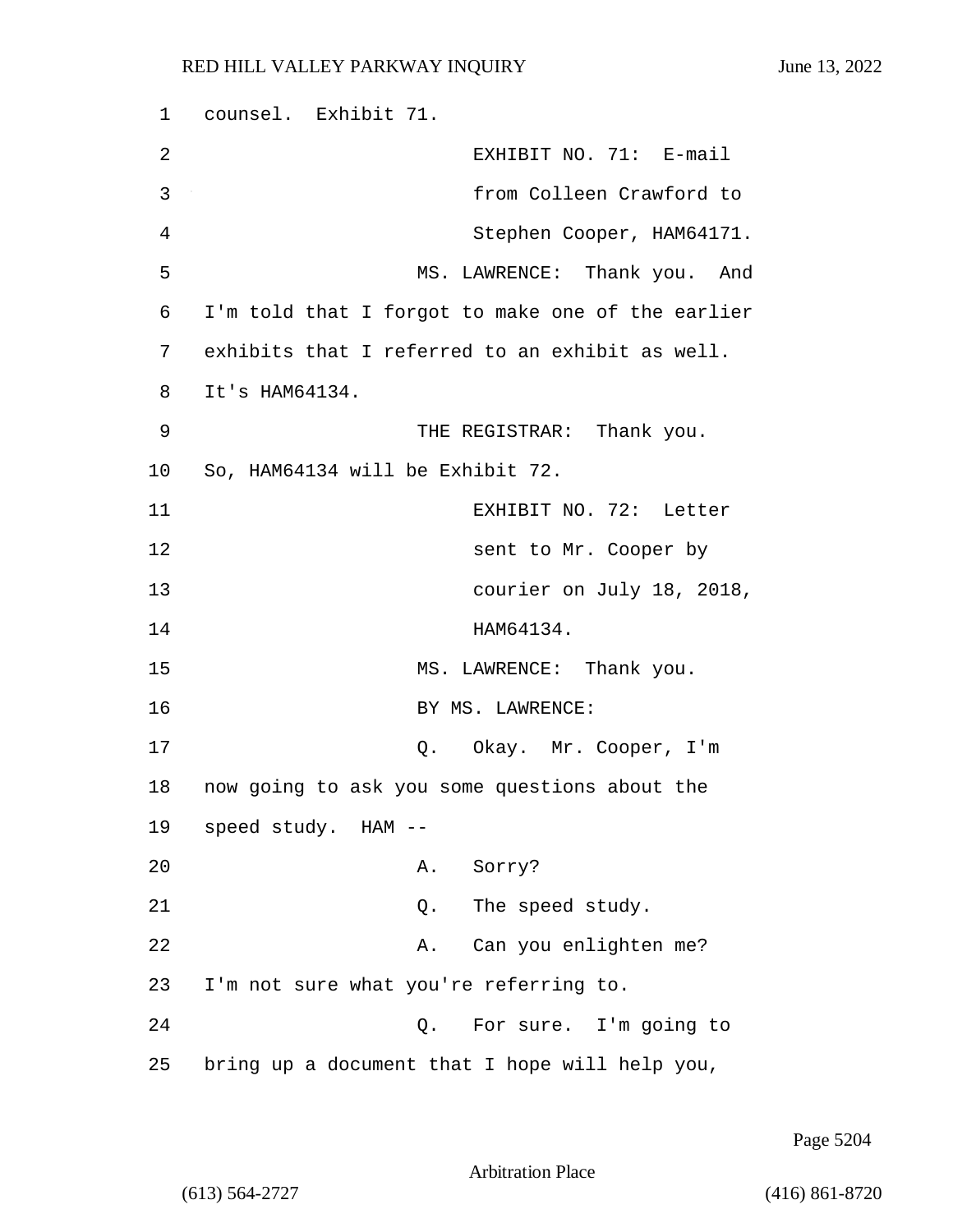1 counsel. Exhibit 71.

2 EXHIBIT NO. 71: E-mail

3 from Colleen Crawford to

4 Stephen Cooper, HAM64171.

5 MS. LAWRENCE: Thank you. And

6 I'm told that I forgot to make one of the earlier

7 exhibits that I referred to an exhibit as well.

8 It's HAM64134.

9 THE REGISTRAR: Thank you.

10 So, HAM64134 will be Exhibit 72.

11 EXHIBIT NO. 72: Letter

12 sent to Mr. Cooper by

13 courier on July 18, 2018,

14 HAM64134.

15 MS. LAWRENCE: Thank you.

16 BY MS. LAWRENCE:

17 Q. Okay. Mr. Cooper, I'm

18 now going to ask you some questions about the

19 speed study. HAM --

20 A. Sorry?

21 Q. The speed study.

22 A. Can you enlighten me?

23 I'm not sure what you're referring to.

24 Q. For sure. I'm going to

25 bring up a document that I hope will help you,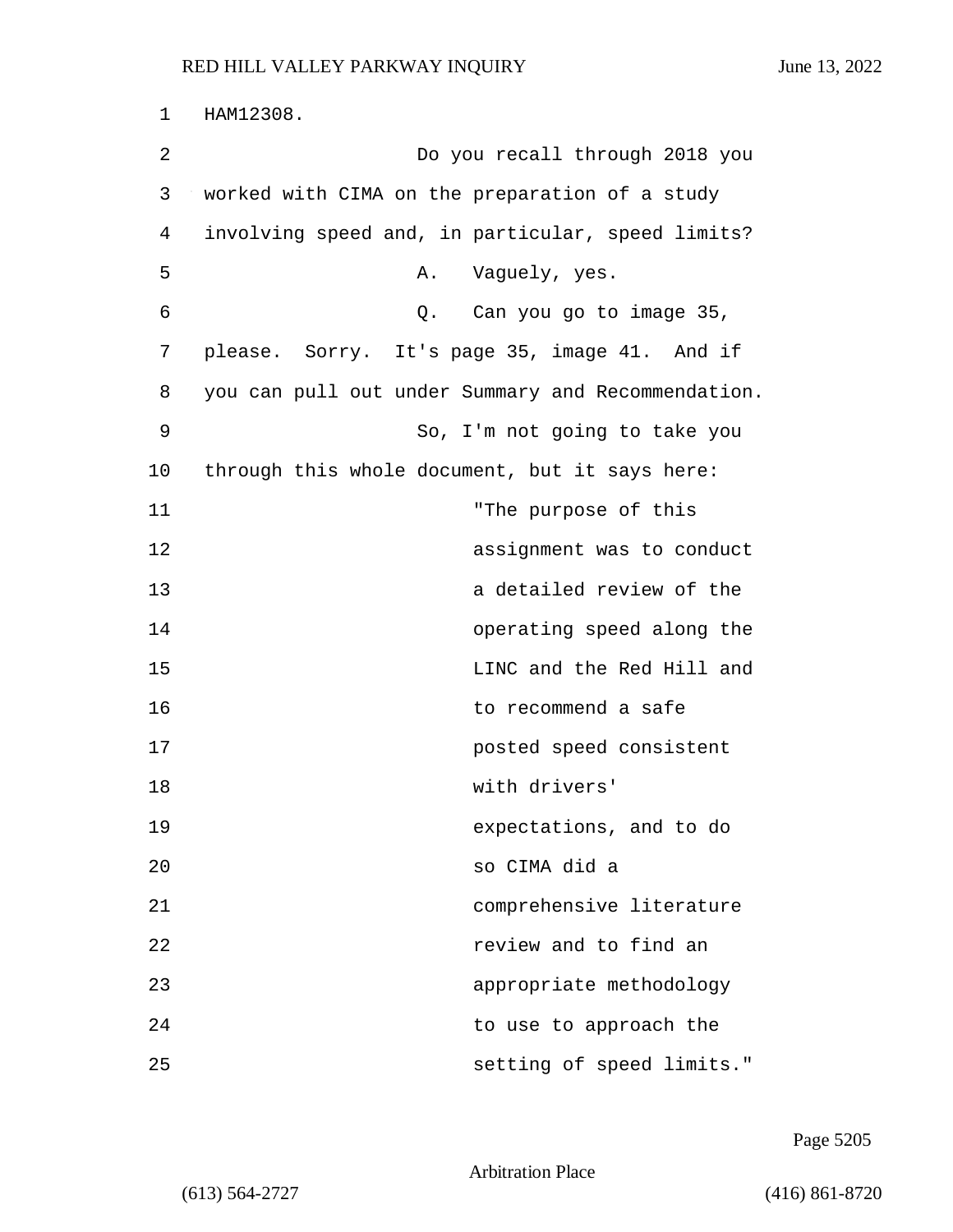HAM12308.

Do you recall through 2018 you worked with CIMA on the preparation of a study involving speed and, in particular, speed limits?

A. Vaguely, yes.

Q. Can you go to image 35, please. Sorry. It's page 35, image 41. And if you can pull out under Summary and Recommendation.

So, I'm not going to take you through this whole document, but it says here:

> "The purpose of this assignment was to conduct a detailed review of the operating speed along the LINC and the Red Hill and to recommend a safe posted speed consistent with drivers' expectations, and to do so CIMA did a comprehensive literature review and to find an appropriate methodology to use to approach the setting of speed limits."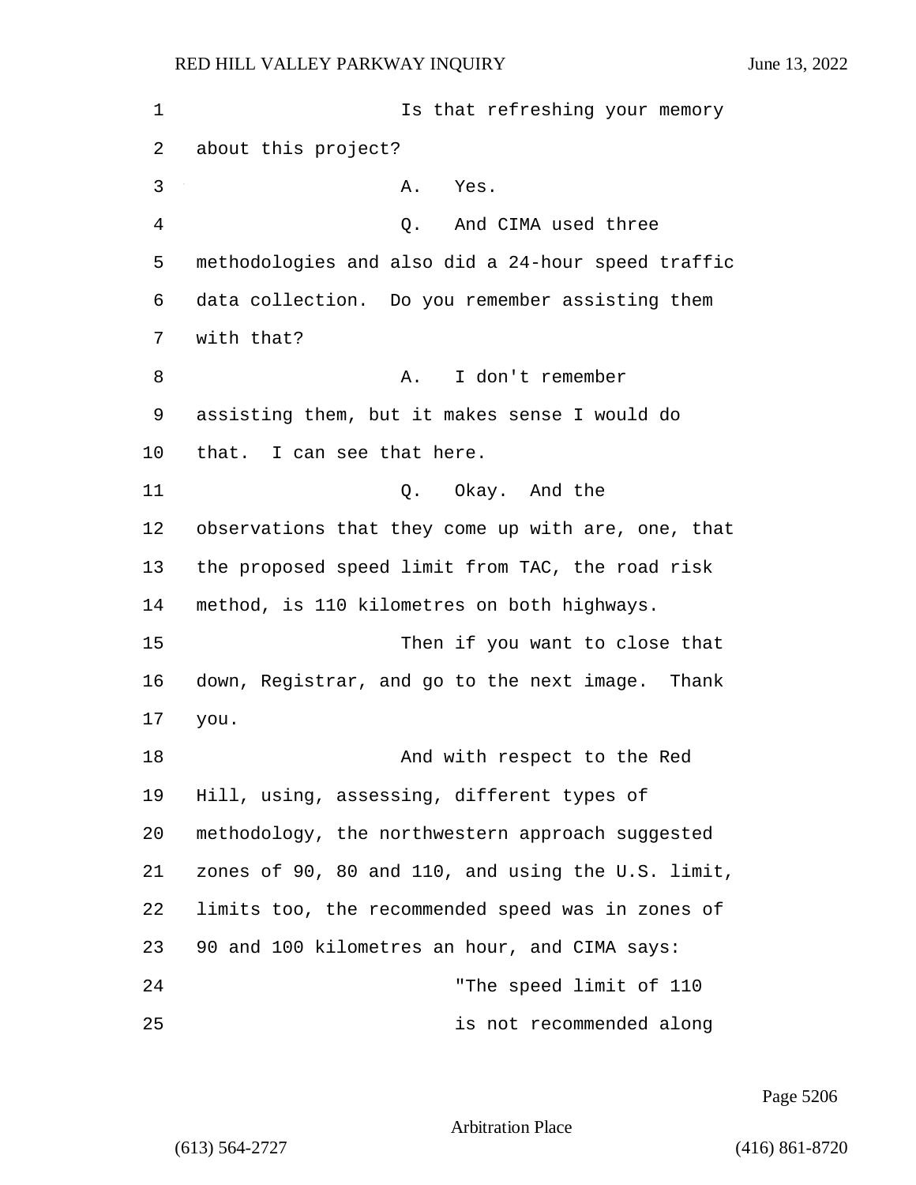1 Is that refreshing your memory
2 about this project?
3 A. Yes.
4 Q. And CIMA used three
5 methodologies and also did a 24-hour speed traffic
6 data collection. Do you remember assisting them
7 with that?
8 A. I don't remember
9 assisting them, but it makes sense I would do
10 that. I can see that here.
11 Q. Okay. And the
12 observations that they come up with are, one, that
13 the proposed speed limit from TAC, the road risk
14 method, is 110 kilometres on both highways.
15 Then if you want to close that
16 down, Registrar, and go to the next image. Thank
17 you.
18 And with respect to the Red
19 Hill, using, assessing, different types of
20 methodology, the northwestern approach suggested
21 zones of 90, 80 and 110, and using the U.S. limit,
22 limits too, the recommended speed was in zones of
23 90 and 100 kilometres an hour, and CIMA says:
24 "The speed limit of 110
25 is not recommended along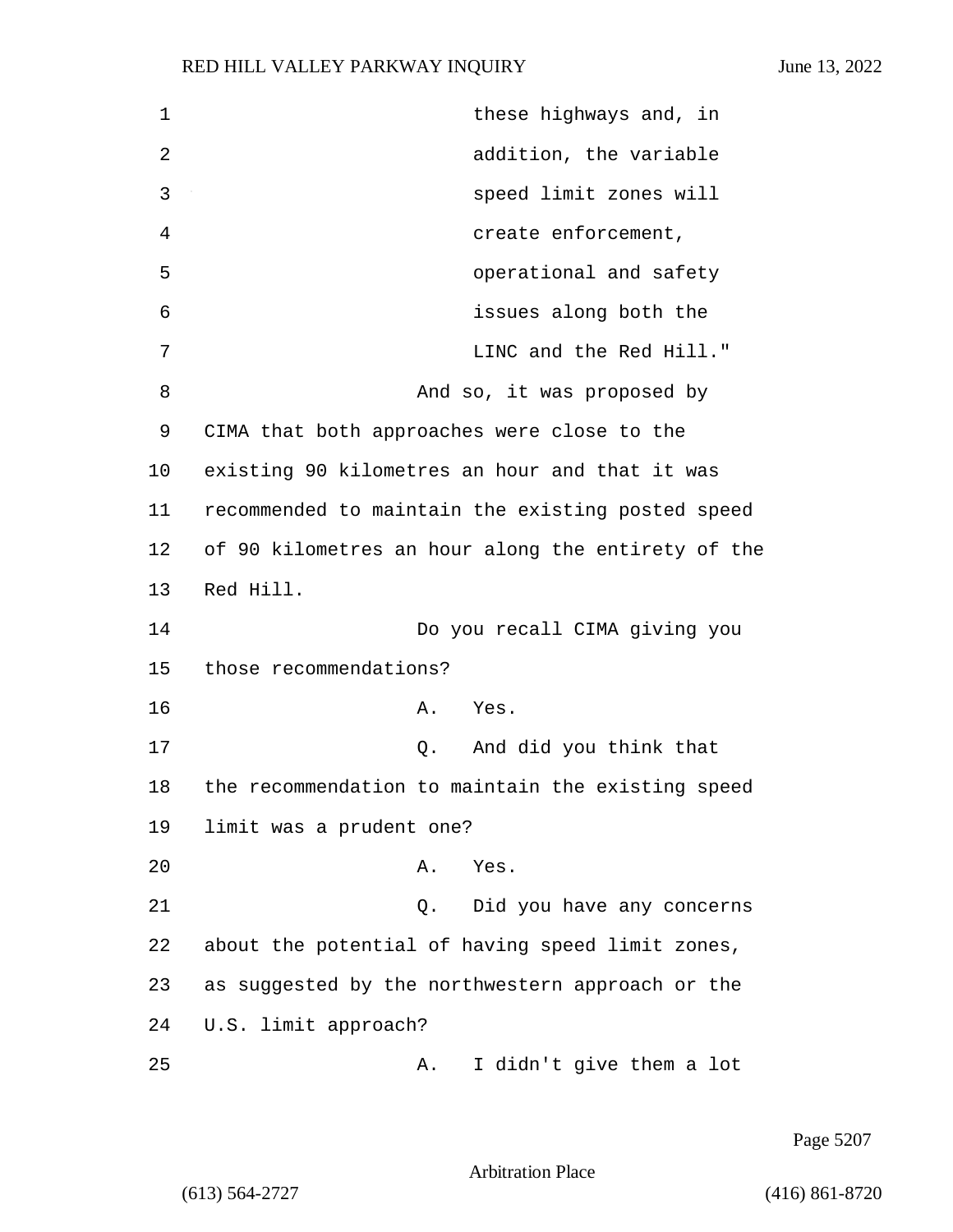these highways and, in addition, the variable speed limit zones will create enforcement, operational and safety issues along both the LINC and the Red Hill."

And so, it was proposed by CIMA that both approaches were close to the existing 90 kilometres an hour and that it was recommended to maintain the existing posted speed of 90 kilometres an hour along the entirety of the Red Hill.

Do you recall CIMA giving you those recommendations?

A. Yes.

Q. And did you think that the recommendation to maintain the existing speed limit was a prudent one?

A. Yes.

Q. Did you have any concerns about the potential of having speed limit zones, as suggested by the northwestern approach or the U.S. limit approach?

A. I didn't give them a lot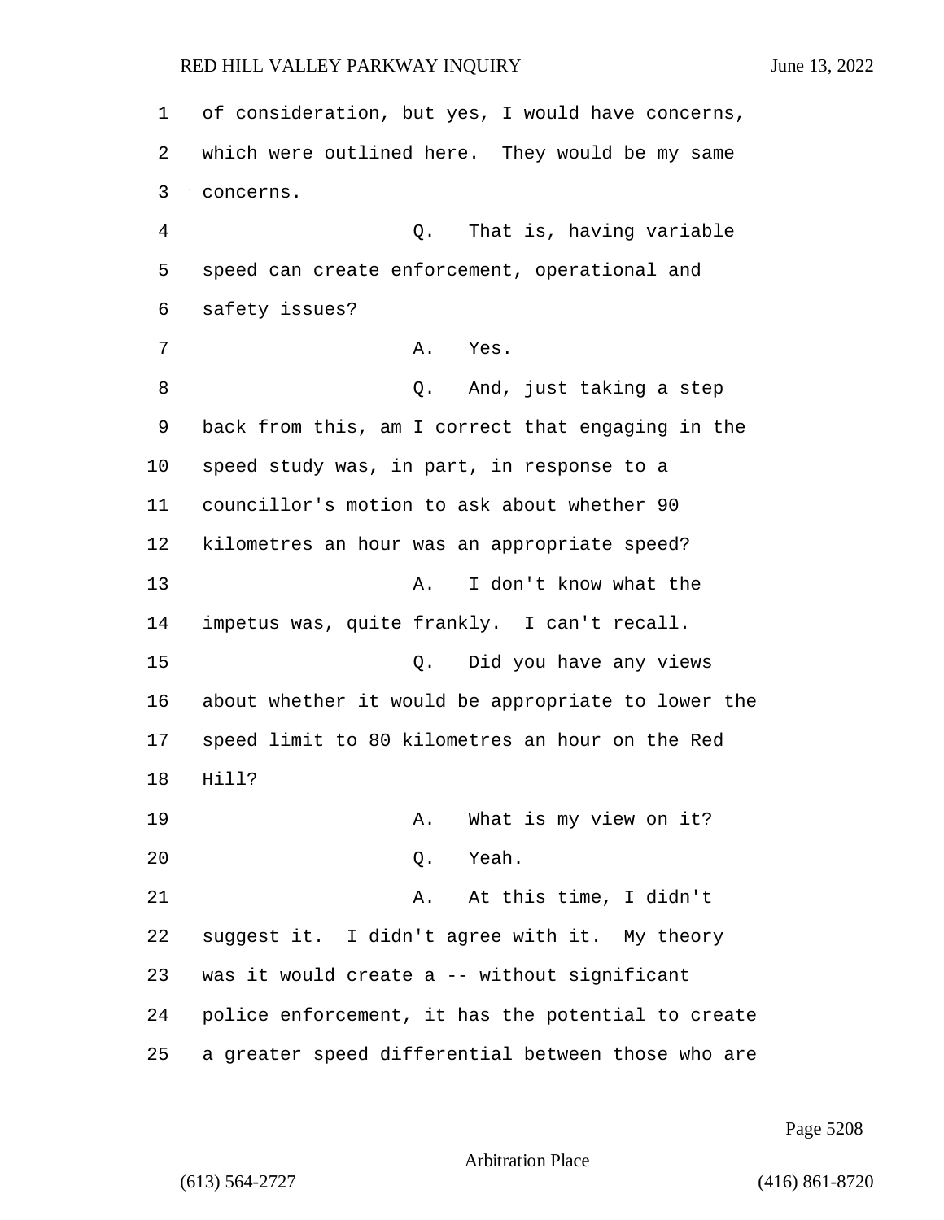of consideration, but yes, I would have concerns, which were outlined here. They would be my same concerns.

Q. That is, having variable speed can create enforcement, operational and safety issues?

A. Yes.

Q. And, just taking a step back from this, am I correct that engaging in the speed study was, in part, in response to a councillor's motion to ask about whether 90 kilometres an hour was an appropriate speed?

A. I don't know what the impetus was, quite frankly. I can't recall.

Q. Did you have any views about whether it would be appropriate to lower the speed limit to 80 kilometres an hour on the Red Hill?

A. What is my view on it?

Q. Yeah.

A. At this time, I didn't suggest it. I didn't agree with it. My theory was it would create a -- without significant police enforcement, it has the potential to create a greater speed differential between those who are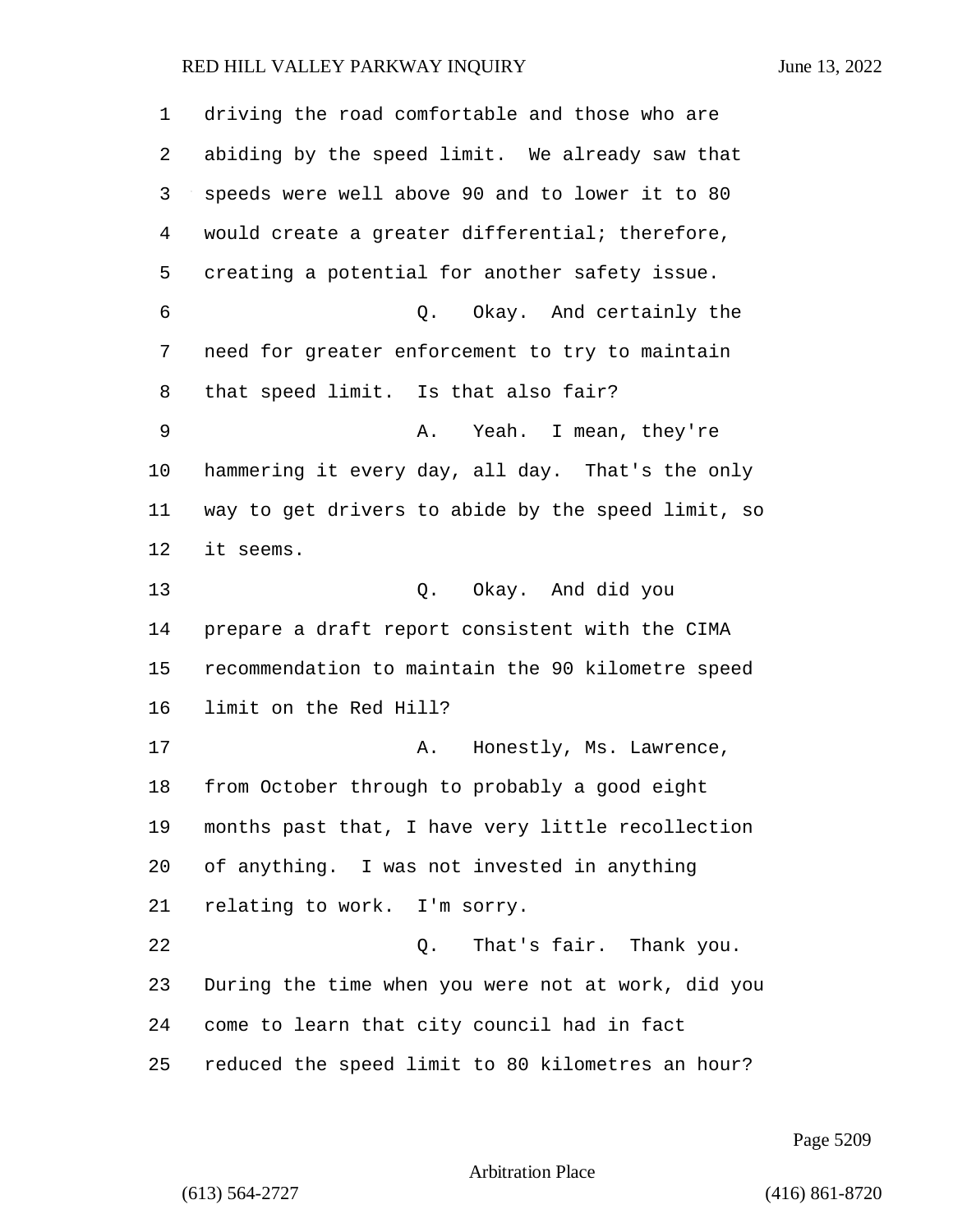driving the road comfortable and those who are abiding by the speed limit. We already saw that speeds were well above 90 and to lower it to 80 would create a greater differential; therefore, creating a potential for another safety issue.

Q. Okay. And certainly the need for greater enforcement to try to maintain that speed limit. Is that also fair?

A. Yeah. I mean, they're hammering it every day, all day. That's the only way to get drivers to abide by the speed limit, so it seems.

Q. Okay. And did you prepare a draft report consistent with the CIMA recommendation to maintain the 90 kilometre speed limit on the Red Hill?

A. Honestly, Ms. Lawrence, from October through to probably a good eight months past that, I have very little recollection of anything. I was not invested in anything relating to work. I'm sorry.

Q. That's fair. Thank you. During the time when you were not at work, did you come to learn that city council had in fact reduced the speed limit to 80 kilometres an hour?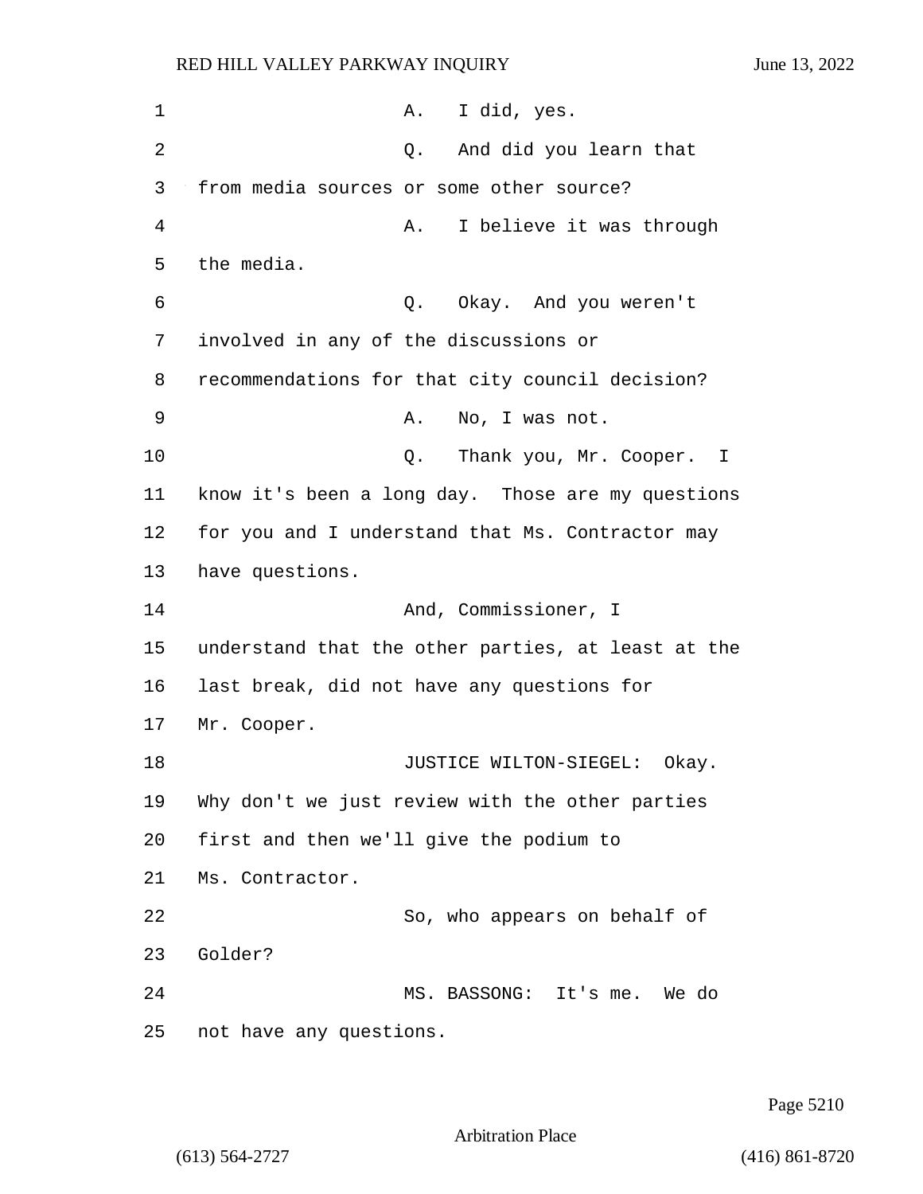A. I did, yes.

Q. And did you learn that from media sources or some other source?

A. I believe it was through the media.

Q. Okay. And you weren't involved in any of the discussions or recommendations for that city council decision?

A. No, I was not.

Q. Thank you, Mr. Cooper. I know it's been a long day. Those are my questions for you and I understand that Ms. Contractor may have questions.

And, Commissioner, I understand that the other parties, at least at the last break, did not have any questions for Mr. Cooper.

JUSTICE WILTON-SIEGEL: Okay. Why don't we just review with the other parties first and then we'll give the podium to Ms. Contractor.

So, who appears on behalf of Golder?

MS. BASSONG: It's me. We do not have any questions.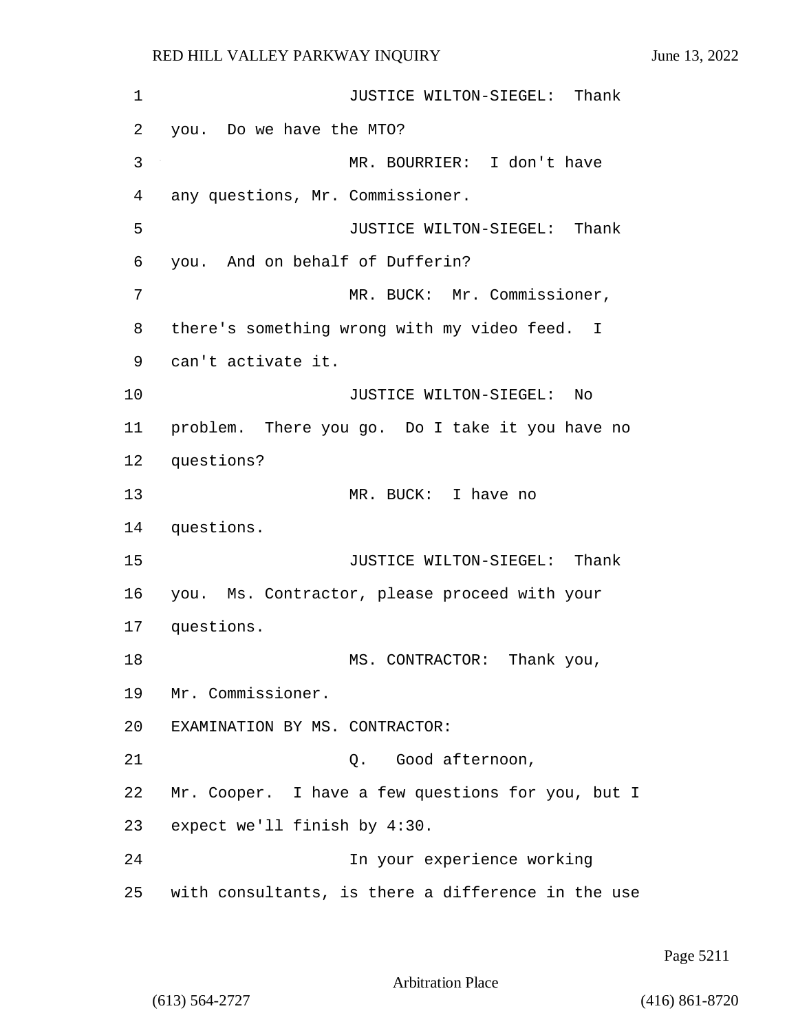1 JUSTICE WILTON-SIEGEL: Thank
2 you. Do we have the MTO?
3 MR. BOURRIER: I don't have
4 any questions, Mr. Commissioner.
5 JUSTICE WILTON-SIEGEL: Thank
6 you. And on behalf of Dufferin?
7 MR. BUCK: Mr. Commissioner,
8 there's something wrong with my video feed. I
9 can't activate it.
10 JUSTICE WILTON-SIEGEL: No
11 problem. There you go. Do I take it you have no
12 questions?
13 MR. BUCK: I have no
14 questions.
15 JUSTICE WILTON-SIEGEL: Thank
16 you. Ms. Contractor, please proceed with your
17 questions.
18 MS. CONTRACTOR: Thank you,
19 Mr. Commissioner.
20 EXAMINATION BY MS. CONTRACTOR:
21 Q. Good afternoon,
22 Mr. Cooper. I have a few questions for you, but I
23 expect we'll finish by 4:30.
24 In your experience working
25 with consultants, is there a difference in the use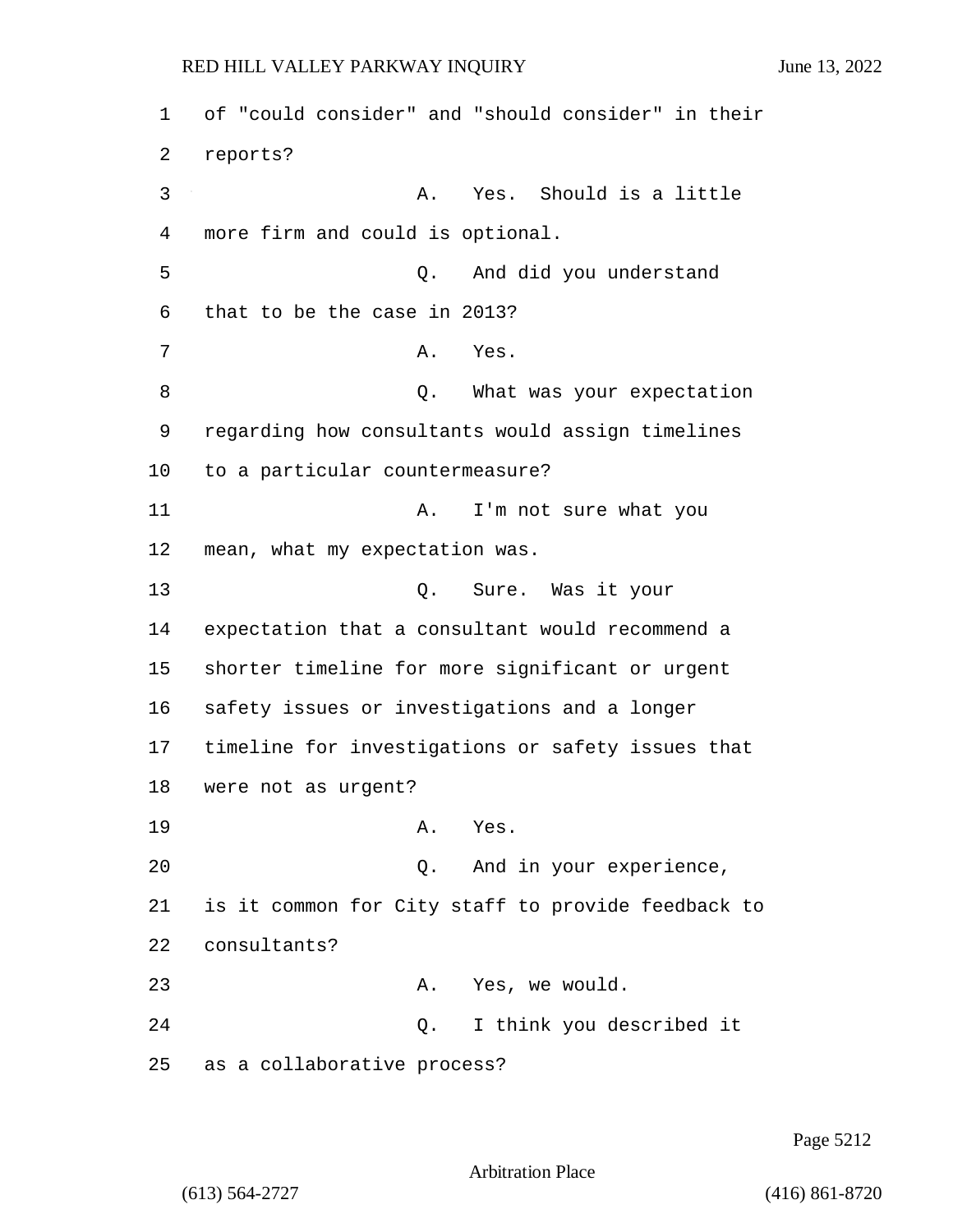of "could consider" and "should consider" in their reports?

A. Yes. Should is a little more firm and could is optional.

Q. And did you understand that to be the case in 2013?

A. Yes.

Q. What was your expectation regarding how consultants would assign timelines to a particular countermeasure?

A. I'm not sure what you mean, what my expectation was.

Q. Sure. Was it your expectation that a consultant would recommend a shorter timeline for more significant or urgent safety issues or investigations and a longer timeline for investigations or safety issues that were not as urgent?

A. Yes.

Q. And in your experience, is it common for City staff to provide feedback to consultants?

A. Yes, we would.

Q. I think you described it as a collaborative process?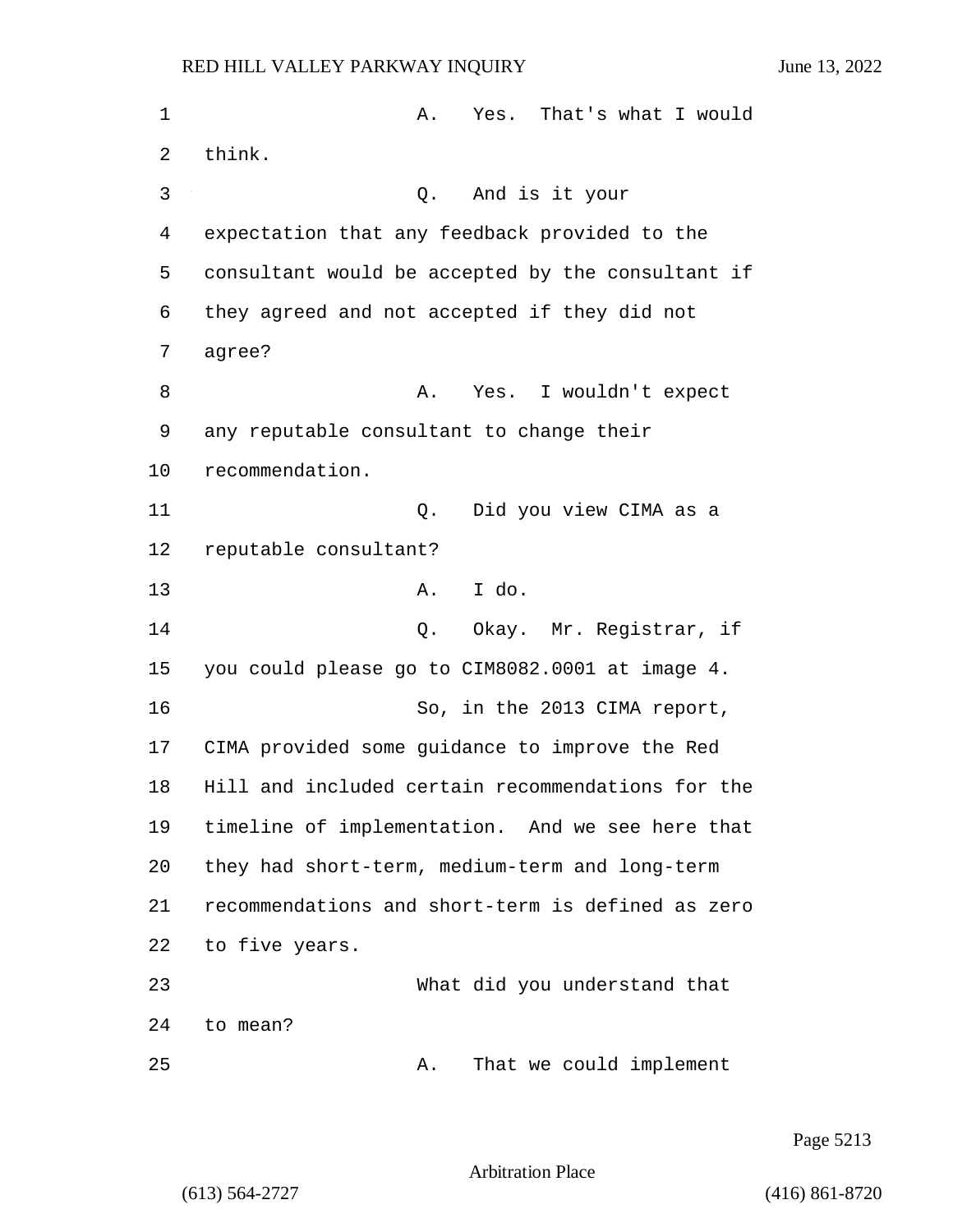A. Yes. That's what I would think.

Q. And is it your expectation that any feedback provided to the consultant would be accepted by the consultant if they agreed and not accepted if they did not agree?

A. Yes. I wouldn't expect any reputable consultant to change their recommendation.

Q. Did you view CIMA as a reputable consultant?

A. I do.

Q. Okay. Mr. Registrar, if you could please go to CIM8082.0001 at image 4.

So, in the 2013 CIMA report, CIMA provided some guidance to improve the Red Hill and included certain recommendations for the timeline of implementation. And we see here that they had short-term, medium-term and long-term recommendations and short-term is defined as zero to five years.

What did you understand that to mean?

A. That we could implement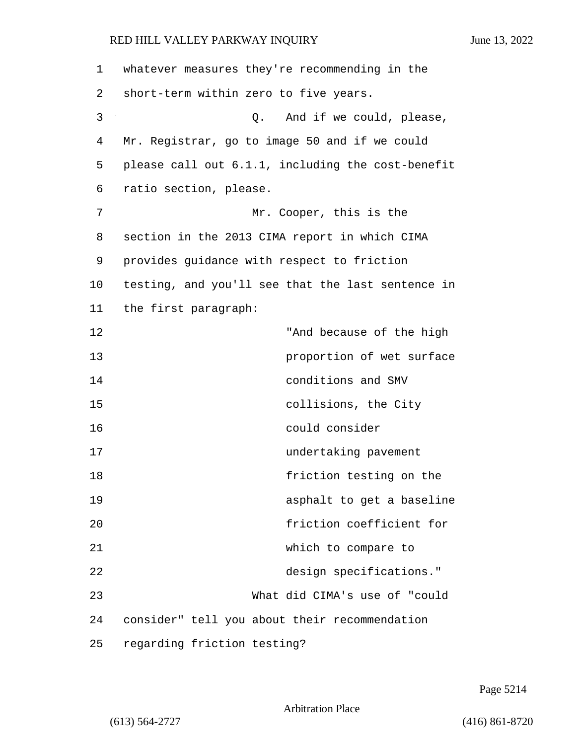whatever measures they're recommending in the short-term within zero to five years.

Q. And if we could, please, Mr. Registrar, go to image 50 and if we could please call out 6.1.1, including the cost-benefit ratio section, please.

Mr. Cooper, this is the section in the 2013 CIMA report in which CIMA provides guidance with respect to friction testing, and you'll see that the last sentence in the first paragraph:

> "And because of the high proportion of wet surface conditions and SMV collisions, the City could consider undertaking pavement friction testing on the asphalt to get a baseline friction coefficient for which to compare to design specifications."

What did CIMA's use of "could consider" tell you about their recommendation regarding friction testing?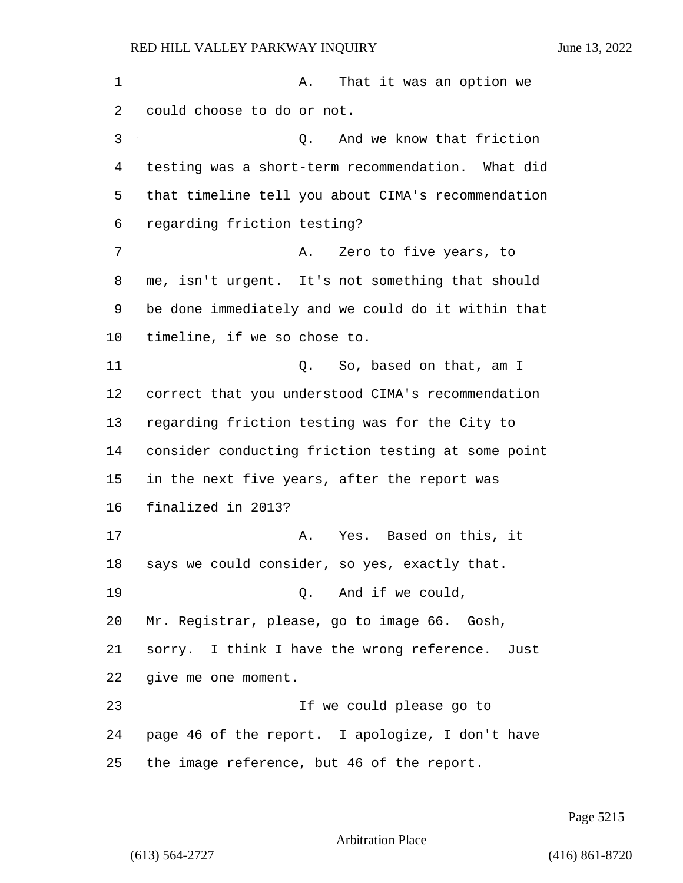A. That it was an option we could choose to do or not.

Q. And we know that friction testing was a short-term recommendation. What did that timeline tell you about CIMA's recommendation regarding friction testing?

A. Zero to five years, to me, isn't urgent. It's not something that should be done immediately and we could do it within that timeline, if we so chose to.

Q. So, based on that, am I correct that you understood CIMA's recommendation regarding friction testing was for the City to consider conducting friction testing at some point in the next five years, after the report was finalized in 2013?

A. Yes. Based on this, it says we could consider, so yes, exactly that.

Q. And if we could, Mr. Registrar, please, go to image 66. Gosh, sorry. I think I have the wrong reference. Just give me one moment.

If we could please go to page 46 of the report. I apologize, I don't have the image reference, but 46 of the report.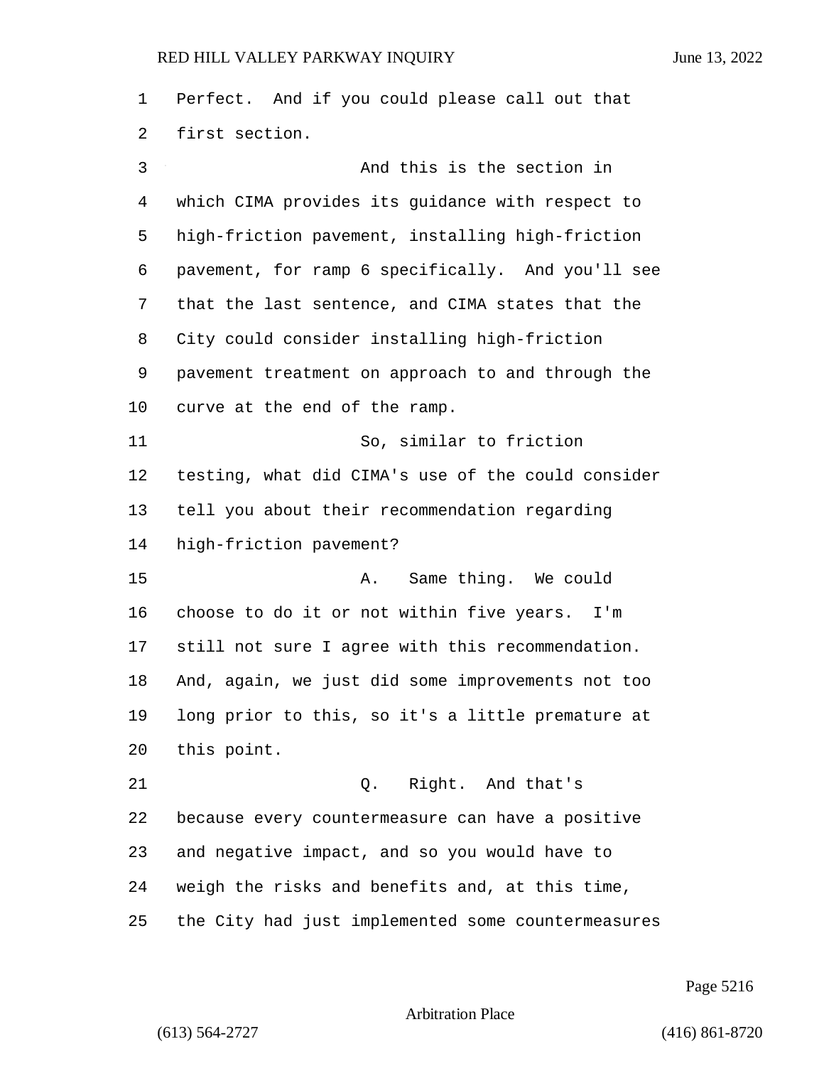Perfect. And if you could please call out that first section.

And this is the section in which CIMA provides its guidance with respect to high-friction pavement, installing high-friction pavement, for ramp 6 specifically. And you'll see that the last sentence, and CIMA states that the City could consider installing high-friction pavement treatment on approach to and through the curve at the end of the ramp.

So, similar to friction testing, what did CIMA's use of the could consider tell you about their recommendation regarding high-friction pavement?

A. Same thing. We could choose to do it or not within five years. I'm still not sure I agree with this recommendation. And, again, we just did some improvements not too long prior to this, so it's a little premature at this point.

Q. Right. And that's because every countermeasure can have a positive and negative impact, and so you would have to weigh the risks and benefits and, at this time, the City had just implemented some countermeasures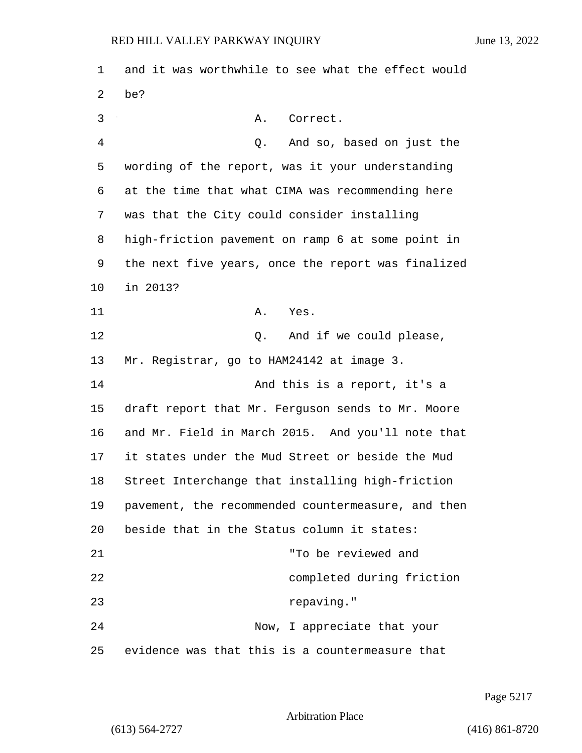and it was worthwhile to see what the effect would be?

A. Correct.

Q. And so, based on just the wording of the report, was it your understanding at the time that what CIMA was recommending here was that the City could consider installing high-friction pavement on ramp 6 at some point in the next five years, once the report was finalized in 2013?

A. Yes.

Q. And if we could please, Mr. Registrar, go to HAM24142 at image 3.

And this is a report, it's a draft report that Mr. Ferguson sends to Mr. Moore and Mr. Field in March 2015. And you'll note that it states under the Mud Street or beside the Mud Street Interchange that installing high-friction pavement, the recommended countermeasure, and then beside that in the Status column it states:

"To be reviewed and completed during friction repaving."

Now, I appreciate that your evidence was that this is a countermeasure that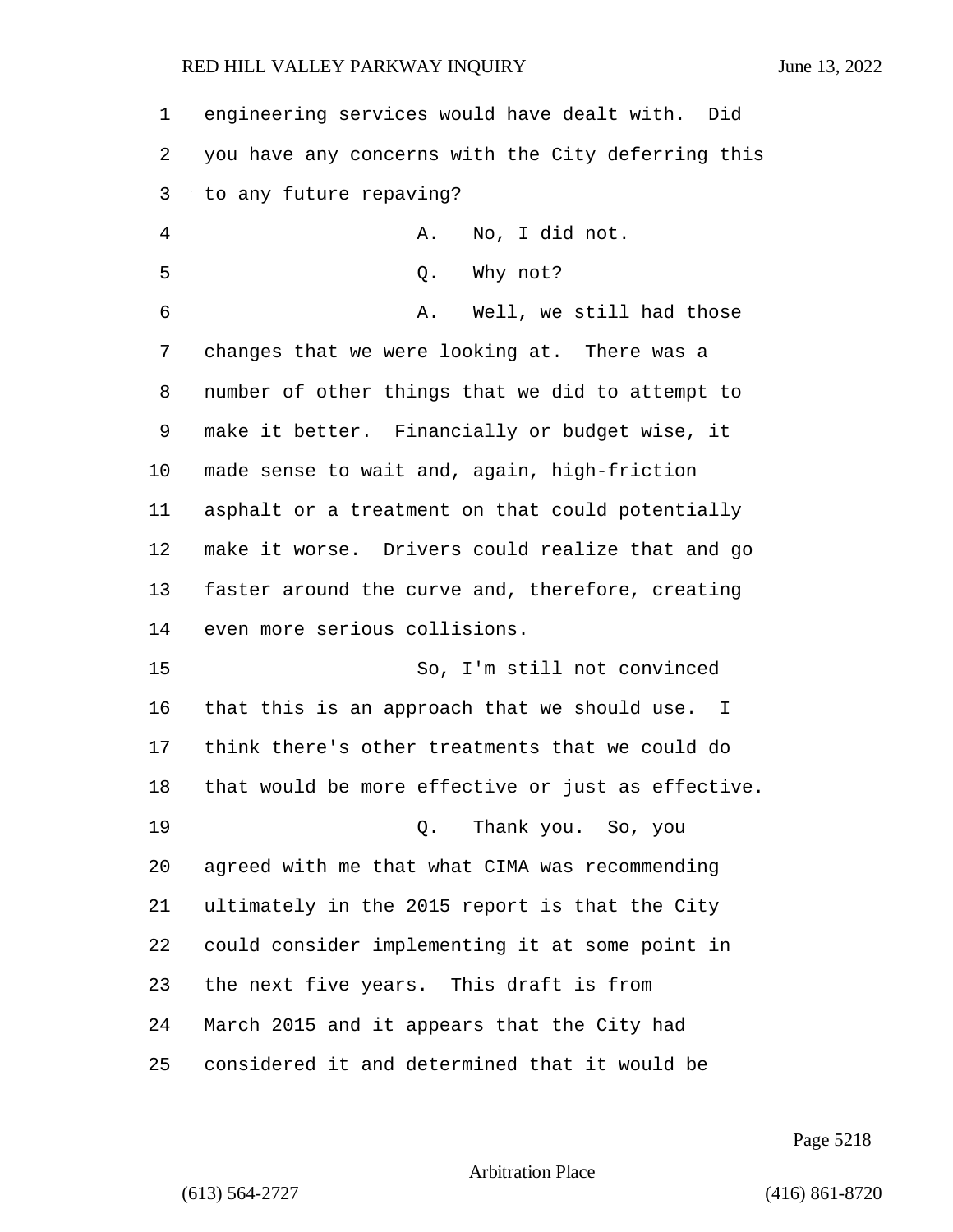engineering services would have dealt with. Did you have any concerns with the City deferring this to any future repaving?

A. No, I did not.

Q. Why not?

A. Well, we still had those changes that we were looking at. There was a number of other things that we did to attempt to make it better. Financially or budget wise, it made sense to wait and, again, high-friction asphalt or a treatment on that could potentially make it worse. Drivers could realize that and go faster around the curve and, therefore, creating even more serious collisions.

So, I'm still not convinced that this is an approach that we should use. I think there's other treatments that we could do that would be more effective or just as effective.

Q. Thank you. So, you agreed with me that what CIMA was recommending ultimately in the 2015 report is that the City could consider implementing it at some point in the next five years. This draft is from March 2015 and it appears that the City had considered it and determined that it would be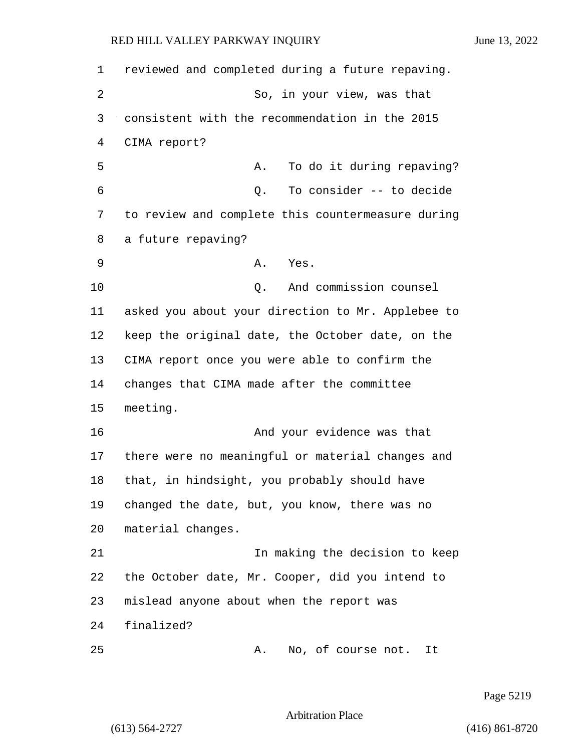reviewed and completed during a future repaving.

So, in your view, was that consistent with the recommendation in the 2015 CIMA report?

A. To do it during repaving?

Q. To consider -- to decide to review and complete this countermeasure during a future repaving?

A. Yes.

Q. And commission counsel asked you about your direction to Mr. Applebee to keep the original date, the October date, on the CIMA report once you were able to confirm the changes that CIMA made after the committee meeting.

And your evidence was that there were no meaningful or material changes and that, in hindsight, you probably should have changed the date, but, you know, there was no material changes.

In making the decision to keep the October date, Mr. Cooper, did you intend to mislead anyone about when the report was finalized?

A. No, of course not. It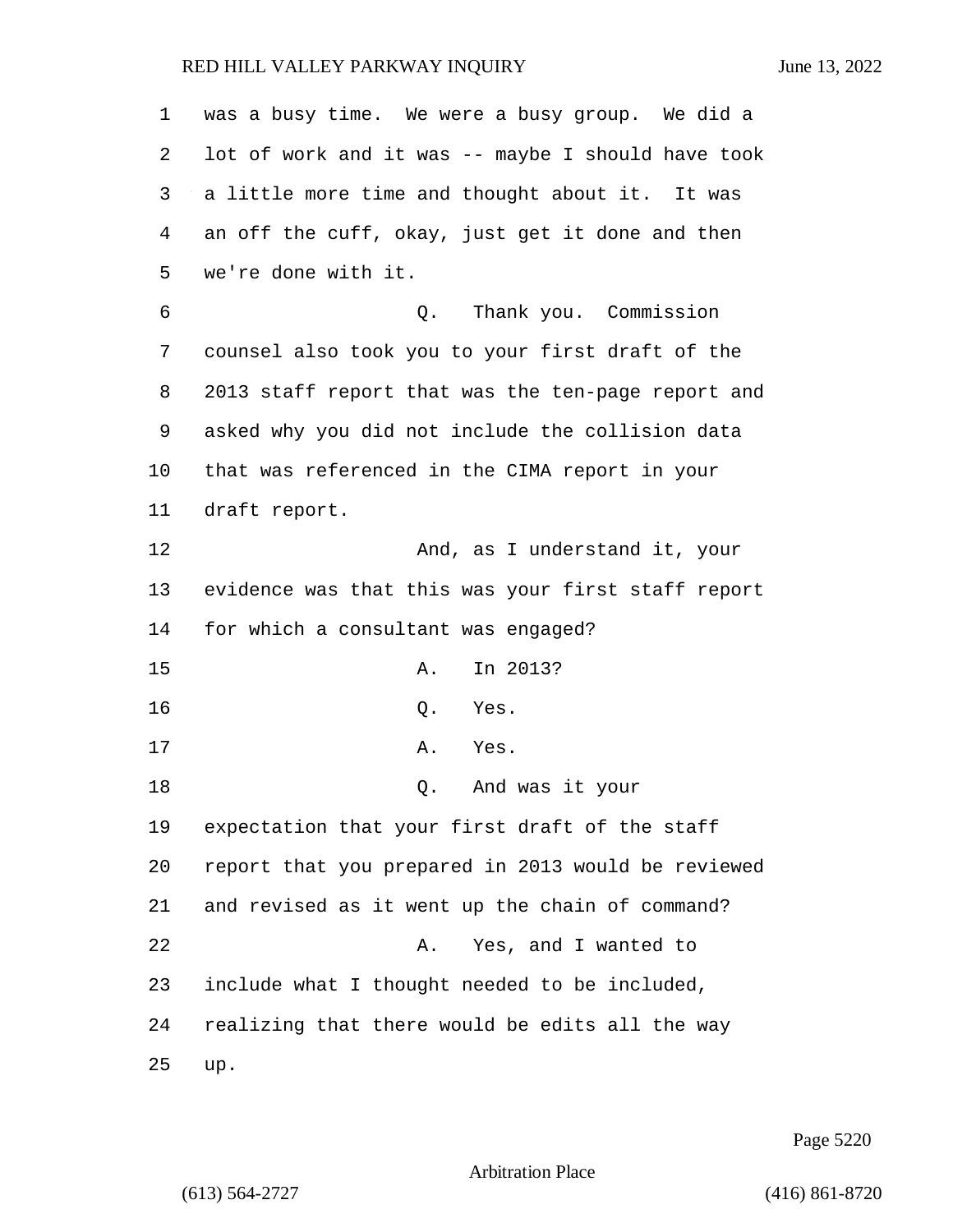was a busy time. We were a busy group. We did a lot of work and it was -- maybe I should have took a little more time and thought about it. It was an off the cuff, okay, just get it done and then we're done with it.

Q. Thank you. Commission counsel also took you to your first draft of the 2013 staff report that was the ten-page report and asked why you did not include the collision data that was referenced in the CIMA report in your draft report.

And, as I understand it, your evidence was that this was your first staff report for which a consultant was engaged?

A. In 2013?

Q. Yes.

A. Yes.

Q. And was it your expectation that your first draft of the staff report that you prepared in 2013 would be reviewed and revised as it went up the chain of command?

A. Yes, and I wanted to include what I thought needed to be included, realizing that there would be edits all the way up.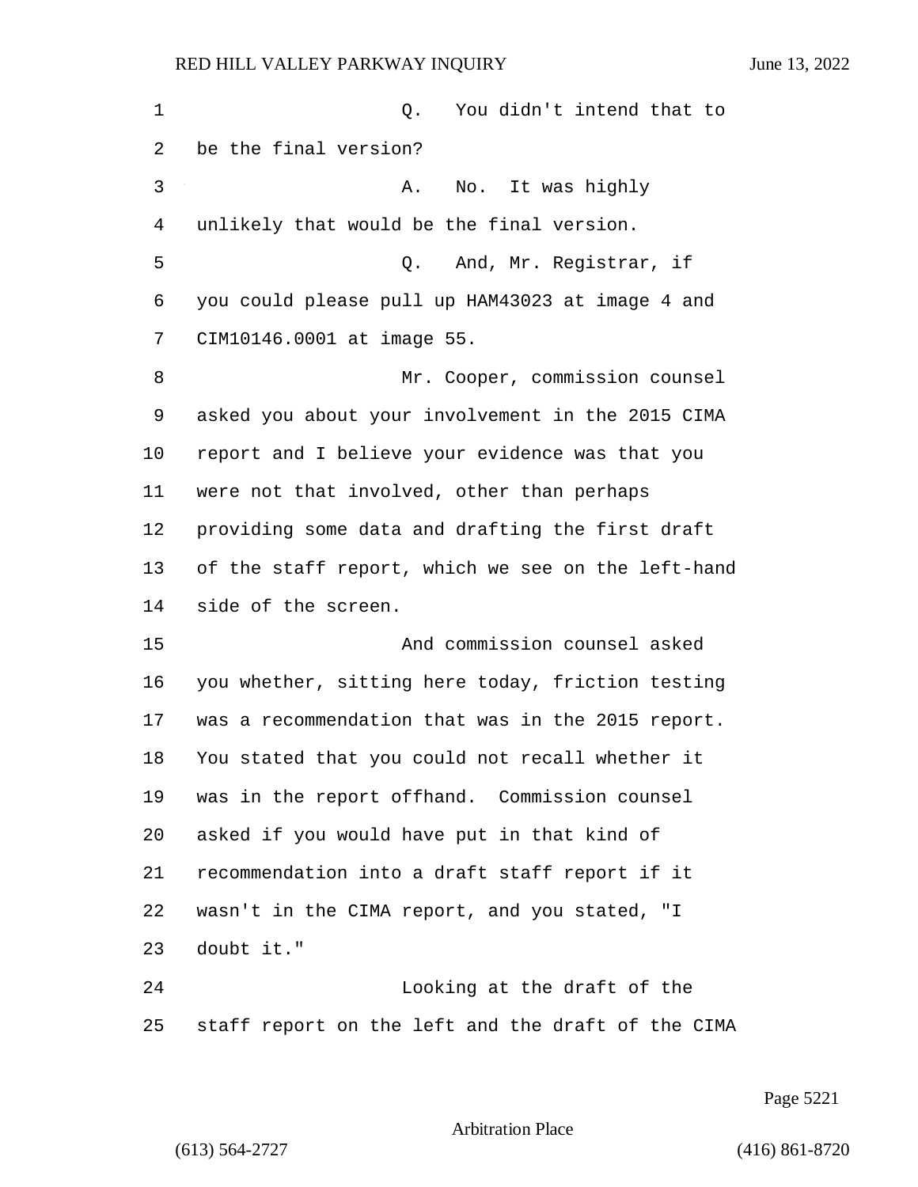Q. You didn't intend that to be the final version?

A. No. It was highly unlikely that would be the final version.

Q. And, Mr. Registrar, if you could please pull up HAM43023 at image 4 and CIM10146.0001 at image 55.

Mr. Cooper, commission counsel asked you about your involvement in the 2015 CIMA report and I believe your evidence was that you were not that involved, other than perhaps providing some data and drafting the first draft of the staff report, which we see on the left-hand side of the screen.

And commission counsel asked you whether, sitting here today, friction testing was a recommendation that was in the 2015 report. You stated that you could not recall whether it was in the report offhand. Commission counsel asked if you would have put in that kind of recommendation into a draft staff report if it wasn't in the CIMA report, and you stated, "I doubt it."

Looking at the draft of the staff report on the left and the draft of the CIMA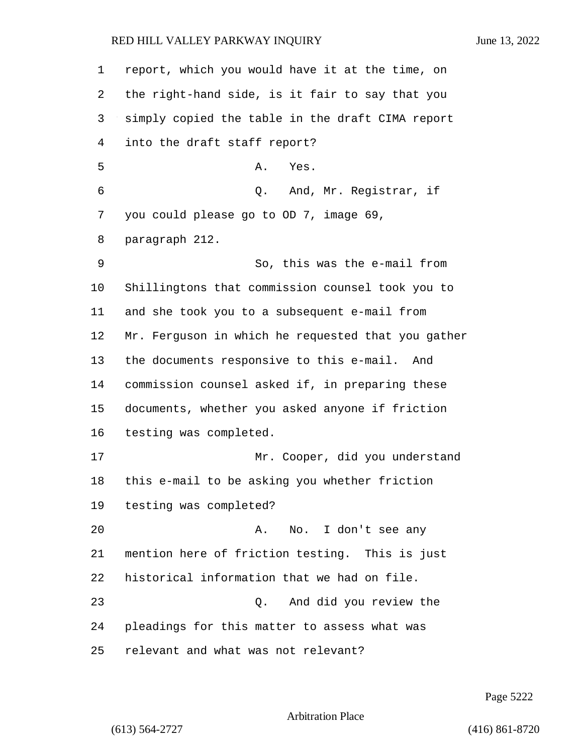report, which you would have it at the time, on the right-hand side, is it fair to say that you simply copied the table in the draft CIMA report into the draft staff report?

A. Yes.

Q. And, Mr. Registrar, if you could please go to OD 7, image 69, paragraph 212.

So, this was the e-mail from Shillingtons that commission counsel took you to and she took you to a subsequent e-mail from Mr. Ferguson in which he requested that you gather the documents responsive to this e-mail. And commission counsel asked if, in preparing these documents, whether you asked anyone if friction testing was completed.

Mr. Cooper, did you understand this e-mail to be asking you whether friction testing was completed?

A. No. I don't see any mention here of friction testing. This is just historical information that we had on file.

Q. And did you review the pleadings for this matter to assess what was relevant and what was not relevant?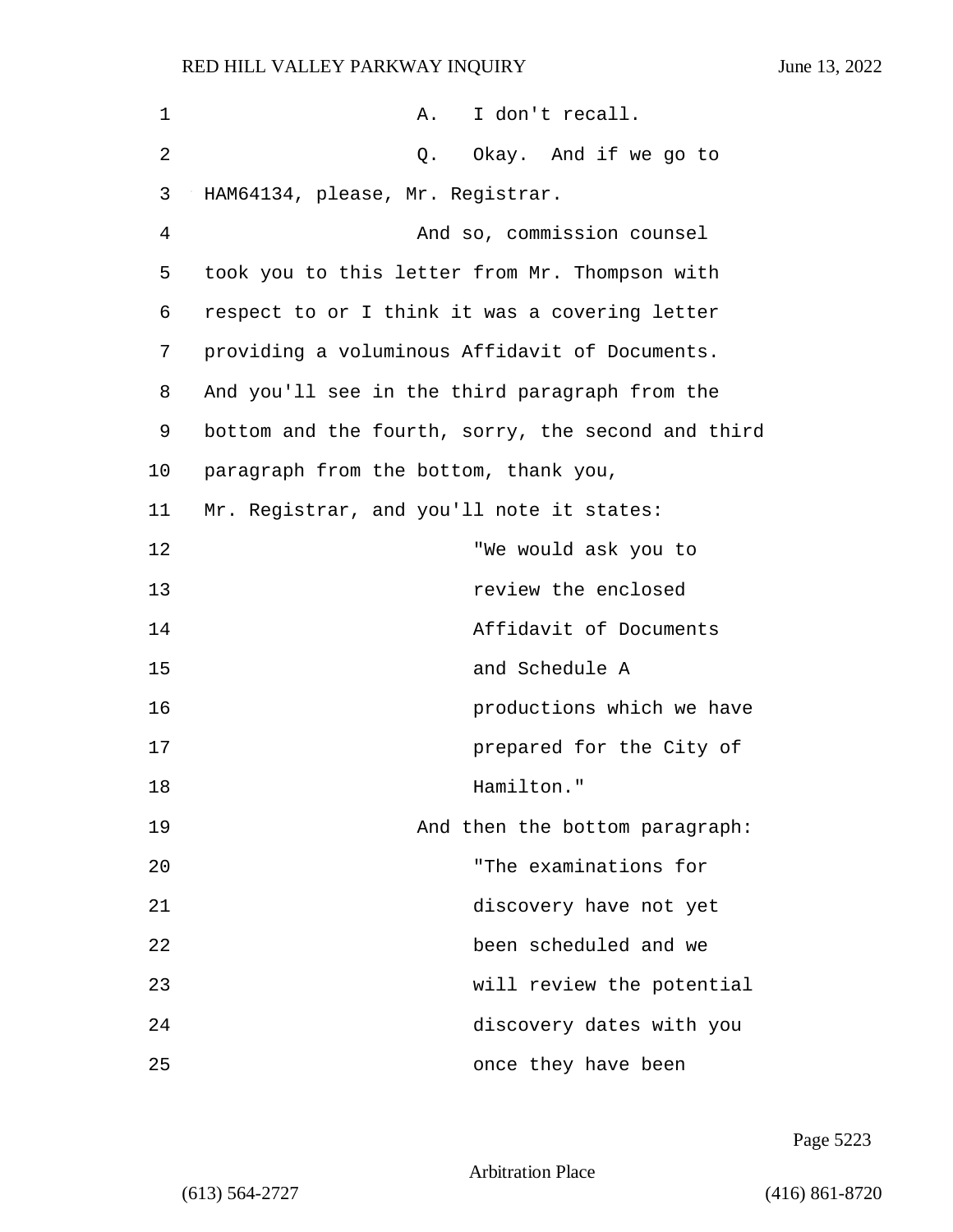1 A. I don't recall.

2 Q. Okay. And if we go to

3 HAM64134, please, Mr. Registrar.

4 And so, commission counsel

5 took you to this letter from Mr. Thompson with

6 respect to or I think it was a covering letter

7 providing a voluminous Affidavit of Documents.

8 And you'll see in the third paragraph from the

9 bottom and the fourth, sorry, the second and third

10 paragraph from the bottom, thank you,

11 Mr. Registrar, and you'll note it states:

12 "We would ask you to

13 review the enclosed

14 Affidavit of Documents

15 and Schedule A

16 productions which we have

17 prepared for the City of

18 Hamilton."

19 And then the bottom paragraph:

20 "The examinations for

21 discovery have not yet

22 been scheduled and we

23 will review the potential

24 discovery dates with you

25 once they have been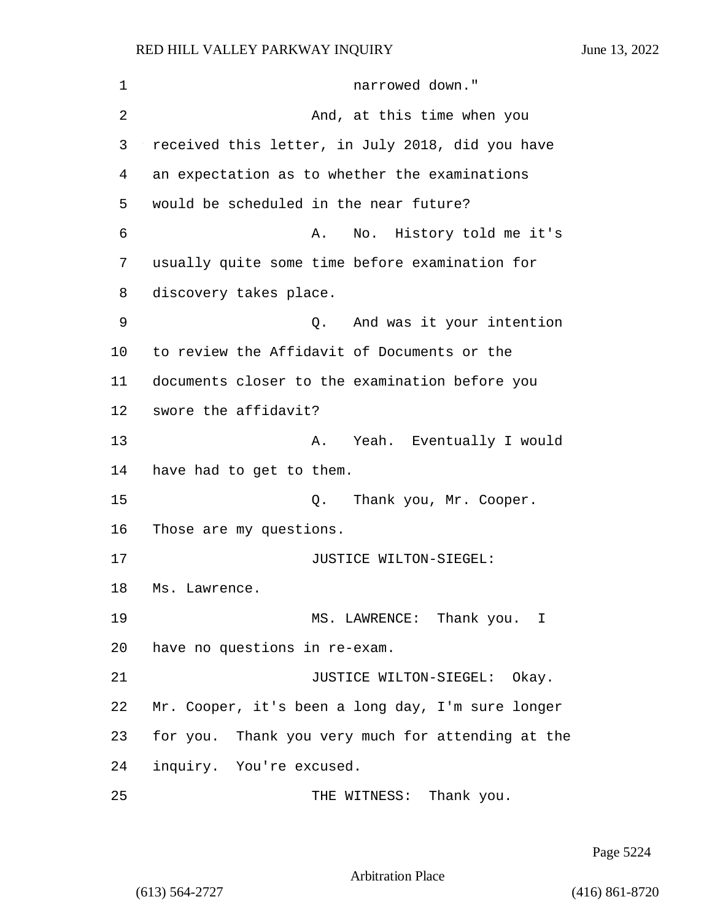narrowed down."

And, at this time when you received this letter, in July 2018, did you have an expectation as to whether the examinations would be scheduled in the near future?

A. No. History told me it's usually quite some time before examination for discovery takes place.

Q. And was it your intention to review the Affidavit of Documents or the documents closer to the examination before you swore the affidavit?

A. Yeah. Eventually I would have had to get to them.

Q. Thank you, Mr. Cooper. Those are my questions.

JUSTICE WILTON-SIEGEL: Ms. Lawrence.

MS. LAWRENCE: Thank you. I have no questions in re-exam.

JUSTICE WILTON-SIEGEL: Okay. Mr. Cooper, it's been a long day, I'm sure longer for you. Thank you very much for attending at the inquiry. You're excused.

THE WITNESS: Thank you.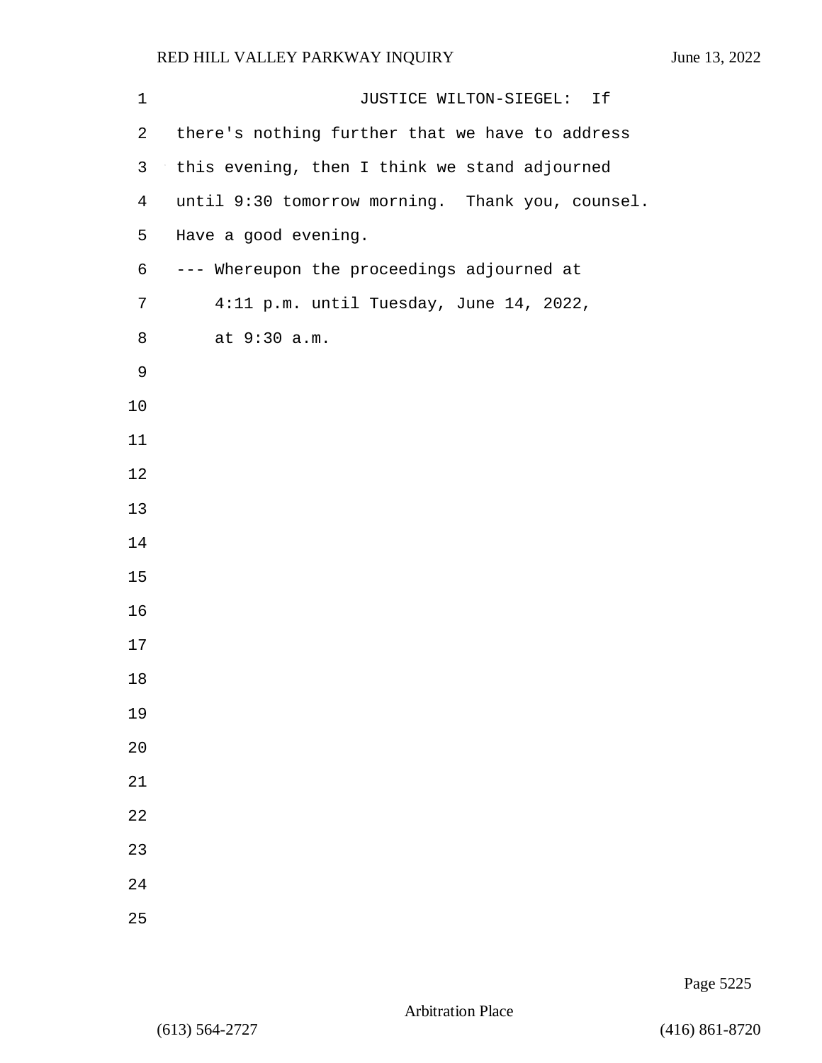JUSTICE WILTON-SIEGEL: If there's nothing further that we have to address this evening, then I think we stand adjourned until 9:30 tomorrow morning. Thank you, counsel. Have a good evening.

--- Whereupon the proceedings adjourned at 4:11 p.m. until Tuesday, June 14, 2022, at 9:30 a.m.